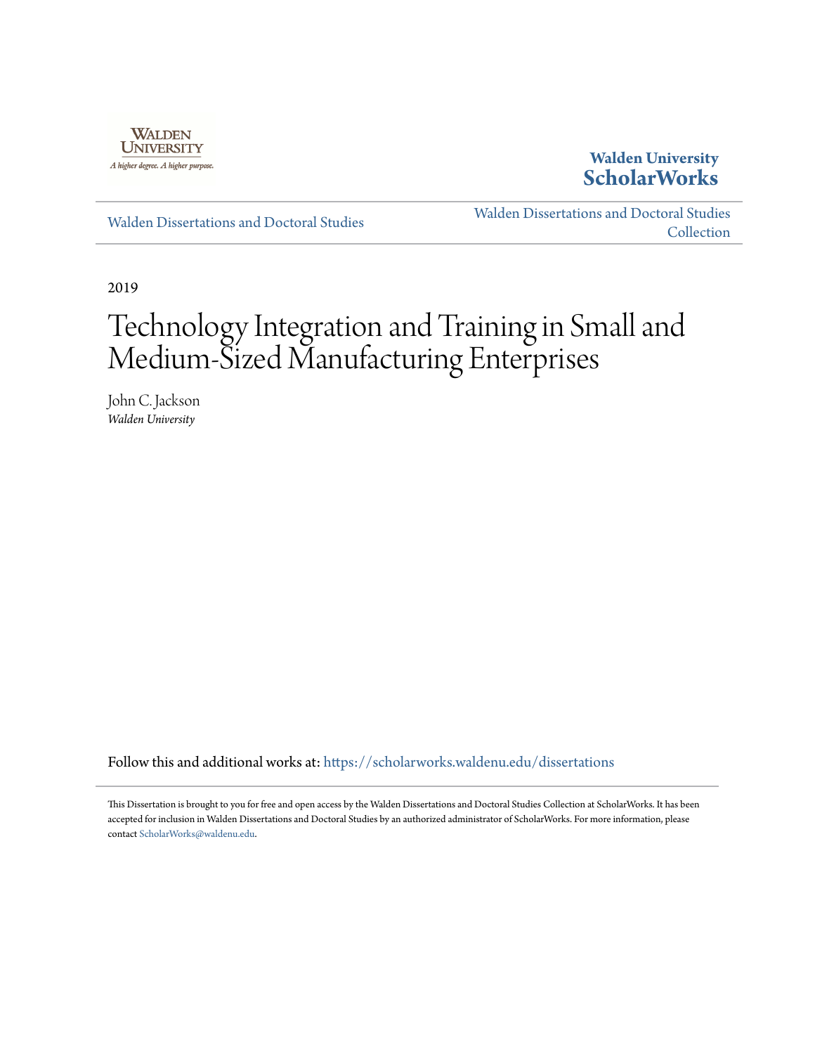Walden University

A higher degree. A higher purpose.

**Walden University ScholarWorks**

Walden Dissertations and Doctoral Studies

Walden Dissertations and Doctoral Studies Collection

2019

# Technology Integration and Training in Small and Medium-Sized Manufacturing Enterprises

John C. Jackson
*Walden University*

Follow this and additional works at: https://scholarworks.waldenu.edu/dissertations

This Dissertation is brought to you for free and open access by the Walden Dissertations and Doctoral Studies Collection at ScholarWorks. It has been accepted for inclusion in Walden Dissertations and Doctoral Studies by an authorized administrator of ScholarWorks. For more information, please contact ScholarWorks@waldenu.edu.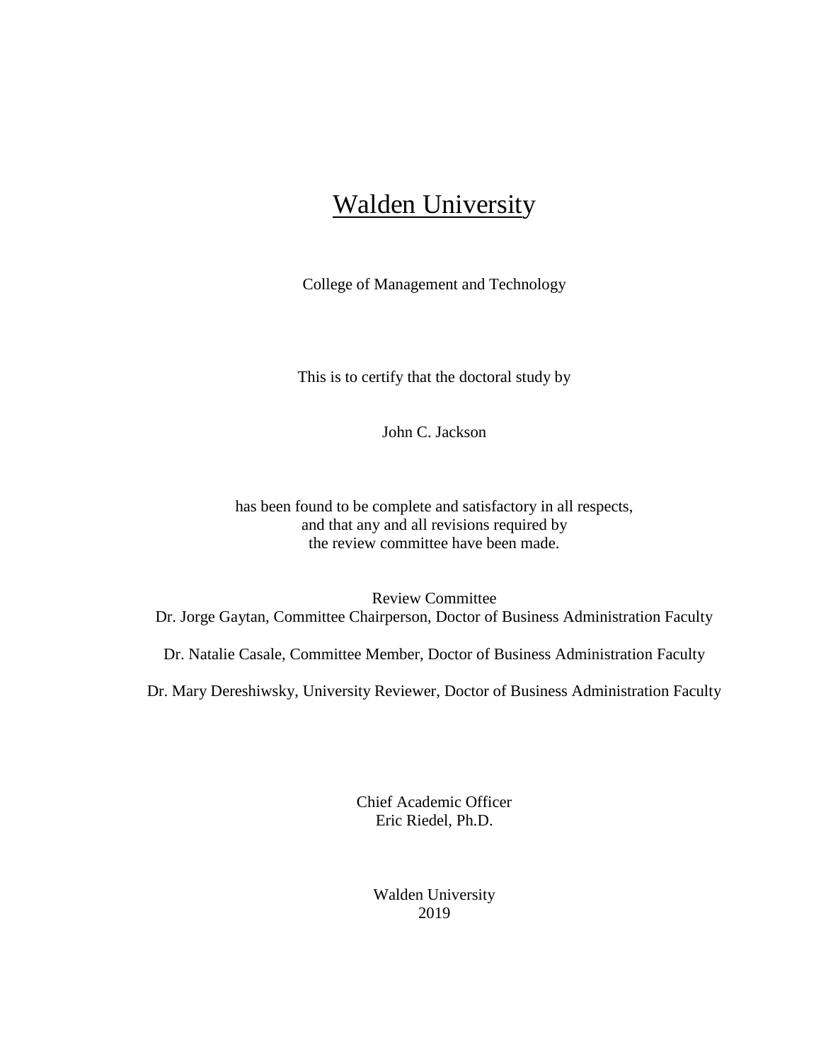# Walden University

College of Management and Technology

This is to certify that the doctoral study by

John C. Jackson

has been found to be complete and satisfactory in all respects,
and that any and all revisions required by
the review committee have been made.

Review Committee
Dr. Jorge Gaytan, Committee Chairperson, Doctor of Business Administration Faculty

Dr. Natalie Casale, Committee Member, Doctor of Business Administration Faculty

Dr. Mary Dereshiwsky, University Reviewer, Doctor of Business Administration Faculty

Chief Academic Officer
Eric Riedel, Ph.D.

Walden University
2019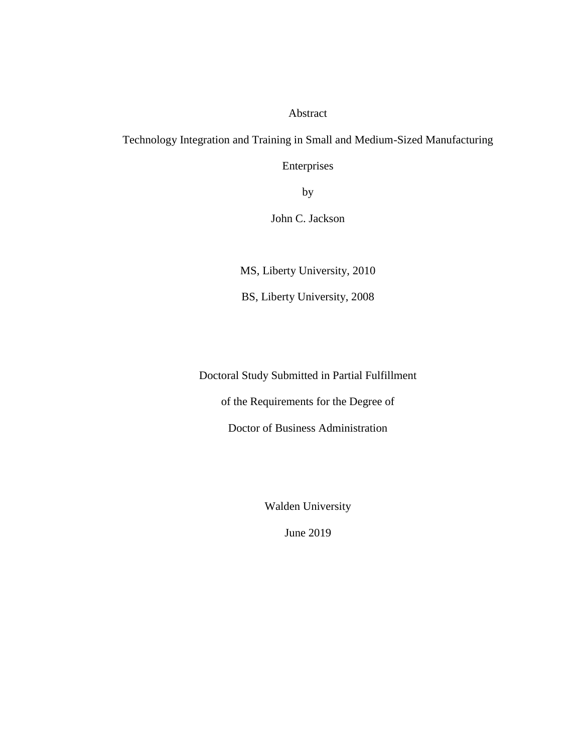Abstract

Technology Integration and Training in Small and Medium-Sized Manufacturing Enterprises

by

John C. Jackson

MS, Liberty University, 2010

BS, Liberty University, 2008

Doctoral Study Submitted in Partial Fulfillment

of the Requirements for the Degree of

Doctor of Business Administration

Walden University

June 2019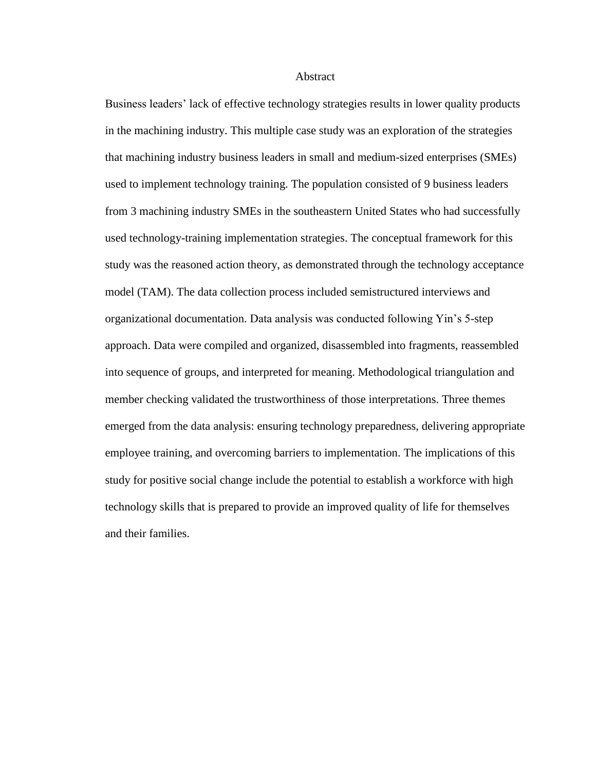# Abstract

Business leaders' lack of effective technology strategies results in lower quality products in the machining industry. This multiple case study was an exploration of the strategies that machining industry business leaders in small and medium-sized enterprises (SMEs) used to implement technology training. The population consisted of 9 business leaders from 3 machining industry SMEs in the southeastern United States who had successfully used technology-training implementation strategies. The conceptual framework for this study was the reasoned action theory, as demonstrated through the technology acceptance model (TAM). The data collection process included semistructured interviews and organizational documentation. Data analysis was conducted following Yin's 5-step approach. Data were compiled and organized, disassembled into fragments, reassembled into sequence of groups, and interpreted for meaning. Methodological triangulation and member checking validated the trustworthiness of those interpretations. Three themes emerged from the data analysis: ensuring technology preparedness, delivering appropriate employee training, and overcoming barriers to implementation. The implications of this study for positive social change include the potential to establish a workforce with high technology skills that is prepared to provide an improved quality of life for themselves and their families.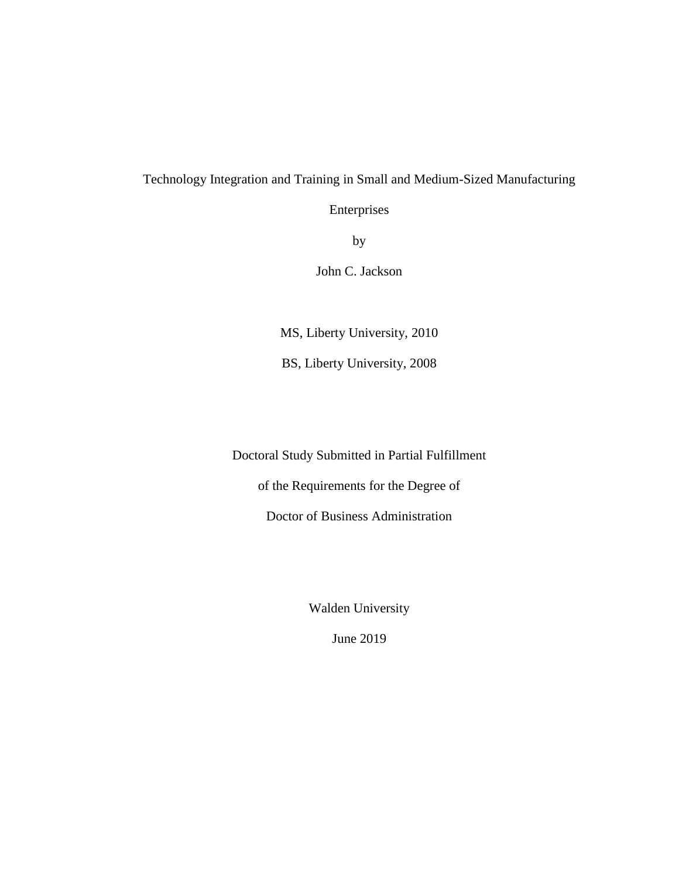Technology Integration and Training in Small and Medium-Sized Manufacturing Enterprises

by

John C. Jackson

MS, Liberty University, 2010

BS, Liberty University, 2008

Doctoral Study Submitted in Partial Fulfillment

of the Requirements for the Degree of

Doctor of Business Administration

Walden University

June 2019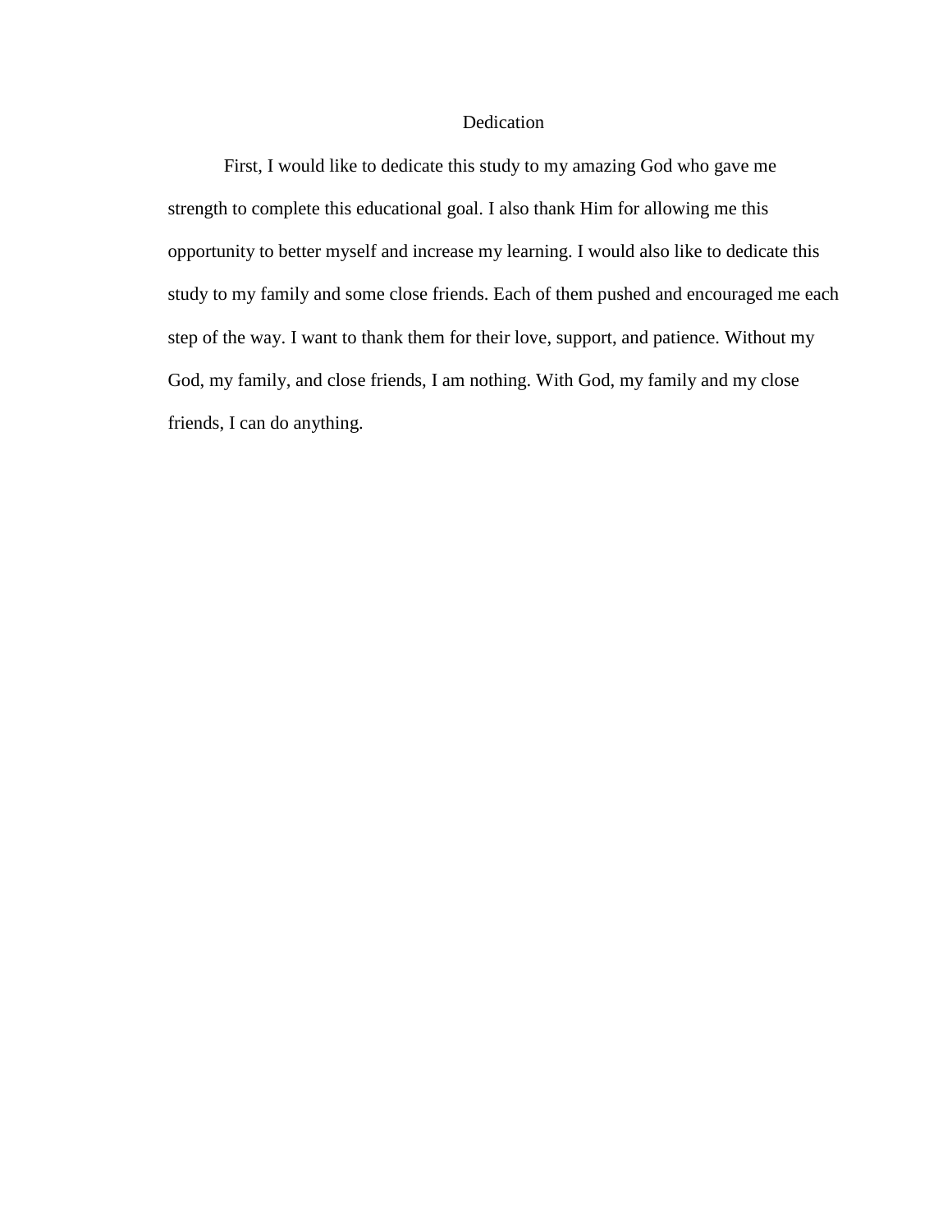# Dedication

First, I would like to dedicate this study to my amazing God who gave me strength to complete this educational goal. I also thank Him for allowing me this opportunity to better myself and increase my learning. I would also like to dedicate this study to my family and some close friends. Each of them pushed and encouraged me each step of the way. I want to thank them for their love, support, and patience. Without my God, my family, and close friends, I am nothing. With God, my family and my close friends, I can do anything.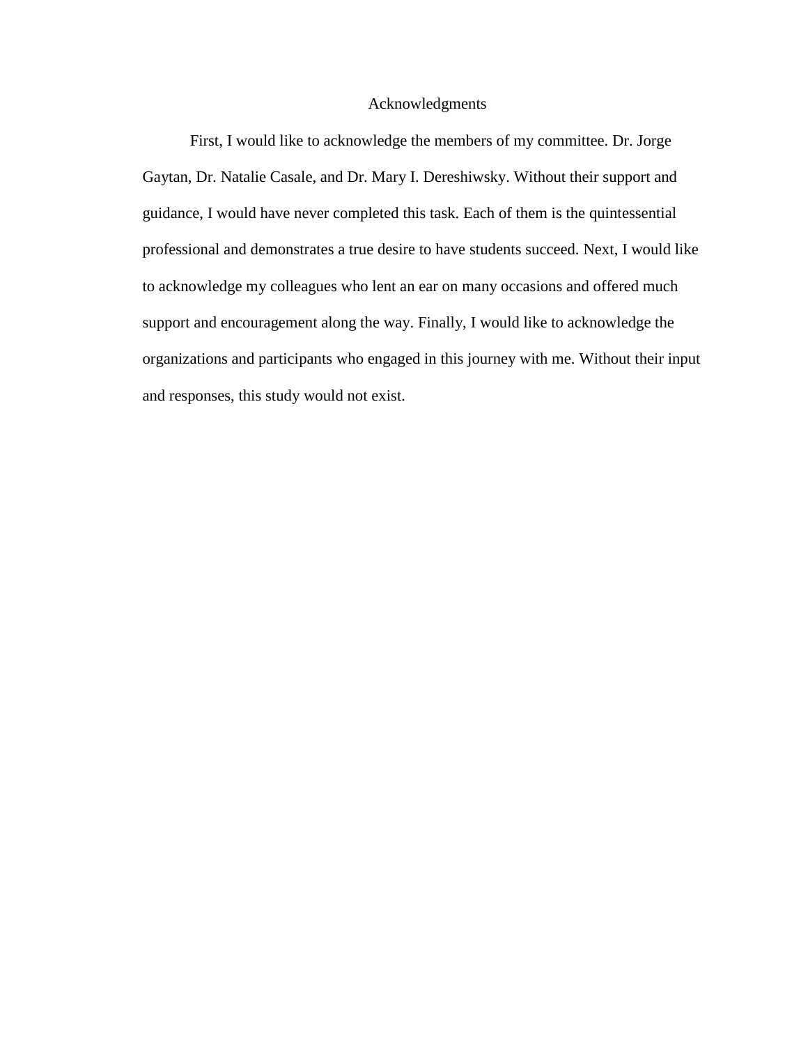# Acknowledgments

First, I would like to acknowledge the members of my committee. Dr. Jorge Gaytan, Dr. Natalie Casale, and Dr. Mary I. Dereshiwsky. Without their support and guidance, I would have never completed this task. Each of them is the quintessential professional and demonstrates a true desire to have students succeed. Next, I would like to acknowledge my colleagues who lent an ear on many occasions and offered much support and encouragement along the way. Finally, I would like to acknowledge the organizations and participants who engaged in this journey with me. Without their input and responses, this study would not exist.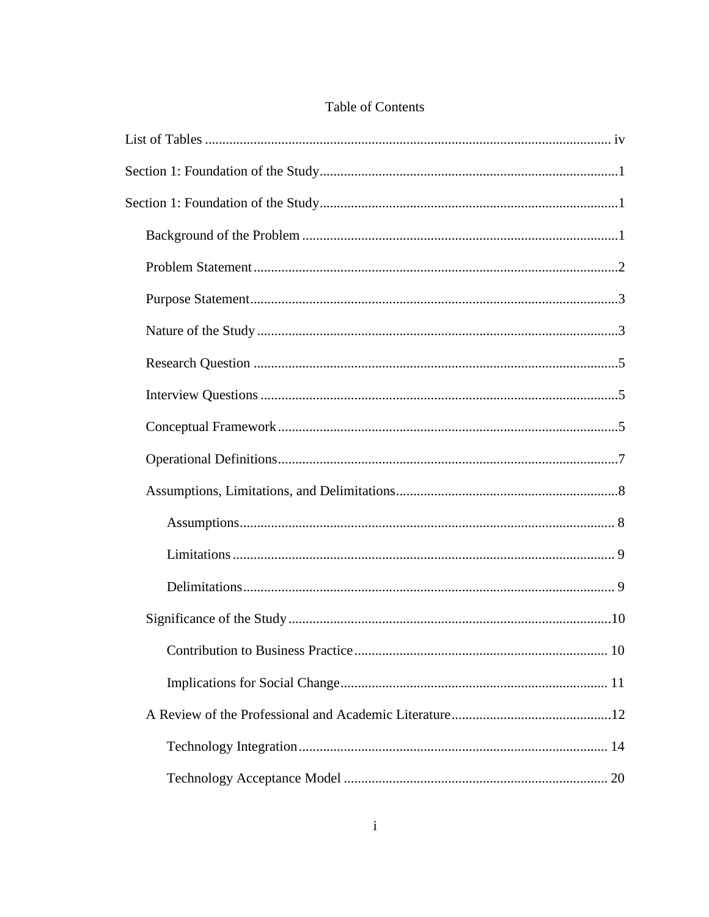# Table of Contents

List of Tables ..................................................................................................................... iv

Section 1: Foundation of the Study......................................................................................1

Section 1: Foundation of the Study......................................................................................1

- Background of the Problem ...........................................................................................1
- Problem Statement.........................................................................................................2
- Purpose Statement..........................................................................................................3
- Nature of the Study........................................................................................................3
- Research Question .........................................................................................................5
- Interview Questions .......................................................................................................5
- Conceptual Framework..................................................................................................5
- Operational Definitions..................................................................................................7
- Assumptions, Limitations, and Delimitations................................................................8
  - Assumptions........................................................................................................... 8
  - Limitations ............................................................................................................. 9
  - Delimitations........................................................................................................... 9
- Significance of the Study.............................................................................................10
  - Contribution to Business Practice........................................................................ 10
  - Implications for Social Change............................................................................ 11
- A Review of the Professional and Academic Literature..............................................12
  - Technology Integration........................................................................................ 14
  - Technology Acceptance Model ........................................................................... 20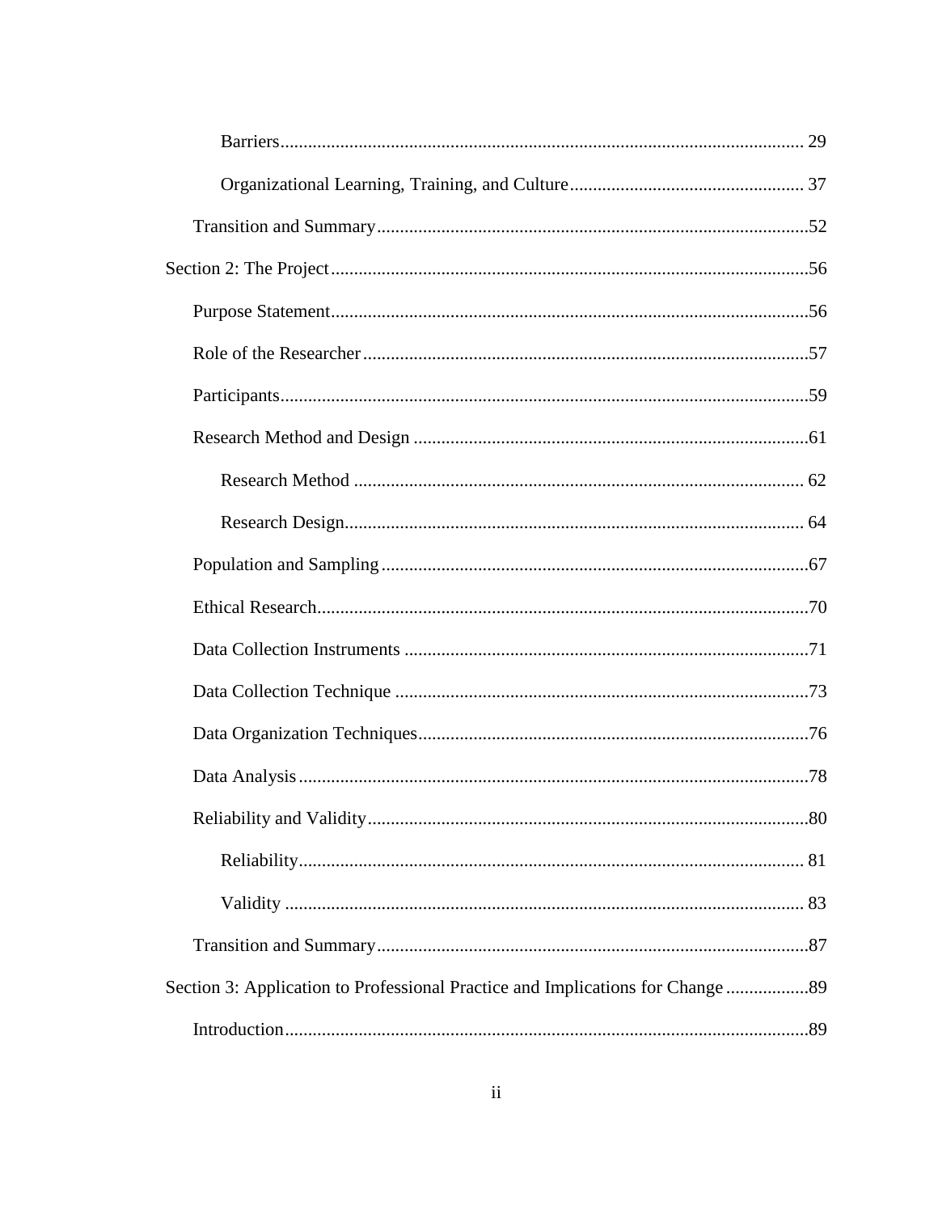Barriers ..... 29

Organizational Learning, Training, and Culture ..... 37

Transition and Summary ..... 52

Section 2: The Project ..... 56

Purpose Statement ..... 56

Role of the Researcher ..... 57

Participants ..... 59

Research Method and Design ..... 61

Research Method ..... 62

Research Design ..... 64

Population and Sampling ..... 67

Ethical Research ..... 70

Data Collection Instruments ..... 71

Data Collection Technique ..... 73

Data Organization Techniques ..... 76

Data Analysis ..... 78

Reliability and Validity ..... 80

Reliability ..... 81

Validity ..... 83

Transition and Summary ..... 87

Section 3: Application to Professional Practice and Implications for Change ..... 89

Introduction ..... 89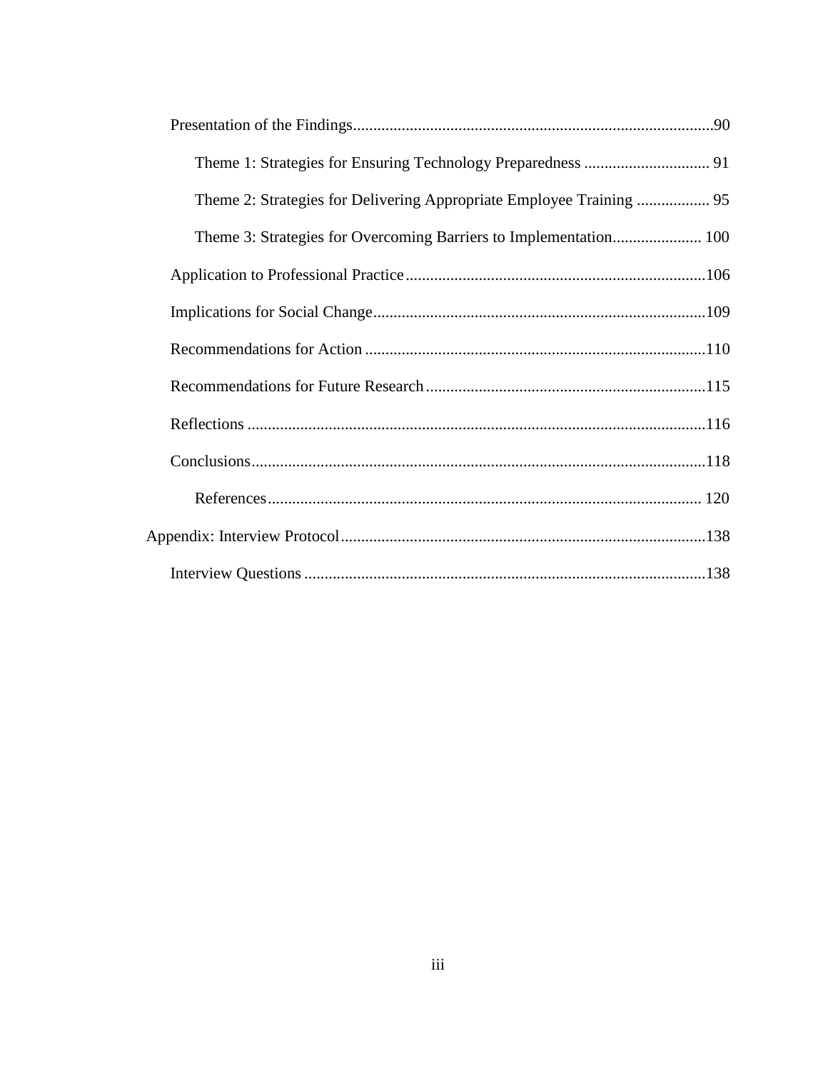Presentation of the Findings....................................................................................90

Theme 1: Strategies for Ensuring Technology Preparedness ............................... 91

Theme 2: Strategies for Delivering Appropriate Employee Training .................. 95

Theme 3: Strategies for Overcoming Barriers to Implementation...................... 100

Application to Professional Practice..........................................................................106

Implications for Social Change..................................................................................109

Recommendations for Action ....................................................................................110

Recommendations for Future Research.....................................................................115

Reflections ................................................................................................................116

Conclusions...............................................................................................................118

References.......................................................................................................... 120

Appendix: Interview Protocol..........................................................................................138

Interview Questions ...................................................................................................138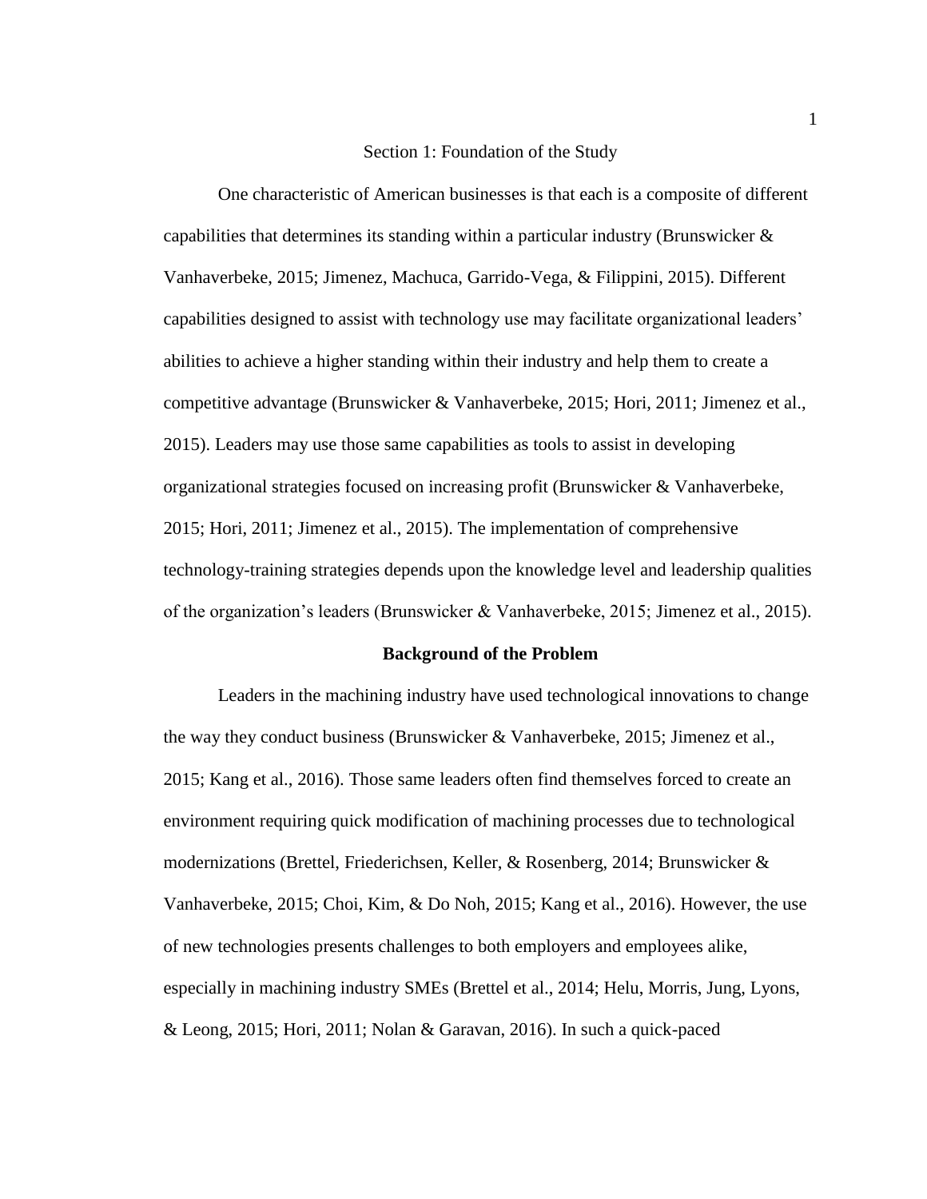# Section 1: Foundation of the Study

One characteristic of American businesses is that each is a composite of different capabilities that determines its standing within a particular industry (Brunswicker & Vanhaverbeke, 2015; Jimenez, Machuca, Garrido-Vega, & Filippini, 2015). Different capabilities designed to assist with technology use may facilitate organizational leaders' abilities to achieve a higher standing within their industry and help them to create a competitive advantage (Brunswicker & Vanhaverbeke, 2015; Hori, 2011; Jimenez et al., 2015). Leaders may use those same capabilities as tools to assist in developing organizational strategies focused on increasing profit (Brunswicker & Vanhaverbeke, 2015; Hori, 2011; Jimenez et al., 2015). The implementation of comprehensive technology-training strategies depends upon the knowledge level and leadership qualities of the organization's leaders (Brunswicker & Vanhaverbeke, 2015; Jimenez et al., 2015).

## Background of the Problem

Leaders in the machining industry have used technological innovations to change the way they conduct business (Brunswicker & Vanhaverbeke, 2015; Jimenez et al., 2015; Kang et al., 2016). Those same leaders often find themselves forced to create an environment requiring quick modification of machining processes due to technological modernizations (Brettel, Friederichsen, Keller, & Rosenberg, 2014; Brunswicker & Vanhaverbeke, 2015; Choi, Kim, & Do Noh, 2015; Kang et al., 2016). However, the use of new technologies presents challenges to both employers and employees alike, especially in machining industry SMEs (Brettel et al., 2014; Helu, Morris, Jung, Lyons, & Leong, 2015; Hori, 2011; Nolan & Garavan, 2016). In such a quick-paced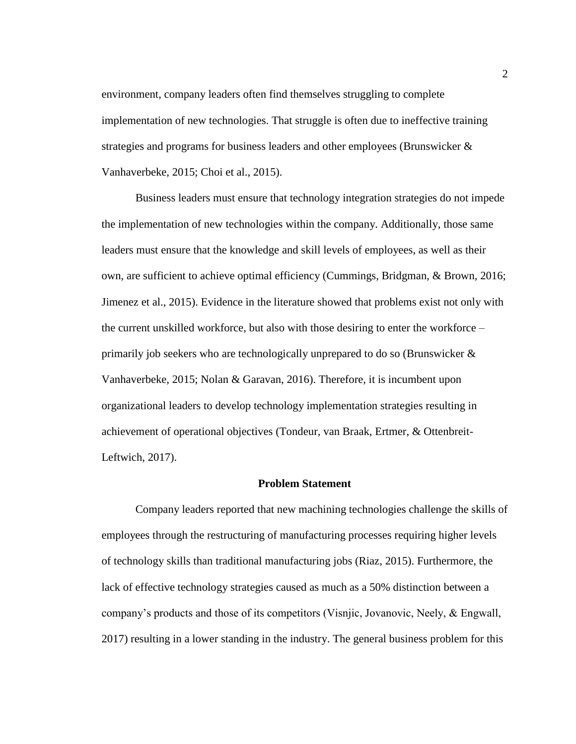environment, company leaders often find themselves struggling to complete implementation of new technologies. That struggle is often due to ineffective training strategies and programs for business leaders and other employees (Brunswicker & Vanhaverbeke, 2015; Choi et al., 2015).

Business leaders must ensure that technology integration strategies do not impede the implementation of new technologies within the company. Additionally, those same leaders must ensure that the knowledge and skill levels of employees, as well as their own, are sufficient to achieve optimal efficiency (Cummings, Bridgman, & Brown, 2016; Jimenez et al., 2015). Evidence in the literature showed that problems exist not only with the current unskilled workforce, but also with those desiring to enter the workforce – primarily job seekers who are technologically unprepared to do so (Brunswicker & Vanhaverbeke, 2015; Nolan & Garavan, 2016). Therefore, it is incumbent upon organizational leaders to develop technology implementation strategies resulting in achievement of operational objectives (Tondeur, van Braak, Ertmer, & Ottenbreit-Leftwich, 2017).

## Problem Statement

Company leaders reported that new machining technologies challenge the skills of employees through the restructuring of manufacturing processes requiring higher levels of technology skills than traditional manufacturing jobs (Riaz, 2015). Furthermore, the lack of effective technology strategies caused as much as a 50% distinction between a company's products and those of its competitors (Visnjic, Jovanovic, Neely, & Engwall, 2017) resulting in a lower standing in the industry. The general business problem for this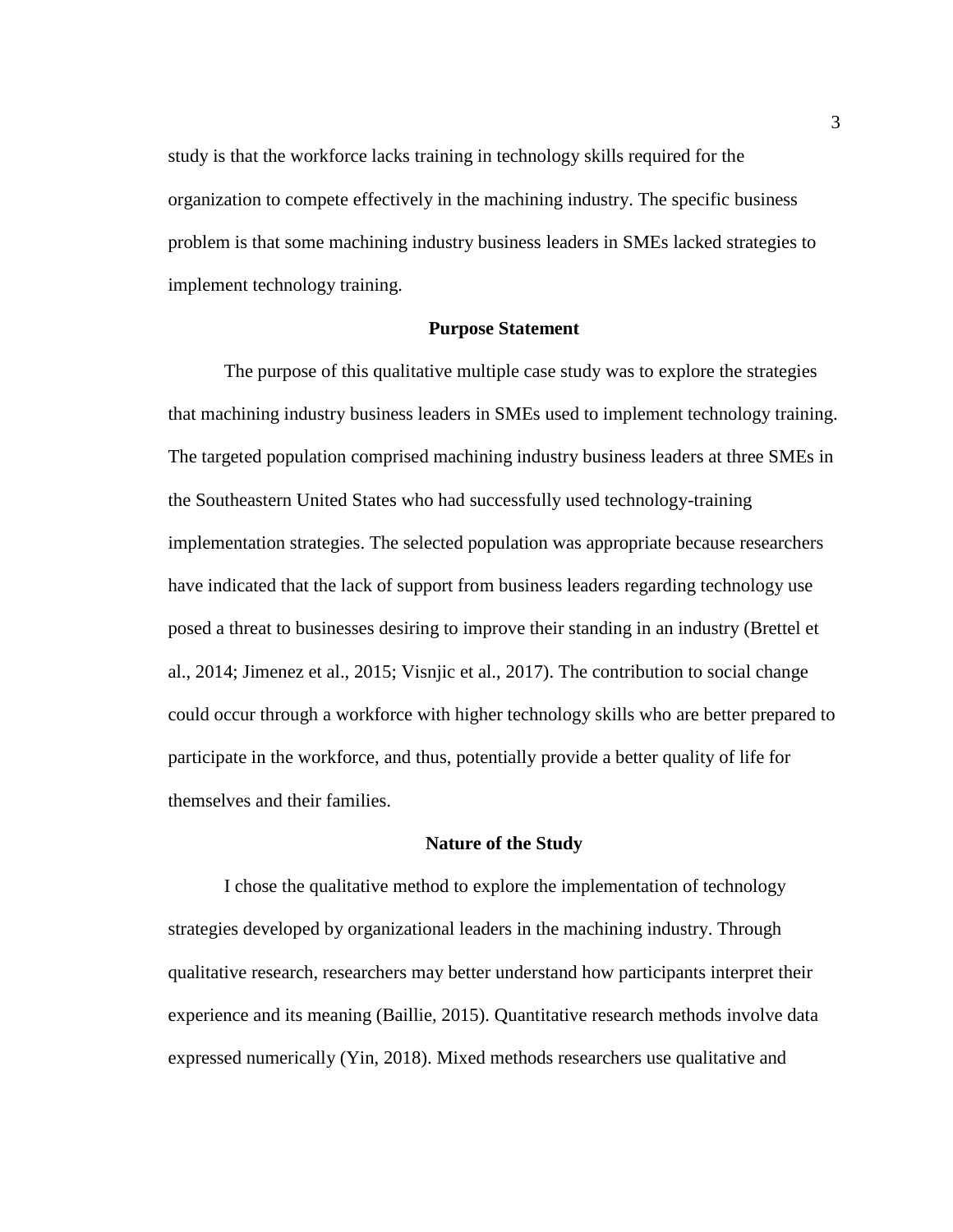study is that the workforce lacks training in technology skills required for the organization to compete effectively in the machining industry. The specific business problem is that some machining industry business leaders in SMEs lacked strategies to implement technology training.

## Purpose Statement

The purpose of this qualitative multiple case study was to explore the strategies that machining industry business leaders in SMEs used to implement technology training. The targeted population comprised machining industry business leaders at three SMEs in the Southeastern United States who had successfully used technology-training implementation strategies. The selected population was appropriate because researchers have indicated that the lack of support from business leaders regarding technology use posed a threat to businesses desiring to improve their standing in an industry (Brettel et al., 2014; Jimenez et al., 2015; Visnjic et al., 2017). The contribution to social change could occur through a workforce with higher technology skills who are better prepared to participate in the workforce, and thus, potentially provide a better quality of life for themselves and their families.

## Nature of the Study

I chose the qualitative method to explore the implementation of technology strategies developed by organizational leaders in the machining industry. Through qualitative research, researchers may better understand how participants interpret their experience and its meaning (Baillie, 2015). Quantitative research methods involve data expressed numerically (Yin, 2018). Mixed methods researchers use qualitative and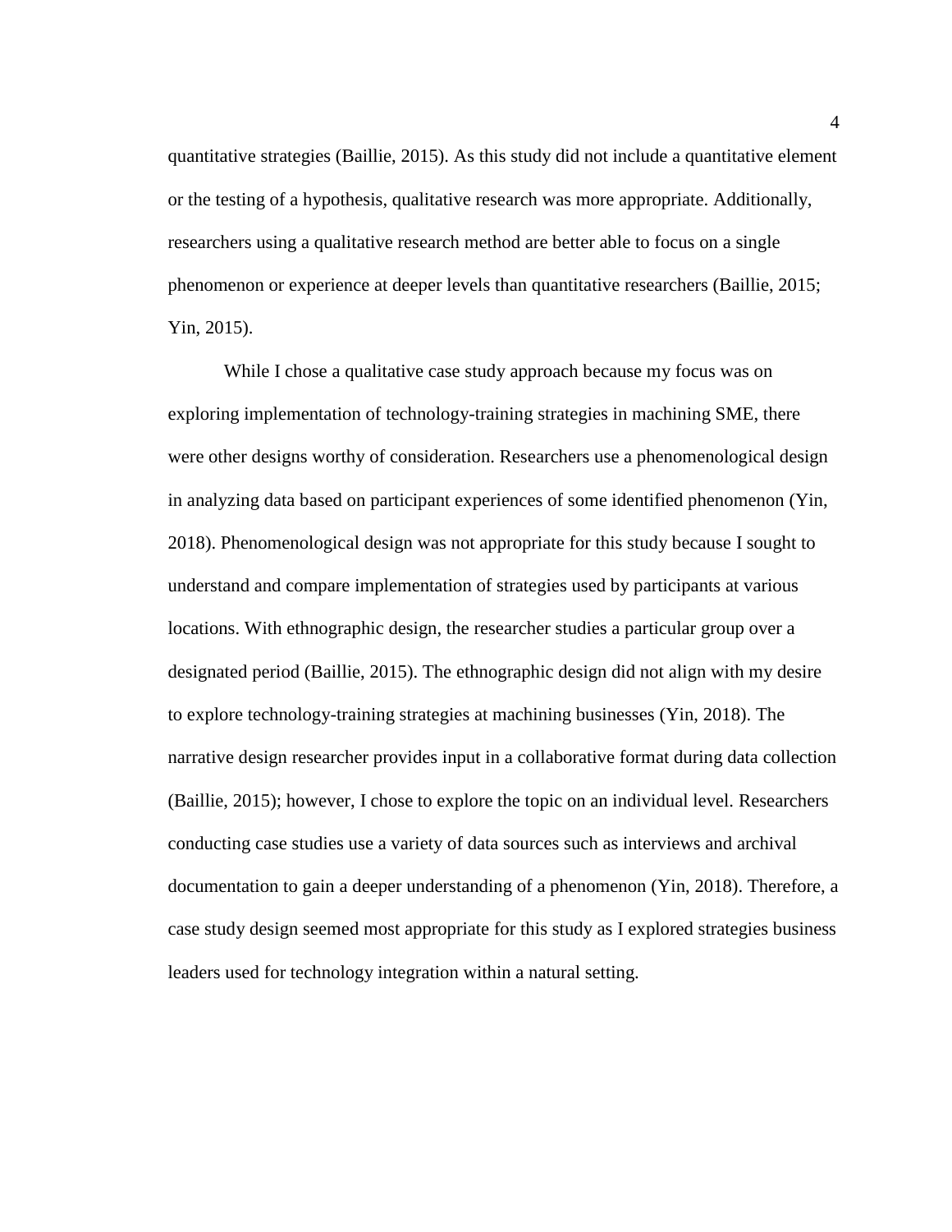quantitative strategies (Baillie, 2015). As this study did not include a quantitative element or the testing of a hypothesis, qualitative research was more appropriate. Additionally, researchers using a qualitative research method are better able to focus on a single phenomenon or experience at deeper levels than quantitative researchers (Baillie, 2015; Yin, 2015).

While I chose a qualitative case study approach because my focus was on exploring implementation of technology-training strategies in machining SME, there were other designs worthy of consideration. Researchers use a phenomenological design in analyzing data based on participant experiences of some identified phenomenon (Yin, 2018). Phenomenological design was not appropriate for this study because I sought to understand and compare implementation of strategies used by participants at various locations. With ethnographic design, the researcher studies a particular group over a designated period (Baillie, 2015). The ethnographic design did not align with my desire to explore technology-training strategies at machining businesses (Yin, 2018). The narrative design researcher provides input in a collaborative format during data collection (Baillie, 2015); however, I chose to explore the topic on an individual level. Researchers conducting case studies use a variety of data sources such as interviews and archival documentation to gain a deeper understanding of a phenomenon (Yin, 2018). Therefore, a case study design seemed most appropriate for this study as I explored strategies business leaders used for technology integration within a natural setting.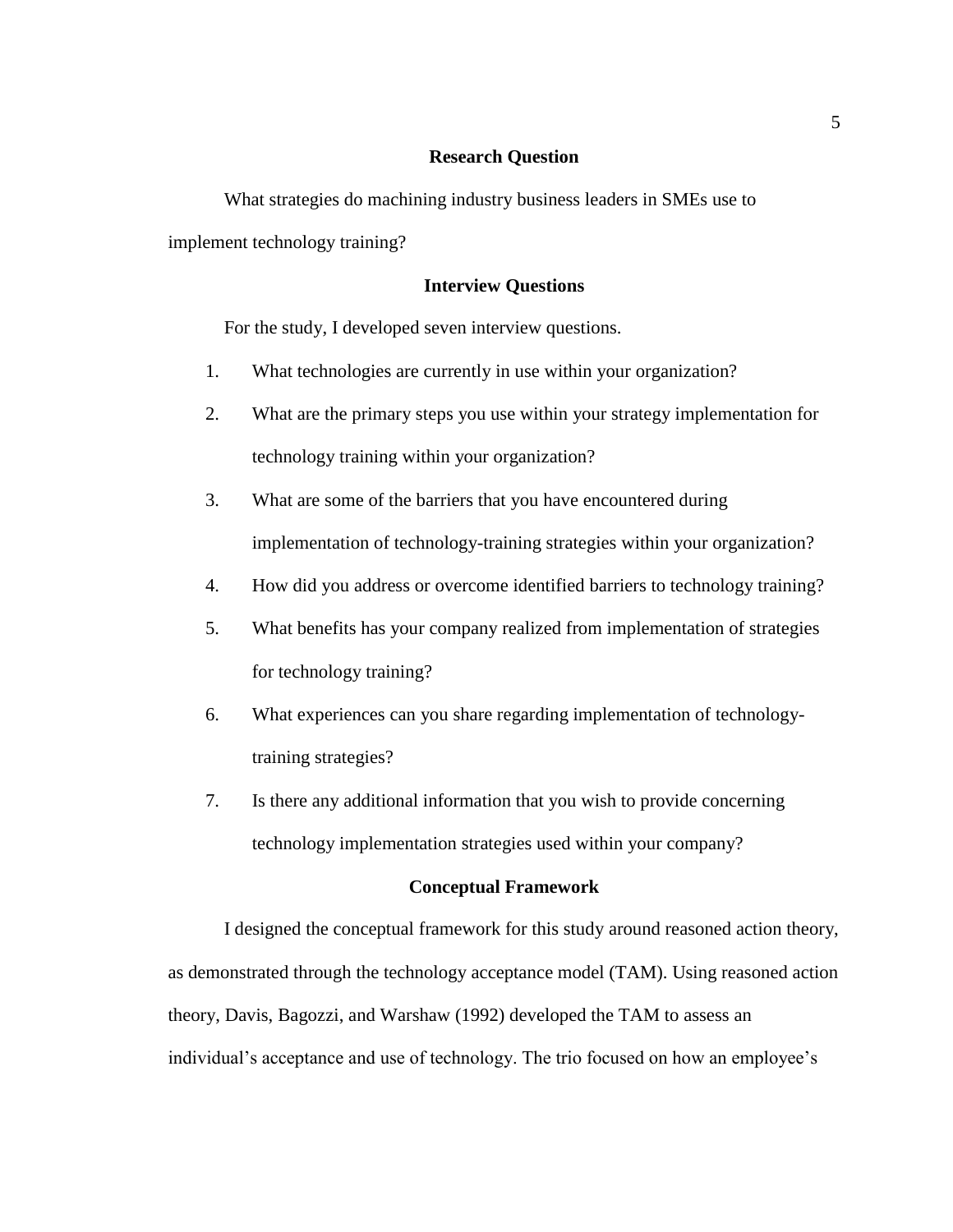## Research Question

What strategies do machining industry business leaders in SMEs use to implement technology training?

## Interview Questions

For the study, I developed seven interview questions.

1. What technologies are currently in use within your organization?
2. What are the primary steps you use within your strategy implementation for technology training within your organization?
3. What are some of the barriers that you have encountered during implementation of technology-training strategies within your organization?
4. How did you address or overcome identified barriers to technology training?
5. What benefits has your company realized from implementation of strategies for technology training?
6. What experiences can you share regarding implementation of technology-training strategies?
7. Is there any additional information that you wish to provide concerning technology implementation strategies used within your company?

## Conceptual Framework

I designed the conceptual framework for this study around reasoned action theory, as demonstrated through the technology acceptance model (TAM). Using reasoned action theory, Davis, Bagozzi, and Warshaw (1992) developed the TAM to assess an individual's acceptance and use of technology. The trio focused on how an employee's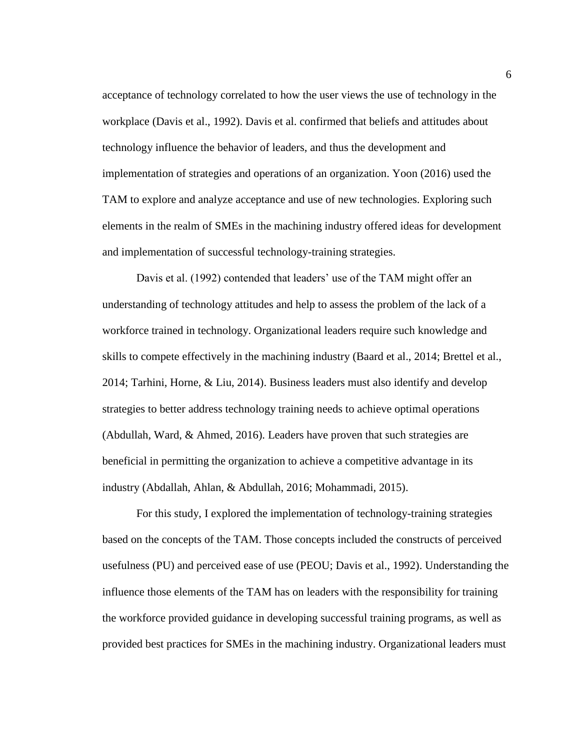acceptance of technology correlated to how the user views the use of technology in the workplace (Davis et al., 1992). Davis et al. confirmed that beliefs and attitudes about technology influence the behavior of leaders, and thus the development and implementation of strategies and operations of an organization. Yoon (2016) used the TAM to explore and analyze acceptance and use of new technologies. Exploring such elements in the realm of SMEs in the machining industry offered ideas for development and implementation of successful technology-training strategies.

Davis et al. (1992) contended that leaders' use of the TAM might offer an understanding of technology attitudes and help to assess the problem of the lack of a workforce trained in technology. Organizational leaders require such knowledge and skills to compete effectively in the machining industry (Baard et al., 2014; Brettel et al., 2014; Tarhini, Horne, & Liu, 2014). Business leaders must also identify and develop strategies to better address technology training needs to achieve optimal operations (Abdullah, Ward, & Ahmed, 2016). Leaders have proven that such strategies are beneficial in permitting the organization to achieve a competitive advantage in its industry (Abdallah, Ahlan, & Abdullah, 2016; Mohammadi, 2015).

For this study, I explored the implementation of technology-training strategies based on the concepts of the TAM. Those concepts included the constructs of perceived usefulness (PU) and perceived ease of use (PEOU; Davis et al., 1992). Understanding the influence those elements of the TAM has on leaders with the responsibility for training the workforce provided guidance in developing successful training programs, as well as provided best practices for SMEs in the machining industry. Organizational leaders must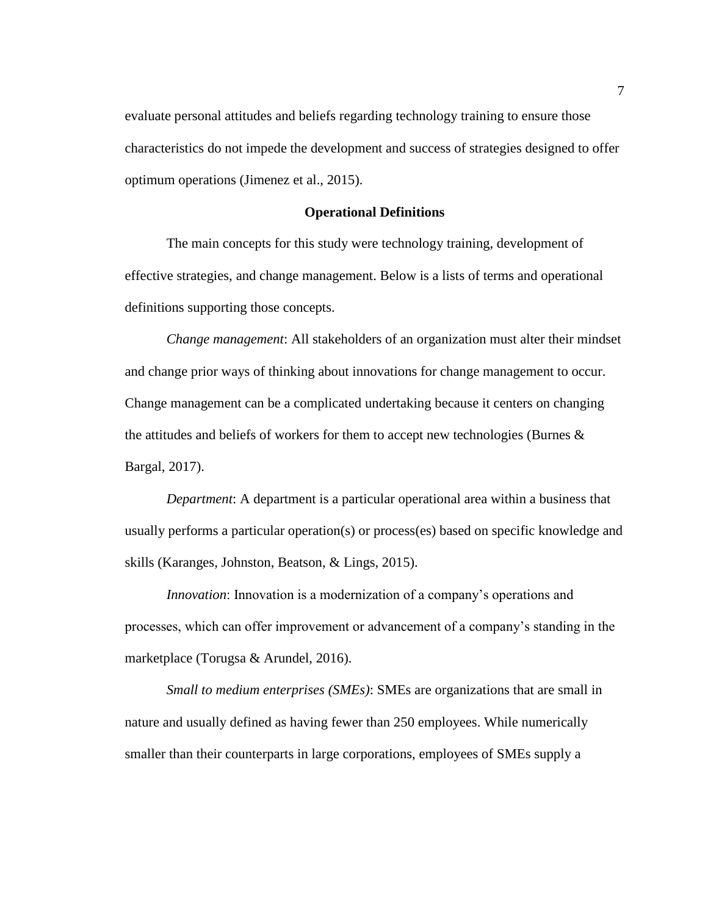evaluate personal attitudes and beliefs regarding technology training to ensure those characteristics do not impede the development and success of strategies designed to offer optimum operations (Jimenez et al., 2015).

## Operational Definitions

The main concepts for this study were technology training, development of effective strategies, and change management. Below is a lists of terms and operational definitions supporting those concepts.

*Change management*: All stakeholders of an organization must alter their mindset and change prior ways of thinking about innovations for change management to occur. Change management can be a complicated undertaking because it centers on changing the attitudes and beliefs of workers for them to accept new technologies (Burnes & Bargal, 2017).

*Department*: A department is a particular operational area within a business that usually performs a particular operation(s) or process(es) based on specific knowledge and skills (Karanges, Johnston, Beatson, & Lings, 2015).

*Innovation*: Innovation is a modernization of a company's operations and processes, which can offer improvement or advancement of a company's standing in the marketplace (Torugsa & Arundel, 2016).

*Small to medium enterprises (SMEs)*: SMEs are organizations that are small in nature and usually defined as having fewer than 250 employees. While numerically smaller than their counterparts in large corporations, employees of SMEs supply a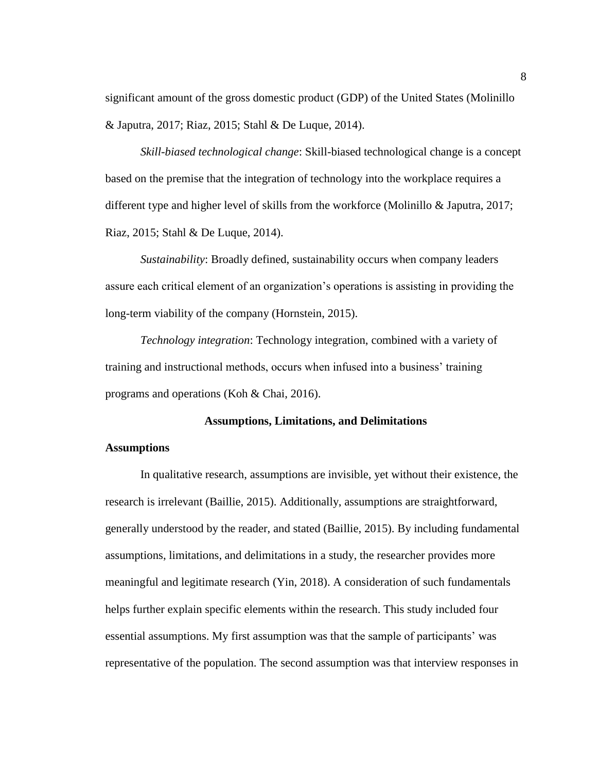significant amount of the gross domestic product (GDP) of the United States (Molinillo & Japutra, 2017; Riaz, 2015; Stahl & De Luque, 2014).

*Skill-biased technological change*: Skill-biased technological change is a concept based on the premise that the integration of technology into the workplace requires a different type and higher level of skills from the workforce (Molinillo & Japutra, 2017; Riaz, 2015; Stahl & De Luque, 2014).

*Sustainability*: Broadly defined, sustainability occurs when company leaders assure each critical element of an organization's operations is assisting in providing the long-term viability of the company (Hornstein, 2015).

*Technology integration*: Technology integration, combined with a variety of training and instructional methods, occurs when infused into a business' training programs and operations (Koh & Chai, 2016).

## Assumptions, Limitations, and Delimitations

### Assumptions

In qualitative research, assumptions are invisible, yet without their existence, the research is irrelevant (Baillie, 2015). Additionally, assumptions are straightforward, generally understood by the reader, and stated (Baillie, 2015). By including fundamental assumptions, limitations, and delimitations in a study, the researcher provides more meaningful and legitimate research (Yin, 2018). A consideration of such fundamentals helps further explain specific elements within the research. This study included four essential assumptions. My first assumption was that the sample of participants' was representative of the population. The second assumption was that interview responses in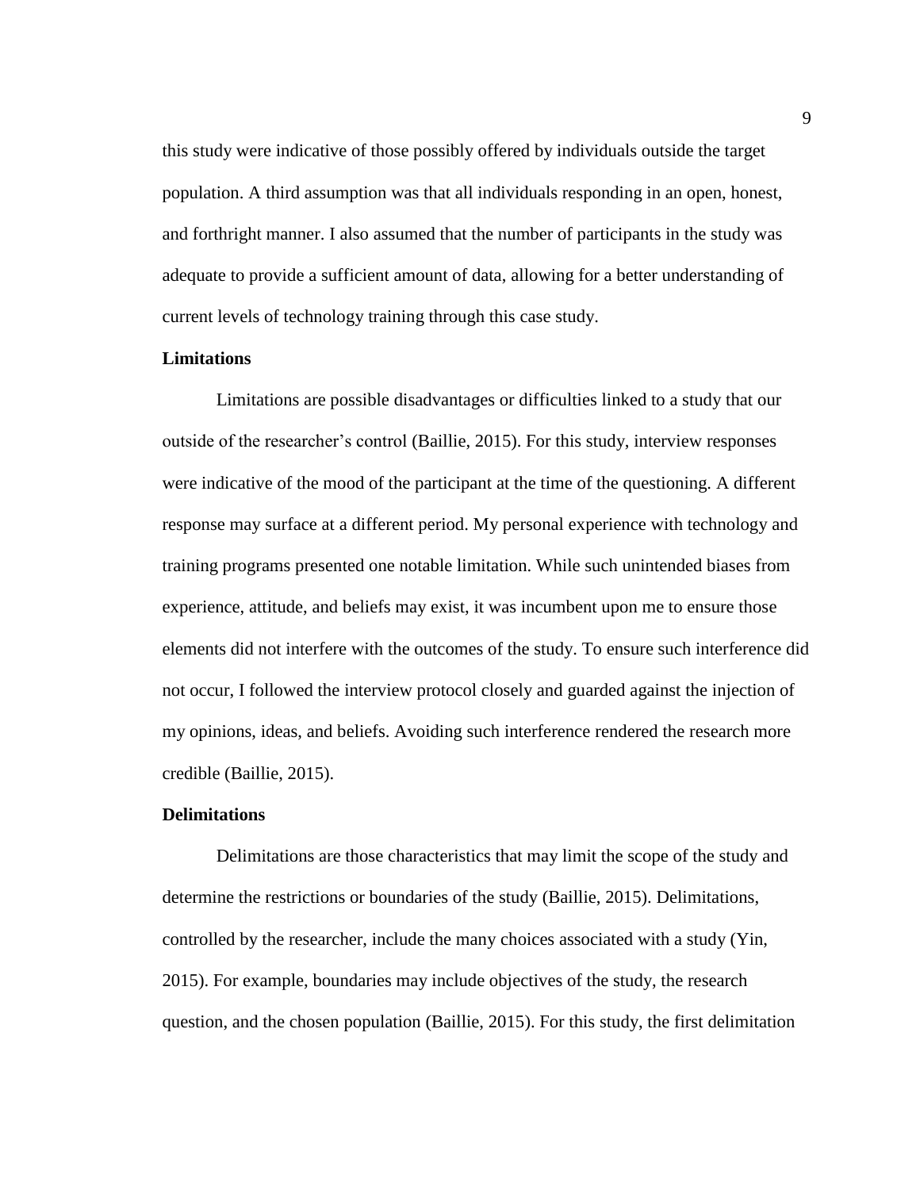this study were indicative of those possibly offered by individuals outside the target population. A third assumption was that all individuals responding in an open, honest, and forthright manner. I also assumed that the number of participants in the study was adequate to provide a sufficient amount of data, allowing for a better understanding of current levels of technology training through this case study.

### Limitations

Limitations are possible disadvantages or difficulties linked to a study that our outside of the researcher's control (Baillie, 2015). For this study, interview responses were indicative of the mood of the participant at the time of the questioning. A different response may surface at a different period. My personal experience with technology and training programs presented one notable limitation. While such unintended biases from experience, attitude, and beliefs may exist, it was incumbent upon me to ensure those elements did not interfere with the outcomes of the study. To ensure such interference did not occur, I followed the interview protocol closely and guarded against the injection of my opinions, ideas, and beliefs. Avoiding such interference rendered the research more credible (Baillie, 2015).

### Delimitations

Delimitations are those characteristics that may limit the scope of the study and determine the restrictions or boundaries of the study (Baillie, 2015). Delimitations, controlled by the researcher, include the many choices associated with a study (Yin, 2015). For example, boundaries may include objectives of the study, the research question, and the chosen population (Baillie, 2015). For this study, the first delimitation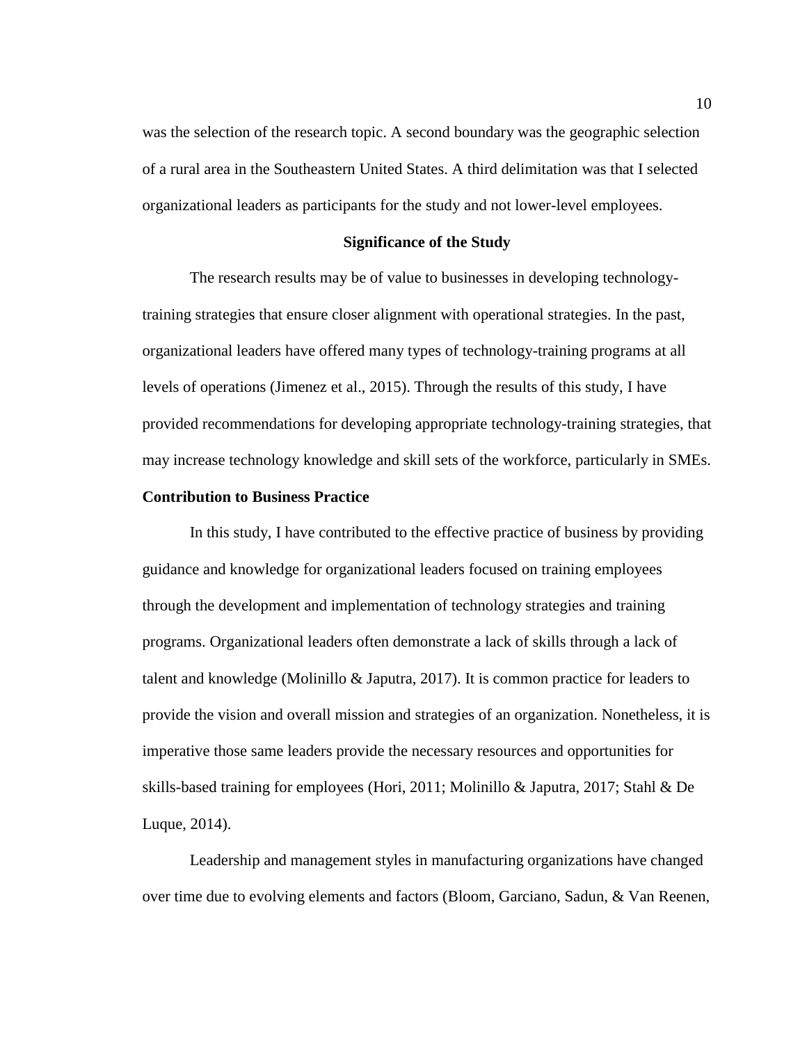was the selection of the research topic. A second boundary was the geographic selection of a rural area in the Southeastern United States. A third delimitation was that I selected organizational leaders as participants for the study and not lower-level employees.

## Significance of the Study

The research results may be of value to businesses in developing technology-training strategies that ensure closer alignment with operational strategies. In the past, organizational leaders have offered many types of technology-training programs at all levels of operations (Jimenez et al., 2015). Through the results of this study, I have provided recommendations for developing appropriate technology-training strategies, that may increase technology knowledge and skill sets of the workforce, particularly in SMEs.

### Contribution to Business Practice

In this study, I have contributed to the effective practice of business by providing guidance and knowledge for organizational leaders focused on training employees through the development and implementation of technology strategies and training programs. Organizational leaders often demonstrate a lack of skills through a lack of talent and knowledge (Molinillo & Japutra, 2017). It is common practice for leaders to provide the vision and overall mission and strategies of an organization. Nonetheless, it is imperative those same leaders provide the necessary resources and opportunities for skills-based training for employees (Hori, 2011; Molinillo & Japutra, 2017; Stahl & De Luque, 2014).

Leadership and management styles in manufacturing organizations have changed over time due to evolving elements and factors (Bloom, Garciano, Sadun, & Van Reenen,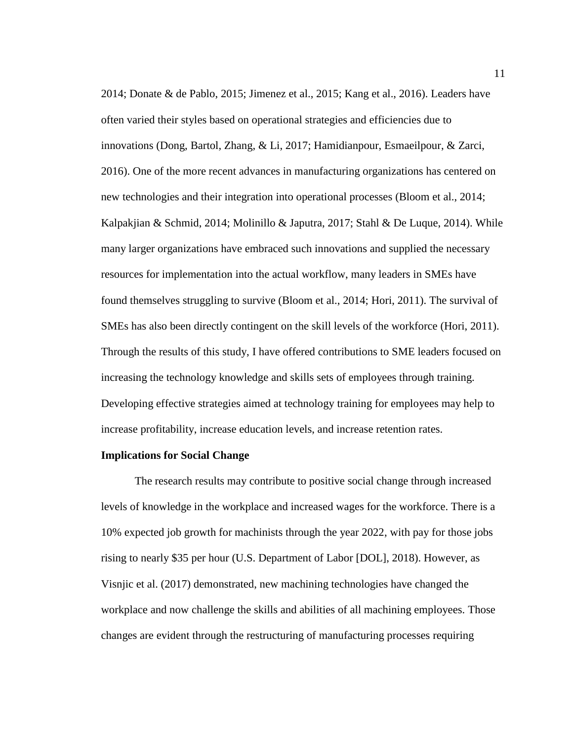2014; Donate & de Pablo, 2015; Jimenez et al., 2015; Kang et al., 2016). Leaders have often varied their styles based on operational strategies and efficiencies due to innovations (Dong, Bartol, Zhang, & Li, 2017; Hamidianpour, Esmaeilpour, & Zarci, 2016). One of the more recent advances in manufacturing organizations has centered on new technologies and their integration into operational processes (Bloom et al., 2014; Kalpakjian & Schmid, 2014; Molinillo & Japutra, 2017; Stahl & De Luque, 2014). While many larger organizations have embraced such innovations and supplied the necessary resources for implementation into the actual workflow, many leaders in SMEs have found themselves struggling to survive (Bloom et al., 2014; Hori, 2011). The survival of SMEs has also been directly contingent on the skill levels of the workforce (Hori, 2011). Through the results of this study, I have offered contributions to SME leaders focused on increasing the technology knowledge and skills sets of employees through training. Developing effective strategies aimed at technology training for employees may help to increase profitability, increase education levels, and increase retention rates.

**Implications for Social Change**

The research results may contribute to positive social change through increased levels of knowledge in the workplace and increased wages for the workforce. There is a 10% expected job growth for machinists through the year 2022, with pay for those jobs rising to nearly $35 per hour (U.S. Department of Labor [DOL], 2018). However, as Visnjic et al. (2017) demonstrated, new machining technologies have changed the workplace and now challenge the skills and abilities of all machining employees. Those changes are evident through the restructuring of manufacturing processes requiring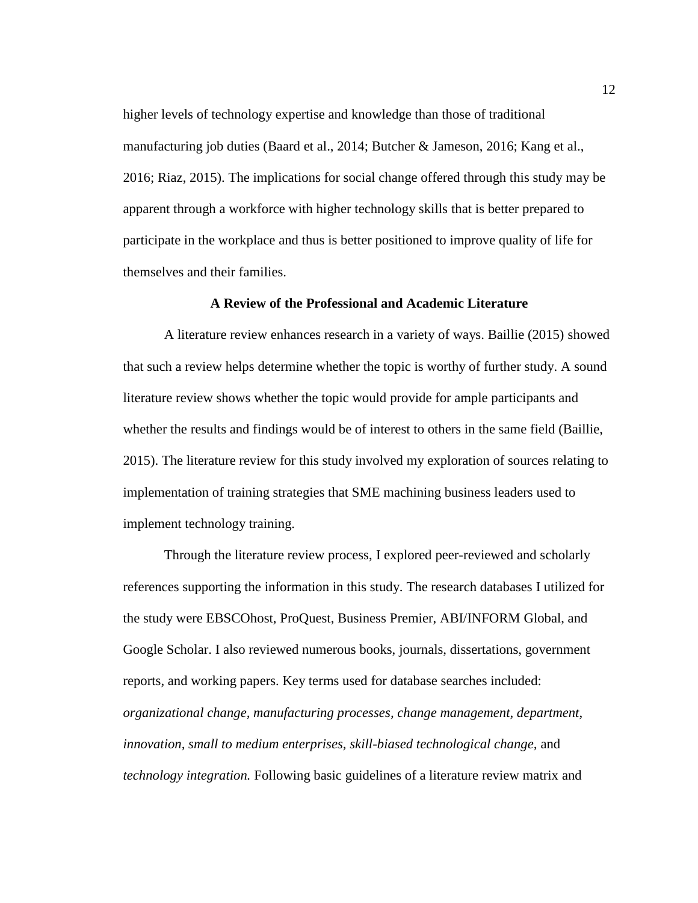higher levels of technology expertise and knowledge than those of traditional manufacturing job duties (Baard et al., 2014; Butcher & Jameson, 2016; Kang et al., 2016; Riaz, 2015). The implications for social change offered through this study may be apparent through a workforce with higher technology skills that is better prepared to participate in the workplace and thus is better positioned to improve quality of life for themselves and their families.

## A Review of the Professional and Academic Literature

A literature review enhances research in a variety of ways. Baillie (2015) showed that such a review helps determine whether the topic is worthy of further study. A sound literature review shows whether the topic would provide for ample participants and whether the results and findings would be of interest to others in the same field (Baillie, 2015). The literature review for this study involved my exploration of sources relating to implementation of training strategies that SME machining business leaders used to implement technology training.

Through the literature review process, I explored peer-reviewed and scholarly references supporting the information in this study. The research databases I utilized for the study were EBSCOhost, ProQuest, Business Premier, ABI/INFORM Global, and Google Scholar. I also reviewed numerous books, journals, dissertations, government reports, and working papers. Key terms used for database searches included: *organizational change, manufacturing processes, change management, department, innovation, small to medium enterprises, skill-biased technological change,* and *technology integration.* Following basic guidelines of a literature review matrix and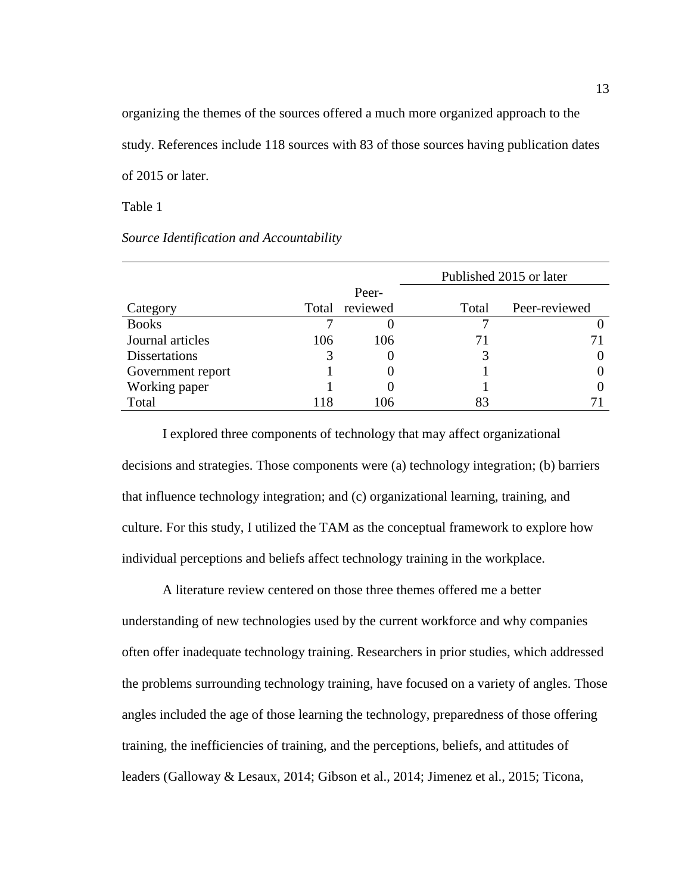organizing the themes of the sources offered a much more organized approach to the study. References include 118 sources with 83 of those sources having publication dates of 2015 or later.

Table 1

*Source Identification and Accountability*

| | | | Published 2015 or later | |
|---|---|---|---|---|
| Category | Total | Peer-reviewed | Total | Peer-reviewed |
| Books | 7 | 0 | 7 | 0 |
| Journal articles | 106 | 106 | 71 | 71 |
| Dissertations | 3 | 0 | 3 | 0 |
| Government report | 1 | 0 | 1 | 0 |
| Working paper | 1 | 0 | 1 | 0 |
| Total | 118 | 106 | 83 | 71 |

I explored three components of technology that may affect organizational decisions and strategies. Those components were (a) technology integration; (b) barriers that influence technology integration; and (c) organizational learning, training, and culture. For this study, I utilized the TAM as the conceptual framework to explore how individual perceptions and beliefs affect technology training in the workplace.

A literature review centered on those three themes offered me a better understanding of new technologies used by the current workforce and why companies often offer inadequate technology training. Researchers in prior studies, which addressed the problems surrounding technology training, have focused on a variety of angles. Those angles included the age of those learning the technology, preparedness of those offering training, the inefficiencies of training, and the perceptions, beliefs, and attitudes of leaders (Galloway & Lesaux, 2014; Gibson et al., 2014; Jimenez et al., 2015; Ticona,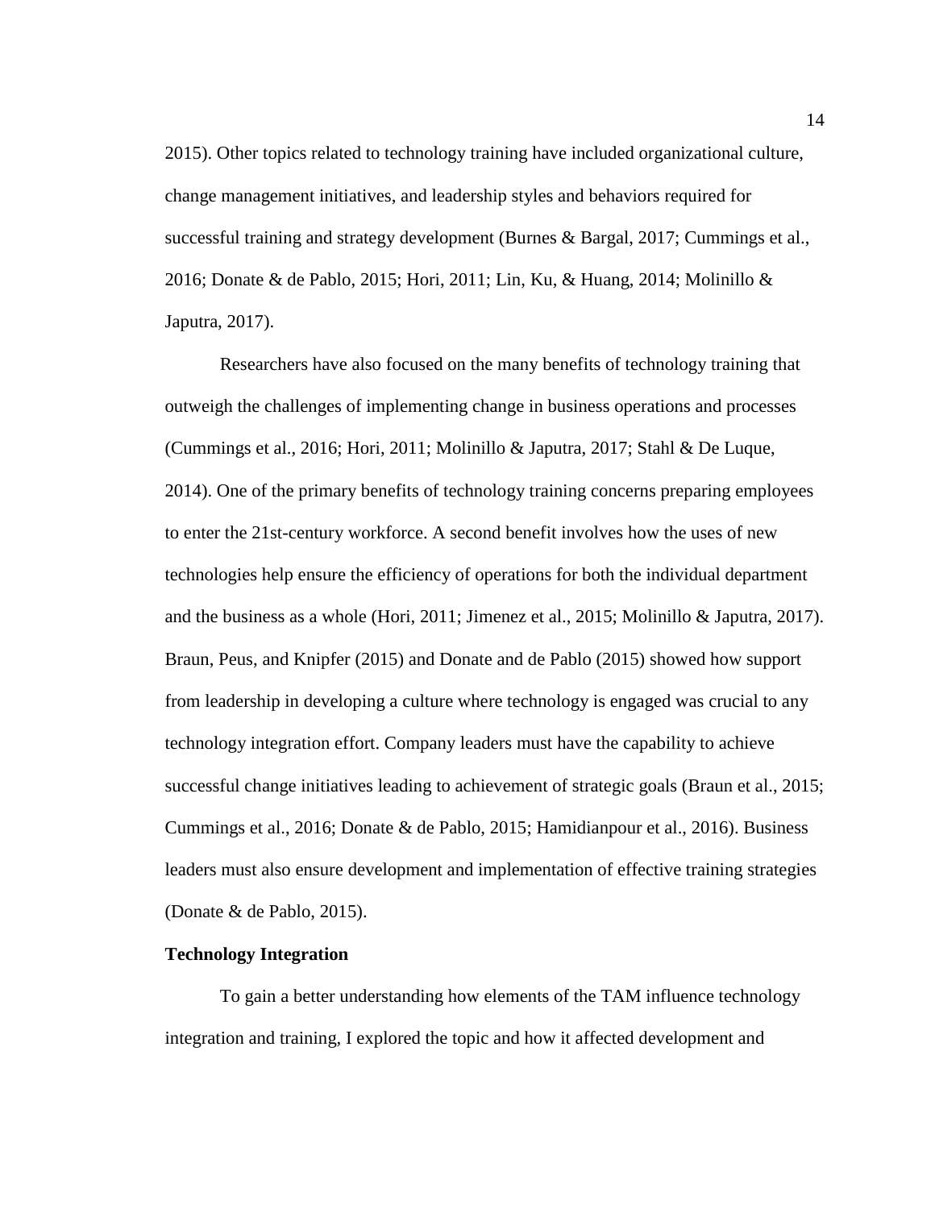2015). Other topics related to technology training have included organizational culture, change management initiatives, and leadership styles and behaviors required for successful training and strategy development (Burnes & Bargal, 2017; Cummings et al., 2016; Donate & de Pablo, 2015; Hori, 2011; Lin, Ku, & Huang, 2014; Molinillo & Japutra, 2017).

Researchers have also focused on the many benefits of technology training that outweigh the challenges of implementing change in business operations and processes (Cummings et al., 2016; Hori, 2011; Molinillo & Japutra, 2017; Stahl & De Luque, 2014). One of the primary benefits of technology training concerns preparing employees to enter the 21st-century workforce. A second benefit involves how the uses of new technologies help ensure the efficiency of operations for both the individual department and the business as a whole (Hori, 2011; Jimenez et al., 2015; Molinillo & Japutra, 2017). Braun, Peus, and Knipfer (2015) and Donate and de Pablo (2015) showed how support from leadership in developing a culture where technology is engaged was crucial to any technology integration effort. Company leaders must have the capability to achieve successful change initiatives leading to achievement of strategic goals (Braun et al., 2015; Cummings et al., 2016; Donate & de Pablo, 2015; Hamidianpour et al., 2016). Business leaders must also ensure development and implementation of effective training strategies (Donate & de Pablo, 2015).

**Technology Integration**

To gain a better understanding how elements of the TAM influence technology integration and training, I explored the topic and how it affected development and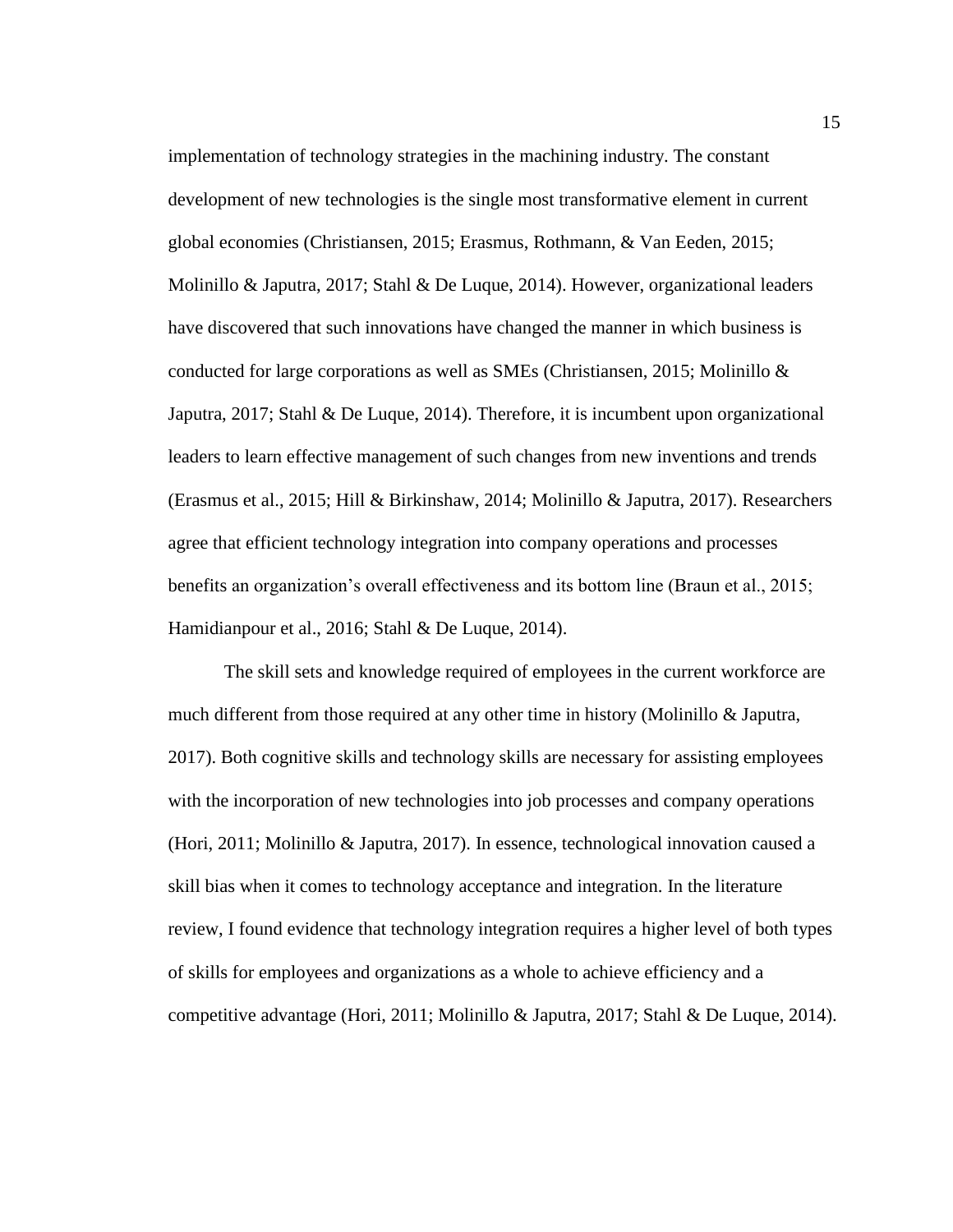implementation of technology strategies in the machining industry. The constant development of new technologies is the single most transformative element in current global economies (Christiansen, 2015; Erasmus, Rothmann, & Van Eeden, 2015; Molinillo & Japutra, 2017; Stahl & De Luque, 2014). However, organizational leaders have discovered that such innovations have changed the manner in which business is conducted for large corporations as well as SMEs (Christiansen, 2015; Molinillo & Japutra, 2017; Stahl & De Luque, 2014). Therefore, it is incumbent upon organizational leaders to learn effective management of such changes from new inventions and trends (Erasmus et al., 2015; Hill & Birkinshaw, 2014; Molinillo & Japutra, 2017). Researchers agree that efficient technology integration into company operations and processes benefits an organization's overall effectiveness and its bottom line (Braun et al., 2015; Hamidianpour et al., 2016; Stahl & De Luque, 2014).

The skill sets and knowledge required of employees in the current workforce are much different from those required at any other time in history (Molinillo & Japutra, 2017). Both cognitive skills and technology skills are necessary for assisting employees with the incorporation of new technologies into job processes and company operations (Hori, 2011; Molinillo & Japutra, 2017). In essence, technological innovation caused a skill bias when it comes to technology acceptance and integration. In the literature review, I found evidence that technology integration requires a higher level of both types of skills for employees and organizations as a whole to achieve efficiency and a competitive advantage (Hori, 2011; Molinillo & Japutra, 2017; Stahl & De Luque, 2014).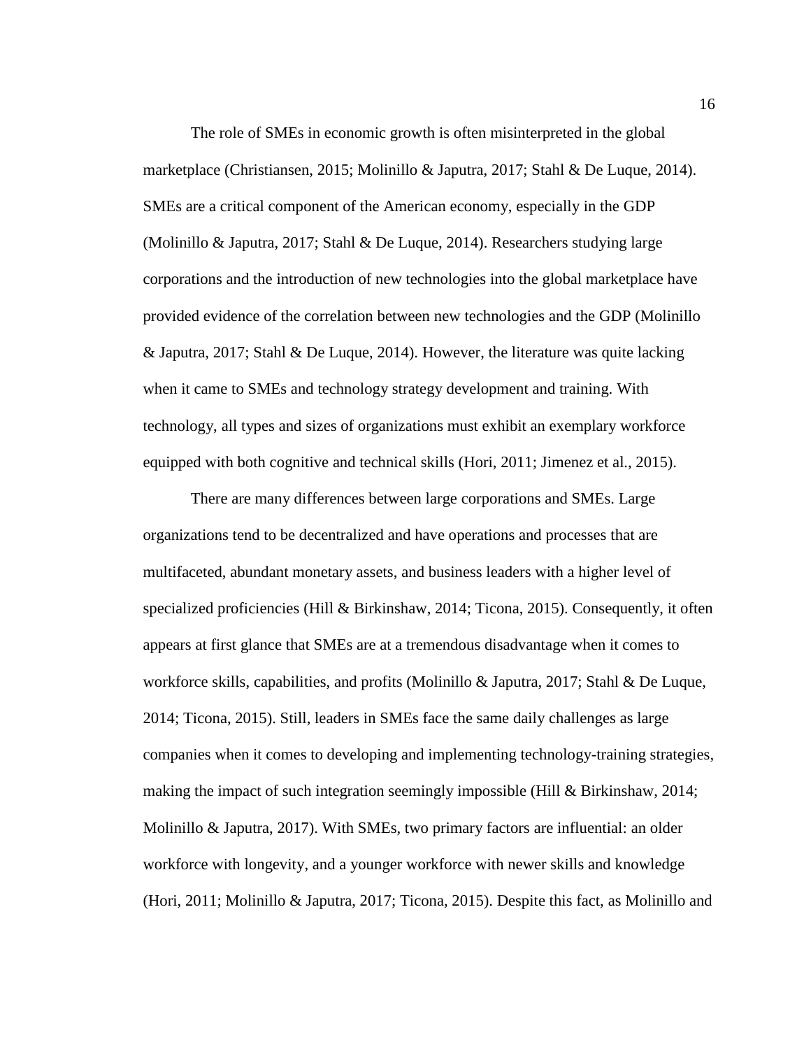The role of SMEs in economic growth is often misinterpreted in the global marketplace (Christiansen, 2015; Molinillo & Japutra, 2017; Stahl & De Luque, 2014). SMEs are a critical component of the American economy, especially in the GDP (Molinillo & Japutra, 2017; Stahl & De Luque, 2014). Researchers studying large corporations and the introduction of new technologies into the global marketplace have provided evidence of the correlation between new technologies and the GDP (Molinillo & Japutra, 2017; Stahl & De Luque, 2014). However, the literature was quite lacking when it came to SMEs and technology strategy development and training. With technology, all types and sizes of organizations must exhibit an exemplary workforce equipped with both cognitive and technical skills (Hori, 2011; Jimenez et al., 2015).

There are many differences between large corporations and SMEs. Large organizations tend to be decentralized and have operations and processes that are multifaceted, abundant monetary assets, and business leaders with a higher level of specialized proficiencies (Hill & Birkinshaw, 2014; Ticona, 2015). Consequently, it often appears at first glance that SMEs are at a tremendous disadvantage when it comes to workforce skills, capabilities, and profits (Molinillo & Japutra, 2017; Stahl & De Luque, 2014; Ticona, 2015). Still, leaders in SMEs face the same daily challenges as large companies when it comes to developing and implementing technology-training strategies, making the impact of such integration seemingly impossible (Hill & Birkinshaw, 2014; Molinillo & Japutra, 2017). With SMEs, two primary factors are influential: an older workforce with longevity, and a younger workforce with newer skills and knowledge (Hori, 2011; Molinillo & Japutra, 2017; Ticona, 2015). Despite this fact, as Molinillo and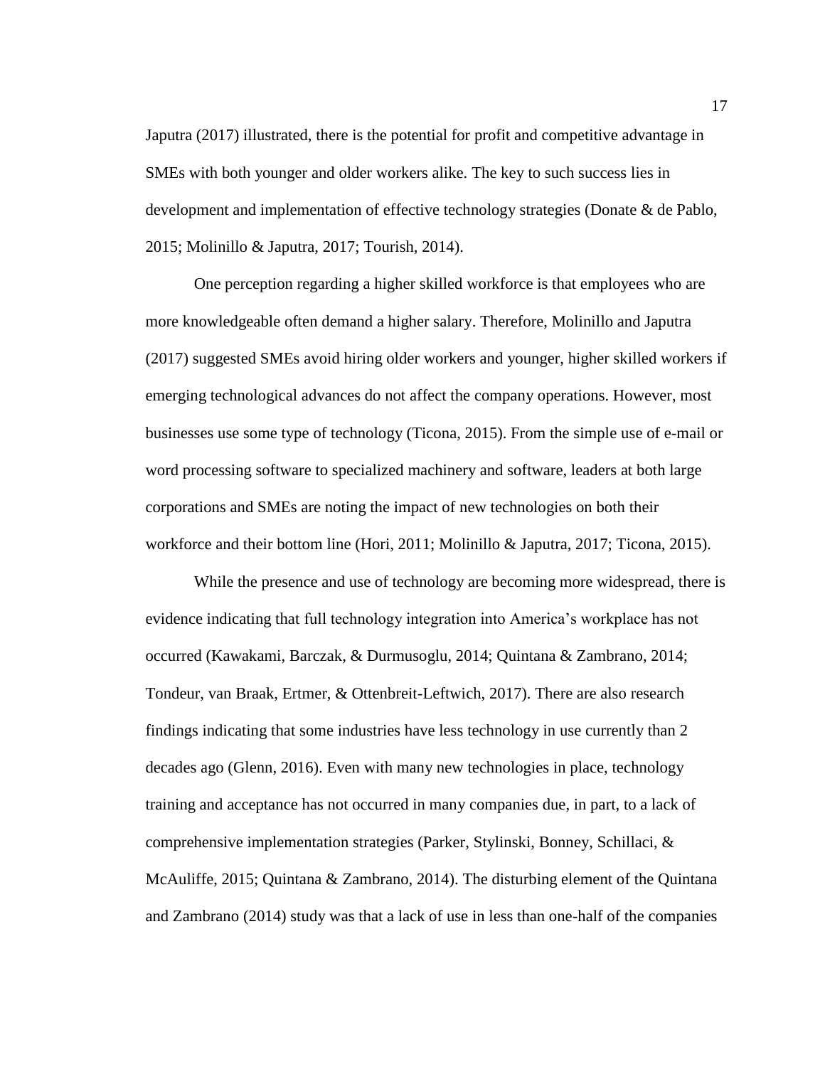Japutra (2017) illustrated, there is the potential for profit and competitive advantage in SMEs with both younger and older workers alike. The key to such success lies in development and implementation of effective technology strategies (Donate & de Pablo, 2015; Molinillo & Japutra, 2017; Tourish, 2014).

One perception regarding a higher skilled workforce is that employees who are more knowledgeable often demand a higher salary. Therefore, Molinillo and Japutra (2017) suggested SMEs avoid hiring older workers and younger, higher skilled workers if emerging technological advances do not affect the company operations. However, most businesses use some type of technology (Ticona, 2015). From the simple use of e-mail or word processing software to specialized machinery and software, leaders at both large corporations and SMEs are noting the impact of new technologies on both their workforce and their bottom line (Hori, 2011; Molinillo & Japutra, 2017; Ticona, 2015).

While the presence and use of technology are becoming more widespread, there is evidence indicating that full technology integration into America's workplace has not occurred (Kawakami, Barczak, & Durmusoglu, 2014; Quintana & Zambrano, 2014; Tondeur, van Braak, Ertmer, & Ottenbreit-Leftwich, 2017). There are also research findings indicating that some industries have less technology in use currently than 2 decades ago (Glenn, 2016). Even with many new technologies in place, technology training and acceptance has not occurred in many companies due, in part, to a lack of comprehensive implementation strategies (Parker, Stylinski, Bonney, Schillaci, & McAuliffe, 2015; Quintana & Zambrano, 2014). The disturbing element of the Quintana and Zambrano (2014) study was that a lack of use in less than one-half of the companies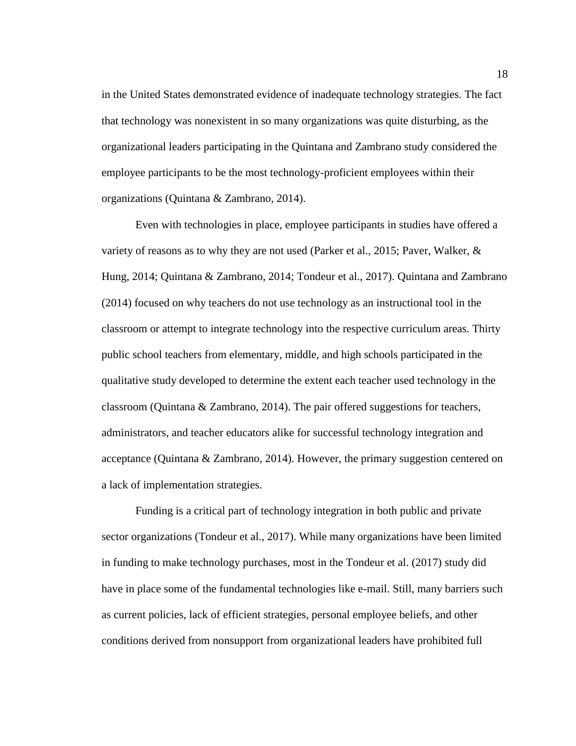in the United States demonstrated evidence of inadequate technology strategies. The fact that technology was nonexistent in so many organizations was quite disturbing, as the organizational leaders participating in the Quintana and Zambrano study considered the employee participants to be the most technology-proficient employees within their organizations (Quintana & Zambrano, 2014).

Even with technologies in place, employee participants in studies have offered a variety of reasons as to why they are not used (Parker et al., 2015; Paver, Walker, & Hung, 2014; Quintana & Zambrano, 2014; Tondeur et al., 2017). Quintana and Zambrano (2014) focused on why teachers do not use technology as an instructional tool in the classroom or attempt to integrate technology into the respective curriculum areas. Thirty public school teachers from elementary, middle, and high schools participated in the qualitative study developed to determine the extent each teacher used technology in the classroom (Quintana & Zambrano, 2014). The pair offered suggestions for teachers, administrators, and teacher educators alike for successful technology integration and acceptance (Quintana & Zambrano, 2014). However, the primary suggestion centered on a lack of implementation strategies.

Funding is a critical part of technology integration in both public and private sector organizations (Tondeur et al., 2017). While many organizations have been limited in funding to make technology purchases, most in the Tondeur et al. (2017) study did have in place some of the fundamental technologies like e-mail. Still, many barriers such as current policies, lack of efficient strategies, personal employee beliefs, and other conditions derived from nonsupport from organizational leaders have prohibited full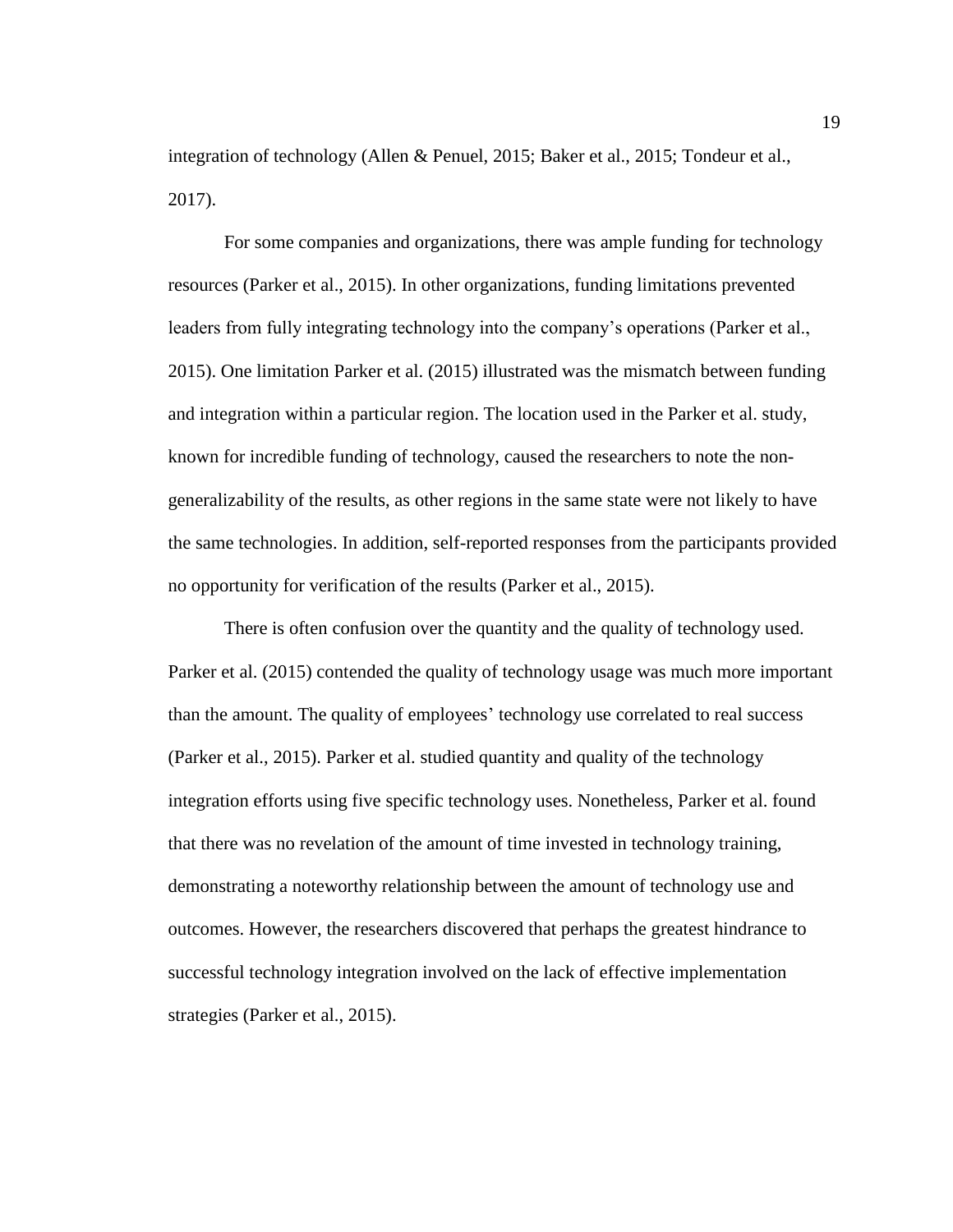integration of technology (Allen & Penuel, 2015; Baker et al., 2015; Tondeur et al., 2017).

For some companies and organizations, there was ample funding for technology resources (Parker et al., 2015). In other organizations, funding limitations prevented leaders from fully integrating technology into the company's operations (Parker et al., 2015). One limitation Parker et al. (2015) illustrated was the mismatch between funding and integration within a particular region. The location used in the Parker et al. study, known for incredible funding of technology, caused the researchers to note the non-generalizability of the results, as other regions in the same state were not likely to have the same technologies. In addition, self-reported responses from the participants provided no opportunity for verification of the results (Parker et al., 2015).

There is often confusion over the quantity and the quality of technology used. Parker et al. (2015) contended the quality of technology usage was much more important than the amount. The quality of employees' technology use correlated to real success (Parker et al., 2015). Parker et al. studied quantity and quality of the technology integration efforts using five specific technology uses. Nonetheless, Parker et al. found that there was no revelation of the amount of time invested in technology training, demonstrating a noteworthy relationship between the amount of technology use and outcomes. However, the researchers discovered that perhaps the greatest hindrance to successful technology integration involved on the lack of effective implementation strategies (Parker et al., 2015).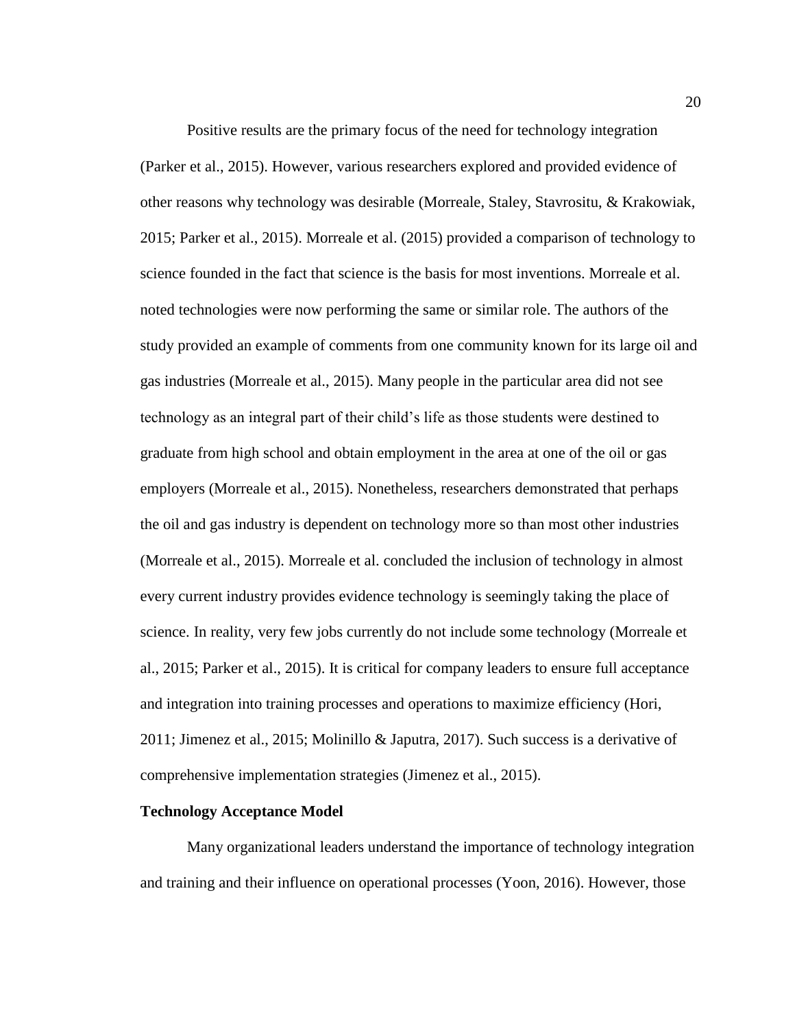Positive results are the primary focus of the need for technology integration (Parker et al., 2015). However, various researchers explored and provided evidence of other reasons why technology was desirable (Morreale, Staley, Stavrositu, & Krakowiak, 2015; Parker et al., 2015). Morreale et al. (2015) provided a comparison of technology to science founded in the fact that science is the basis for most inventions. Morreale et al. noted technologies were now performing the same or similar role. The authors of the study provided an example of comments from one community known for its large oil and gas industries (Morreale et al., 2015). Many people in the particular area did not see technology as an integral part of their child's life as those students were destined to graduate from high school and obtain employment in the area at one of the oil or gas employers (Morreale et al., 2015). Nonetheless, researchers demonstrated that perhaps the oil and gas industry is dependent on technology more so than most other industries (Morreale et al., 2015). Morreale et al. concluded the inclusion of technology in almost every current industry provides evidence technology is seemingly taking the place of science. In reality, very few jobs currently do not include some technology (Morreale et al., 2015; Parker et al., 2015). It is critical for company leaders to ensure full acceptance and integration into training processes and operations to maximize efficiency (Hori, 2011; Jimenez et al., 2015; Molinillo & Japutra, 2017). Such success is a derivative of comprehensive implementation strategies (Jimenez et al., 2015).

**Technology Acceptance Model**

Many organizational leaders understand the importance of technology integration and training and their influence on operational processes (Yoon, 2016). However, those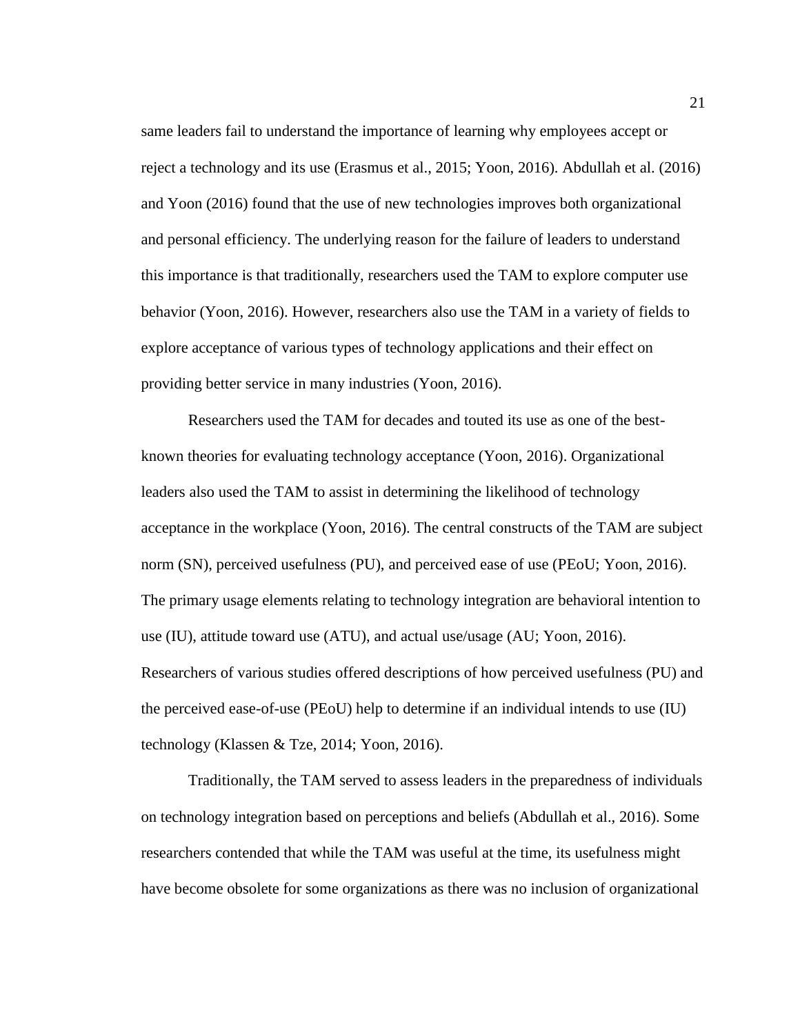same leaders fail to understand the importance of learning why employees accept or reject a technology and its use (Erasmus et al., 2015; Yoon, 2016). Abdullah et al. (2016) and Yoon (2016) found that the use of new technologies improves both organizational and personal efficiency. The underlying reason for the failure of leaders to understand this importance is that traditionally, researchers used the TAM to explore computer use behavior (Yoon, 2016). However, researchers also use the TAM in a variety of fields to explore acceptance of various types of technology applications and their effect on providing better service in many industries (Yoon, 2016).

Researchers used the TAM for decades and touted its use as one of the best-known theories for evaluating technology acceptance (Yoon, 2016). Organizational leaders also used the TAM to assist in determining the likelihood of technology acceptance in the workplace (Yoon, 2016). The central constructs of the TAM are subject norm (SN), perceived usefulness (PU), and perceived ease of use (PEoU; Yoon, 2016). The primary usage elements relating to technology integration are behavioral intention to use (IU), attitude toward use (ATU), and actual use/usage (AU; Yoon, 2016). Researchers of various studies offered descriptions of how perceived usefulness (PU) and the perceived ease-of-use (PEoU) help to determine if an individual intends to use (IU) technology (Klassen & Tze, 2014; Yoon, 2016).

Traditionally, the TAM served to assess leaders in the preparedness of individuals on technology integration based on perceptions and beliefs (Abdullah et al., 2016). Some researchers contended that while the TAM was useful at the time, its usefulness might have become obsolete for some organizations as there was no inclusion of organizational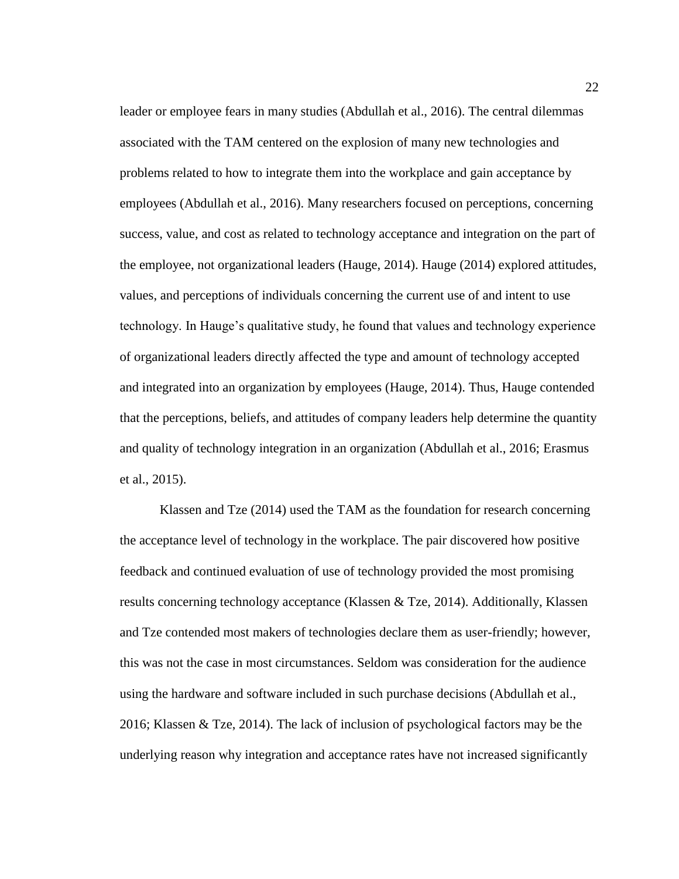leader or employee fears in many studies (Abdullah et al., 2016). The central dilemmas associated with the TAM centered on the explosion of many new technologies and problems related to how to integrate them into the workplace and gain acceptance by employees (Abdullah et al., 2016). Many researchers focused on perceptions, concerning success, value, and cost as related to technology acceptance and integration on the part of the employee, not organizational leaders (Hauge, 2014). Hauge (2014) explored attitudes, values, and perceptions of individuals concerning the current use of and intent to use technology. In Hauge's qualitative study, he found that values and technology experience of organizational leaders directly affected the type and amount of technology accepted and integrated into an organization by employees (Hauge, 2014). Thus, Hauge contended that the perceptions, beliefs, and attitudes of company leaders help determine the quantity and quality of technology integration in an organization (Abdullah et al., 2016; Erasmus et al., 2015).

Klassen and Tze (2014) used the TAM as the foundation for research concerning the acceptance level of technology in the workplace. The pair discovered how positive feedback and continued evaluation of use of technology provided the most promising results concerning technology acceptance (Klassen & Tze, 2014). Additionally, Klassen and Tze contended most makers of technologies declare them as user-friendly; however, this was not the case in most circumstances. Seldom was consideration for the audience using the hardware and software included in such purchase decisions (Abdullah et al., 2016; Klassen & Tze, 2014). The lack of inclusion of psychological factors may be the underlying reason why integration and acceptance rates have not increased significantly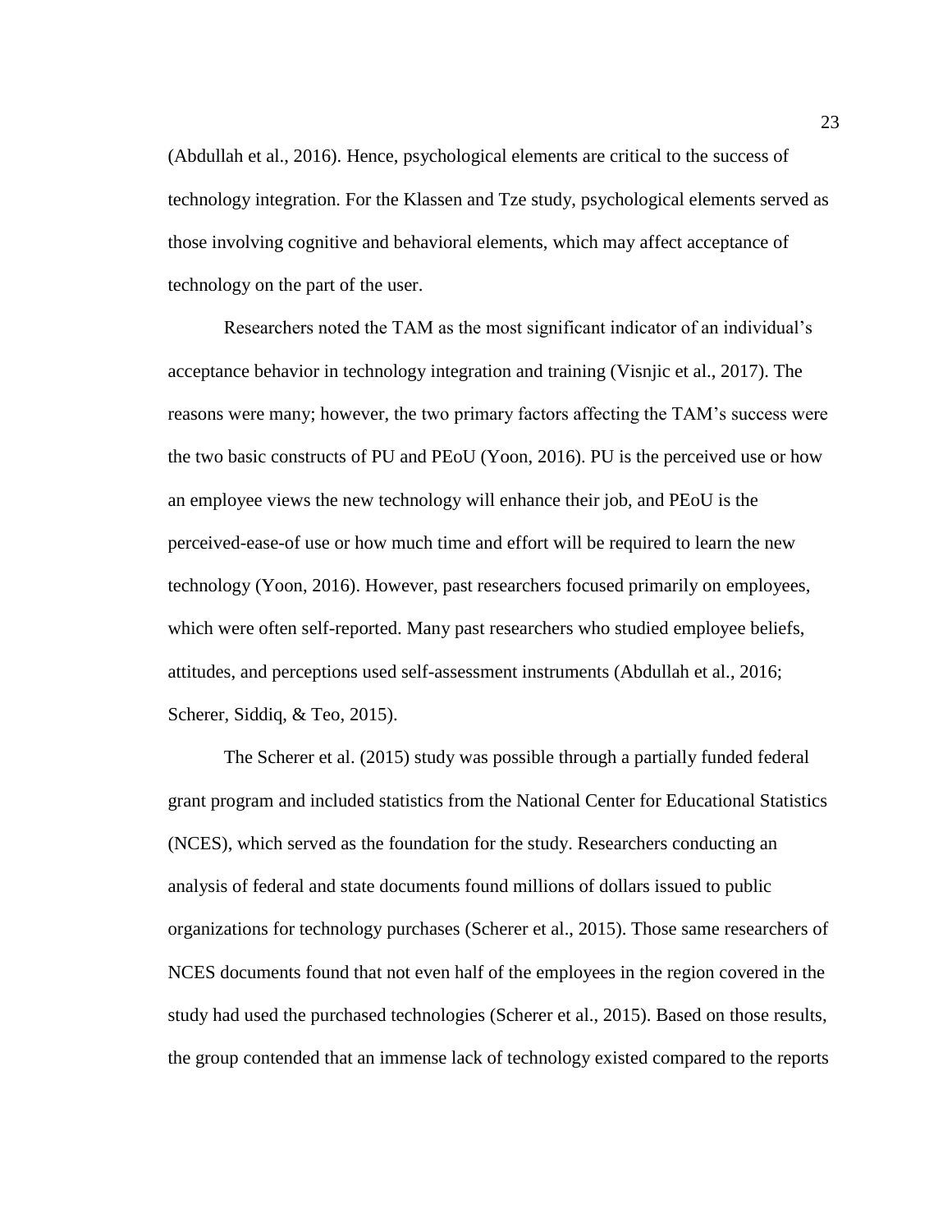(Abdullah et al., 2016). Hence, psychological elements are critical to the success of technology integration. For the Klassen and Tze study, psychological elements served as those involving cognitive and behavioral elements, which may affect acceptance of technology on the part of the user.

Researchers noted the TAM as the most significant indicator of an individual's acceptance behavior in technology integration and training (Visnjic et al., 2017). The reasons were many; however, the two primary factors affecting the TAM's success were the two basic constructs of PU and PEoU (Yoon, 2016). PU is the perceived use or how an employee views the new technology will enhance their job, and PEoU is the perceived-ease-of use or how much time and effort will be required to learn the new technology (Yoon, 2016). However, past researchers focused primarily on employees, which were often self-reported. Many past researchers who studied employee beliefs, attitudes, and perceptions used self-assessment instruments (Abdullah et al., 2016; Scherer, Siddiq, & Teo, 2015).

The Scherer et al. (2015) study was possible through a partially funded federal grant program and included statistics from the National Center for Educational Statistics (NCES), which served as the foundation for the study. Researchers conducting an analysis of federal and state documents found millions of dollars issued to public organizations for technology purchases (Scherer et al., 2015). Those same researchers of NCES documents found that not even half of the employees in the region covered in the study had used the purchased technologies (Scherer et al., 2015). Based on those results, the group contended that an immense lack of technology existed compared to the reports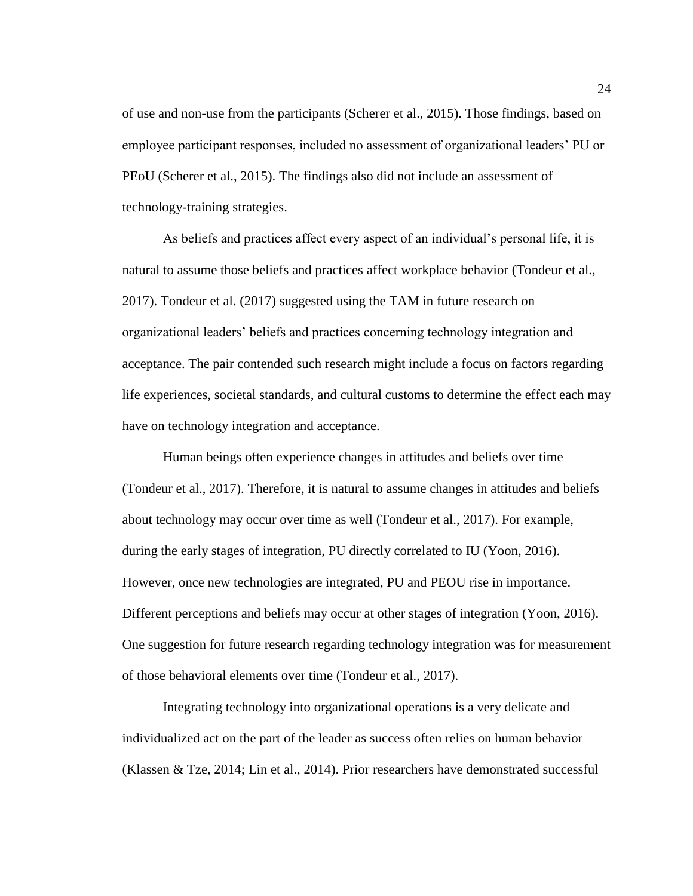of use and non-use from the participants (Scherer et al., 2015). Those findings, based on employee participant responses, included no assessment of organizational leaders' PU or PEoU (Scherer et al., 2015). The findings also did not include an assessment of technology-training strategies.

As beliefs and practices affect every aspect of an individual's personal life, it is natural to assume those beliefs and practices affect workplace behavior (Tondeur et al., 2017). Tondeur et al. (2017) suggested using the TAM in future research on organizational leaders' beliefs and practices concerning technology integration and acceptance. The pair contended such research might include a focus on factors regarding life experiences, societal standards, and cultural customs to determine the effect each may have on technology integration and acceptance.

Human beings often experience changes in attitudes and beliefs over time (Tondeur et al., 2017). Therefore, it is natural to assume changes in attitudes and beliefs about technology may occur over time as well (Tondeur et al., 2017). For example, during the early stages of integration, PU directly correlated to IU (Yoon, 2016). However, once new technologies are integrated, PU and PEOU rise in importance. Different perceptions and beliefs may occur at other stages of integration (Yoon, 2016). One suggestion for future research regarding technology integration was for measurement of those behavioral elements over time (Tondeur et al., 2017).

Integrating technology into organizational operations is a very delicate and individualized act on the part of the leader as success often relies on human behavior (Klassen & Tze, 2014; Lin et al., 2014). Prior researchers have demonstrated successful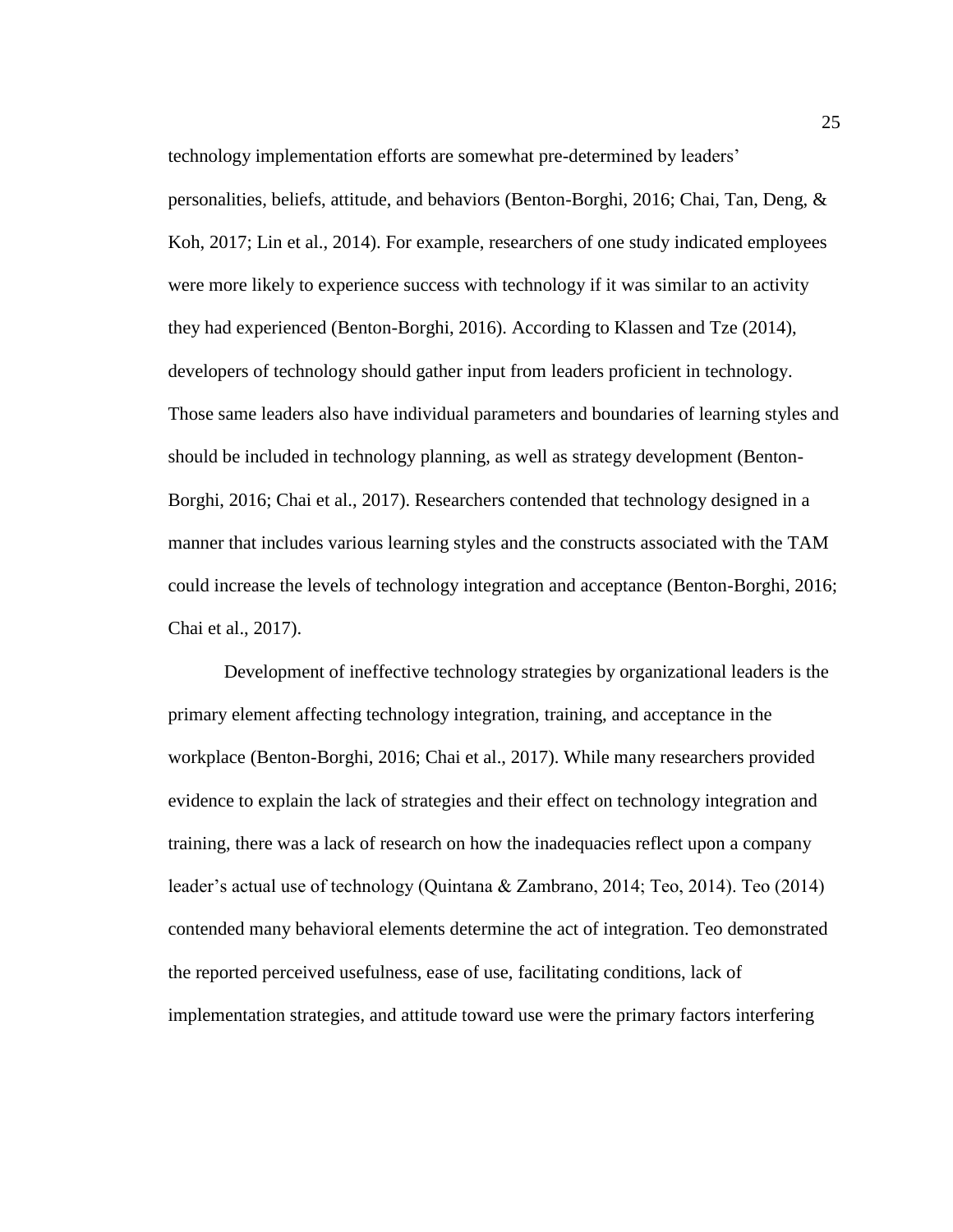technology implementation efforts are somewhat pre-determined by leaders' personalities, beliefs, attitude, and behaviors (Benton-Borghi, 2016; Chai, Tan, Deng, & Koh, 2017; Lin et al., 2014). For example, researchers of one study indicated employees were more likely to experience success with technology if it was similar to an activity they had experienced (Benton-Borghi, 2016). According to Klassen and Tze (2014), developers of technology should gather input from leaders proficient in technology. Those same leaders also have individual parameters and boundaries of learning styles and should be included in technology planning, as well as strategy development (Benton-Borghi, 2016; Chai et al., 2017). Researchers contended that technology designed in a manner that includes various learning styles and the constructs associated with the TAM could increase the levels of technology integration and acceptance (Benton-Borghi, 2016; Chai et al., 2017).

Development of ineffective technology strategies by organizational leaders is the primary element affecting technology integration, training, and acceptance in the workplace (Benton-Borghi, 2016; Chai et al., 2017). While many researchers provided evidence to explain the lack of strategies and their effect on technology integration and training, there was a lack of research on how the inadequacies reflect upon a company leader's actual use of technology (Quintana & Zambrano, 2014; Teo, 2014). Teo (2014) contended many behavioral elements determine the act of integration. Teo demonstrated the reported perceived usefulness, ease of use, facilitating conditions, lack of implementation strategies, and attitude toward use were the primary factors interfering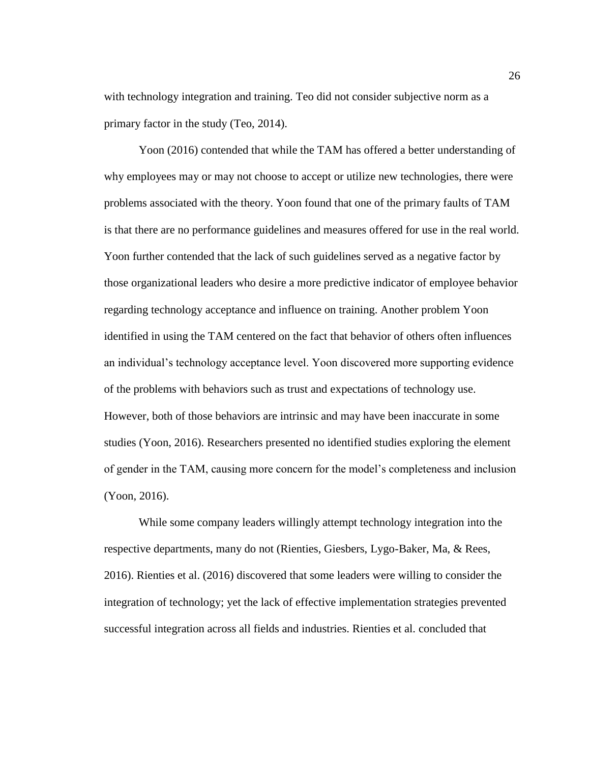with technology integration and training. Teo did not consider subjective norm as a primary factor in the study (Teo, 2014).

Yoon (2016) contended that while the TAM has offered a better understanding of why employees may or may not choose to accept or utilize new technologies, there were problems associated with the theory. Yoon found that one of the primary faults of TAM is that there are no performance guidelines and measures offered for use in the real world. Yoon further contended that the lack of such guidelines served as a negative factor by those organizational leaders who desire a more predictive indicator of employee behavior regarding technology acceptance and influence on training. Another problem Yoon identified in using the TAM centered on the fact that behavior of others often influences an individual's technology acceptance level. Yoon discovered more supporting evidence of the problems with behaviors such as trust and expectations of technology use. However, both of those behaviors are intrinsic and may have been inaccurate in some studies (Yoon, 2016). Researchers presented no identified studies exploring the element of gender in the TAM, causing more concern for the model's completeness and inclusion (Yoon, 2016).

While some company leaders willingly attempt technology integration into the respective departments, many do not (Rienties, Giesbers, Lygo-Baker, Ma, & Rees, 2016). Rienties et al. (2016) discovered that some leaders were willing to consider the integration of technology; yet the lack of effective implementation strategies prevented successful integration across all fields and industries. Rienties et al. concluded that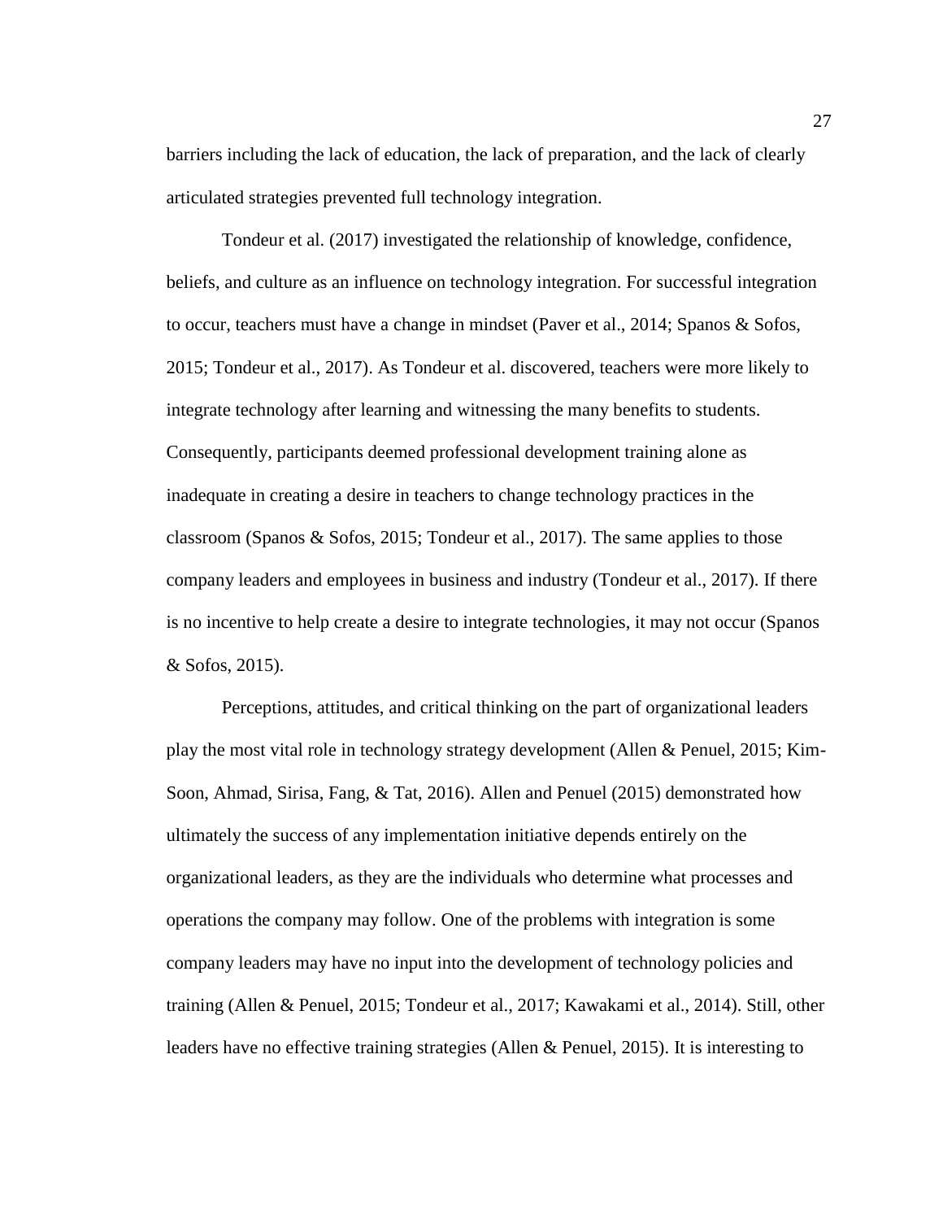barriers including the lack of education, the lack of preparation, and the lack of clearly articulated strategies prevented full technology integration.

Tondeur et al. (2017) investigated the relationship of knowledge, confidence, beliefs, and culture as an influence on technology integration. For successful integration to occur, teachers must have a change in mindset (Paver et al., 2014; Spanos & Sofos, 2015; Tondeur et al., 2017). As Tondeur et al. discovered, teachers were more likely to integrate technology after learning and witnessing the many benefits to students. Consequently, participants deemed professional development training alone as inadequate in creating a desire in teachers to change technology practices in the classroom (Spanos & Sofos, 2015; Tondeur et al., 2017). The same applies to those company leaders and employees in business and industry (Tondeur et al., 2017). If there is no incentive to help create a desire to integrate technologies, it may not occur (Spanos & Sofos, 2015).

Perceptions, attitudes, and critical thinking on the part of organizational leaders play the most vital role in technology strategy development (Allen & Penuel, 2015; Kim-Soon, Ahmad, Sirisa, Fang, & Tat, 2016). Allen and Penuel (2015) demonstrated how ultimately the success of any implementation initiative depends entirely on the organizational leaders, as they are the individuals who determine what processes and operations the company may follow. One of the problems with integration is some company leaders may have no input into the development of technology policies and training (Allen & Penuel, 2015; Tondeur et al., 2017; Kawakami et al., 2014). Still, other leaders have no effective training strategies (Allen & Penuel, 2015). It is interesting to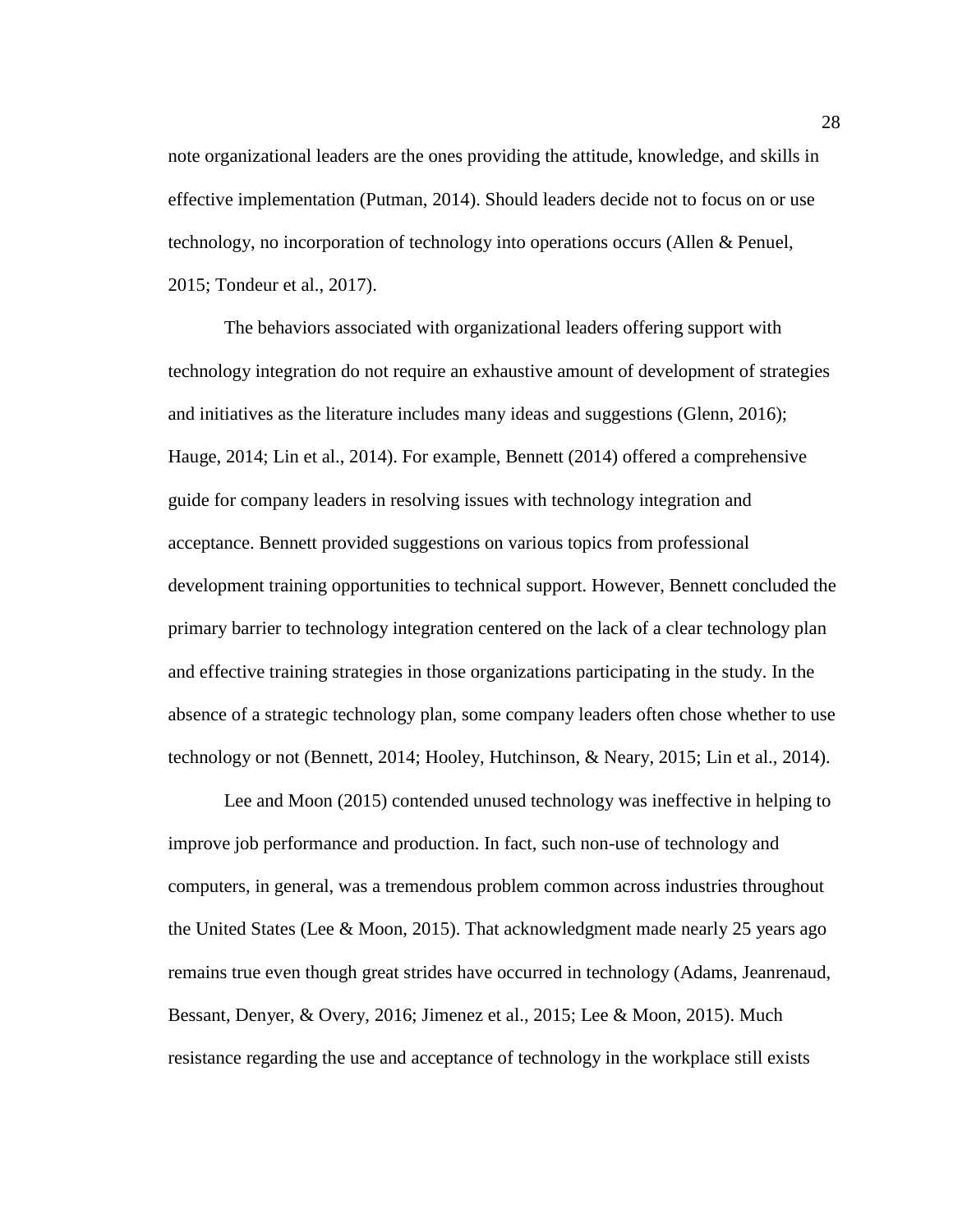note organizational leaders are the ones providing the attitude, knowledge, and skills in effective implementation (Putman, 2014). Should leaders decide not to focus on or use technology, no incorporation of technology into operations occurs (Allen & Penuel, 2015; Tondeur et al., 2017).

The behaviors associated with organizational leaders offering support with technology integration do not require an exhaustive amount of development of strategies and initiatives as the literature includes many ideas and suggestions (Glenn, 2016); Hauge, 2014; Lin et al., 2014). For example, Bennett (2014) offered a comprehensive guide for company leaders in resolving issues with technology integration and acceptance. Bennett provided suggestions on various topics from professional development training opportunities to technical support. However, Bennett concluded the primary barrier to technology integration centered on the lack of a clear technology plan and effective training strategies in those organizations participating in the study. In the absence of a strategic technology plan, some company leaders often chose whether to use technology or not (Bennett, 2014; Hooley, Hutchinson, & Neary, 2015; Lin et al., 2014).

Lee and Moon (2015) contended unused technology was ineffective in helping to improve job performance and production. In fact, such non-use of technology and computers, in general, was a tremendous problem common across industries throughout the United States (Lee & Moon, 2015). That acknowledgment made nearly 25 years ago remains true even though great strides have occurred in technology (Adams, Jeanrenaud, Bessant, Denyer, & Overy, 2016; Jimenez et al., 2015; Lee & Moon, 2015). Much resistance regarding the use and acceptance of technology in the workplace still exists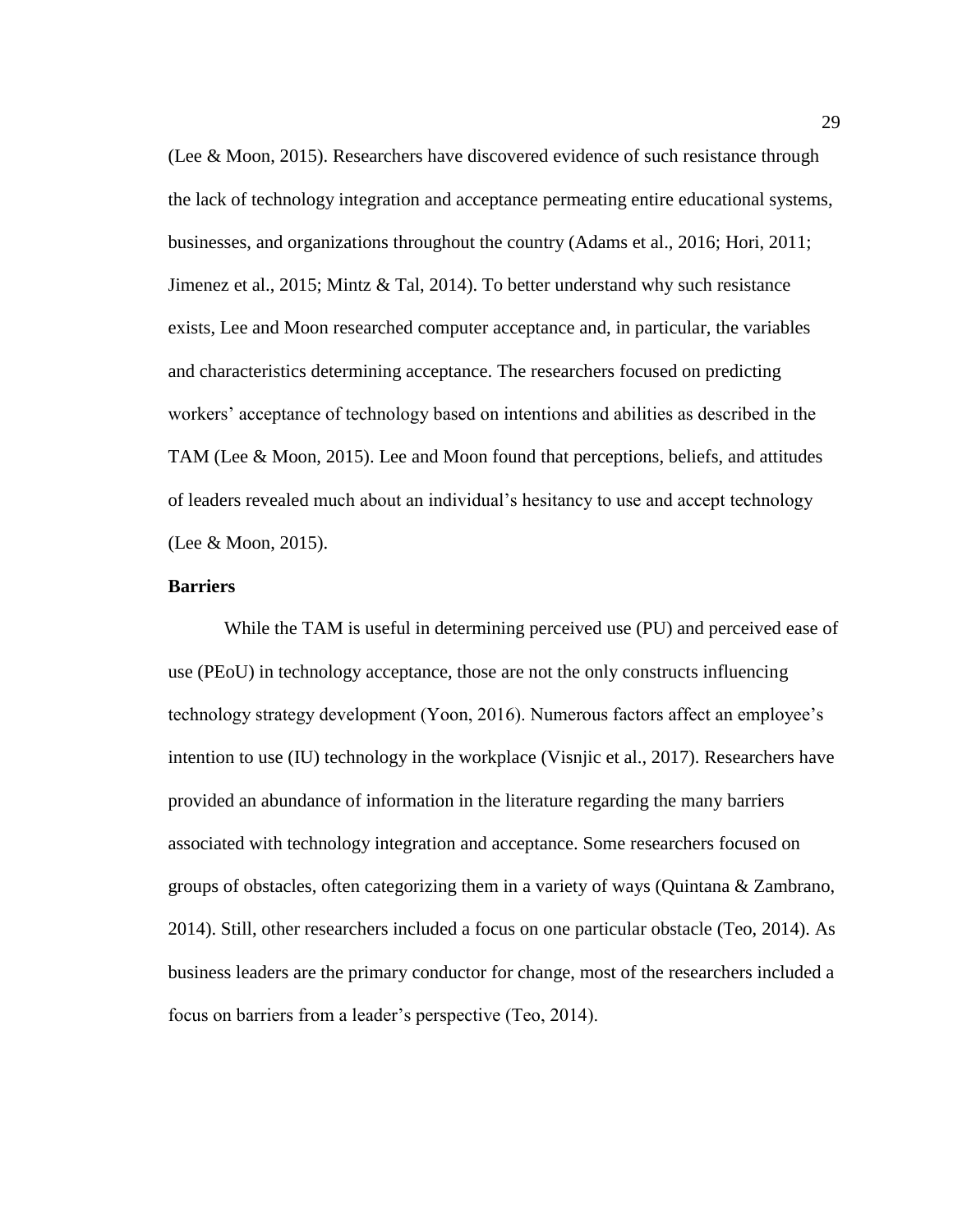(Lee & Moon, 2015). Researchers have discovered evidence of such resistance through the lack of technology integration and acceptance permeating entire educational systems, businesses, and organizations throughout the country (Adams et al., 2016; Hori, 2011; Jimenez et al., 2015; Mintz & Tal, 2014). To better understand why such resistance exists, Lee and Moon researched computer acceptance and, in particular, the variables and characteristics determining acceptance. The researchers focused on predicting workers' acceptance of technology based on intentions and abilities as described in the TAM (Lee & Moon, 2015). Lee and Moon found that perceptions, beliefs, and attitudes of leaders revealed much about an individual's hesitancy to use and accept technology (Lee & Moon, 2015).

**Barriers**

While the TAM is useful in determining perceived use (PU) and perceived ease of use (PEoU) in technology acceptance, those are not the only constructs influencing technology strategy development (Yoon, 2016). Numerous factors affect an employee's intention to use (IU) technology in the workplace (Visnjic et al., 2017). Researchers have provided an abundance of information in the literature regarding the many barriers associated with technology integration and acceptance. Some researchers focused on groups of obstacles, often categorizing them in a variety of ways (Quintana & Zambrano, 2014). Still, other researchers included a focus on one particular obstacle (Teo, 2014). As business leaders are the primary conductor for change, most of the researchers included a focus on barriers from a leader's perspective (Teo, 2014).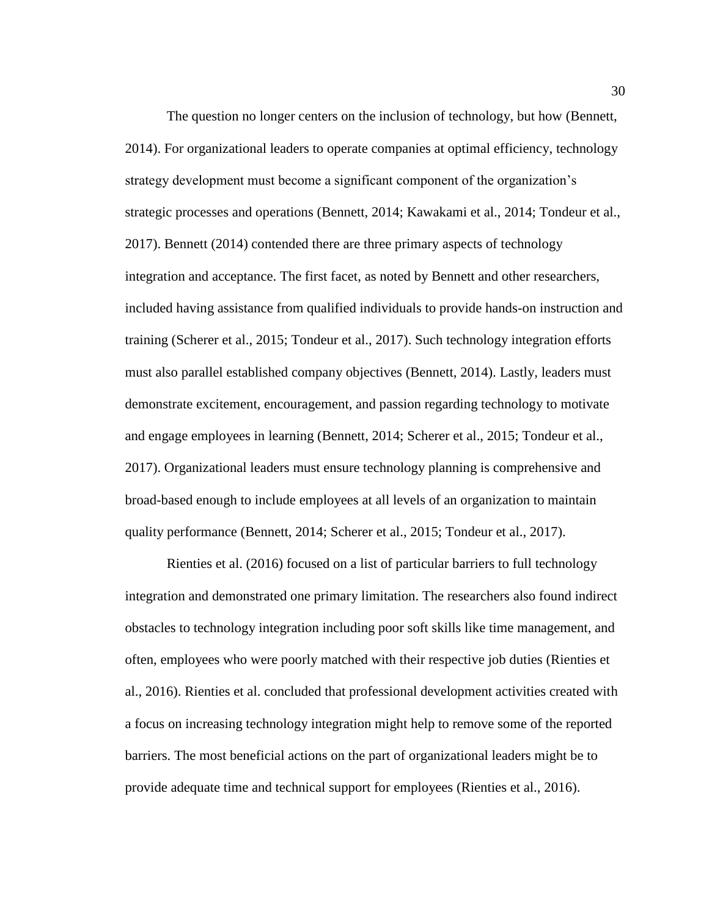The question no longer centers on the inclusion of technology, but how (Bennett, 2014). For organizational leaders to operate companies at optimal efficiency, technology strategy development must become a significant component of the organization's strategic processes and operations (Bennett, 2014; Kawakami et al., 2014; Tondeur et al., 2017). Bennett (2014) contended there are three primary aspects of technology integration and acceptance. The first facet, as noted by Bennett and other researchers, included having assistance from qualified individuals to provide hands-on instruction and training (Scherer et al., 2015; Tondeur et al., 2017). Such technology integration efforts must also parallel established company objectives (Bennett, 2014). Lastly, leaders must demonstrate excitement, encouragement, and passion regarding technology to motivate and engage employees in learning (Bennett, 2014; Scherer et al., 2015; Tondeur et al., 2017). Organizational leaders must ensure technology planning is comprehensive and broad-based enough to include employees at all levels of an organization to maintain quality performance (Bennett, 2014; Scherer et al., 2015; Tondeur et al., 2017).

Rienties et al. (2016) focused on a list of particular barriers to full technology integration and demonstrated one primary limitation. The researchers also found indirect obstacles to technology integration including poor soft skills like time management, and often, employees who were poorly matched with their respective job duties (Rienties et al., 2016). Rienties et al. concluded that professional development activities created with a focus on increasing technology integration might help to remove some of the reported barriers. The most beneficial actions on the part of organizational leaders might be to provide adequate time and technical support for employees (Rienties et al., 2016).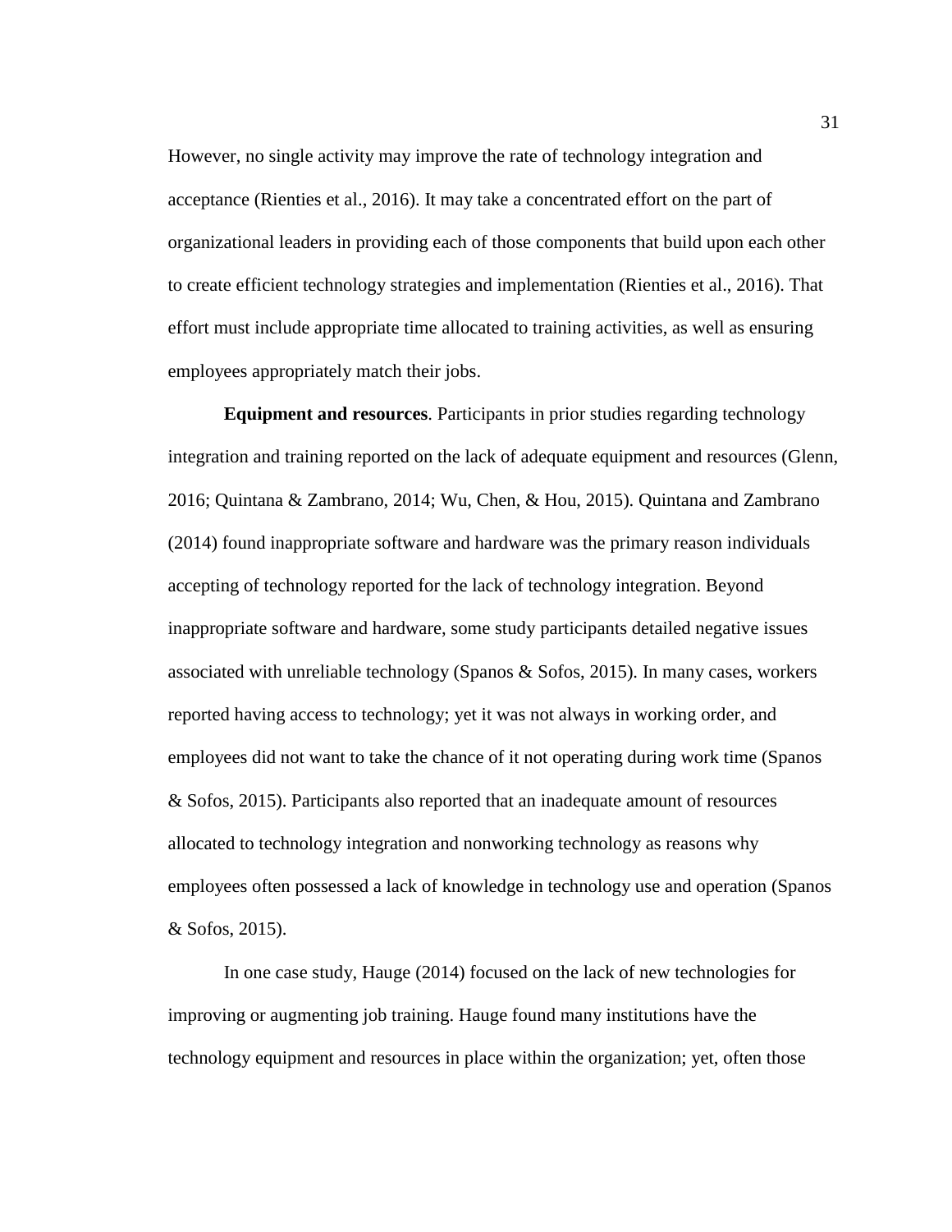However, no single activity may improve the rate of technology integration and acceptance (Rienties et al., 2016). It may take a concentrated effort on the part of organizational leaders in providing each of those components that build upon each other to create efficient technology strategies and implementation (Rienties et al., 2016). That effort must include appropriate time allocated to training activities, as well as ensuring employees appropriately match their jobs.

**Equipment and resources**. Participants in prior studies regarding technology integration and training reported on the lack of adequate equipment and resources (Glenn, 2016; Quintana & Zambrano, 2014; Wu, Chen, & Hou, 2015). Quintana and Zambrano (2014) found inappropriate software and hardware was the primary reason individuals accepting of technology reported for the lack of technology integration. Beyond inappropriate software and hardware, some study participants detailed negative issues associated with unreliable technology (Spanos & Sofos, 2015). In many cases, workers reported having access to technology; yet it was not always in working order, and employees did not want to take the chance of it not operating during work time (Spanos & Sofos, 2015). Participants also reported that an inadequate amount of resources allocated to technology integration and nonworking technology as reasons why employees often possessed a lack of knowledge in technology use and operation (Spanos & Sofos, 2015).

In one case study, Hauge (2014) focused on the lack of new technologies for improving or augmenting job training. Hauge found many institutions have the technology equipment and resources in place within the organization; yet, often those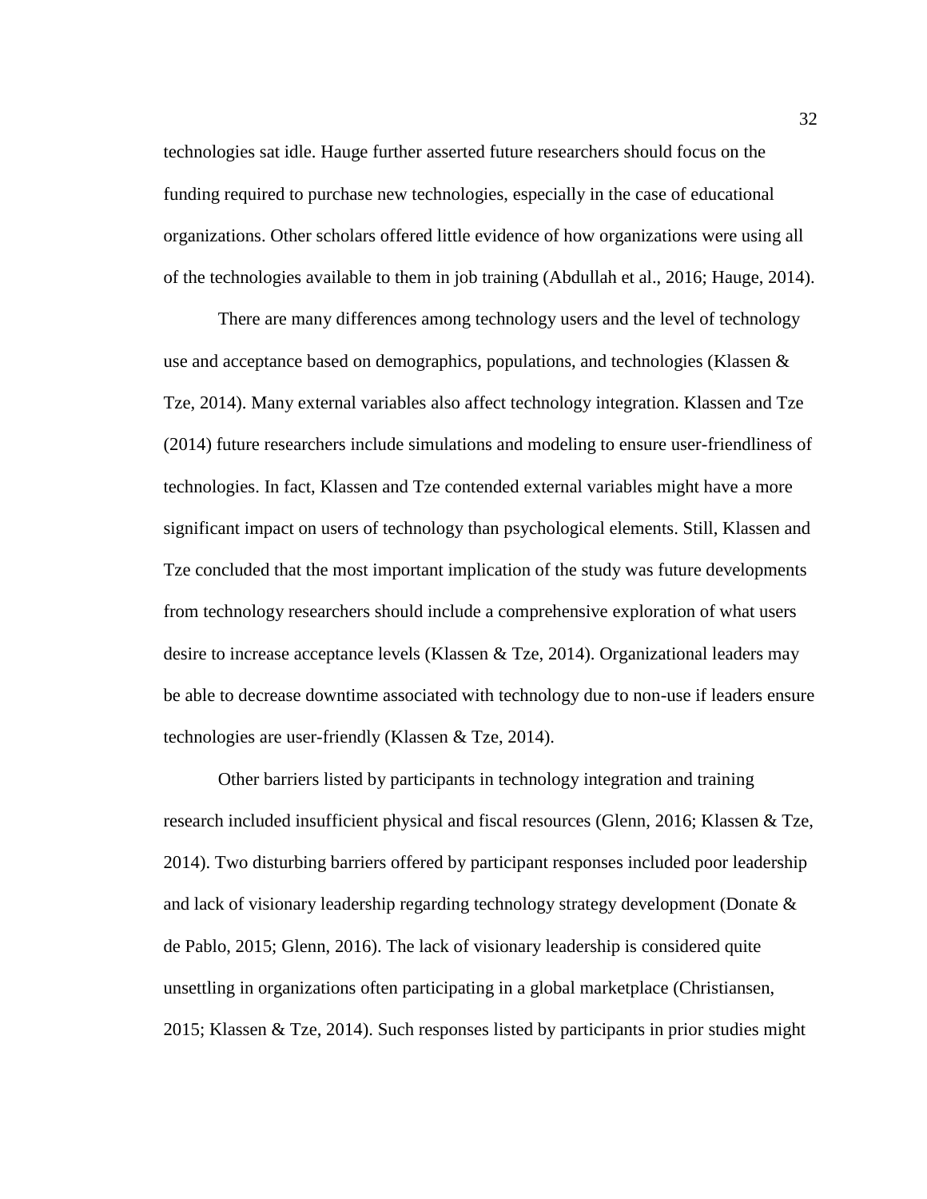technologies sat idle. Hauge further asserted future researchers should focus on the funding required to purchase new technologies, especially in the case of educational organizations. Other scholars offered little evidence of how organizations were using all of the technologies available to them in job training (Abdullah et al., 2016; Hauge, 2014).

There are many differences among technology users and the level of technology use and acceptance based on demographics, populations, and technologies (Klassen & Tze, 2014). Many external variables also affect technology integration. Klassen and Tze (2014) future researchers include simulations and modeling to ensure user-friendliness of technologies. In fact, Klassen and Tze contended external variables might have a more significant impact on users of technology than psychological elements. Still, Klassen and Tze concluded that the most important implication of the study was future developments from technology researchers should include a comprehensive exploration of what users desire to increase acceptance levels (Klassen & Tze, 2014). Organizational leaders may be able to decrease downtime associated with technology due to non-use if leaders ensure technologies are user-friendly (Klassen & Tze, 2014).

Other barriers listed by participants in technology integration and training research included insufficient physical and fiscal resources (Glenn, 2016; Klassen & Tze, 2014). Two disturbing barriers offered by participant responses included poor leadership and lack of visionary leadership regarding technology strategy development (Donate & de Pablo, 2015; Glenn, 2016). The lack of visionary leadership is considered quite unsettling in organizations often participating in a global marketplace (Christiansen, 2015; Klassen & Tze, 2014). Such responses listed by participants in prior studies might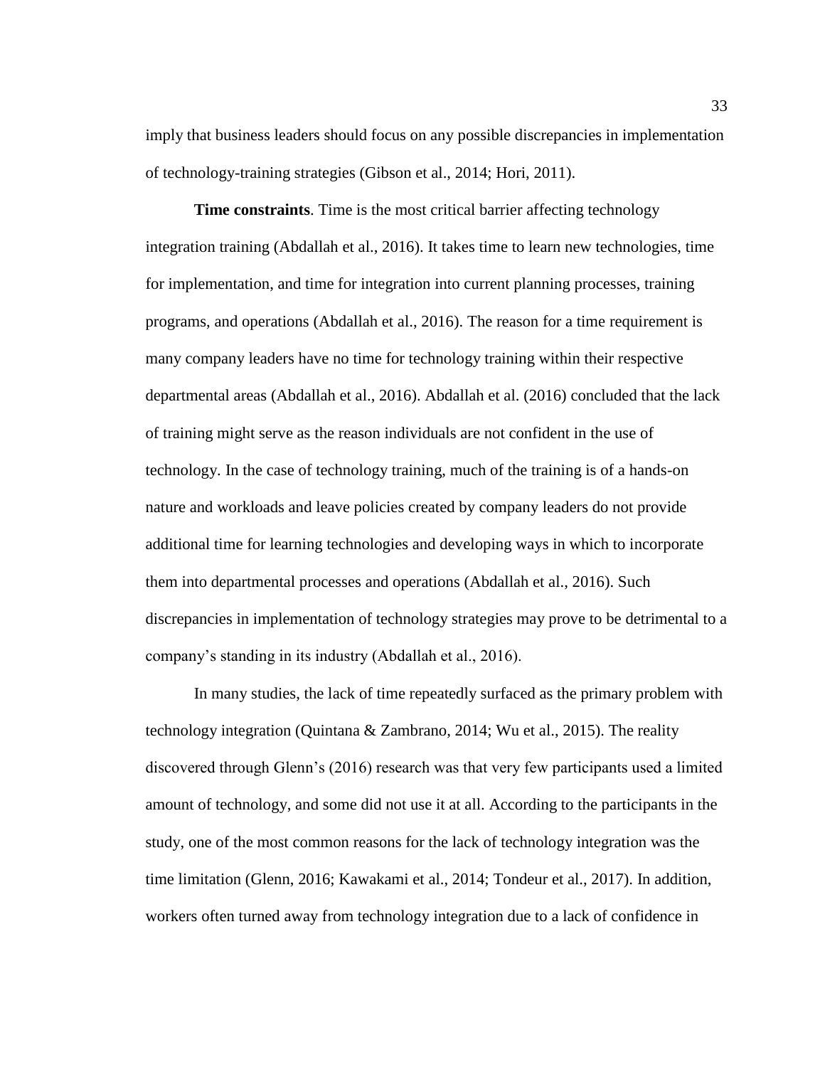imply that business leaders should focus on any possible discrepancies in implementation of technology-training strategies (Gibson et al., 2014; Hori, 2011).

**Time constraints**. Time is the most critical barrier affecting technology integration training (Abdallah et al., 2016). It takes time to learn new technologies, time for implementation, and time for integration into current planning processes, training programs, and operations (Abdallah et al., 2016). The reason for a time requirement is many company leaders have no time for technology training within their respective departmental areas (Abdallah et al., 2016). Abdallah et al. (2016) concluded that the lack of training might serve as the reason individuals are not confident in the use of technology. In the case of technology training, much of the training is of a hands-on nature and workloads and leave policies created by company leaders do not provide additional time for learning technologies and developing ways in which to incorporate them into departmental processes and operations (Abdallah et al., 2016). Such discrepancies in implementation of technology strategies may prove to be detrimental to a company's standing in its industry (Abdallah et al., 2016).

In many studies, the lack of time repeatedly surfaced as the primary problem with technology integration (Quintana & Zambrano, 2014; Wu et al., 2015). The reality discovered through Glenn's (2016) research was that very few participants used a limited amount of technology, and some did not use it at all. According to the participants in the study, one of the most common reasons for the lack of technology integration was the time limitation (Glenn, 2016; Kawakami et al., 2014; Tondeur et al., 2017). In addition, workers often turned away from technology integration due to a lack of confidence in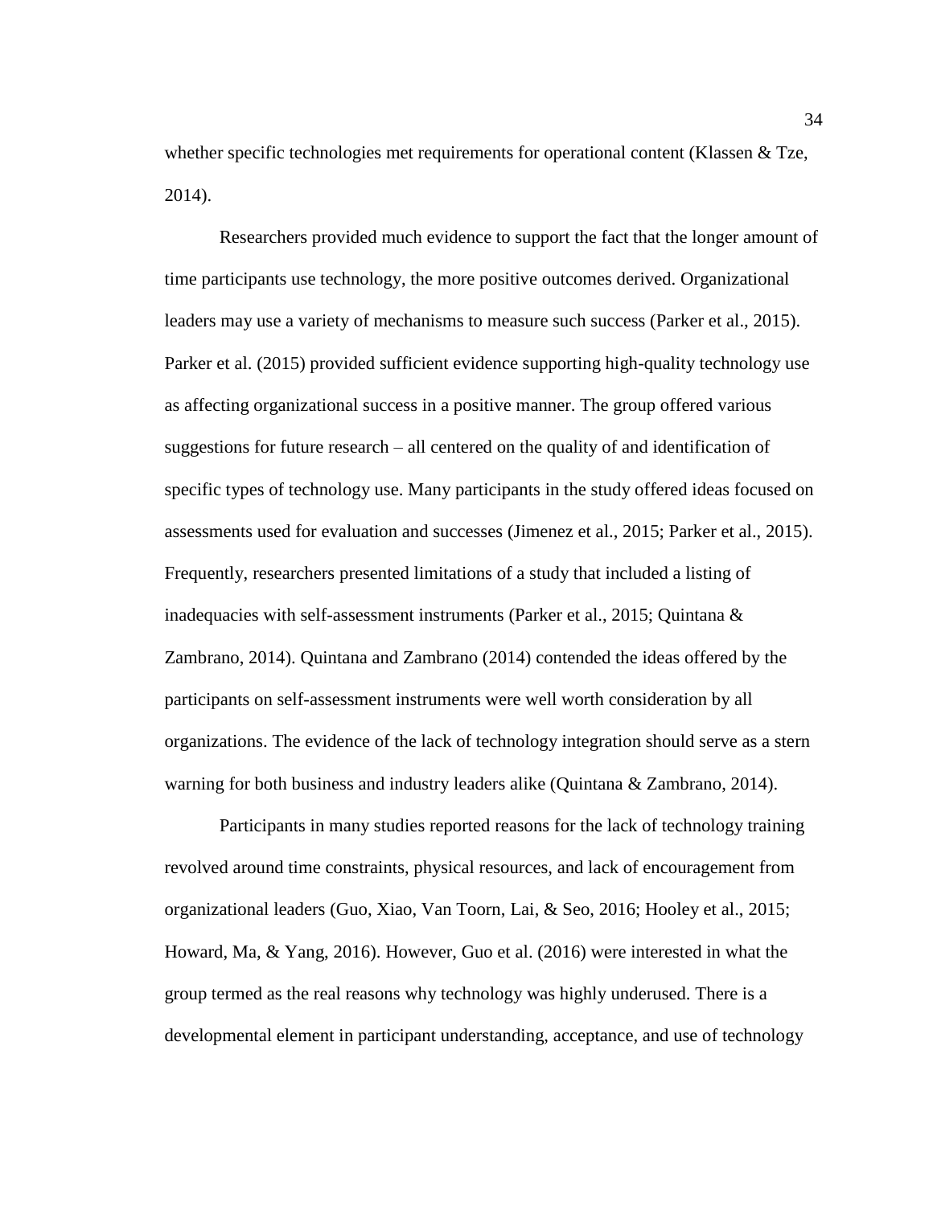whether specific technologies met requirements for operational content (Klassen & Tze, 2014).

Researchers provided much evidence to support the fact that the longer amount of time participants use technology, the more positive outcomes derived. Organizational leaders may use a variety of mechanisms to measure such success (Parker et al., 2015). Parker et al. (2015) provided sufficient evidence supporting high-quality technology use as affecting organizational success in a positive manner. The group offered various suggestions for future research – all centered on the quality of and identification of specific types of technology use. Many participants in the study offered ideas focused on assessments used for evaluation and successes (Jimenez et al., 2015; Parker et al., 2015). Frequently, researchers presented limitations of a study that included a listing of inadequacies with self-assessment instruments (Parker et al., 2015; Quintana & Zambrano, 2014). Quintana and Zambrano (2014) contended the ideas offered by the participants on self-assessment instruments were well worth consideration by all organizations. The evidence of the lack of technology integration should serve as a stern warning for both business and industry leaders alike (Quintana & Zambrano, 2014).

Participants in many studies reported reasons for the lack of technology training revolved around time constraints, physical resources, and lack of encouragement from organizational leaders (Guo, Xiao, Van Toorn, Lai, & Seo, 2016; Hooley et al., 2015; Howard, Ma, & Yang, 2016). However, Guo et al. (2016) were interested in what the group termed as the real reasons why technology was highly underused. There is a developmental element in participant understanding, acceptance, and use of technology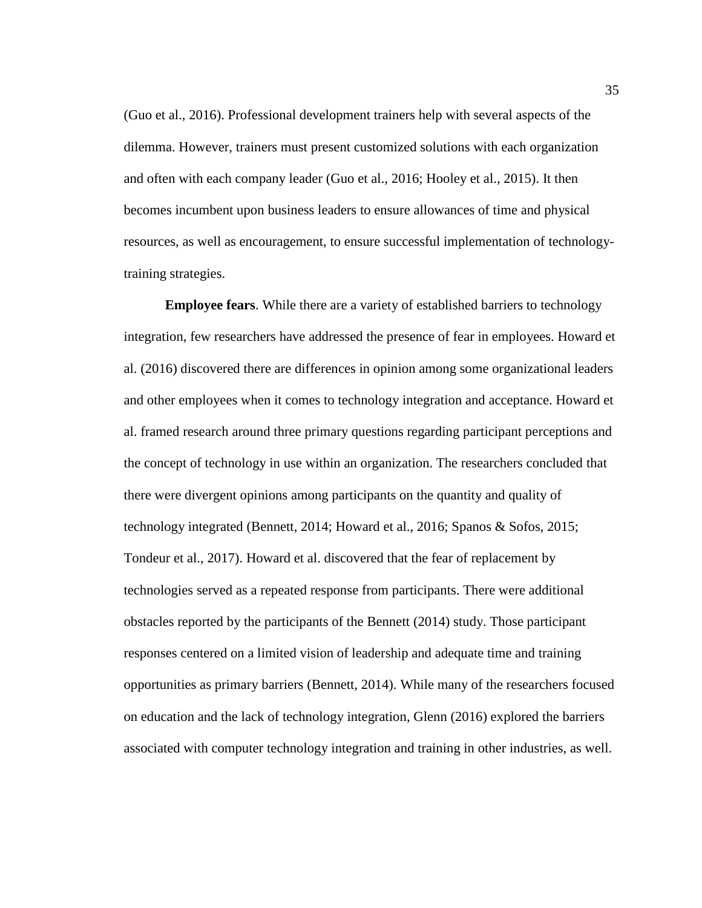(Guo et al., 2016). Professional development trainers help with several aspects of the dilemma. However, trainers must present customized solutions with each organization and often with each company leader (Guo et al., 2016; Hooley et al., 2015). It then becomes incumbent upon business leaders to ensure allowances of time and physical resources, as well as encouragement, to ensure successful implementation of technology-training strategies.

**Employee fears**. While there are a variety of established barriers to technology integration, few researchers have addressed the presence of fear in employees. Howard et al. (2016) discovered there are differences in opinion among some organizational leaders and other employees when it comes to technology integration and acceptance. Howard et al. framed research around three primary questions regarding participant perceptions and the concept of technology in use within an organization. The researchers concluded that there were divergent opinions among participants on the quantity and quality of technology integrated (Bennett, 2014; Howard et al., 2016; Spanos & Sofos, 2015; Tondeur et al., 2017). Howard et al. discovered that the fear of replacement by technologies served as a repeated response from participants. There were additional obstacles reported by the participants of the Bennett (2014) study. Those participant responses centered on a limited vision of leadership and adequate time and training opportunities as primary barriers (Bennett, 2014). While many of the researchers focused on education and the lack of technology integration, Glenn (2016) explored the barriers associated with computer technology integration and training in other industries, as well.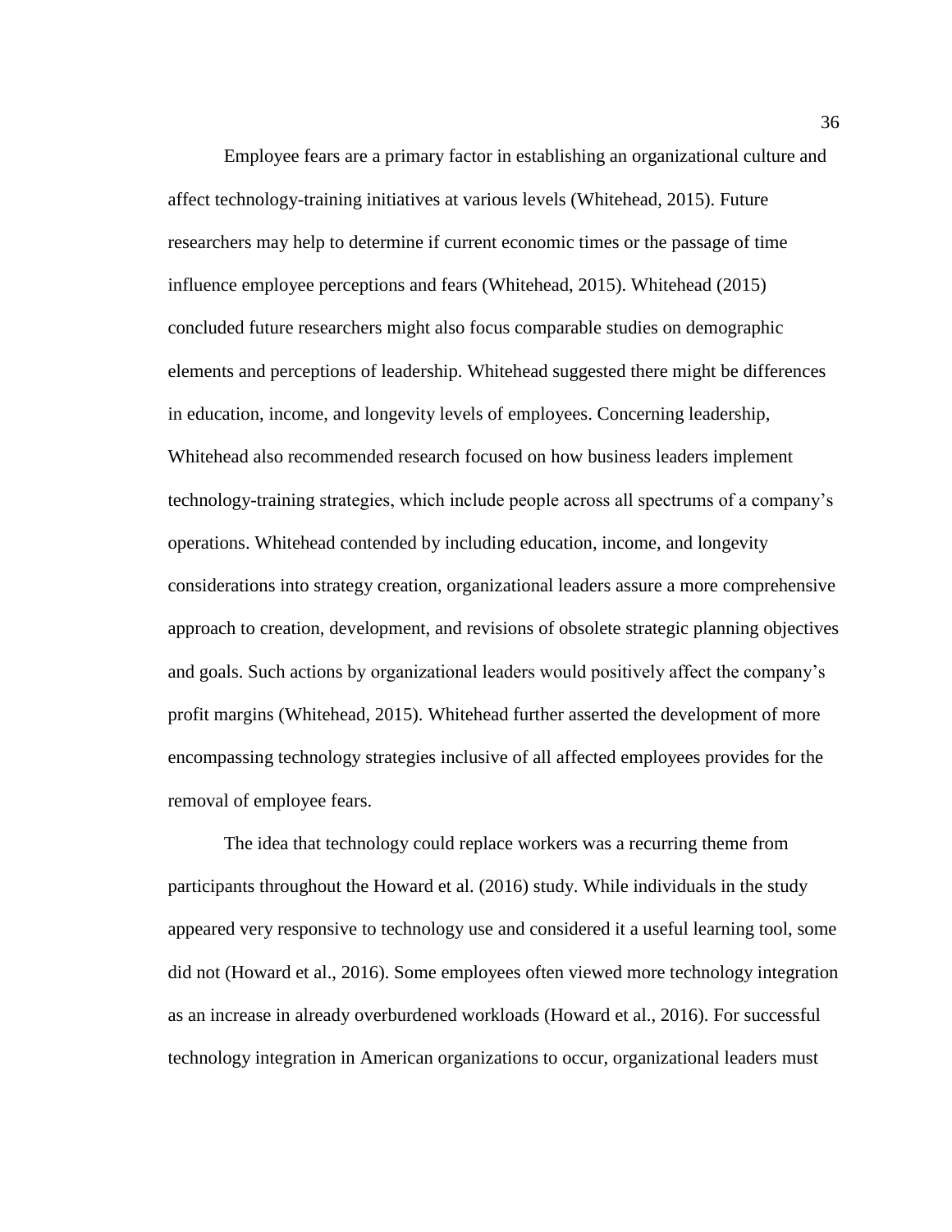Employee fears are a primary factor in establishing an organizational culture and affect technology-training initiatives at various levels (Whitehead, 2015). Future researchers may help to determine if current economic times or the passage of time influence employee perceptions and fears (Whitehead, 2015). Whitehead (2015) concluded future researchers might also focus comparable studies on demographic elements and perceptions of leadership. Whitehead suggested there might be differences in education, income, and longevity levels of employees. Concerning leadership, Whitehead also recommended research focused on how business leaders implement technology-training strategies, which include people across all spectrums of a company's operations. Whitehead contended by including education, income, and longevity considerations into strategy creation, organizational leaders assure a more comprehensive approach to creation, development, and revisions of obsolete strategic planning objectives and goals. Such actions by organizational leaders would positively affect the company's profit margins (Whitehead, 2015). Whitehead further asserted the development of more encompassing technology strategies inclusive of all affected employees provides for the removal of employee fears.

The idea that technology could replace workers was a recurring theme from participants throughout the Howard et al. (2016) study. While individuals in the study appeared very responsive to technology use and considered it a useful learning tool, some did not (Howard et al., 2016). Some employees often viewed more technology integration as an increase in already overburdened workloads (Howard et al., 2016). For successful technology integration in American organizations to occur, organizational leaders must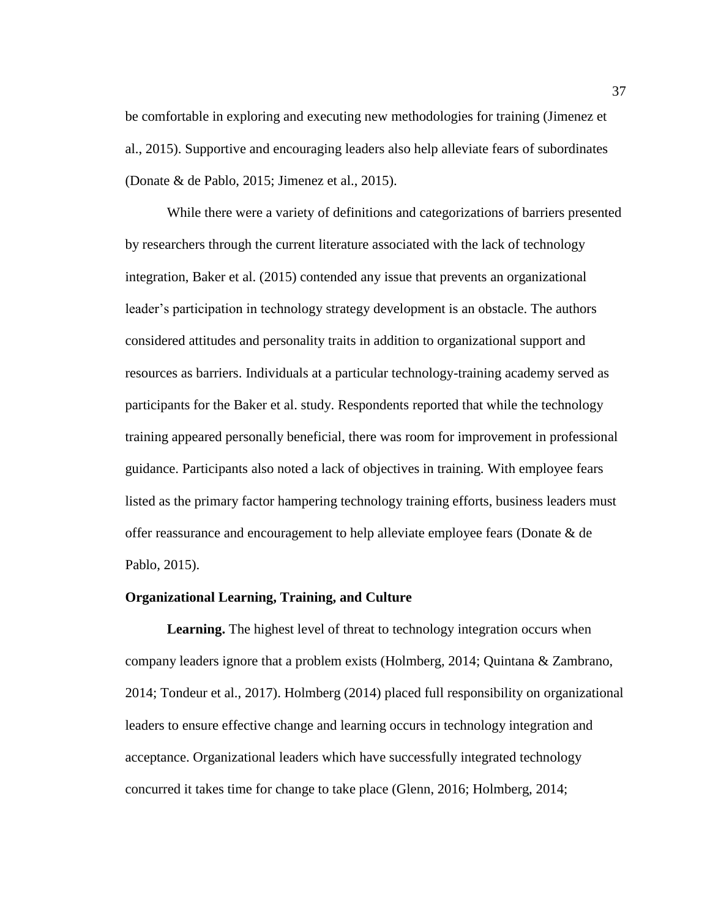be comfortable in exploring and executing new methodologies for training (Jimenez et al., 2015). Supportive and encouraging leaders also help alleviate fears of subordinates (Donate & de Pablo, 2015; Jimenez et al., 2015).

While there were a variety of definitions and categorizations of barriers presented by researchers through the current literature associated with the lack of technology integration, Baker et al. (2015) contended any issue that prevents an organizational leader's participation in technology strategy development is an obstacle. The authors considered attitudes and personality traits in addition to organizational support and resources as barriers. Individuals at a particular technology-training academy served as participants for the Baker et al. study. Respondents reported that while the technology training appeared personally beneficial, there was room for improvement in professional guidance. Participants also noted a lack of objectives in training. With employee fears listed as the primary factor hampering technology training efforts, business leaders must offer reassurance and encouragement to help alleviate employee fears (Donate & de Pablo, 2015).

### Organizational Learning, Training, and Culture

**Learning.** The highest level of threat to technology integration occurs when company leaders ignore that a problem exists (Holmberg, 2014; Quintana & Zambrano, 2014; Tondeur et al., 2017). Holmberg (2014) placed full responsibility on organizational leaders to ensure effective change and learning occurs in technology integration and acceptance. Organizational leaders which have successfully integrated technology concurred it takes time for change to take place (Glenn, 2016; Holmberg, 2014;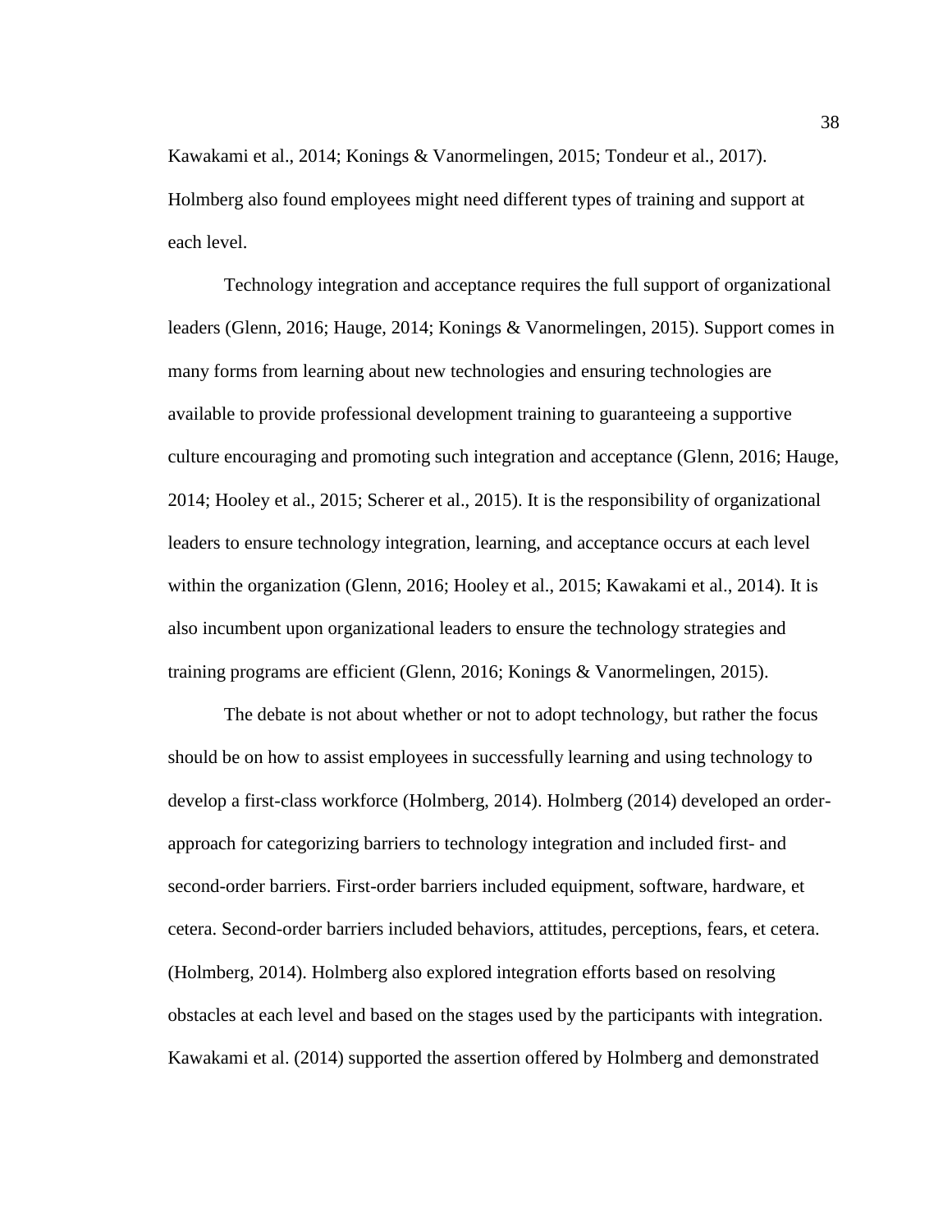Kawakami et al., 2014; Konings & Vanormelingen, 2015; Tondeur et al., 2017). Holmberg also found employees might need different types of training and support at each level.

Technology integration and acceptance requires the full support of organizational leaders (Glenn, 2016; Hauge, 2014; Konings & Vanormelingen, 2015). Support comes in many forms from learning about new technologies and ensuring technologies are available to provide professional development training to guaranteeing a supportive culture encouraging and promoting such integration and acceptance (Glenn, 2016; Hauge, 2014; Hooley et al., 2015; Scherer et al., 2015). It is the responsibility of organizational leaders to ensure technology integration, learning, and acceptance occurs at each level within the organization (Glenn, 2016; Hooley et al., 2015; Kawakami et al., 2014). It is also incumbent upon organizational leaders to ensure the technology strategies and training programs are efficient (Glenn, 2016; Konings & Vanormelingen, 2015).

The debate is not about whether or not to adopt technology, but rather the focus should be on how to assist employees in successfully learning and using technology to develop a first-class workforce (Holmberg, 2014). Holmberg (2014) developed an order-approach for categorizing barriers to technology integration and included first- and second-order barriers. First-order barriers included equipment, software, hardware, et cetera. Second-order barriers included behaviors, attitudes, perceptions, fears, et cetera. (Holmberg, 2014). Holmberg also explored integration efforts based on resolving obstacles at each level and based on the stages used by the participants with integration. Kawakami et al. (2014) supported the assertion offered by Holmberg and demonstrated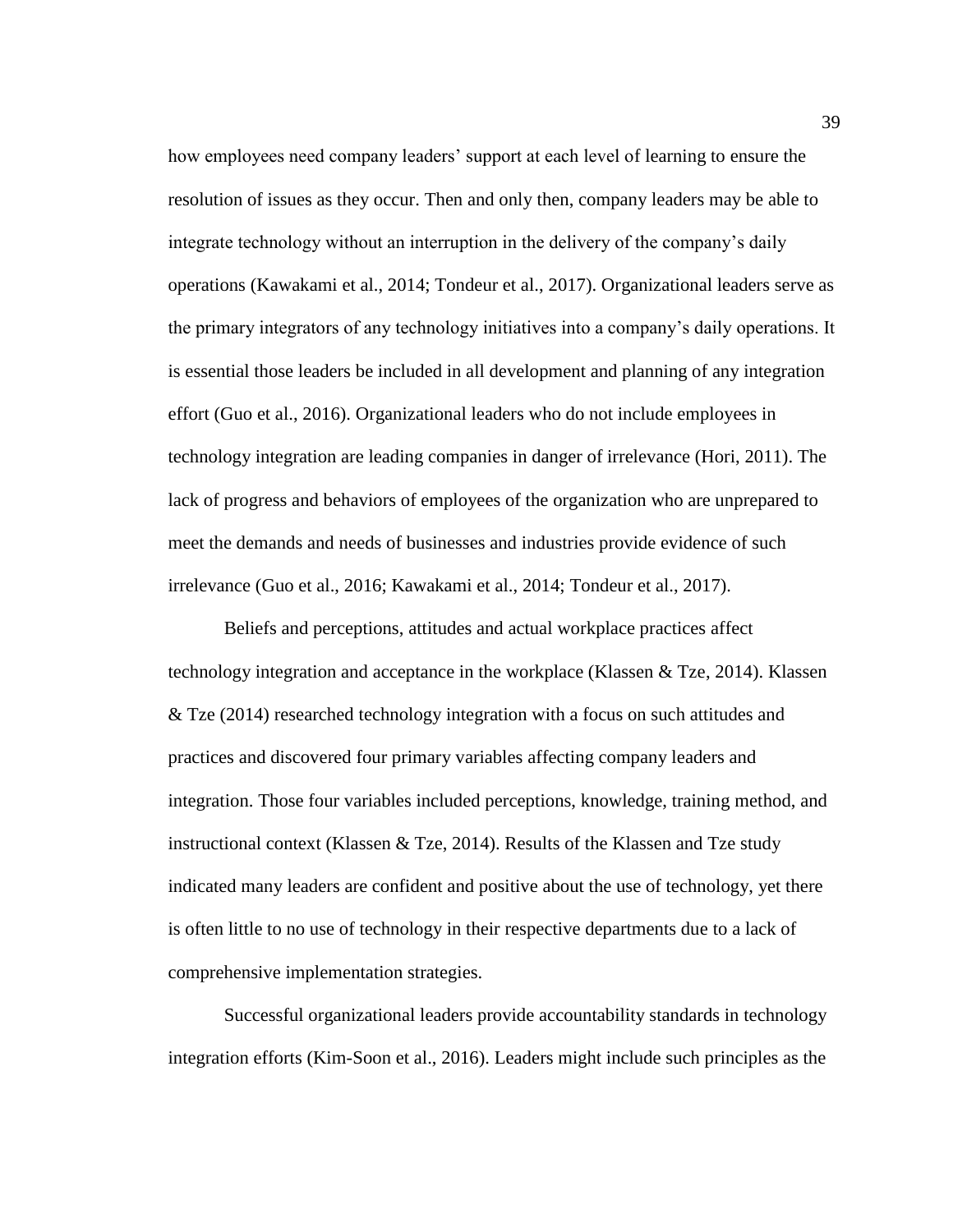how employees need company leaders' support at each level of learning to ensure the resolution of issues as they occur. Then and only then, company leaders may be able to integrate technology without an interruption in the delivery of the company's daily operations (Kawakami et al., 2014; Tondeur et al., 2017). Organizational leaders serve as the primary integrators of any technology initiatives into a company's daily operations. It is essential those leaders be included in all development and planning of any integration effort (Guo et al., 2016). Organizational leaders who do not include employees in technology integration are leading companies in danger of irrelevance (Hori, 2011). The lack of progress and behaviors of employees of the organization who are unprepared to meet the demands and needs of businesses and industries provide evidence of such irrelevance (Guo et al., 2016; Kawakami et al., 2014; Tondeur et al., 2017).

Beliefs and perceptions, attitudes and actual workplace practices affect technology integration and acceptance in the workplace (Klassen & Tze, 2014). Klassen & Tze (2014) researched technology integration with a focus on such attitudes and practices and discovered four primary variables affecting company leaders and integration. Those four variables included perceptions, knowledge, training method, and instructional context (Klassen & Tze, 2014). Results of the Klassen and Tze study indicated many leaders are confident and positive about the use of technology, yet there is often little to no use of technology in their respective departments due to a lack of comprehensive implementation strategies.

Successful organizational leaders provide accountability standards in technology integration efforts (Kim-Soon et al., 2016). Leaders might include such principles as the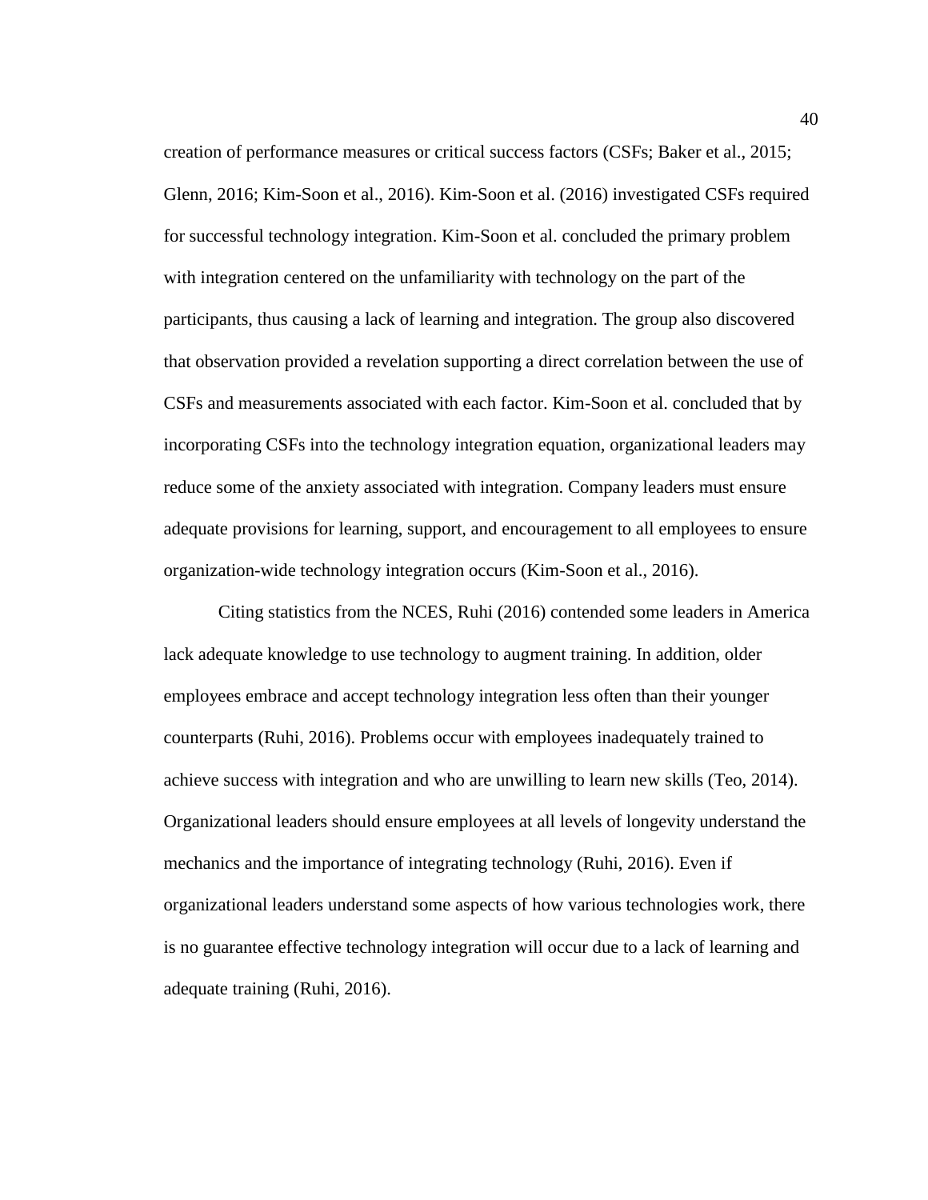creation of performance measures or critical success factors (CSFs; Baker et al., 2015; Glenn, 2016; Kim-Soon et al., 2016). Kim-Soon et al. (2016) investigated CSFs required for successful technology integration. Kim-Soon et al. concluded the primary problem with integration centered on the unfamiliarity with technology on the part of the participants, thus causing a lack of learning and integration. The group also discovered that observation provided a revelation supporting a direct correlation between the use of CSFs and measurements associated with each factor. Kim-Soon et al. concluded that by incorporating CSFs into the technology integration equation, organizational leaders may reduce some of the anxiety associated with integration. Company leaders must ensure adequate provisions for learning, support, and encouragement to all employees to ensure organization-wide technology integration occurs (Kim-Soon et al., 2016).

Citing statistics from the NCES, Ruhi (2016) contended some leaders in America lack adequate knowledge to use technology to augment training. In addition, older employees embrace and accept technology integration less often than their younger counterparts (Ruhi, 2016). Problems occur with employees inadequately trained to achieve success with integration and who are unwilling to learn new skills (Teo, 2014). Organizational leaders should ensure employees at all levels of longevity understand the mechanics and the importance of integrating technology (Ruhi, 2016). Even if organizational leaders understand some aspects of how various technologies work, there is no guarantee effective technology integration will occur due to a lack of learning and adequate training (Ruhi, 2016).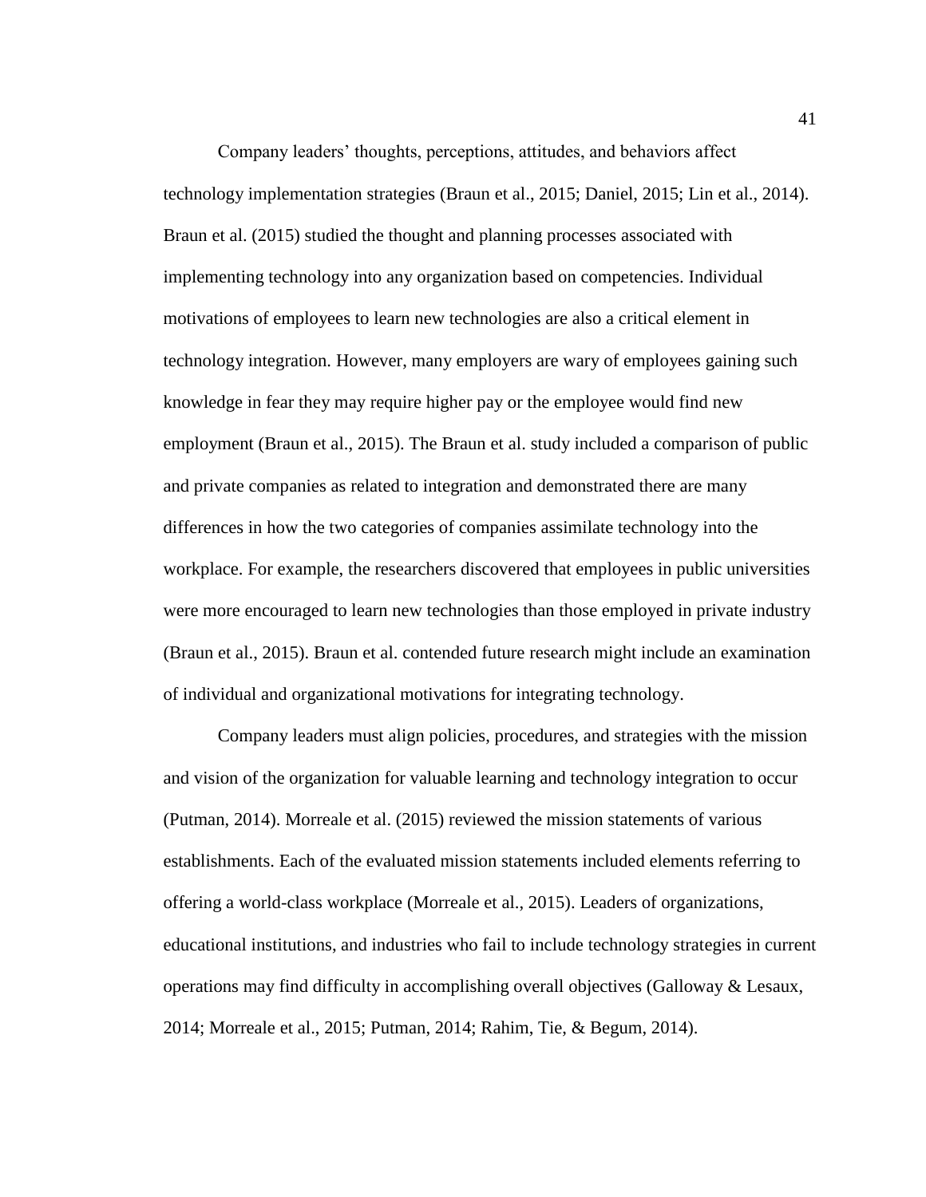Company leaders' thoughts, perceptions, attitudes, and behaviors affect technology implementation strategies (Braun et al., 2015; Daniel, 2015; Lin et al., 2014). Braun et al. (2015) studied the thought and planning processes associated with implementing technology into any organization based on competencies. Individual motivations of employees to learn new technologies are also a critical element in technology integration. However, many employers are wary of employees gaining such knowledge in fear they may require higher pay or the employee would find new employment (Braun et al., 2015). The Braun et al. study included a comparison of public and private companies as related to integration and demonstrated there are many differences in how the two categories of companies assimilate technology into the workplace. For example, the researchers discovered that employees in public universities were more encouraged to learn new technologies than those employed in private industry (Braun et al., 2015). Braun et al. contended future research might include an examination of individual and organizational motivations for integrating technology.

Company leaders must align policies, procedures, and strategies with the mission and vision of the organization for valuable learning and technology integration to occur (Putman, 2014). Morreale et al. (2015) reviewed the mission statements of various establishments. Each of the evaluated mission statements included elements referring to offering a world-class workplace (Morreale et al., 2015). Leaders of organizations, educational institutions, and industries who fail to include technology strategies in current operations may find difficulty in accomplishing overall objectives (Galloway & Lesaux, 2014; Morreale et al., 2015; Putman, 2014; Rahim, Tie, & Begum, 2014).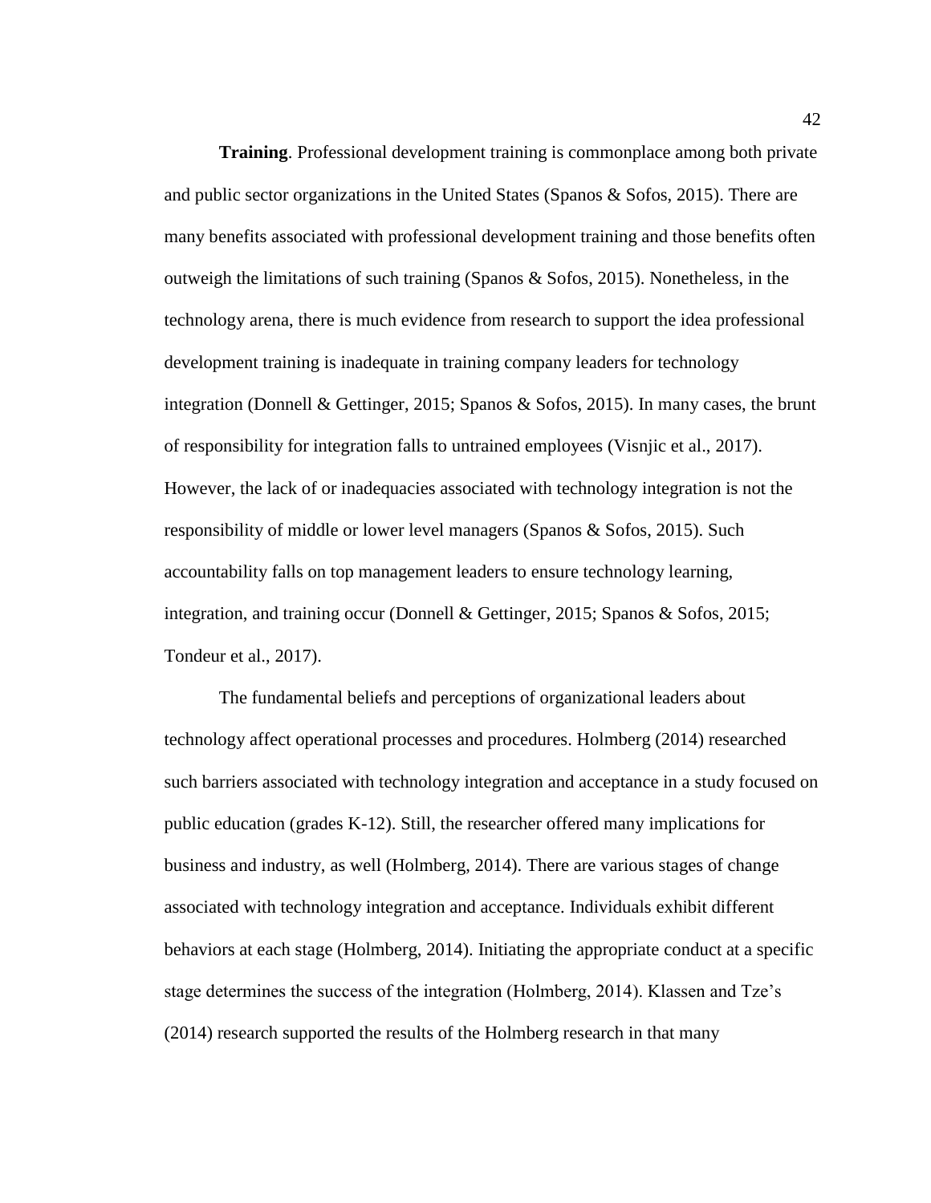**Training**. Professional development training is commonplace among both private and public sector organizations in the United States (Spanos & Sofos, 2015). There are many benefits associated with professional development training and those benefits often outweigh the limitations of such training (Spanos & Sofos, 2015). Nonetheless, in the technology arena, there is much evidence from research to support the idea professional development training is inadequate in training company leaders for technology integration (Donnell & Gettinger, 2015; Spanos & Sofos, 2015). In many cases, the brunt of responsibility for integration falls to untrained employees (Visnjic et al., 2017). However, the lack of or inadequacies associated with technology integration is not the responsibility of middle or lower level managers (Spanos & Sofos, 2015). Such accountability falls on top management leaders to ensure technology learning, integration, and training occur (Donnell & Gettinger, 2015; Spanos & Sofos, 2015; Tondeur et al., 2017).

The fundamental beliefs and perceptions of organizational leaders about technology affect operational processes and procedures. Holmberg (2014) researched such barriers associated with technology integration and acceptance in a study focused on public education (grades K-12). Still, the researcher offered many implications for business and industry, as well (Holmberg, 2014). There are various stages of change associated with technology integration and acceptance. Individuals exhibit different behaviors at each stage (Holmberg, 2014). Initiating the appropriate conduct at a specific stage determines the success of the integration (Holmberg, 2014). Klassen and Tze's (2014) research supported the results of the Holmberg research in that many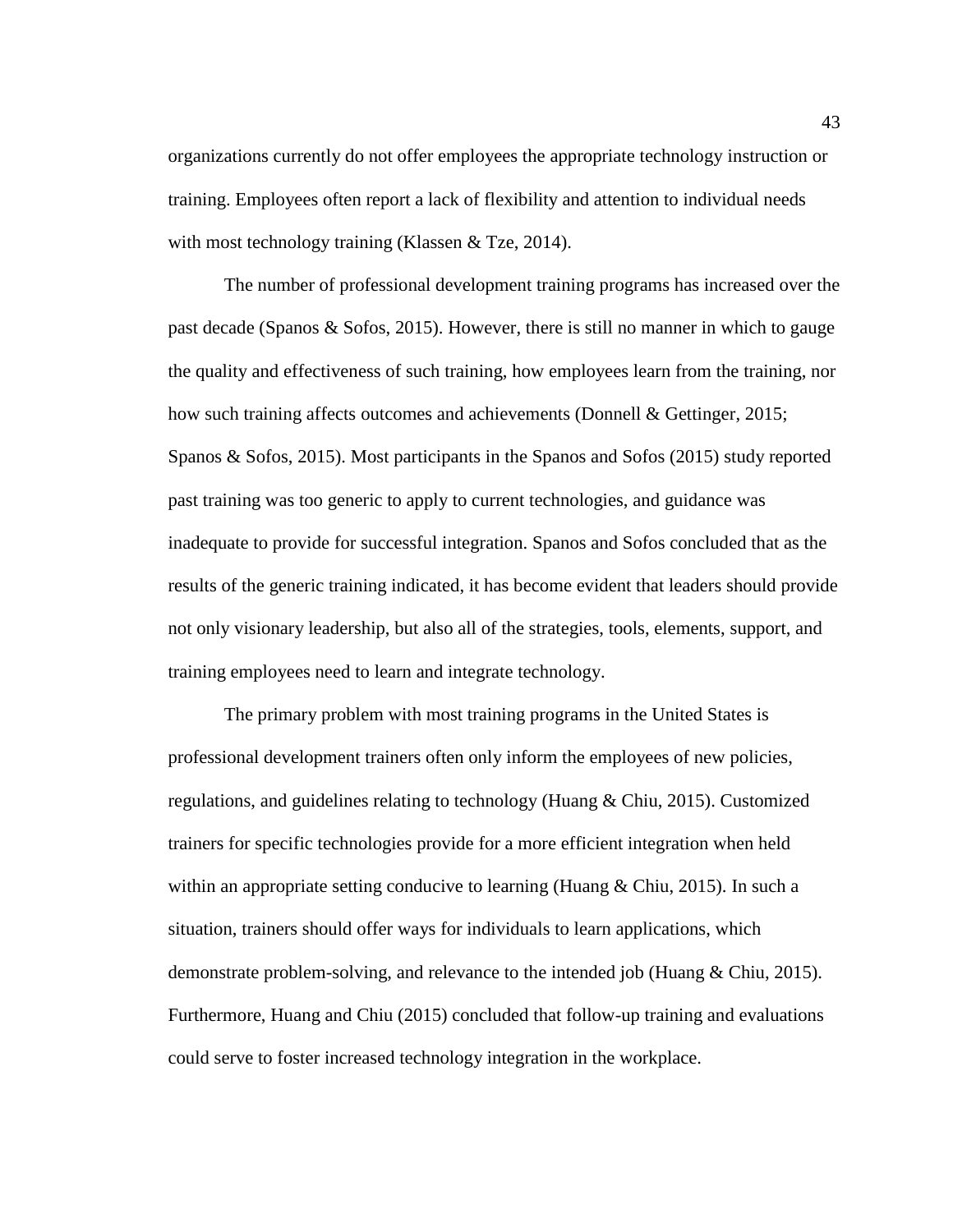organizations currently do not offer employees the appropriate technology instruction or training. Employees often report a lack of flexibility and attention to individual needs with most technology training (Klassen & Tze, 2014).

The number of professional development training programs has increased over the past decade (Spanos & Sofos, 2015). However, there is still no manner in which to gauge the quality and effectiveness of such training, how employees learn from the training, nor how such training affects outcomes and achievements (Donnell & Gettinger, 2015; Spanos & Sofos, 2015). Most participants in the Spanos and Sofos (2015) study reported past training was too generic to apply to current technologies, and guidance was inadequate to provide for successful integration. Spanos and Sofos concluded that as the results of the generic training indicated, it has become evident that leaders should provide not only visionary leadership, but also all of the strategies, tools, elements, support, and training employees need to learn and integrate technology.

The primary problem with most training programs in the United States is professional development trainers often only inform the employees of new policies, regulations, and guidelines relating to technology (Huang & Chiu, 2015). Customized trainers for specific technologies provide for a more efficient integration when held within an appropriate setting conducive to learning (Huang & Chiu, 2015). In such a situation, trainers should offer ways for individuals to learn applications, which demonstrate problem-solving, and relevance to the intended job (Huang & Chiu, 2015). Furthermore, Huang and Chiu (2015) concluded that follow-up training and evaluations could serve to foster increased technology integration in the workplace.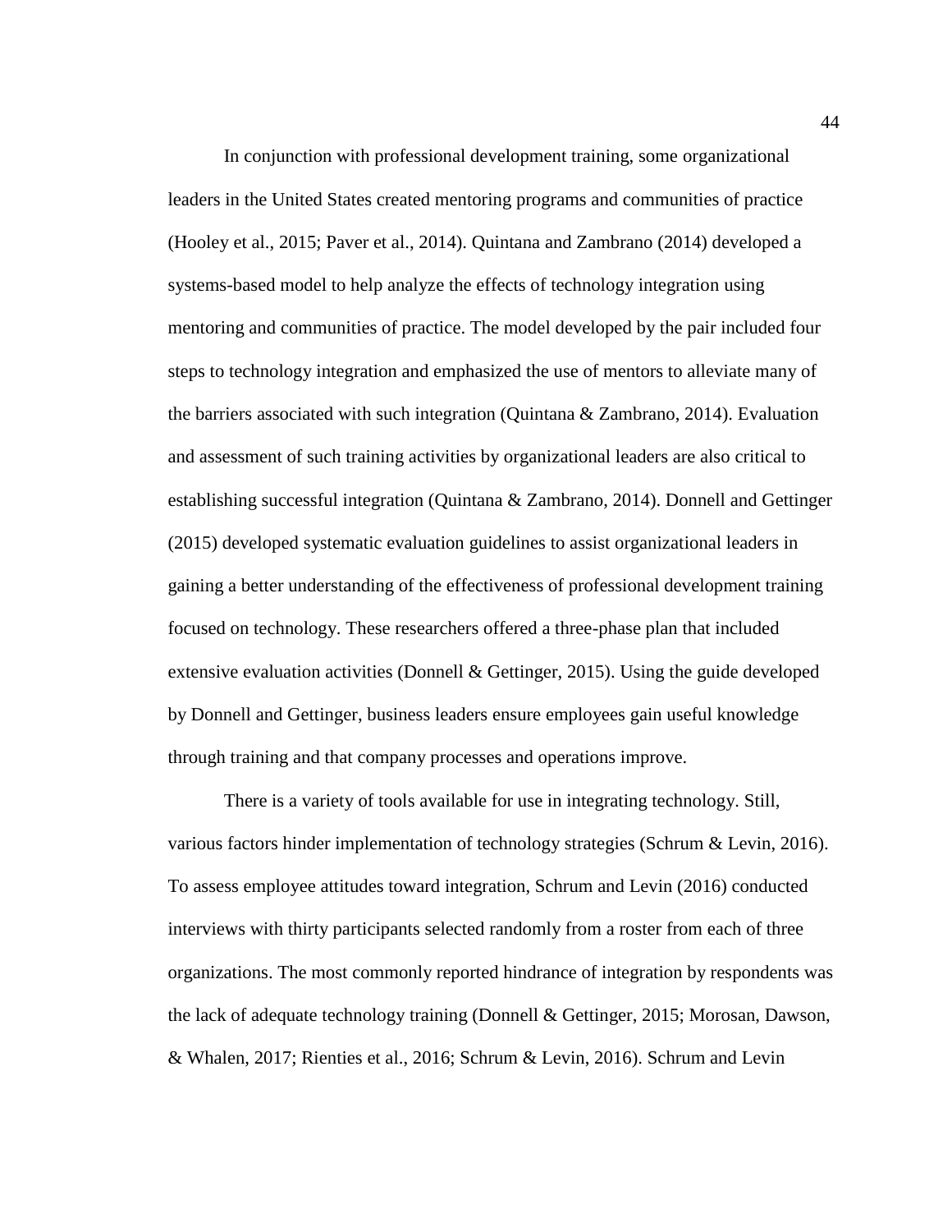In conjunction with professional development training, some organizational leaders in the United States created mentoring programs and communities of practice (Hooley et al., 2015; Paver et al., 2014). Quintana and Zambrano (2014) developed a systems-based model to help analyze the effects of technology integration using mentoring and communities of practice. The model developed by the pair included four steps to technology integration and emphasized the use of mentors to alleviate many of the barriers associated with such integration (Quintana & Zambrano, 2014). Evaluation and assessment of such training activities by organizational leaders are also critical to establishing successful integration (Quintana & Zambrano, 2014). Donnell and Gettinger (2015) developed systematic evaluation guidelines to assist organizational leaders in gaining a better understanding of the effectiveness of professional development training focused on technology. These researchers offered a three-phase plan that included extensive evaluation activities (Donnell & Gettinger, 2015). Using the guide developed by Donnell and Gettinger, business leaders ensure employees gain useful knowledge through training and that company processes and operations improve.

There is a variety of tools available for use in integrating technology. Still, various factors hinder implementation of technology strategies (Schrum & Levin, 2016). To assess employee attitudes toward integration, Schrum and Levin (2016) conducted interviews with thirty participants selected randomly from a roster from each of three organizations. The most commonly reported hindrance of integration by respondents was the lack of adequate technology training (Donnell & Gettinger, 2015; Morosan, Dawson, & Whalen, 2017; Rienties et al., 2016; Schrum & Levin, 2016). Schrum and Levin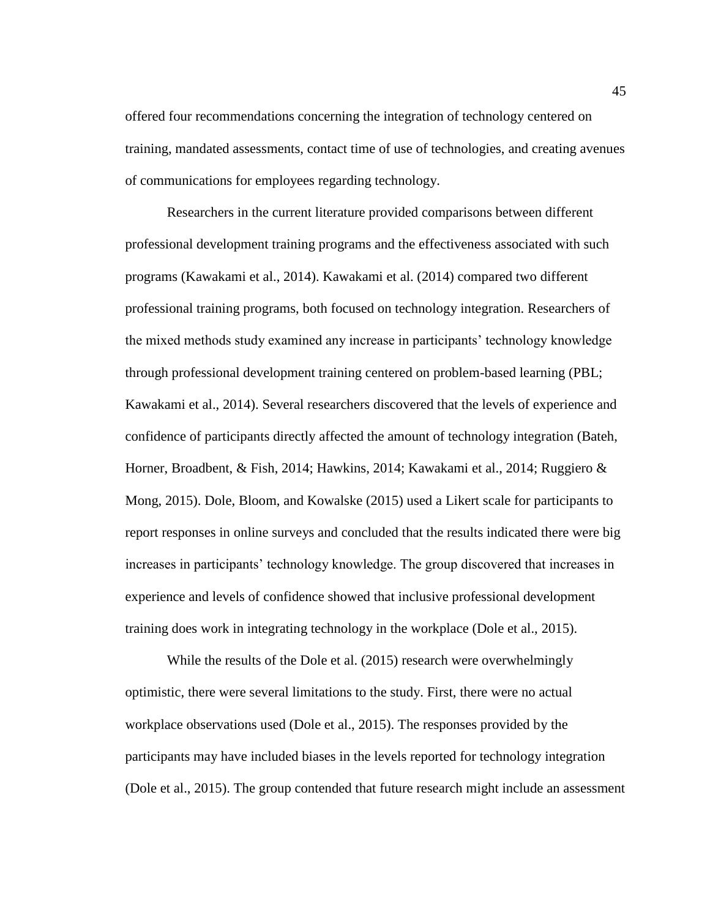offered four recommendations concerning the integration of technology centered on training, mandated assessments, contact time of use of technologies, and creating avenues of communications for employees regarding technology.

Researchers in the current literature provided comparisons between different professional development training programs and the effectiveness associated with such programs (Kawakami et al., 2014). Kawakami et al. (2014) compared two different professional training programs, both focused on technology integration. Researchers of the mixed methods study examined any increase in participants' technology knowledge through professional development training centered on problem-based learning (PBL; Kawakami et al., 2014). Several researchers discovered that the levels of experience and confidence of participants directly affected the amount of technology integration (Bateh, Horner, Broadbent, & Fish, 2014; Hawkins, 2014; Kawakami et al., 2014; Ruggiero & Mong, 2015). Dole, Bloom, and Kowalske (2015) used a Likert scale for participants to report responses in online surveys and concluded that the results indicated there were big increases in participants' technology knowledge. The group discovered that increases in experience and levels of confidence showed that inclusive professional development training does work in integrating technology in the workplace (Dole et al., 2015).

While the results of the Dole et al. (2015) research were overwhelmingly optimistic, there were several limitations to the study. First, there were no actual workplace observations used (Dole et al., 2015). The responses provided by the participants may have included biases in the levels reported for technology integration (Dole et al., 2015). The group contended that future research might include an assessment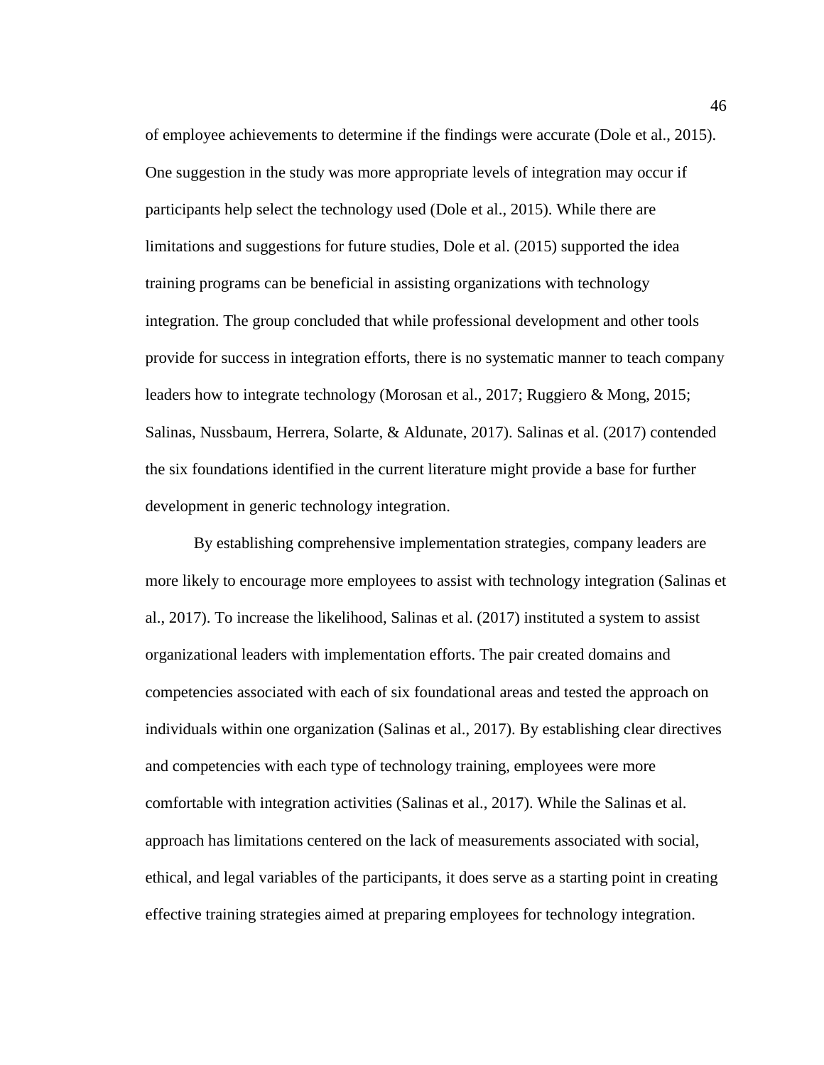of employee achievements to determine if the findings were accurate (Dole et al., 2015). One suggestion in the study was more appropriate levels of integration may occur if participants help select the technology used (Dole et al., 2015). While there are limitations and suggestions for future studies, Dole et al. (2015) supported the idea training programs can be beneficial in assisting organizations with technology integration. The group concluded that while professional development and other tools provide for success in integration efforts, there is no systematic manner to teach company leaders how to integrate technology (Morosan et al., 2017; Ruggiero & Mong, 2015; Salinas, Nussbaum, Herrera, Solarte, & Aldunate, 2017). Salinas et al. (2017) contended the six foundations identified in the current literature might provide a base for further development in generic technology integration.

By establishing comprehensive implementation strategies, company leaders are more likely to encourage more employees to assist with technology integration (Salinas et al., 2017). To increase the likelihood, Salinas et al. (2017) instituted a system to assist organizational leaders with implementation efforts. The pair created domains and competencies associated with each of six foundational areas and tested the approach on individuals within one organization (Salinas et al., 2017). By establishing clear directives and competencies with each type of technology training, employees were more comfortable with integration activities (Salinas et al., 2017). While the Salinas et al. approach has limitations centered on the lack of measurements associated with social, ethical, and legal variables of the participants, it does serve as a starting point in creating effective training strategies aimed at preparing employees for technology integration.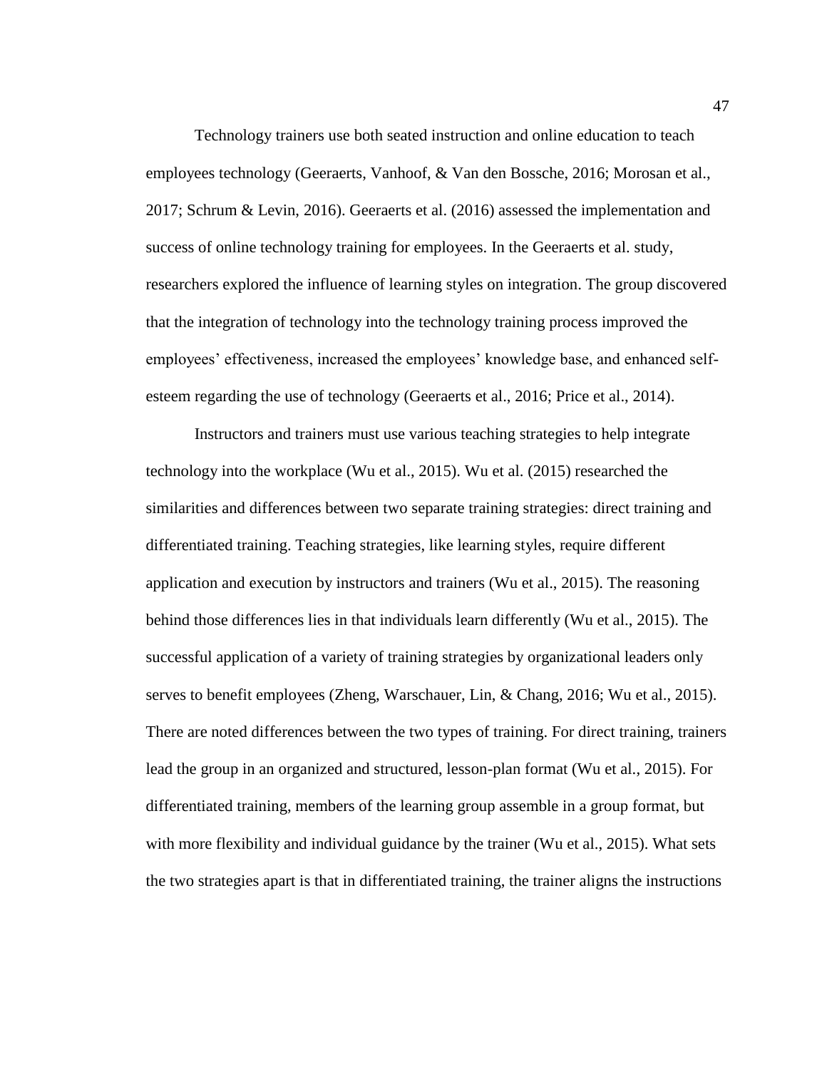Technology trainers use both seated instruction and online education to teach employees technology (Geeraerts, Vanhoof, & Van den Bossche, 2016; Morosan et al., 2017; Schrum & Levin, 2016). Geeraerts et al. (2016) assessed the implementation and success of online technology training for employees. In the Geeraerts et al. study, researchers explored the influence of learning styles on integration. The group discovered that the integration of technology into the technology training process improved the employees' effectiveness, increased the employees' knowledge base, and enhanced self-esteem regarding the use of technology (Geeraerts et al., 2016; Price et al., 2014).

Instructors and trainers must use various teaching strategies to help integrate technology into the workplace (Wu et al., 2015). Wu et al. (2015) researched the similarities and differences between two separate training strategies: direct training and differentiated training. Teaching strategies, like learning styles, require different application and execution by instructors and trainers (Wu et al., 2015). The reasoning behind those differences lies in that individuals learn differently (Wu et al., 2015). The successful application of a variety of training strategies by organizational leaders only serves to benefit employees (Zheng, Warschauer, Lin, & Chang, 2016; Wu et al., 2015). There are noted differences between the two types of training. For direct training, trainers lead the group in an organized and structured, lesson-plan format (Wu et al., 2015). For differentiated training, members of the learning group assemble in a group format, but with more flexibility and individual guidance by the trainer (Wu et al., 2015). What sets the two strategies apart is that in differentiated training, the trainer aligns the instructions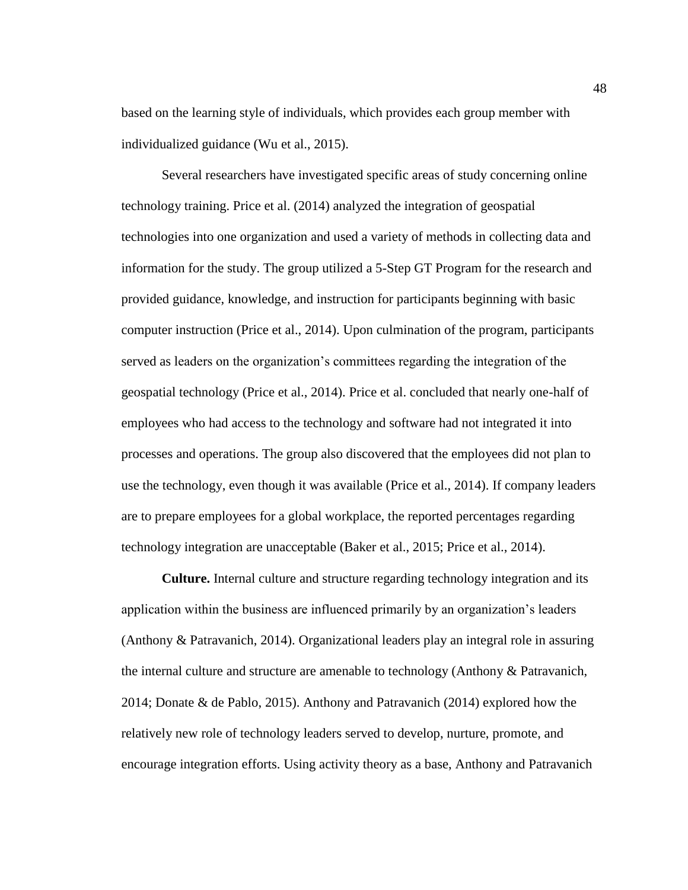based on the learning style of individuals, which provides each group member with individualized guidance (Wu et al., 2015).

Several researchers have investigated specific areas of study concerning online technology training. Price et al. (2014) analyzed the integration of geospatial technologies into one organization and used a variety of methods in collecting data and information for the study. The group utilized a 5-Step GT Program for the research and provided guidance, knowledge, and instruction for participants beginning with basic computer instruction (Price et al., 2014). Upon culmination of the program, participants served as leaders on the organization's committees regarding the integration of the geospatial technology (Price et al., 2014). Price et al. concluded that nearly one-half of employees who had access to the technology and software had not integrated it into processes and operations. The group also discovered that the employees did not plan to use the technology, even though it was available (Price et al., 2014). If company leaders are to prepare employees for a global workplace, the reported percentages regarding technology integration are unacceptable (Baker et al., 2015; Price et al., 2014).

**Culture.** Internal culture and structure regarding technology integration and its application within the business are influenced primarily by an organization's leaders (Anthony & Patravanich, 2014). Organizational leaders play an integral role in assuring the internal culture and structure are amenable to technology (Anthony & Patravanich, 2014; Donate & de Pablo, 2015). Anthony and Patravanich (2014) explored how the relatively new role of technology leaders served to develop, nurture, promote, and encourage integration efforts. Using activity theory as a base, Anthony and Patravanich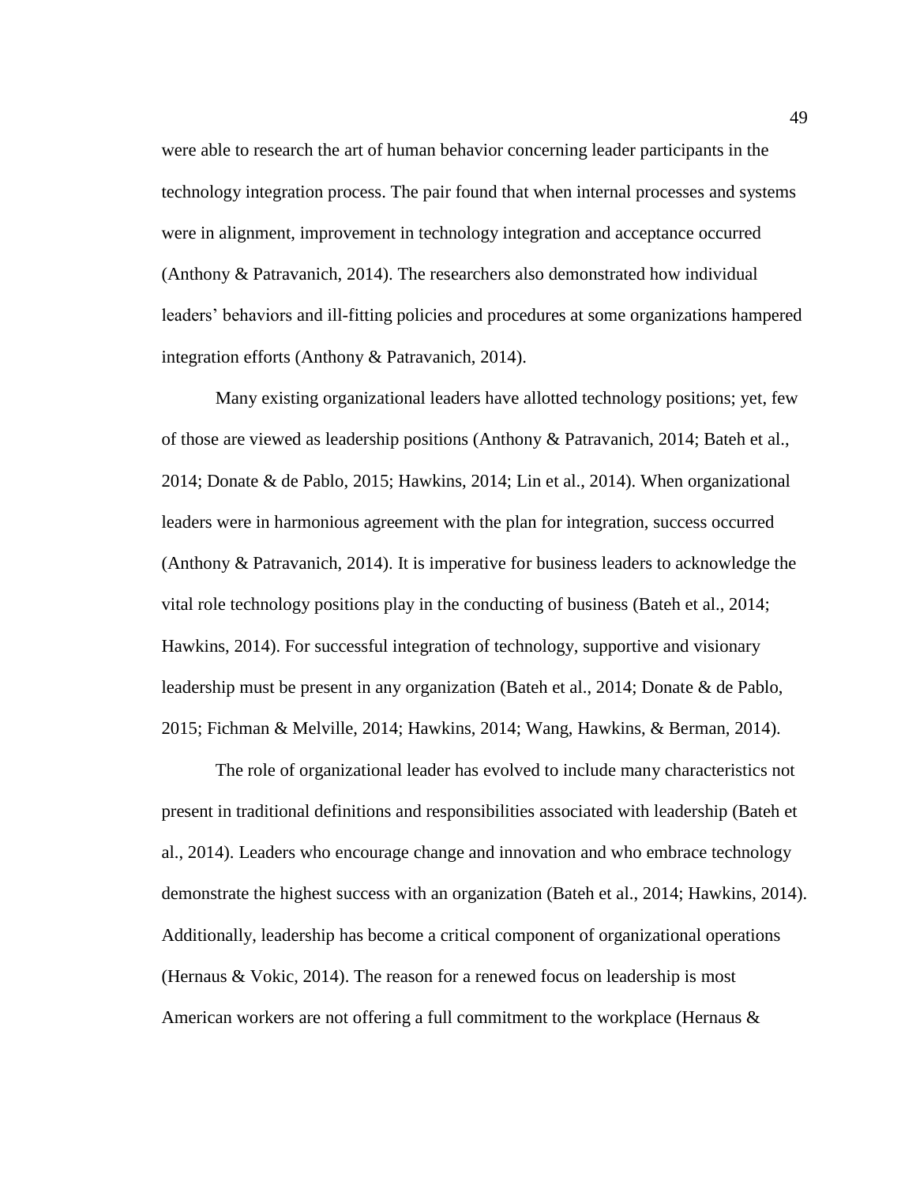were able to research the art of human behavior concerning leader participants in the technology integration process. The pair found that when internal processes and systems were in alignment, improvement in technology integration and acceptance occurred (Anthony & Patravanich, 2014). The researchers also demonstrated how individual leaders' behaviors and ill-fitting policies and procedures at some organizations hampered integration efforts (Anthony & Patravanich, 2014).

Many existing organizational leaders have allotted technology positions; yet, few of those are viewed as leadership positions (Anthony & Patravanich, 2014; Bateh et al., 2014; Donate & de Pablo, 2015; Hawkins, 2014; Lin et al., 2014). When organizational leaders were in harmonious agreement with the plan for integration, success occurred (Anthony & Patravanich, 2014). It is imperative for business leaders to acknowledge the vital role technology positions play in the conducting of business (Bateh et al., 2014; Hawkins, 2014). For successful integration of technology, supportive and visionary leadership must be present in any organization (Bateh et al., 2014; Donate & de Pablo, 2015; Fichman & Melville, 2014; Hawkins, 2014; Wang, Hawkins, & Berman, 2014).

The role of organizational leader has evolved to include many characteristics not present in traditional definitions and responsibilities associated with leadership (Bateh et al., 2014). Leaders who encourage change and innovation and who embrace technology demonstrate the highest success with an organization (Bateh et al., 2014; Hawkins, 2014). Additionally, leadership has become a critical component of organizational operations (Hernaus & Vokic, 2014). The reason for a renewed focus on leadership is most American workers are not offering a full commitment to the workplace (Hernaus &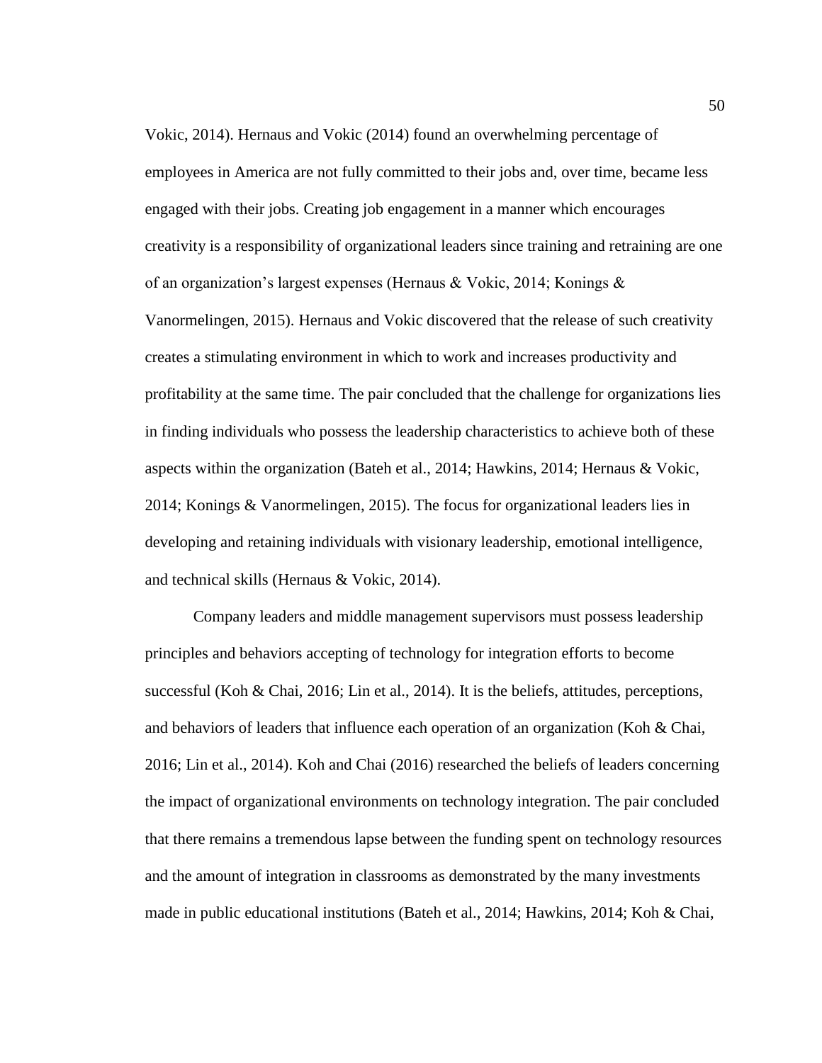Vokic, 2014). Hernaus and Vokic (2014) found an overwhelming percentage of employees in America are not fully committed to their jobs and, over time, became less engaged with their jobs. Creating job engagement in a manner which encourages creativity is a responsibility of organizational leaders since training and retraining are one of an organization's largest expenses (Hernaus & Vokic, 2014; Konings & Vanormelingen, 2015). Hernaus and Vokic discovered that the release of such creativity creates a stimulating environment in which to work and increases productivity and profitability at the same time. The pair concluded that the challenge for organizations lies in finding individuals who possess the leadership characteristics to achieve both of these aspects within the organization (Bateh et al., 2014; Hawkins, 2014; Hernaus & Vokic, 2014; Konings & Vanormelingen, 2015). The focus for organizational leaders lies in developing and retaining individuals with visionary leadership, emotional intelligence, and technical skills (Hernaus & Vokic, 2014).

Company leaders and middle management supervisors must possess leadership principles and behaviors accepting of technology for integration efforts to become successful (Koh & Chai, 2016; Lin et al., 2014). It is the beliefs, attitudes, perceptions, and behaviors of leaders that influence each operation of an organization (Koh & Chai, 2016; Lin et al., 2014). Koh and Chai (2016) researched the beliefs of leaders concerning the impact of organizational environments on technology integration. The pair concluded that there remains a tremendous lapse between the funding spent on technology resources and the amount of integration in classrooms as demonstrated by the many investments made in public educational institutions (Bateh et al., 2014; Hawkins, 2014; Koh & Chai,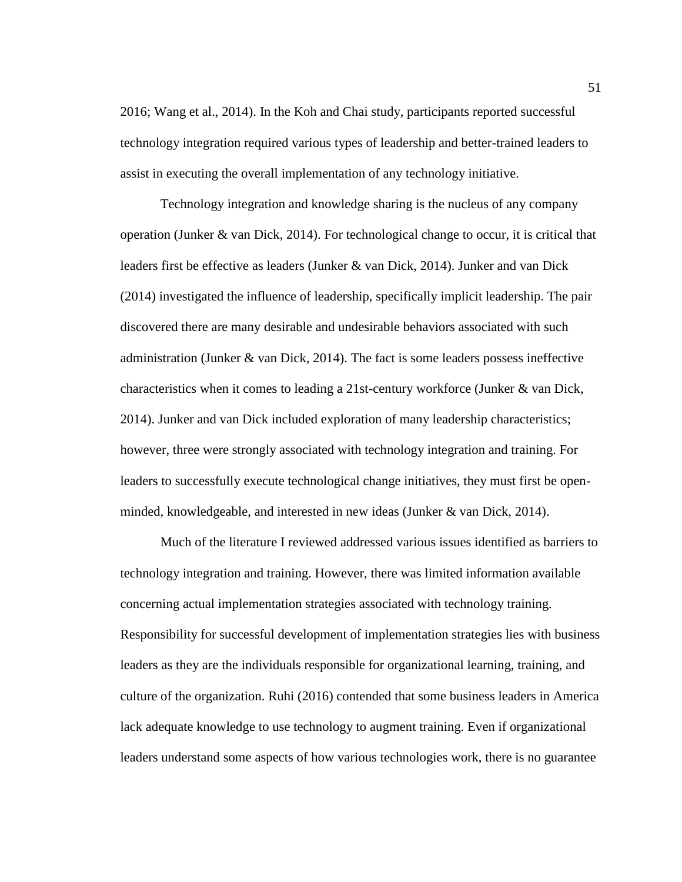2016; Wang et al., 2014). In the Koh and Chai study, participants reported successful technology integration required various types of leadership and better-trained leaders to assist in executing the overall implementation of any technology initiative.

Technology integration and knowledge sharing is the nucleus of any company operation (Junker & van Dick, 2014). For technological change to occur, it is critical that leaders first be effective as leaders (Junker & van Dick, 2014). Junker and van Dick (2014) investigated the influence of leadership, specifically implicit leadership. The pair discovered there are many desirable and undesirable behaviors associated with such administration (Junker & van Dick, 2014). The fact is some leaders possess ineffective characteristics when it comes to leading a 21st-century workforce (Junker & van Dick, 2014). Junker and van Dick included exploration of many leadership characteristics; however, three were strongly associated with technology integration and training. For leaders to successfully execute technological change initiatives, they must first be open-minded, knowledgeable, and interested in new ideas (Junker & van Dick, 2014).

Much of the literature I reviewed addressed various issues identified as barriers to technology integration and training. However, there was limited information available concerning actual implementation strategies associated with technology training. Responsibility for successful development of implementation strategies lies with business leaders as they are the individuals responsible for organizational learning, training, and culture of the organization. Ruhi (2016) contended that some business leaders in America lack adequate knowledge to use technology to augment training. Even if organizational leaders understand some aspects of how various technologies work, there is no guarantee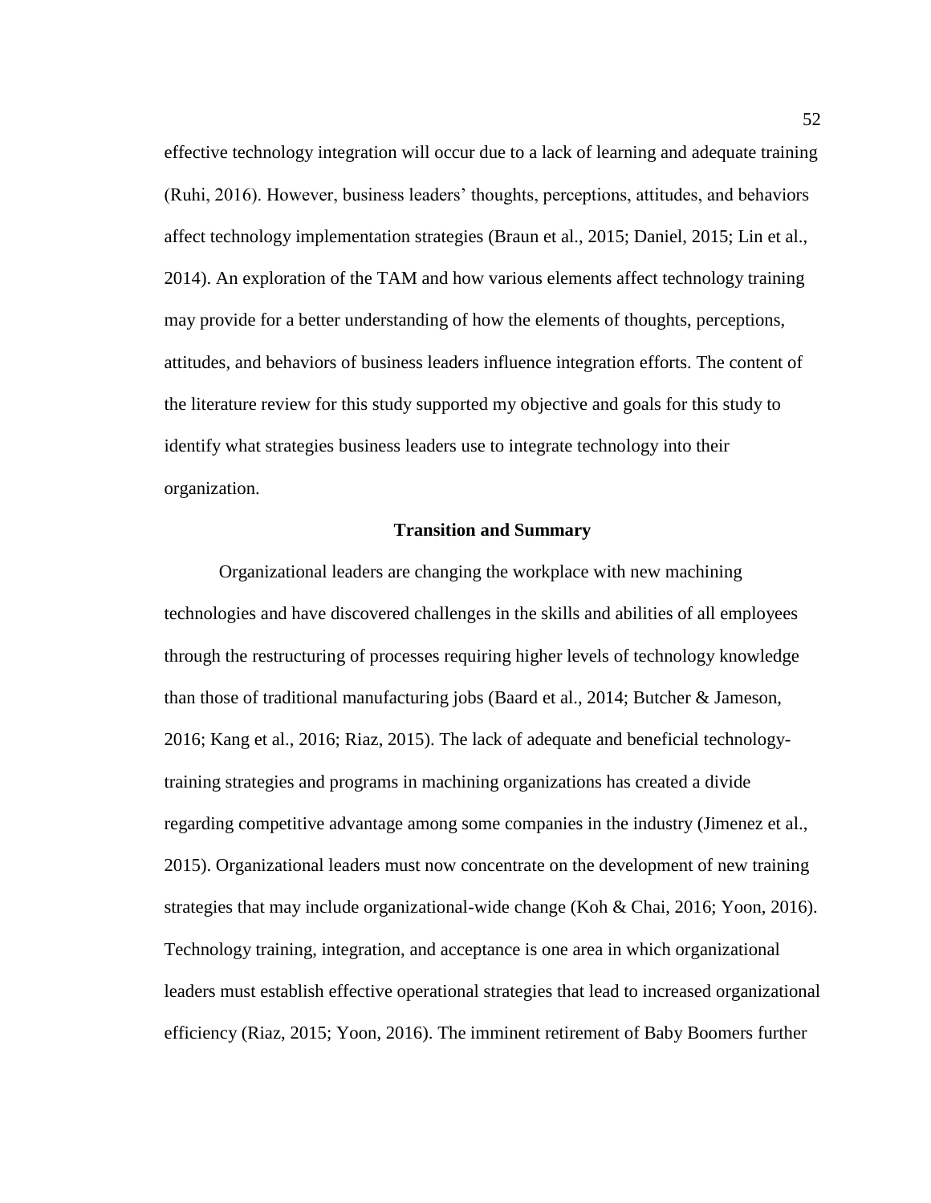effective technology integration will occur due to a lack of learning and adequate training (Ruhi, 2016). However, business leaders' thoughts, perceptions, attitudes, and behaviors affect technology implementation strategies (Braun et al., 2015; Daniel, 2015; Lin et al., 2014). An exploration of the TAM and how various elements affect technology training may provide for a better understanding of how the elements of thoughts, perceptions, attitudes, and behaviors of business leaders influence integration efforts. The content of the literature review for this study supported my objective and goals for this study to identify what strategies business leaders use to integrate technology into their organization.

## Transition and Summary

Organizational leaders are changing the workplace with new machining technologies and have discovered challenges in the skills and abilities of all employees through the restructuring of processes requiring higher levels of technology knowledge than those of traditional manufacturing jobs (Baard et al., 2014; Butcher & Jameson, 2016; Kang et al., 2016; Riaz, 2015). The lack of adequate and beneficial technology-training strategies and programs in machining organizations has created a divide regarding competitive advantage among some companies in the industry (Jimenez et al., 2015). Organizational leaders must now concentrate on the development of new training strategies that may include organizational-wide change (Koh & Chai, 2016; Yoon, 2016). Technology training, integration, and acceptance is one area in which organizational leaders must establish effective operational strategies that lead to increased organizational efficiency (Riaz, 2015; Yoon, 2016). The imminent retirement of Baby Boomers further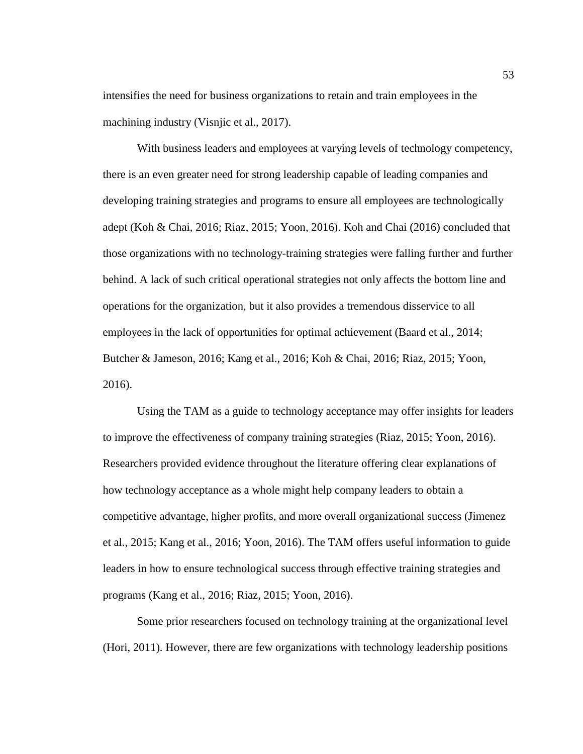intensifies the need for business organizations to retain and train employees in the machining industry (Visnjic et al., 2017).

With business leaders and employees at varying levels of technology competency, there is an even greater need for strong leadership capable of leading companies and developing training strategies and programs to ensure all employees are technologically adept (Koh & Chai, 2016; Riaz, 2015; Yoon, 2016). Koh and Chai (2016) concluded that those organizations with no technology-training strategies were falling further and further behind. A lack of such critical operational strategies not only affects the bottom line and operations for the organization, but it also provides a tremendous disservice to all employees in the lack of opportunities for optimal achievement (Baard et al., 2014; Butcher & Jameson, 2016; Kang et al., 2016; Koh & Chai, 2016; Riaz, 2015; Yoon, 2016).

Using the TAM as a guide to technology acceptance may offer insights for leaders to improve the effectiveness of company training strategies (Riaz, 2015; Yoon, 2016). Researchers provided evidence throughout the literature offering clear explanations of how technology acceptance as a whole might help company leaders to obtain a competitive advantage, higher profits, and more overall organizational success (Jimenez et al., 2015; Kang et al., 2016; Yoon, 2016). The TAM offers useful information to guide leaders in how to ensure technological success through effective training strategies and programs (Kang et al., 2016; Riaz, 2015; Yoon, 2016).

Some prior researchers focused on technology training at the organizational level (Hori, 2011). However, there are few organizations with technology leadership positions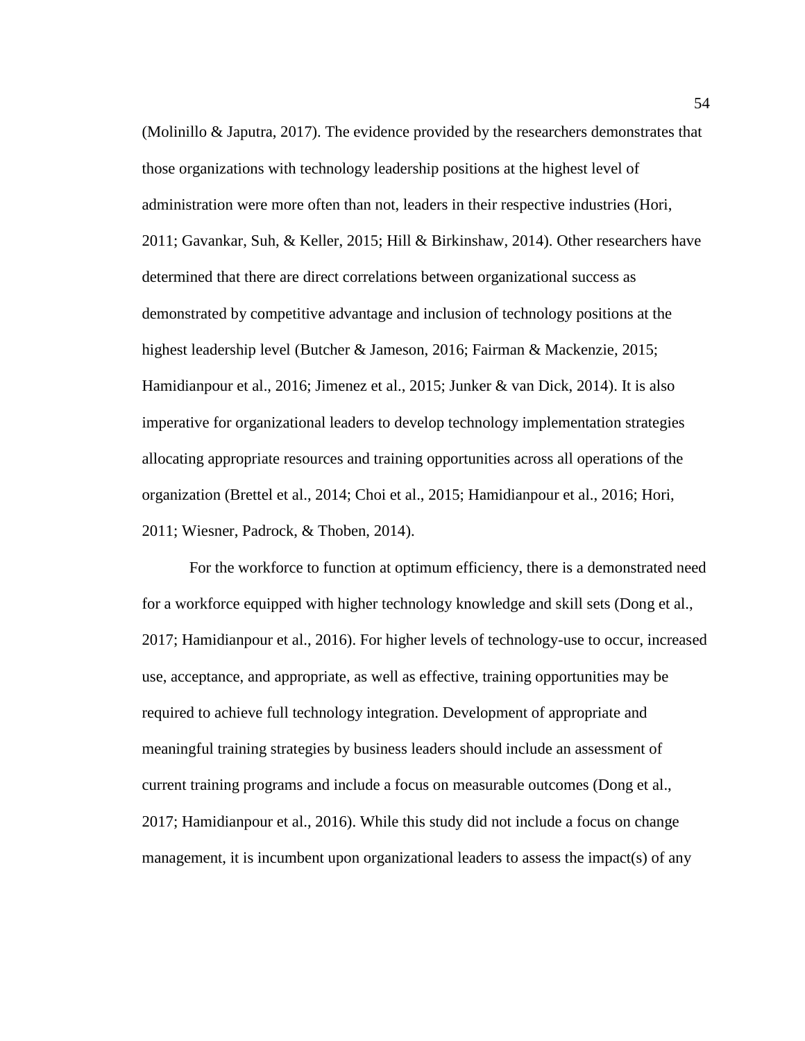(Molinillo & Japutra, 2017). The evidence provided by the researchers demonstrates that those organizations with technology leadership positions at the highest level of administration were more often than not, leaders in their respective industries (Hori, 2011; Gavankar, Suh, & Keller, 2015; Hill & Birkinshaw, 2014). Other researchers have determined that there are direct correlations between organizational success as demonstrated by competitive advantage and inclusion of technology positions at the highest leadership level (Butcher & Jameson, 2016; Fairman & Mackenzie, 2015; Hamidianpour et al., 2016; Jimenez et al., 2015; Junker & van Dick, 2014). It is also imperative for organizational leaders to develop technology implementation strategies allocating appropriate resources and training opportunities across all operations of the organization (Brettel et al., 2014; Choi et al., 2015; Hamidianpour et al., 2016; Hori, 2011; Wiesner, Padrock, & Thoben, 2014).

For the workforce to function at optimum efficiency, there is a demonstrated need for a workforce equipped with higher technology knowledge and skill sets (Dong et al., 2017; Hamidianpour et al., 2016). For higher levels of technology-use to occur, increased use, acceptance, and appropriate, as well as effective, training opportunities may be required to achieve full technology integration. Development of appropriate and meaningful training strategies by business leaders should include an assessment of current training programs and include a focus on measurable outcomes (Dong et al., 2017; Hamidianpour et al., 2016). While this study did not include a focus on change management, it is incumbent upon organizational leaders to assess the impact(s) of any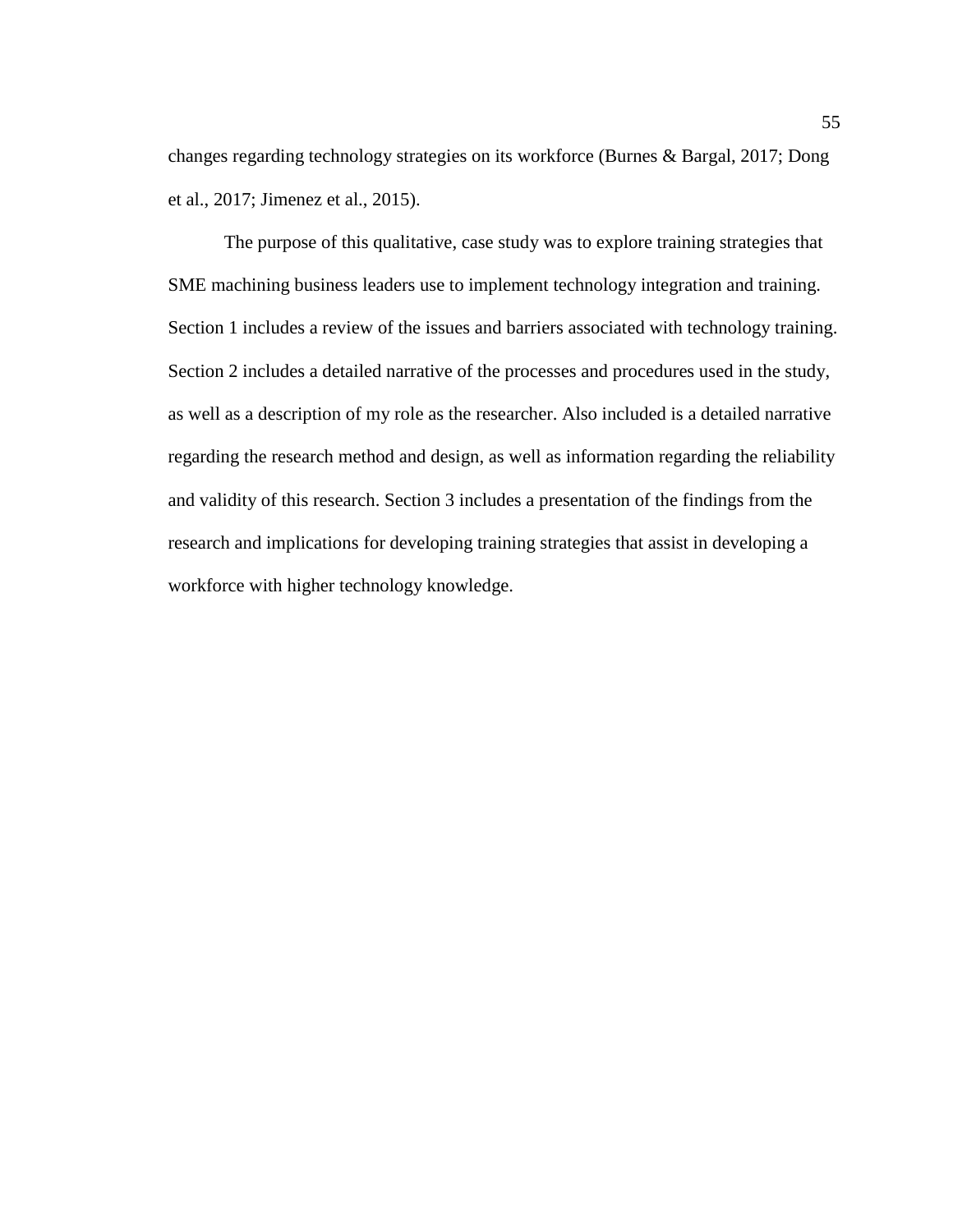changes regarding technology strategies on its workforce (Burnes & Bargal, 2017; Dong et al., 2017; Jimenez et al., 2015).

The purpose of this qualitative, case study was to explore training strategies that SME machining business leaders use to implement technology integration and training. Section 1 includes a review of the issues and barriers associated with technology training. Section 2 includes a detailed narrative of the processes and procedures used in the study, as well as a description of my role as the researcher. Also included is a detailed narrative regarding the research method and design, as well as information regarding the reliability and validity of this research. Section 3 includes a presentation of the findings from the research and implications for developing training strategies that assist in developing a workforce with higher technology knowledge.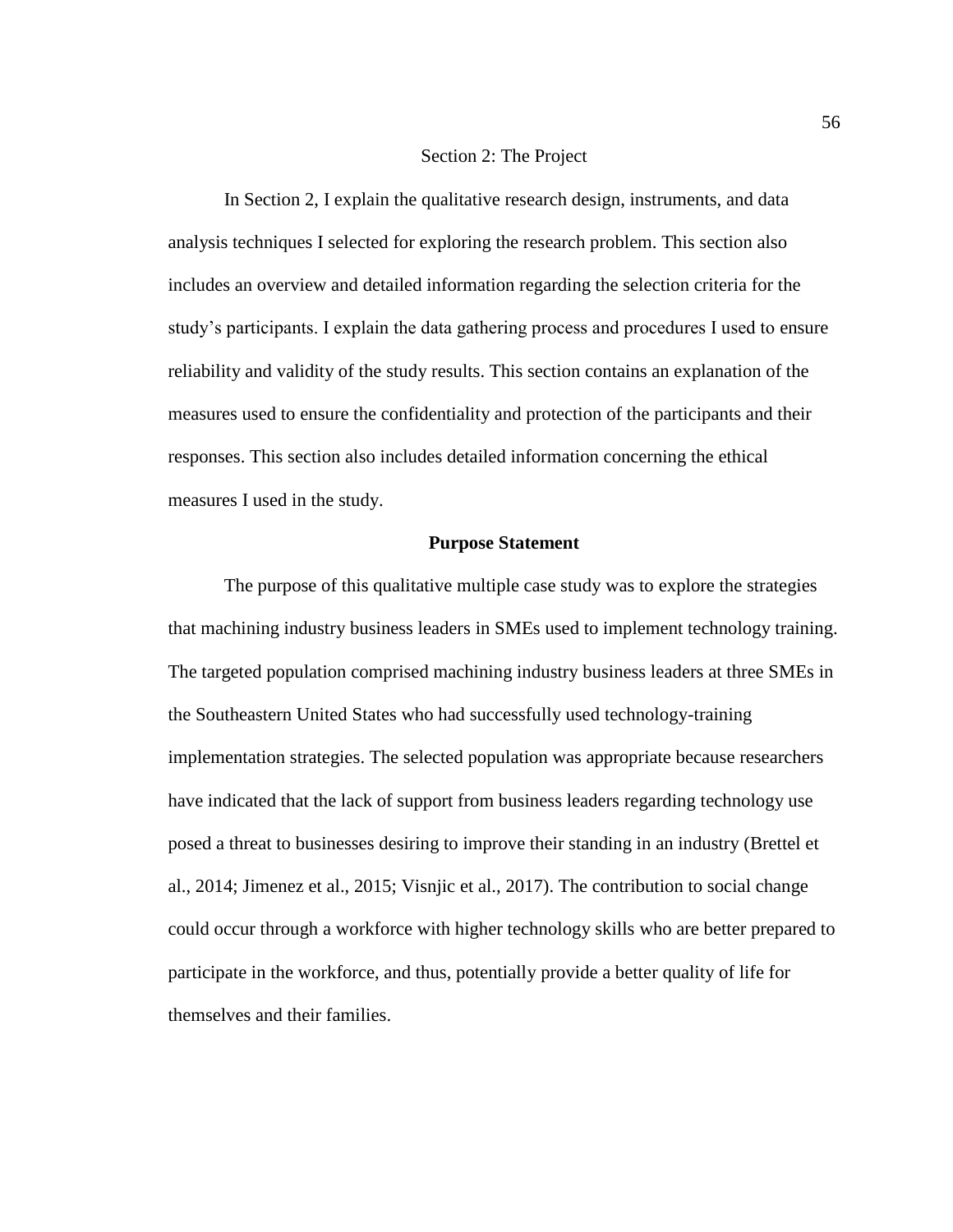# Section 2: The Project

In Section 2, I explain the qualitative research design, instruments, and data analysis techniques I selected for exploring the research problem. This section also includes an overview and detailed information regarding the selection criteria for the study's participants. I explain the data gathering process and procedures I used to ensure reliability and validity of the study results. This section contains an explanation of the measures used to ensure the confidentiality and protection of the participants and their responses. This section also includes detailed information concerning the ethical measures I used in the study.

## Purpose Statement

The purpose of this qualitative multiple case study was to explore the strategies that machining industry business leaders in SMEs used to implement technology training. The targeted population comprised machining industry business leaders at three SMEs in the Southeastern United States who had successfully used technology-training implementation strategies. The selected population was appropriate because researchers have indicated that the lack of support from business leaders regarding technology use posed a threat to businesses desiring to improve their standing in an industry (Brettel et al., 2014; Jimenez et al., 2015; Visnjic et al., 2017). The contribution to social change could occur through a workforce with higher technology skills who are better prepared to participate in the workforce, and thus, potentially provide a better quality of life for themselves and their families.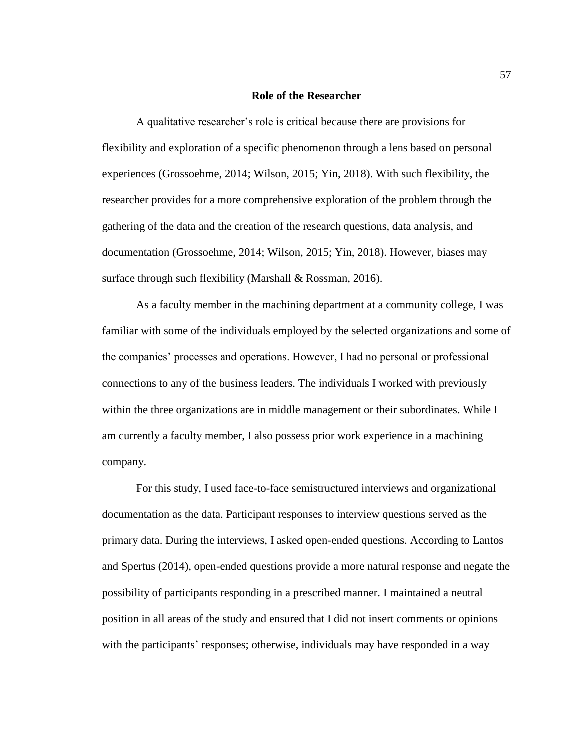## Role of the Researcher

A qualitative researcher's role is critical because there are provisions for flexibility and exploration of a specific phenomenon through a lens based on personal experiences (Grossoehme, 2014; Wilson, 2015; Yin, 2018). With such flexibility, the researcher provides for a more comprehensive exploration of the problem through the gathering of the data and the creation of the research questions, data analysis, and documentation (Grossoehme, 2014; Wilson, 2015; Yin, 2018). However, biases may surface through such flexibility (Marshall & Rossman, 2016).

As a faculty member in the machining department at a community college, I was familiar with some of the individuals employed by the selected organizations and some of the companies' processes and operations. However, I had no personal or professional connections to any of the business leaders. The individuals I worked with previously within the three organizations are in middle management or their subordinates. While I am currently a faculty member, I also possess prior work experience in a machining company.

For this study, I used face-to-face semistructured interviews and organizational documentation as the data. Participant responses to interview questions served as the primary data. During the interviews, I asked open-ended questions. According to Lantos and Spertus (2014), open-ended questions provide a more natural response and negate the possibility of participants responding in a prescribed manner. I maintained a neutral position in all areas of the study and ensured that I did not insert comments or opinions with the participants' responses; otherwise, individuals may have responded in a way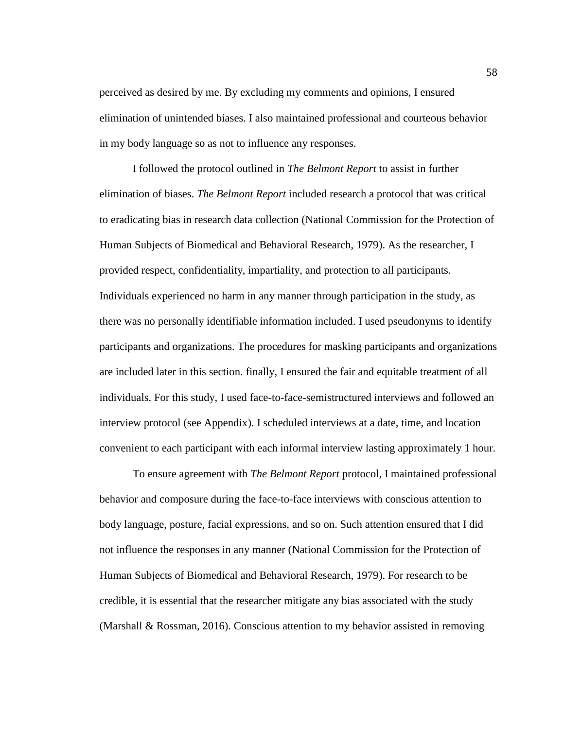perceived as desired by me. By excluding my comments and opinions, I ensured elimination of unintended biases. I also maintained professional and courteous behavior in my body language so as not to influence any responses.

I followed the protocol outlined in *The Belmont Report* to assist in further elimination of biases. *The Belmont Report* included research a protocol that was critical to eradicating bias in research data collection (National Commission for the Protection of Human Subjects of Biomedical and Behavioral Research, 1979). As the researcher, I provided respect, confidentiality, impartiality, and protection to all participants. Individuals experienced no harm in any manner through participation in the study, as there was no personally identifiable information included. I used pseudonyms to identify participants and organizations. The procedures for masking participants and organizations are included later in this section. finally, I ensured the fair and equitable treatment of all individuals. For this study, I used face-to-face-semistructured interviews and followed an interview protocol (see Appendix). I scheduled interviews at a date, time, and location convenient to each participant with each informal interview lasting approximately 1 hour.

To ensure agreement with *The Belmont Report* protocol, I maintained professional behavior and composure during the face-to-face interviews with conscious attention to body language, posture, facial expressions, and so on. Such attention ensured that I did not influence the responses in any manner (National Commission for the Protection of Human Subjects of Biomedical and Behavioral Research, 1979). For research to be credible, it is essential that the researcher mitigate any bias associated with the study (Marshall & Rossman, 2016). Conscious attention to my behavior assisted in removing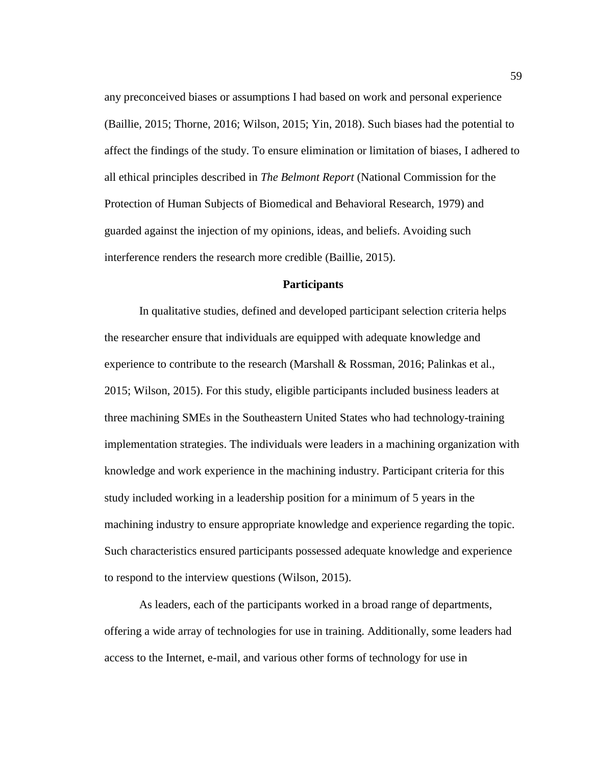any preconceived biases or assumptions I had based on work and personal experience (Baillie, 2015; Thorne, 2016; Wilson, 2015; Yin, 2018). Such biases had the potential to affect the findings of the study. To ensure elimination or limitation of biases, I adhered to all ethical principles described in *The Belmont Report* (National Commission for the Protection of Human Subjects of Biomedical and Behavioral Research, 1979) and guarded against the injection of my opinions, ideas, and beliefs. Avoiding such interference renders the research more credible (Baillie, 2015).

## Participants

In qualitative studies, defined and developed participant selection criteria helps the researcher ensure that individuals are equipped with adequate knowledge and experience to contribute to the research (Marshall & Rossman, 2016; Palinkas et al., 2015; Wilson, 2015). For this study, eligible participants included business leaders at three machining SMEs in the Southeastern United States who had technology-training implementation strategies. The individuals were leaders in a machining organization with knowledge and work experience in the machining industry. Participant criteria for this study included working in a leadership position for a minimum of 5 years in the machining industry to ensure appropriate knowledge and experience regarding the topic. Such characteristics ensured participants possessed adequate knowledge and experience to respond to the interview questions (Wilson, 2015).

As leaders, each of the participants worked in a broad range of departments, offering a wide array of technologies for use in training. Additionally, some leaders had access to the Internet, e-mail, and various other forms of technology for use in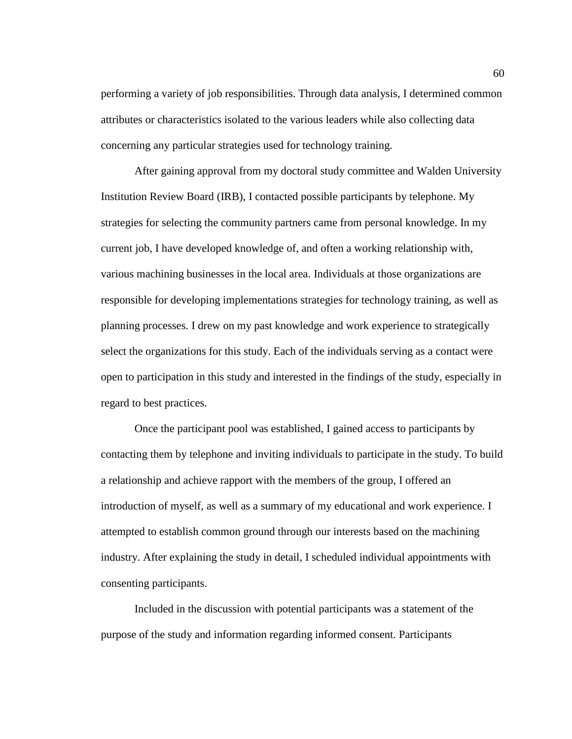performing a variety of job responsibilities. Through data analysis, I determined common attributes or characteristics isolated to the various leaders while also collecting data concerning any particular strategies used for technology training.

After gaining approval from my doctoral study committee and Walden University Institution Review Board (IRB), I contacted possible participants by telephone. My strategies for selecting the community partners came from personal knowledge. In my current job, I have developed knowledge of, and often a working relationship with, various machining businesses in the local area. Individuals at those organizations are responsible for developing implementations strategies for technology training, as well as planning processes. I drew on my past knowledge and work experience to strategically select the organizations for this study. Each of the individuals serving as a contact were open to participation in this study and interested in the findings of the study, especially in regard to best practices.

Once the participant pool was established, I gained access to participants by contacting them by telephone and inviting individuals to participate in the study. To build a relationship and achieve rapport with the members of the group, I offered an introduction of myself, as well as a summary of my educational and work experience. I attempted to establish common ground through our interests based on the machining industry. After explaining the study in detail, I scheduled individual appointments with consenting participants.

Included in the discussion with potential participants was a statement of the purpose of the study and information regarding informed consent. Participants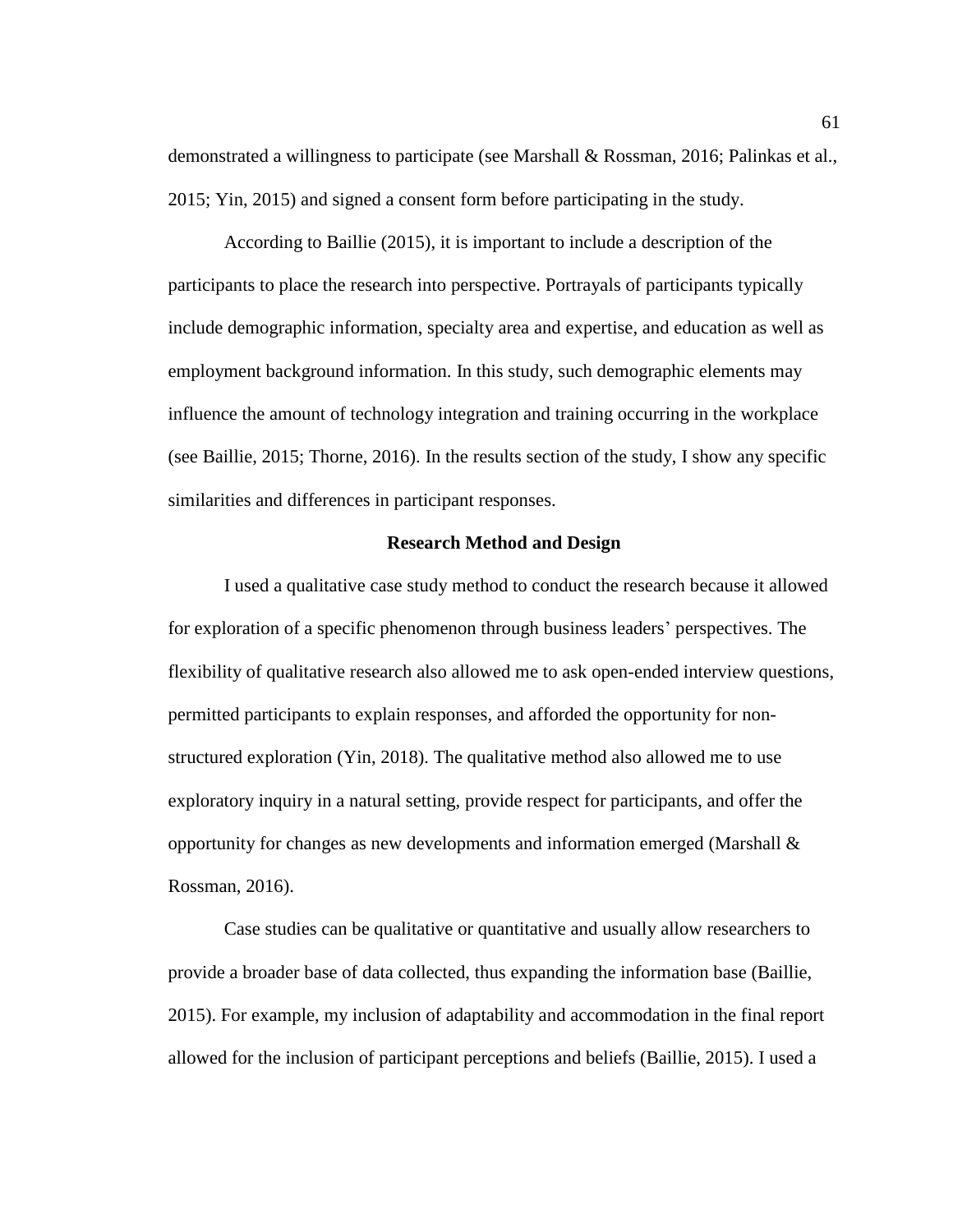demonstrated a willingness to participate (see Marshall & Rossman, 2016; Palinkas et al., 2015; Yin, 2015) and signed a consent form before participating in the study.

According to Baillie (2015), it is important to include a description of the participants to place the research into perspective. Portrayals of participants typically include demographic information, specialty area and expertise, and education as well as employment background information. In this study, such demographic elements may influence the amount of technology integration and training occurring in the workplace (see Baillie, 2015; Thorne, 2016). In the results section of the study, I show any specific similarities and differences in participant responses.

## Research Method and Design

I used a qualitative case study method to conduct the research because it allowed for exploration of a specific phenomenon through business leaders' perspectives. The flexibility of qualitative research also allowed me to ask open-ended interview questions, permitted participants to explain responses, and afforded the opportunity for non-structured exploration (Yin, 2018). The qualitative method also allowed me to use exploratory inquiry in a natural setting, provide respect for participants, and offer the opportunity for changes as new developments and information emerged (Marshall & Rossman, 2016).

Case studies can be qualitative or quantitative and usually allow researchers to provide a broader base of data collected, thus expanding the information base (Baillie, 2015). For example, my inclusion of adaptability and accommodation in the final report allowed for the inclusion of participant perceptions and beliefs (Baillie, 2015). I used a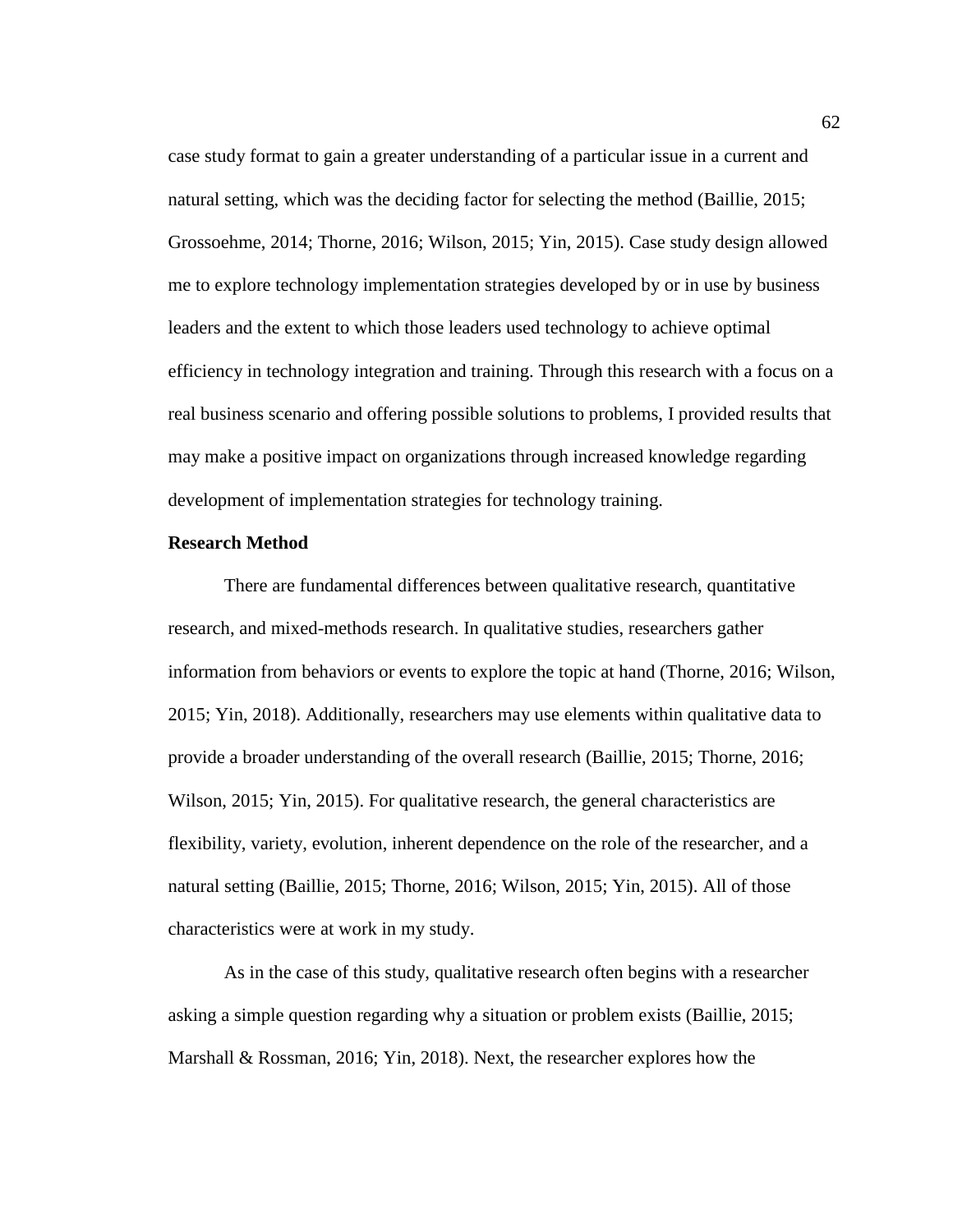case study format to gain a greater understanding of a particular issue in a current and natural setting, which was the deciding factor for selecting the method (Baillie, 2015; Grossoehme, 2014; Thorne, 2016; Wilson, 2015; Yin, 2015). Case study design allowed me to explore technology implementation strategies developed by or in use by business leaders and the extent to which those leaders used technology to achieve optimal efficiency in technology integration and training. Through this research with a focus on a real business scenario and offering possible solutions to problems, I provided results that may make a positive impact on organizations through increased knowledge regarding development of implementation strategies for technology training.

**Research Method**

There are fundamental differences between qualitative research, quantitative research, and mixed-methods research. In qualitative studies, researchers gather information from behaviors or events to explore the topic at hand (Thorne, 2016; Wilson, 2015; Yin, 2018). Additionally, researchers may use elements within qualitative data to provide a broader understanding of the overall research (Baillie, 2015; Thorne, 2016; Wilson, 2015; Yin, 2015). For qualitative research, the general characteristics are flexibility, variety, evolution, inherent dependence on the role of the researcher, and a natural setting (Baillie, 2015; Thorne, 2016; Wilson, 2015; Yin, 2015). All of those characteristics were at work in my study.

As in the case of this study, qualitative research often begins with a researcher asking a simple question regarding why a situation or problem exists (Baillie, 2015; Marshall & Rossman, 2016; Yin, 2018). Next, the researcher explores how the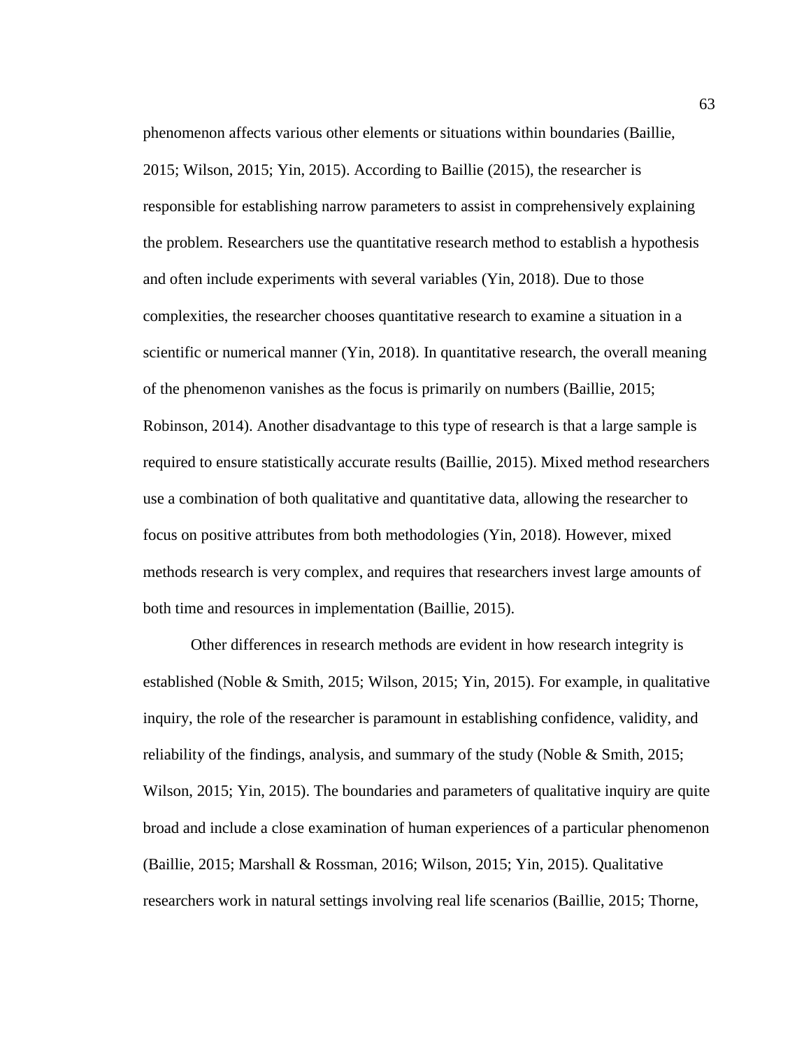phenomenon affects various other elements or situations within boundaries (Baillie, 2015; Wilson, 2015; Yin, 2015). According to Baillie (2015), the researcher is responsible for establishing narrow parameters to assist in comprehensively explaining the problem. Researchers use the quantitative research method to establish a hypothesis and often include experiments with several variables (Yin, 2018). Due to those complexities, the researcher chooses quantitative research to examine a situation in a scientific or numerical manner (Yin, 2018). In quantitative research, the overall meaning of the phenomenon vanishes as the focus is primarily on numbers (Baillie, 2015; Robinson, 2014). Another disadvantage to this type of research is that a large sample is required to ensure statistically accurate results (Baillie, 2015). Mixed method researchers use a combination of both qualitative and quantitative data, allowing the researcher to focus on positive attributes from both methodologies (Yin, 2018). However, mixed methods research is very complex, and requires that researchers invest large amounts of both time and resources in implementation (Baillie, 2015).

Other differences in research methods are evident in how research integrity is established (Noble & Smith, 2015; Wilson, 2015; Yin, 2015). For example, in qualitative inquiry, the role of the researcher is paramount in establishing confidence, validity, and reliability of the findings, analysis, and summary of the study (Noble & Smith, 2015; Wilson, 2015; Yin, 2015). The boundaries and parameters of qualitative inquiry are quite broad and include a close examination of human experiences of a particular phenomenon (Baillie, 2015; Marshall & Rossman, 2016; Wilson, 2015; Yin, 2015). Qualitative researchers work in natural settings involving real life scenarios (Baillie, 2015; Thorne,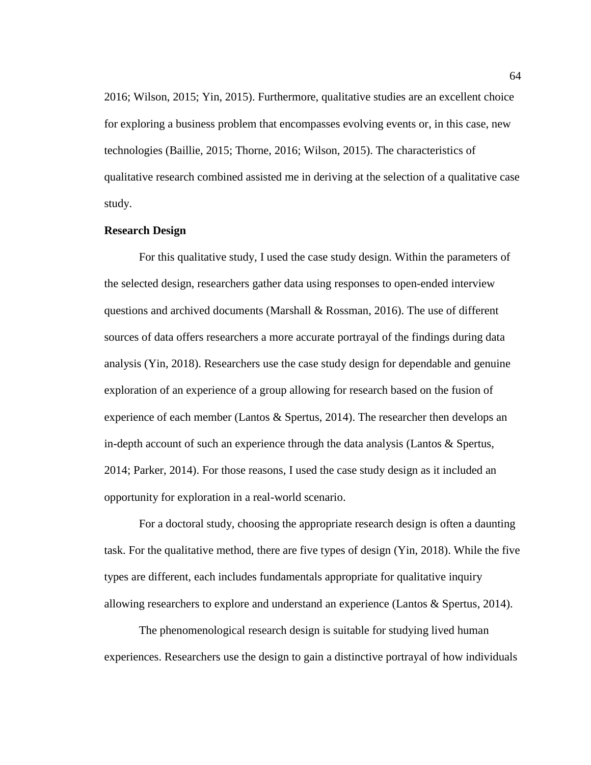2016; Wilson, 2015; Yin, 2015). Furthermore, qualitative studies are an excellent choice for exploring a business problem that encompasses evolving events or, in this case, new technologies (Baillie, 2015; Thorne, 2016; Wilson, 2015). The characteristics of qualitative research combined assisted me in deriving at the selection of a qualitative case study.

**Research Design**

For this qualitative study, I used the case study design. Within the parameters of the selected design, researchers gather data using responses to open-ended interview questions and archived documents (Marshall & Rossman, 2016). The use of different sources of data offers researchers a more accurate portrayal of the findings during data analysis (Yin, 2018). Researchers use the case study design for dependable and genuine exploration of an experience of a group allowing for research based on the fusion of experience of each member (Lantos & Spertus, 2014). The researcher then develops an in-depth account of such an experience through the data analysis (Lantos & Spertus, 2014; Parker, 2014). For those reasons, I used the case study design as it included an opportunity for exploration in a real-world scenario.

For a doctoral study, choosing the appropriate research design is often a daunting task. For the qualitative method, there are five types of design (Yin, 2018). While the five types are different, each includes fundamentals appropriate for qualitative inquiry allowing researchers to explore and understand an experience (Lantos & Spertus, 2014).

The phenomenological research design is suitable for studying lived human experiences. Researchers use the design to gain a distinctive portrayal of how individuals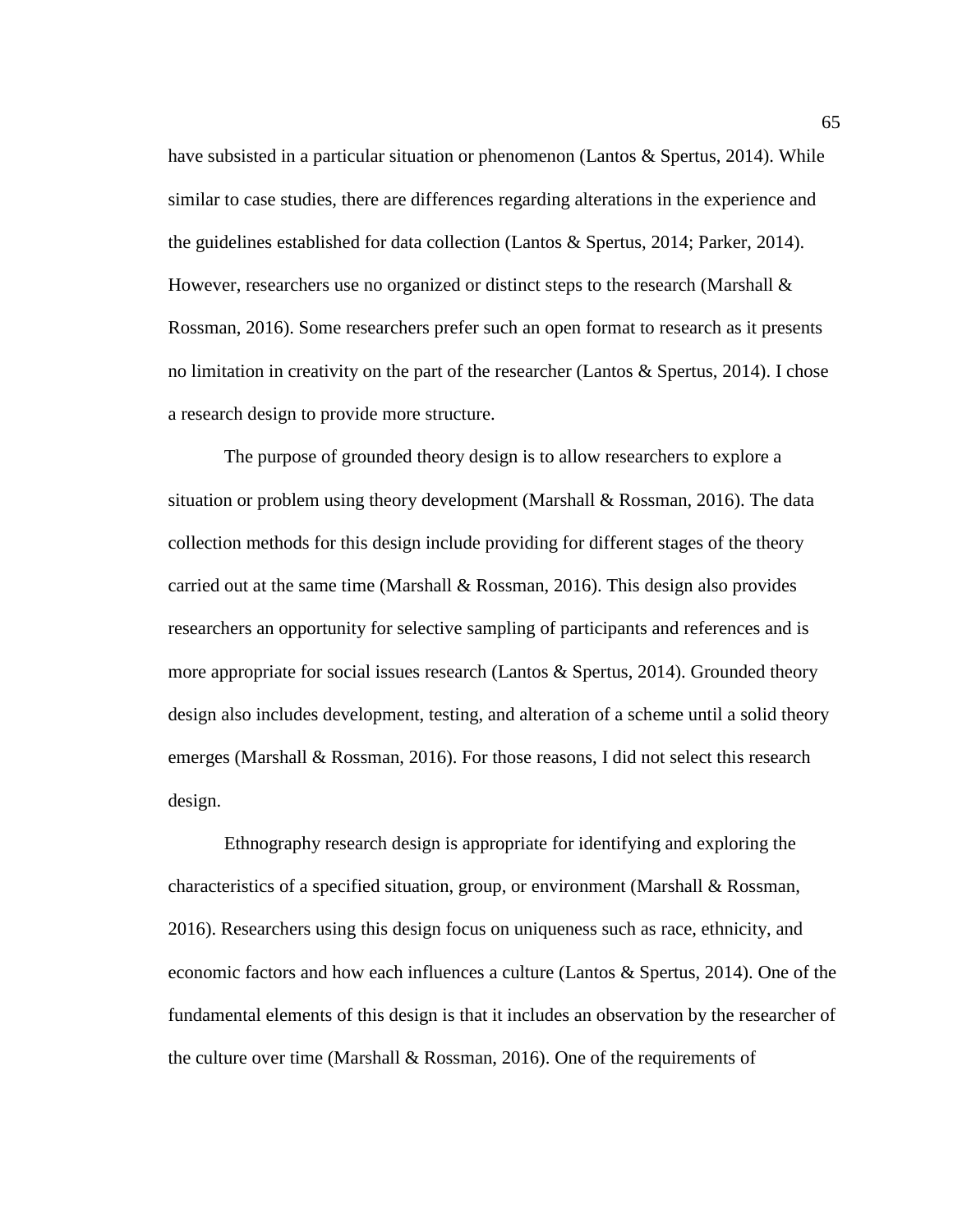have subsisted in a particular situation or phenomenon (Lantos & Spertus, 2014). While similar to case studies, there are differences regarding alterations in the experience and the guidelines established for data collection (Lantos & Spertus, 2014; Parker, 2014). However, researchers use no organized or distinct steps to the research (Marshall & Rossman, 2016). Some researchers prefer such an open format to research as it presents no limitation in creativity on the part of the researcher (Lantos & Spertus, 2014). I chose a research design to provide more structure.

The purpose of grounded theory design is to allow researchers to explore a situation or problem using theory development (Marshall & Rossman, 2016). The data collection methods for this design include providing for different stages of the theory carried out at the same time (Marshall & Rossman, 2016). This design also provides researchers an opportunity for selective sampling of participants and references and is more appropriate for social issues research (Lantos & Spertus, 2014). Grounded theory design also includes development, testing, and alteration of a scheme until a solid theory emerges (Marshall & Rossman, 2016). For those reasons, I did not select this research design.

Ethnography research design is appropriate for identifying and exploring the characteristics of a specified situation, group, or environment (Marshall & Rossman, 2016). Researchers using this design focus on uniqueness such as race, ethnicity, and economic factors and how each influences a culture (Lantos & Spertus, 2014). One of the fundamental elements of this design is that it includes an observation by the researcher of the culture over time (Marshall & Rossman, 2016). One of the requirements of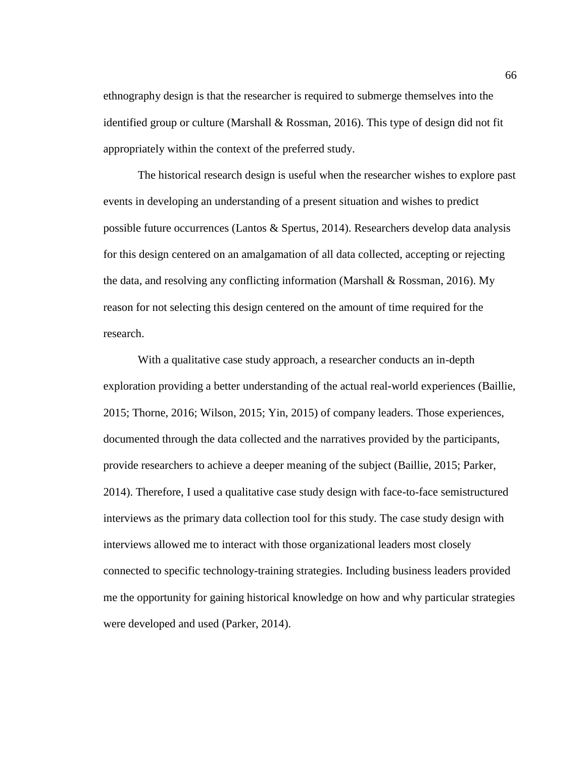ethnography design is that the researcher is required to submerge themselves into the identified group or culture (Marshall & Rossman, 2016). This type of design did not fit appropriately within the context of the preferred study.

The historical research design is useful when the researcher wishes to explore past events in developing an understanding of a present situation and wishes to predict possible future occurrences (Lantos & Spertus, 2014). Researchers develop data analysis for this design centered on an amalgamation of all data collected, accepting or rejecting the data, and resolving any conflicting information (Marshall & Rossman, 2016). My reason for not selecting this design centered on the amount of time required for the research.

With a qualitative case study approach, a researcher conducts an in-depth exploration providing a better understanding of the actual real-world experiences (Baillie, 2015; Thorne, 2016; Wilson, 2015; Yin, 2015) of company leaders. Those experiences, documented through the data collected and the narratives provided by the participants, provide researchers to achieve a deeper meaning of the subject (Baillie, 2015; Parker, 2014). Therefore, I used a qualitative case study design with face-to-face semistructured interviews as the primary data collection tool for this study. The case study design with interviews allowed me to interact with those organizational leaders most closely connected to specific technology-training strategies. Including business leaders provided me the opportunity for gaining historical knowledge on how and why particular strategies were developed and used (Parker, 2014).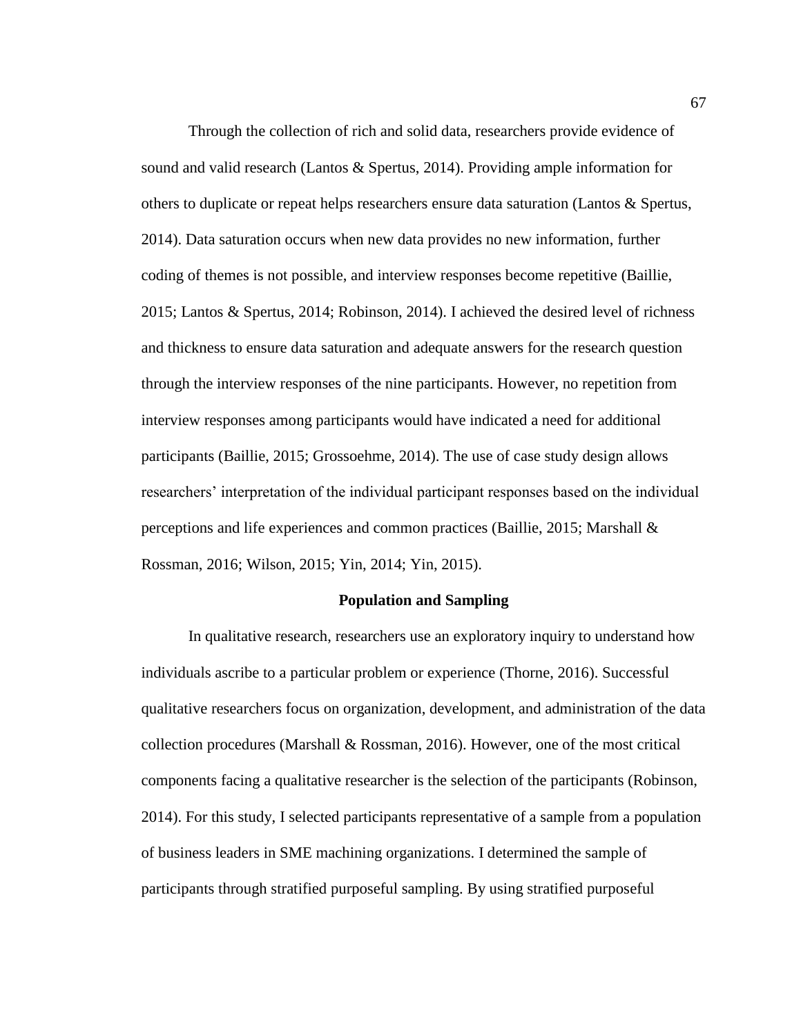Through the collection of rich and solid data, researchers provide evidence of sound and valid research (Lantos & Spertus, 2014). Providing ample information for others to duplicate or repeat helps researchers ensure data saturation (Lantos & Spertus, 2014). Data saturation occurs when new data provides no new information, further coding of themes is not possible, and interview responses become repetitive (Baillie, 2015; Lantos & Spertus, 2014; Robinson, 2014). I achieved the desired level of richness and thickness to ensure data saturation and adequate answers for the research question through the interview responses of the nine participants. However, no repetition from interview responses among participants would have indicated a need for additional participants (Baillie, 2015; Grossoehme, 2014). The use of case study design allows researchers' interpretation of the individual participant responses based on the individual perceptions and life experiences and common practices (Baillie, 2015; Marshall & Rossman, 2016; Wilson, 2015; Yin, 2014; Yin, 2015).

## Population and Sampling

In qualitative research, researchers use an exploratory inquiry to understand how individuals ascribe to a particular problem or experience (Thorne, 2016). Successful qualitative researchers focus on organization, development, and administration of the data collection procedures (Marshall & Rossman, 2016). However, one of the most critical components facing a qualitative researcher is the selection of the participants (Robinson, 2014). For this study, I selected participants representative of a sample from a population of business leaders in SME machining organizations. I determined the sample of participants through stratified purposeful sampling. By using stratified purposeful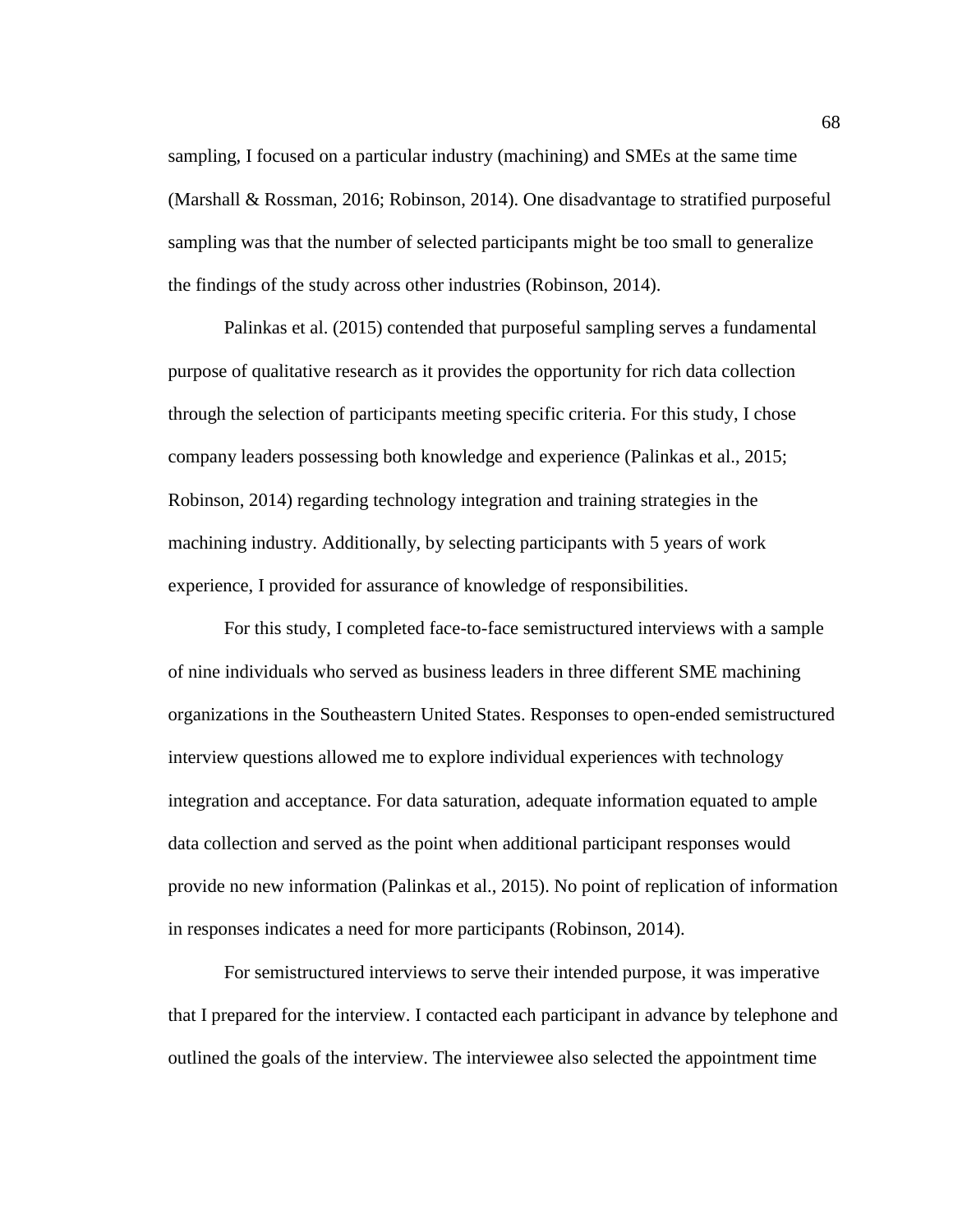sampling, I focused on a particular industry (machining) and SMEs at the same time (Marshall & Rossman, 2016; Robinson, 2014). One disadvantage to stratified purposeful sampling was that the number of selected participants might be too small to generalize the findings of the study across other industries (Robinson, 2014).

Palinkas et al. (2015) contended that purposeful sampling serves a fundamental purpose of qualitative research as it provides the opportunity for rich data collection through the selection of participants meeting specific criteria. For this study, I chose company leaders possessing both knowledge and experience (Palinkas et al., 2015; Robinson, 2014) regarding technology integration and training strategies in the machining industry. Additionally, by selecting participants with 5 years of work experience, I provided for assurance of knowledge of responsibilities.

For this study, I completed face-to-face semistructured interviews with a sample of nine individuals who served as business leaders in three different SME machining organizations in the Southeastern United States. Responses to open-ended semistructured interview questions allowed me to explore individual experiences with technology integration and acceptance. For data saturation, adequate information equated to ample data collection and served as the point when additional participant responses would provide no new information (Palinkas et al., 2015). No point of replication of information in responses indicates a need for more participants (Robinson, 2014).

For semistructured interviews to serve their intended purpose, it was imperative that I prepared for the interview. I contacted each participant in advance by telephone and outlined the goals of the interview. The interviewee also selected the appointment time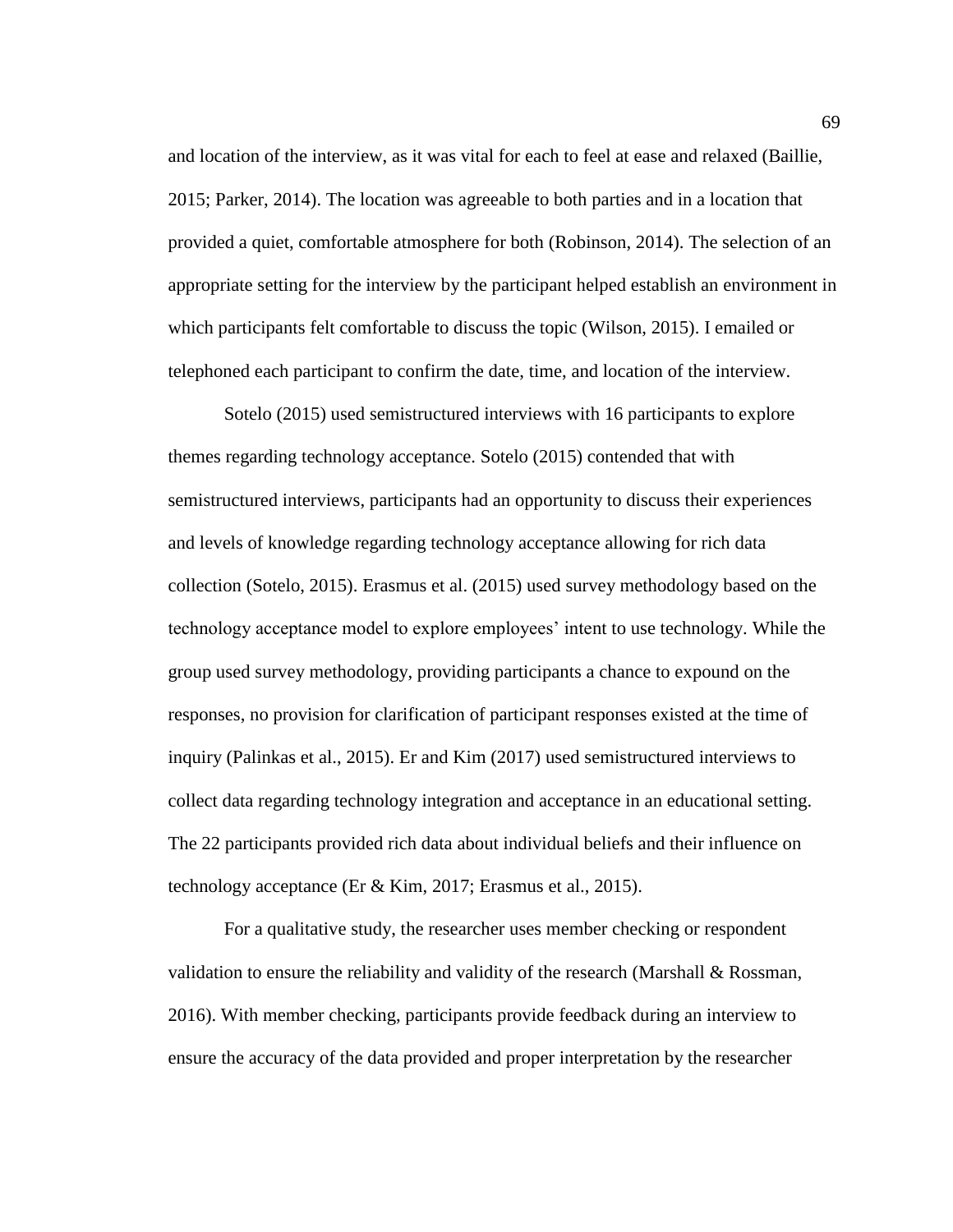and location of the interview, as it was vital for each to feel at ease and relaxed (Baillie, 2015; Parker, 2014). The location was agreeable to both parties and in a location that provided a quiet, comfortable atmosphere for both (Robinson, 2014). The selection of an appropriate setting for the interview by the participant helped establish an environment in which participants felt comfortable to discuss the topic (Wilson, 2015). I emailed or telephoned each participant to confirm the date, time, and location of the interview.

Sotelo (2015) used semistructured interviews with 16 participants to explore themes regarding technology acceptance. Sotelo (2015) contended that with semistructured interviews, participants had an opportunity to discuss their experiences and levels of knowledge regarding technology acceptance allowing for rich data collection (Sotelo, 2015). Erasmus et al. (2015) used survey methodology based on the technology acceptance model to explore employees' intent to use technology. While the group used survey methodology, providing participants a chance to expound on the responses, no provision for clarification of participant responses existed at the time of inquiry (Palinkas et al., 2015). Er and Kim (2017) used semistructured interviews to collect data regarding technology integration and acceptance in an educational setting. The 22 participants provided rich data about individual beliefs and their influence on technology acceptance (Er & Kim, 2017; Erasmus et al., 2015).

For a qualitative study, the researcher uses member checking or respondent validation to ensure the reliability and validity of the research (Marshall & Rossman, 2016). With member checking, participants provide feedback during an interview to ensure the accuracy of the data provided and proper interpretation by the researcher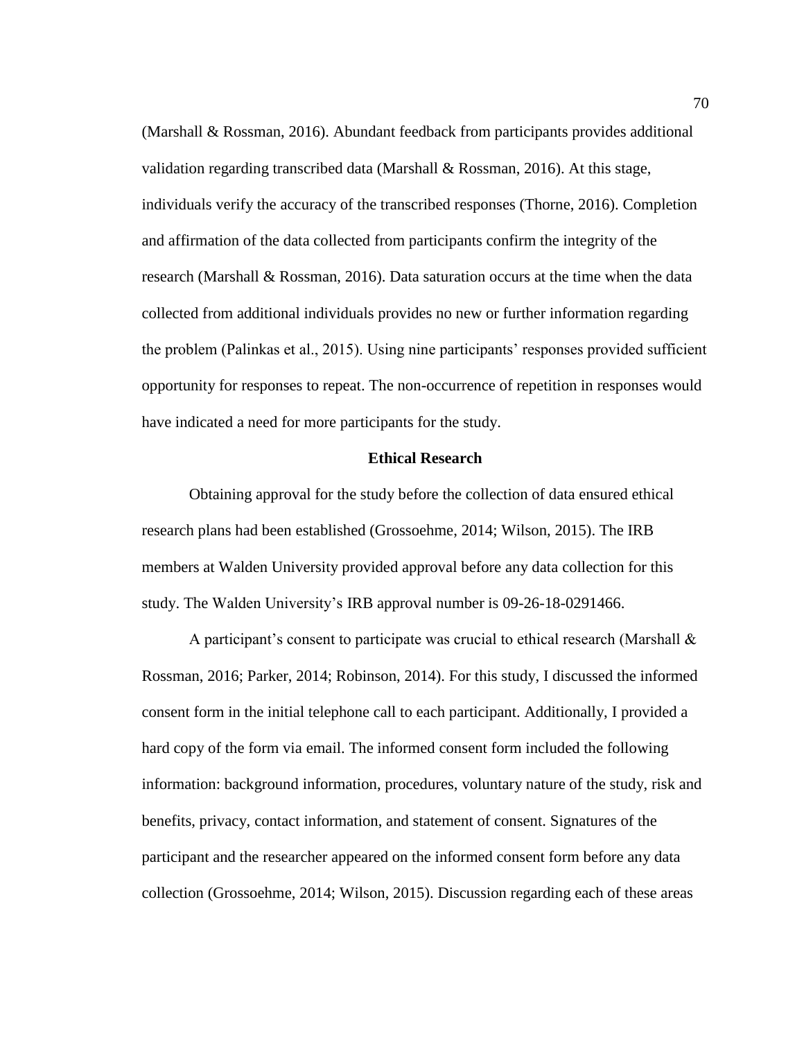(Marshall & Rossman, 2016). Abundant feedback from participants provides additional validation regarding transcribed data (Marshall & Rossman, 2016). At this stage, individuals verify the accuracy of the transcribed responses (Thorne, 2016). Completion and affirmation of the data collected from participants confirm the integrity of the research (Marshall & Rossman, 2016). Data saturation occurs at the time when the data collected from additional individuals provides no new or further information regarding the problem (Palinkas et al., 2015). Using nine participants' responses provided sufficient opportunity for responses to repeat. The non-occurrence of repetition in responses would have indicated a need for more participants for the study.

## Ethical Research

Obtaining approval for the study before the collection of data ensured ethical research plans had been established (Grossoehme, 2014; Wilson, 2015). The IRB members at Walden University provided approval before any data collection for this study. The Walden University's IRB approval number is 09-26-18-0291466.

A participant's consent to participate was crucial to ethical research (Marshall & Rossman, 2016; Parker, 2014; Robinson, 2014). For this study, I discussed the informed consent form in the initial telephone call to each participant. Additionally, I provided a hard copy of the form via email. The informed consent form included the following information: background information, procedures, voluntary nature of the study, risk and benefits, privacy, contact information, and statement of consent. Signatures of the participant and the researcher appeared on the informed consent form before any data collection (Grossoehme, 2014; Wilson, 2015). Discussion regarding each of these areas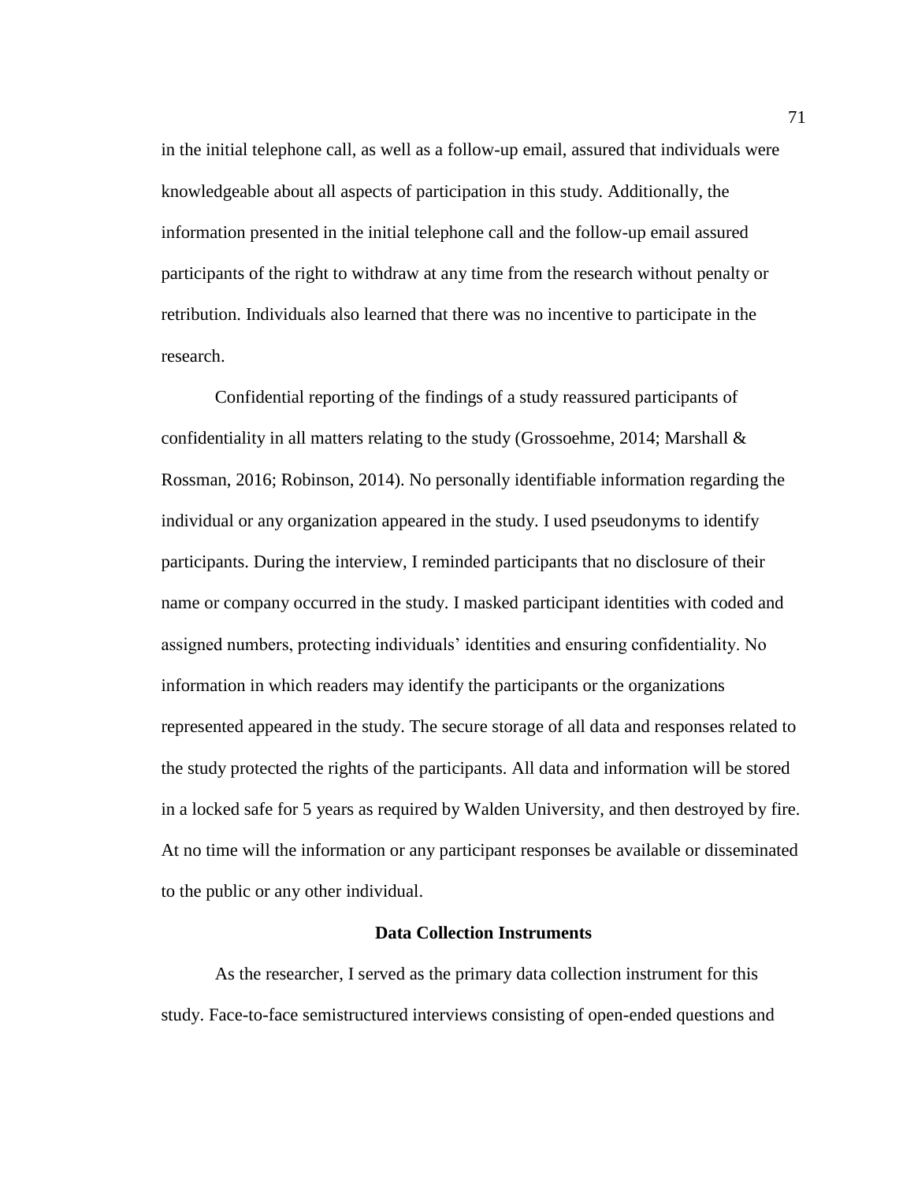in the initial telephone call, as well as a follow-up email, assured that individuals were knowledgeable about all aspects of participation in this study. Additionally, the information presented in the initial telephone call and the follow-up email assured participants of the right to withdraw at any time from the research without penalty or retribution. Individuals also learned that there was no incentive to participate in the research.

Confidential reporting of the findings of a study reassured participants of confidentiality in all matters relating to the study (Grossoehme, 2014; Marshall & Rossman, 2016; Robinson, 2014). No personally identifiable information regarding the individual or any organization appeared in the study. I used pseudonyms to identify participants. During the interview, I reminded participants that no disclosure of their name or company occurred in the study. I masked participant identities with coded and assigned numbers, protecting individuals' identities and ensuring confidentiality. No information in which readers may identify the participants or the organizations represented appeared in the study. The secure storage of all data and responses related to the study protected the rights of the participants. All data and information will be stored in a locked safe for 5 years as required by Walden University, and then destroyed by fire. At no time will the information or any participant responses be available or disseminated to the public or any other individual.

## Data Collection Instruments

As the researcher, I served as the primary data collection instrument for this study. Face-to-face semistructured interviews consisting of open-ended questions and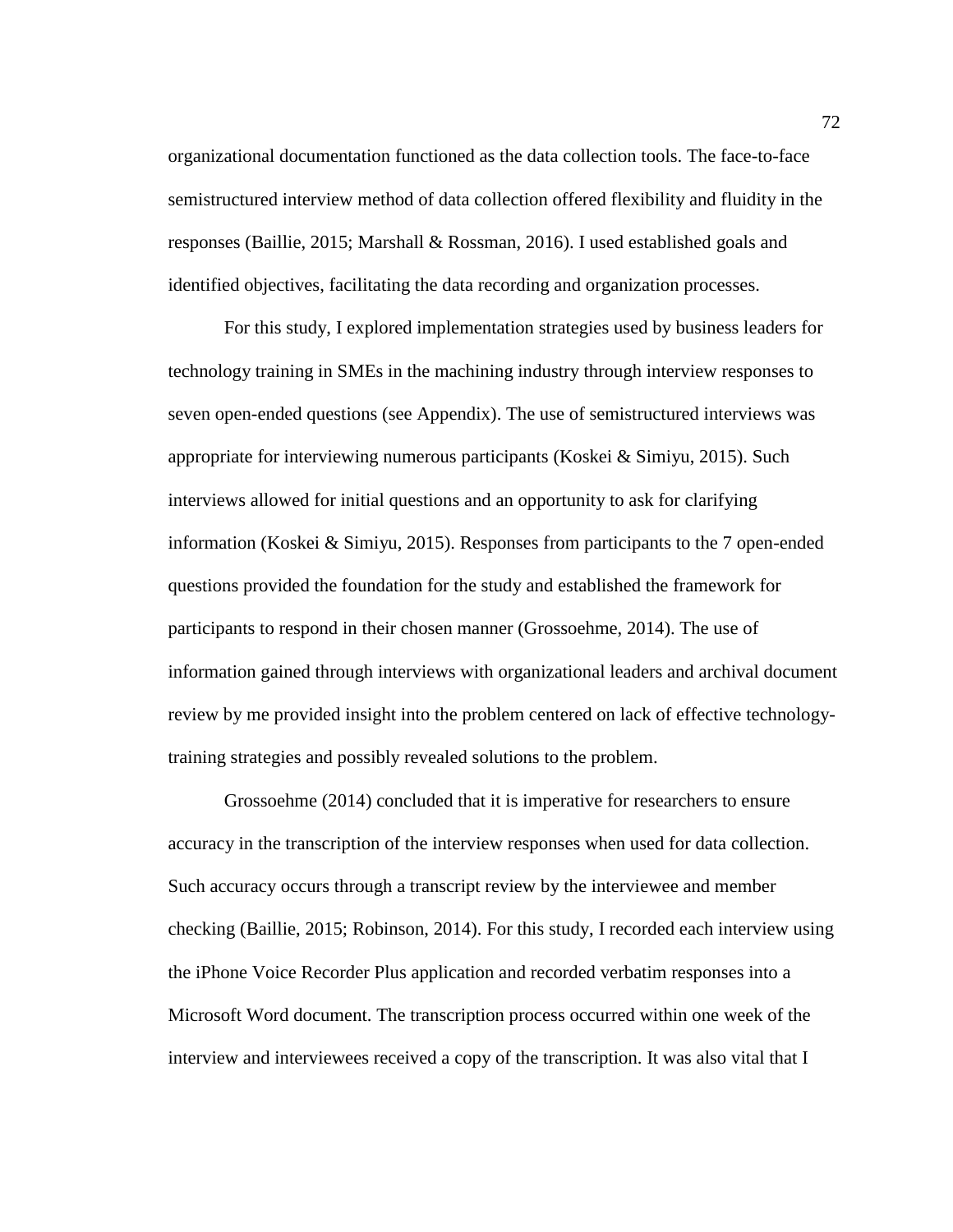organizational documentation functioned as the data collection tools. The face-to-face semistructured interview method of data collection offered flexibility and fluidity in the responses (Baillie, 2015; Marshall & Rossman, 2016). I used established goals and identified objectives, facilitating the data recording and organization processes.

For this study, I explored implementation strategies used by business leaders for technology training in SMEs in the machining industry through interview responses to seven open-ended questions (see Appendix). The use of semistructured interviews was appropriate for interviewing numerous participants (Koskei & Simiyu, 2015). Such interviews allowed for initial questions and an opportunity to ask for clarifying information (Koskei & Simiyu, 2015). Responses from participants to the 7 open-ended questions provided the foundation for the study and established the framework for participants to respond in their chosen manner (Grossoehme, 2014). The use of information gained through interviews with organizational leaders and archival document review by me provided insight into the problem centered on lack of effective technology-training strategies and possibly revealed solutions to the problem.

Grossoehme (2014) concluded that it is imperative for researchers to ensure accuracy in the transcription of the interview responses when used for data collection. Such accuracy occurs through a transcript review by the interviewee and member checking (Baillie, 2015; Robinson, 2014). For this study, I recorded each interview using the iPhone Voice Recorder Plus application and recorded verbatim responses into a Microsoft Word document. The transcription process occurred within one week of the interview and interviewees received a copy of the transcription. It was also vital that I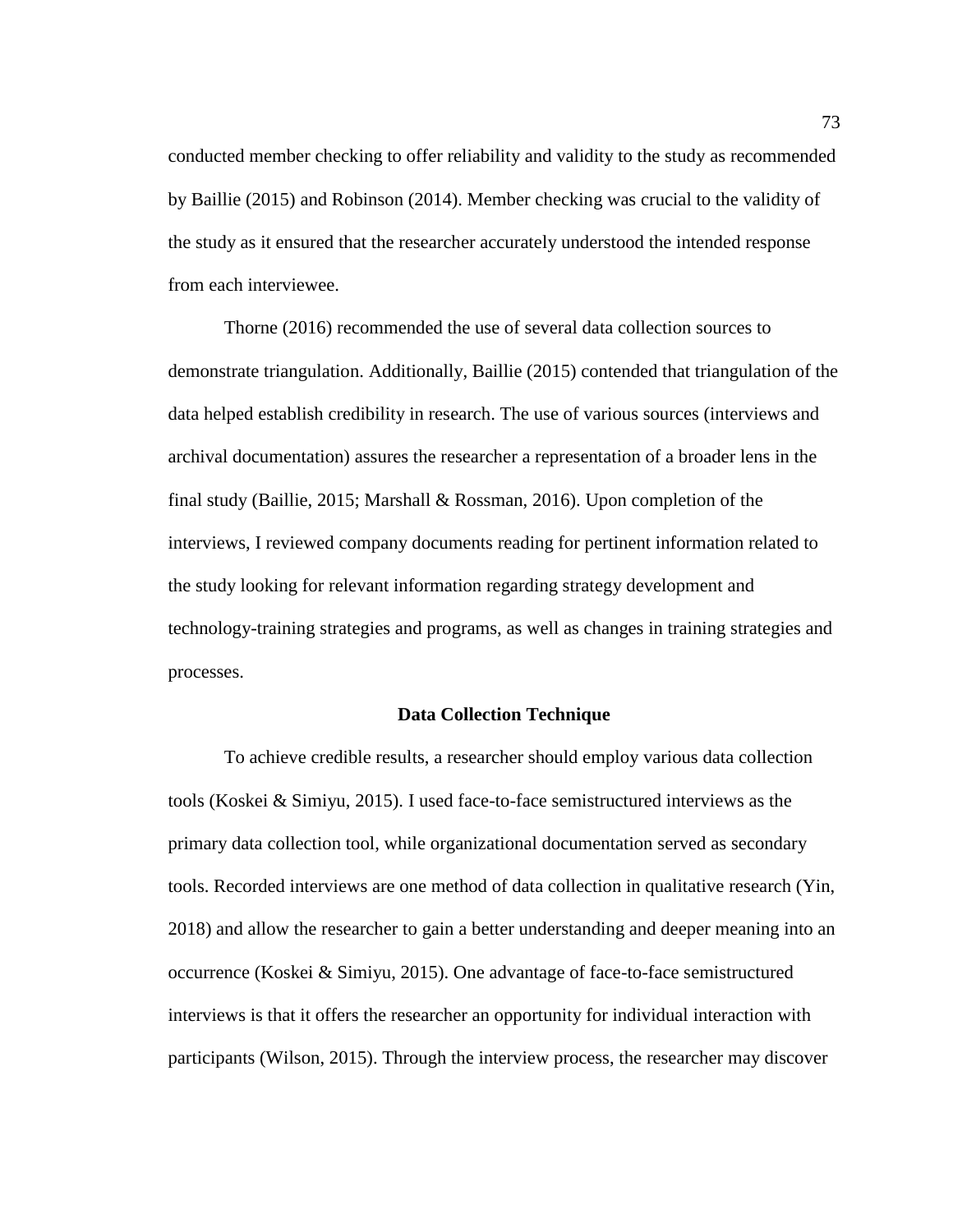conducted member checking to offer reliability and validity to the study as recommended by Baillie (2015) and Robinson (2014). Member checking was crucial to the validity of the study as it ensured that the researcher accurately understood the intended response from each interviewee.

Thorne (2016) recommended the use of several data collection sources to demonstrate triangulation. Additionally, Baillie (2015) contended that triangulation of the data helped establish credibility in research. The use of various sources (interviews and archival documentation) assures the researcher a representation of a broader lens in the final study (Baillie, 2015; Marshall & Rossman, 2016). Upon completion of the interviews, I reviewed company documents reading for pertinent information related to the study looking for relevant information regarding strategy development and technology-training strategies and programs, as well as changes in training strategies and processes.

## Data Collection Technique

To achieve credible results, a researcher should employ various data collection tools (Koskei & Simiyu, 2015). I used face-to-face semistructured interviews as the primary data collection tool, while organizational documentation served as secondary tools. Recorded interviews are one method of data collection in qualitative research (Yin, 2018) and allow the researcher to gain a better understanding and deeper meaning into an occurrence (Koskei & Simiyu, 2015). One advantage of face-to-face semistructured interviews is that it offers the researcher an opportunity for individual interaction with participants (Wilson, 2015). Through the interview process, the researcher may discover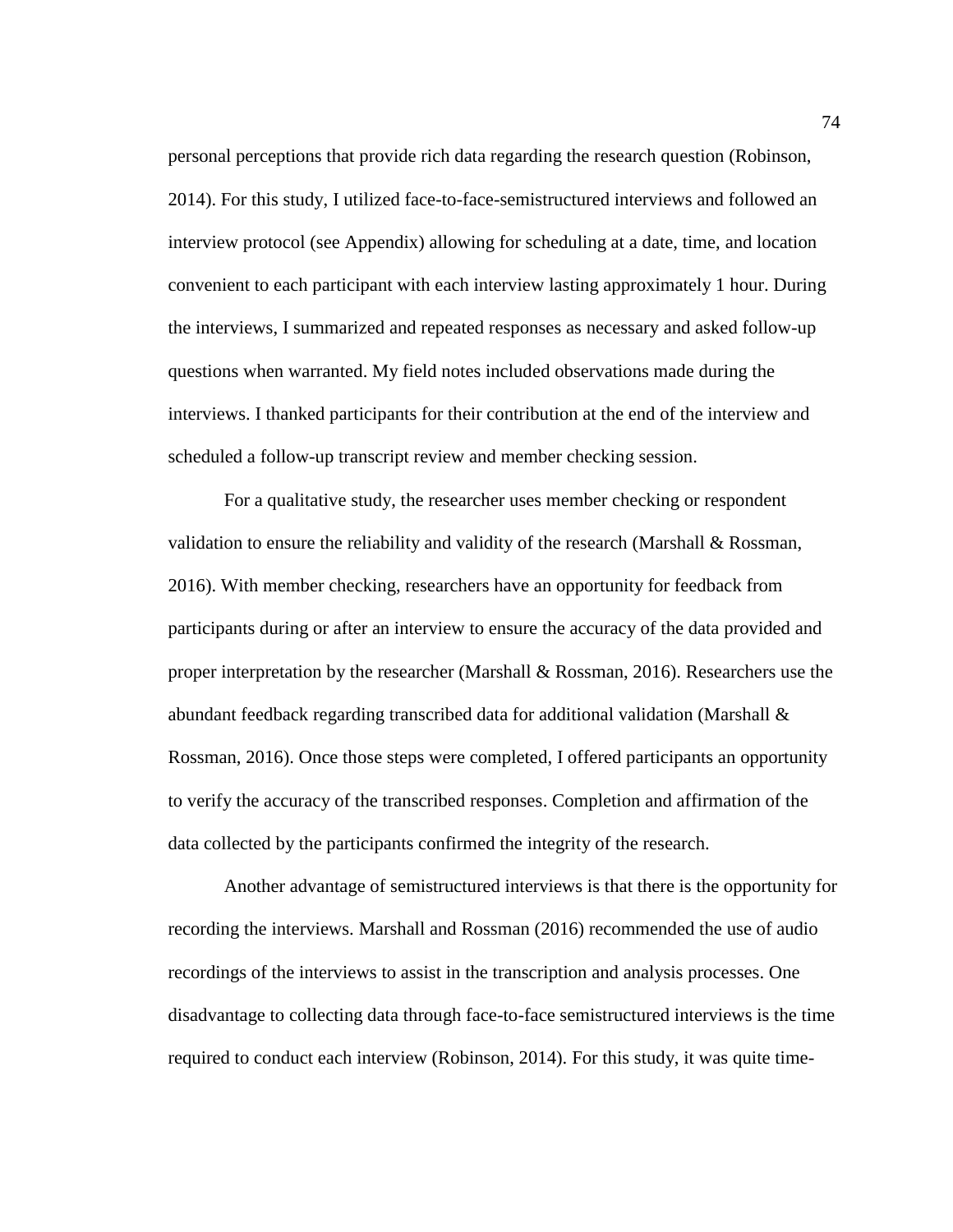personal perceptions that provide rich data regarding the research question (Robinson, 2014). For this study, I utilized face-to-face-semistructured interviews and followed an interview protocol (see Appendix) allowing for scheduling at a date, time, and location convenient to each participant with each interview lasting approximately 1 hour. During the interviews, I summarized and repeated responses as necessary and asked follow-up questions when warranted. My field notes included observations made during the interviews. I thanked participants for their contribution at the end of the interview and scheduled a follow-up transcript review and member checking session.

For a qualitative study, the researcher uses member checking or respondent validation to ensure the reliability and validity of the research (Marshall & Rossman, 2016). With member checking, researchers have an opportunity for feedback from participants during or after an interview to ensure the accuracy of the data provided and proper interpretation by the researcher (Marshall & Rossman, 2016). Researchers use the abundant feedback regarding transcribed data for additional validation (Marshall & Rossman, 2016). Once those steps were completed, I offered participants an opportunity to verify the accuracy of the transcribed responses. Completion and affirmation of the data collected by the participants confirmed the integrity of the research.

Another advantage of semistructured interviews is that there is the opportunity for recording the interviews. Marshall and Rossman (2016) recommended the use of audio recordings of the interviews to assist in the transcription and analysis processes. One disadvantage to collecting data through face-to-face semistructured interviews is the time required to conduct each interview (Robinson, 2014). For this study, it was quite time-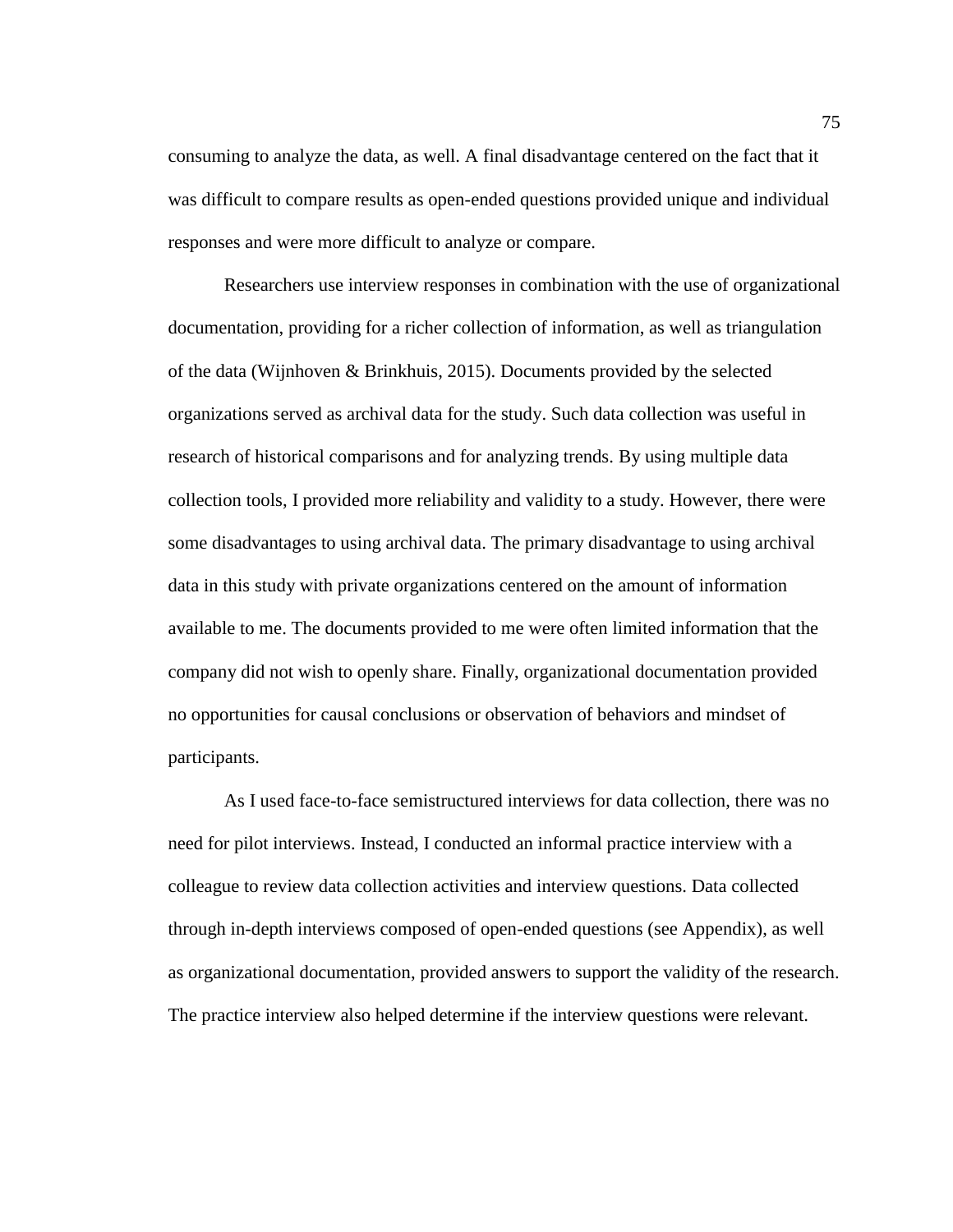consuming to analyze the data, as well. A final disadvantage centered on the fact that it was difficult to compare results as open-ended questions provided unique and individual responses and were more difficult to analyze or compare.

Researchers use interview responses in combination with the use of organizational documentation, providing for a richer collection of information, as well as triangulation of the data (Wijnhoven & Brinkhuis, 2015). Documents provided by the selected organizations served as archival data for the study. Such data collection was useful in research of historical comparisons and for analyzing trends. By using multiple data collection tools, I provided more reliability and validity to a study. However, there were some disadvantages to using archival data. The primary disadvantage to using archival data in this study with private organizations centered on the amount of information available to me. The documents provided to me were often limited information that the company did not wish to openly share. Finally, organizational documentation provided no opportunities for causal conclusions or observation of behaviors and mindset of participants.

As I used face-to-face semistructured interviews for data collection, there was no need for pilot interviews. Instead, I conducted an informal practice interview with a colleague to review data collection activities and interview questions. Data collected through in-depth interviews composed of open-ended questions (see Appendix), as well as organizational documentation, provided answers to support the validity of the research. The practice interview also helped determine if the interview questions were relevant.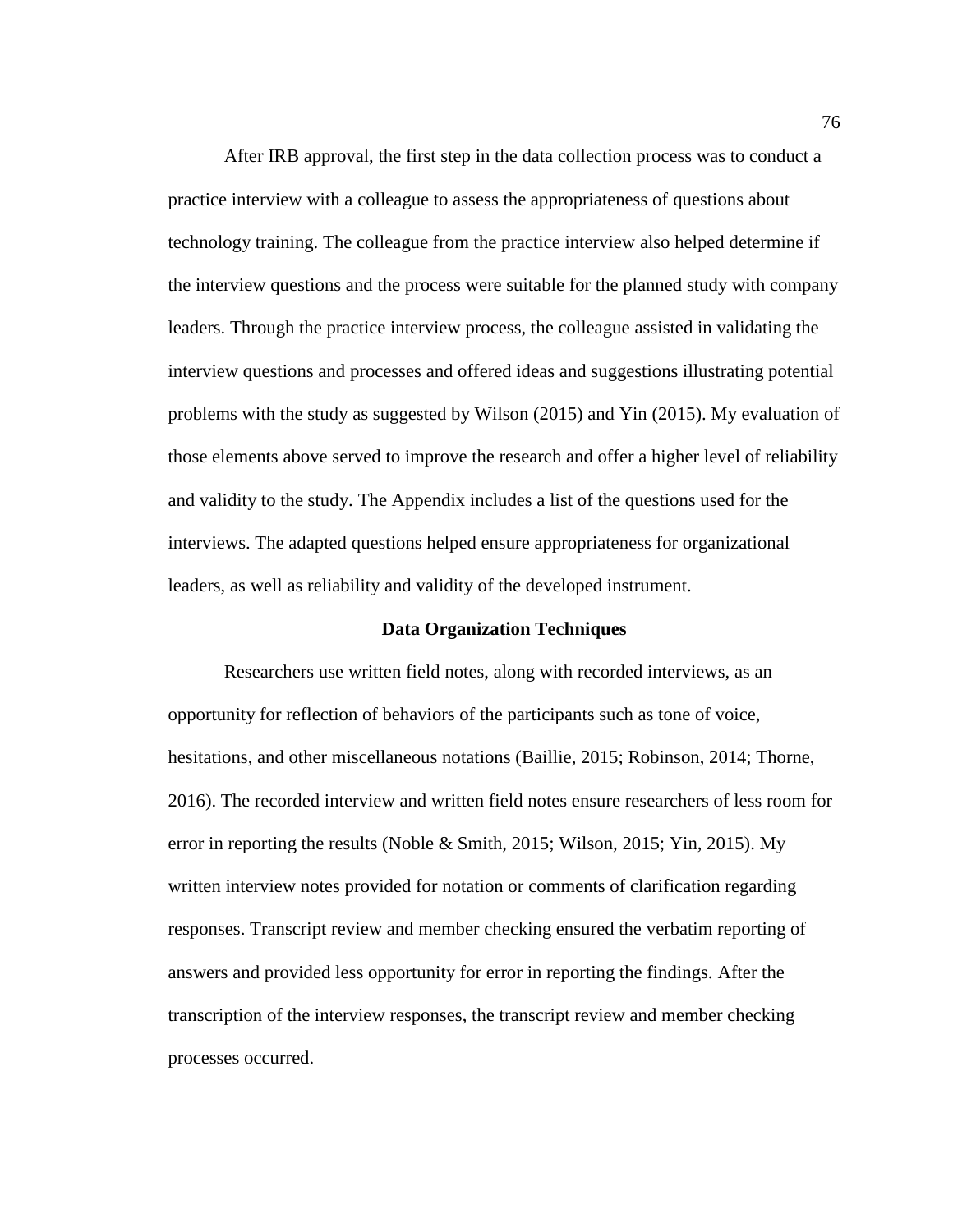After IRB approval, the first step in the data collection process was to conduct a practice interview with a colleague to assess the appropriateness of questions about technology training. The colleague from the practice interview also helped determine if the interview questions and the process were suitable for the planned study with company leaders. Through the practice interview process, the colleague assisted in validating the interview questions and processes and offered ideas and suggestions illustrating potential problems with the study as suggested by Wilson (2015) and Yin (2015). My evaluation of those elements above served to improve the research and offer a higher level of reliability and validity to the study. The Appendix includes a list of the questions used for the interviews. The adapted questions helped ensure appropriateness for organizational leaders, as well as reliability and validity of the developed instrument.

## Data Organization Techniques

Researchers use written field notes, along with recorded interviews, as an opportunity for reflection of behaviors of the participants such as tone of voice, hesitations, and other miscellaneous notations (Baillie, 2015; Robinson, 2014; Thorne, 2016). The recorded interview and written field notes ensure researchers of less room for error in reporting the results (Noble & Smith, 2015; Wilson, 2015; Yin, 2015). My written interview notes provided for notation or comments of clarification regarding responses. Transcript review and member checking ensured the verbatim reporting of answers and provided less opportunity for error in reporting the findings. After the transcription of the interview responses, the transcript review and member checking processes occurred.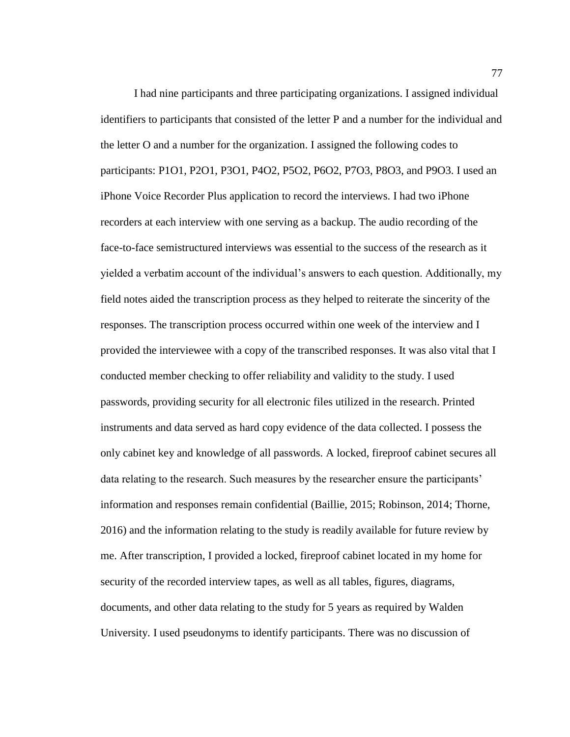I had nine participants and three participating organizations. I assigned individual identifiers to participants that consisted of the letter P and a number for the individual and the letter O and a number for the organization. I assigned the following codes to participants: P1O1, P2O1, P3O1, P4O2, P5O2, P6O2, P7O3, P8O3, and P9O3. I used an iPhone Voice Recorder Plus application to record the interviews. I had two iPhone recorders at each interview with one serving as a backup. The audio recording of the face-to-face semistructured interviews was essential to the success of the research as it yielded a verbatim account of the individual's answers to each question. Additionally, my field notes aided the transcription process as they helped to reiterate the sincerity of the responses. The transcription process occurred within one week of the interview and I provided the interviewee with a copy of the transcribed responses. It was also vital that I conducted member checking to offer reliability and validity to the study. I used passwords, providing security for all electronic files utilized in the research. Printed instruments and data served as hard copy evidence of the data collected. I possess the only cabinet key and knowledge of all passwords. A locked, fireproof cabinet secures all data relating to the research. Such measures by the researcher ensure the participants' information and responses remain confidential (Baillie, 2015; Robinson, 2014; Thorne, 2016) and the information relating to the study is readily available for future review by me. After transcription, I provided a locked, fireproof cabinet located in my home for security of the recorded interview tapes, as well as all tables, figures, diagrams, documents, and other data relating to the study for 5 years as required by Walden University. I used pseudonyms to identify participants. There was no discussion of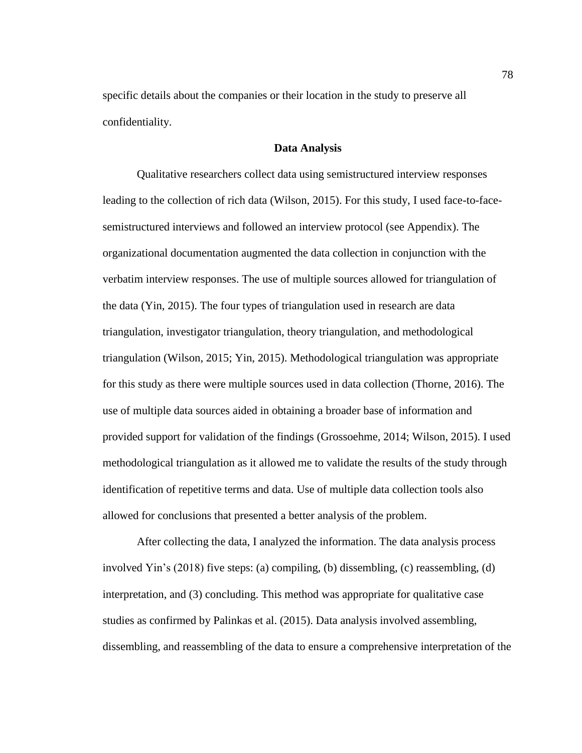specific details about the companies or their location in the study to preserve all confidentiality.

## Data Analysis

Qualitative researchers collect data using semistructured interview responses leading to the collection of rich data (Wilson, 2015). For this study, I used face-to-face-semistructured interviews and followed an interview protocol (see Appendix). The organizational documentation augmented the data collection in conjunction with the verbatim interview responses. The use of multiple sources allowed for triangulation of the data (Yin, 2015). The four types of triangulation used in research are data triangulation, investigator triangulation, theory triangulation, and methodological triangulation (Wilson, 2015; Yin, 2015). Methodological triangulation was appropriate for this study as there were multiple sources used in data collection (Thorne, 2016). The use of multiple data sources aided in obtaining a broader base of information and provided support for validation of the findings (Grossoehme, 2014; Wilson, 2015). I used methodological triangulation as it allowed me to validate the results of the study through identification of repetitive terms and data. Use of multiple data collection tools also allowed for conclusions that presented a better analysis of the problem.

After collecting the data, I analyzed the information. The data analysis process involved Yin's (2018) five steps: (a) compiling, (b) dissembling, (c) reassembling, (d) interpretation, and (3) concluding. This method was appropriate for qualitative case studies as confirmed by Palinkas et al. (2015). Data analysis involved assembling, dissembling, and reassembling of the data to ensure a comprehensive interpretation of the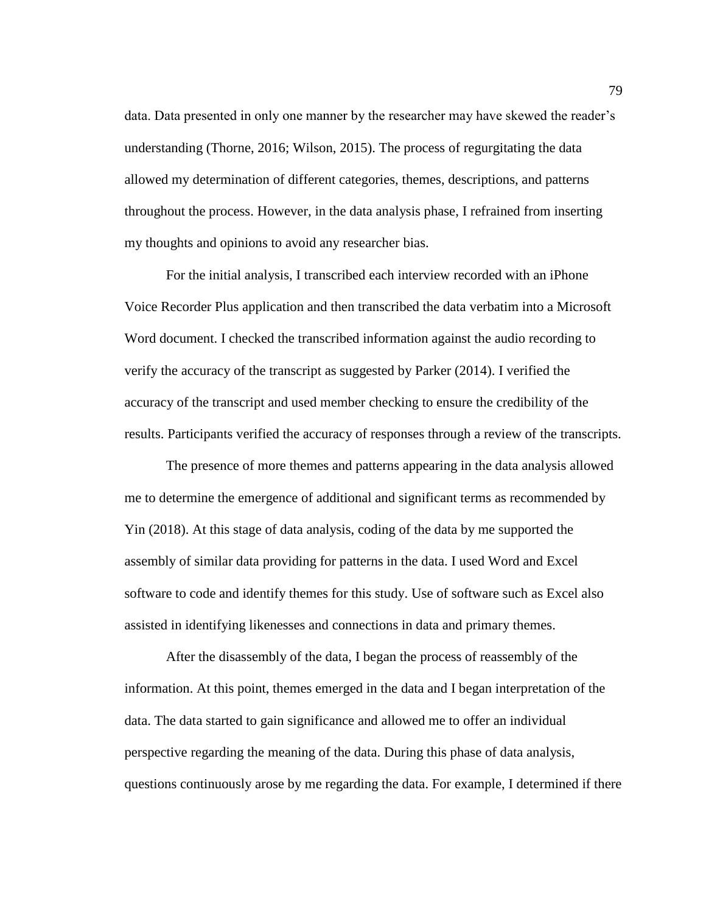data. Data presented in only one manner by the researcher may have skewed the reader's understanding (Thorne, 2016; Wilson, 2015). The process of regurgitating the data allowed my determination of different categories, themes, descriptions, and patterns throughout the process. However, in the data analysis phase, I refrained from inserting my thoughts and opinions to avoid any researcher bias.

For the initial analysis, I transcribed each interview recorded with an iPhone Voice Recorder Plus application and then transcribed the data verbatim into a Microsoft Word document. I checked the transcribed information against the audio recording to verify the accuracy of the transcript as suggested by Parker (2014). I verified the accuracy of the transcript and used member checking to ensure the credibility of the results. Participants verified the accuracy of responses through a review of the transcripts.

The presence of more themes and patterns appearing in the data analysis allowed me to determine the emergence of additional and significant terms as recommended by Yin (2018). At this stage of data analysis, coding of the data by me supported the assembly of similar data providing for patterns in the data. I used Word and Excel software to code and identify themes for this study. Use of software such as Excel also assisted in identifying likenesses and connections in data and primary themes.

After the disassembly of the data, I began the process of reassembly of the information. At this point, themes emerged in the data and I began interpretation of the data. The data started to gain significance and allowed me to offer an individual perspective regarding the meaning of the data. During this phase of data analysis, questions continuously arose by me regarding the data. For example, I determined if there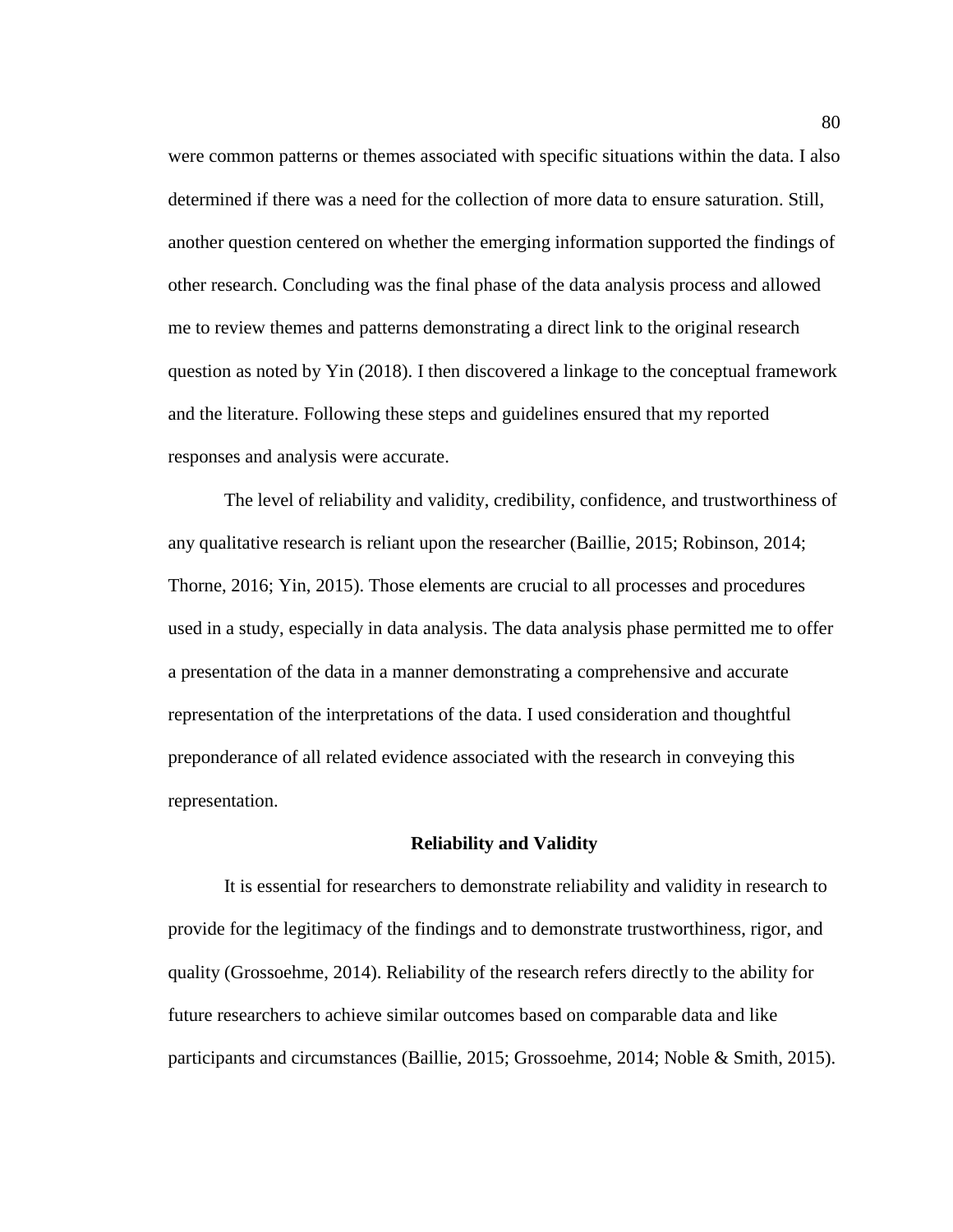were common patterns or themes associated with specific situations within the data. I also determined if there was a need for the collection of more data to ensure saturation. Still, another question centered on whether the emerging information supported the findings of other research. Concluding was the final phase of the data analysis process and allowed me to review themes and patterns demonstrating a direct link to the original research question as noted by Yin (2018). I then discovered a linkage to the conceptual framework and the literature. Following these steps and guidelines ensured that my reported responses and analysis were accurate.

The level of reliability and validity, credibility, confidence, and trustworthiness of any qualitative research is reliant upon the researcher (Baillie, 2015; Robinson, 2014; Thorne, 2016; Yin, 2015). Those elements are crucial to all processes and procedures used in a study, especially in data analysis. The data analysis phase permitted me to offer a presentation of the data in a manner demonstrating a comprehensive and accurate representation of the interpretations of the data. I used consideration and thoughtful preponderance of all related evidence associated with the research in conveying this representation.

## Reliability and Validity

It is essential for researchers to demonstrate reliability and validity in research to provide for the legitimacy of the findings and to demonstrate trustworthiness, rigor, and quality (Grossoehme, 2014). Reliability of the research refers directly to the ability for future researchers to achieve similar outcomes based on comparable data and like participants and circumstances (Baillie, 2015; Grossoehme, 2014; Noble & Smith, 2015).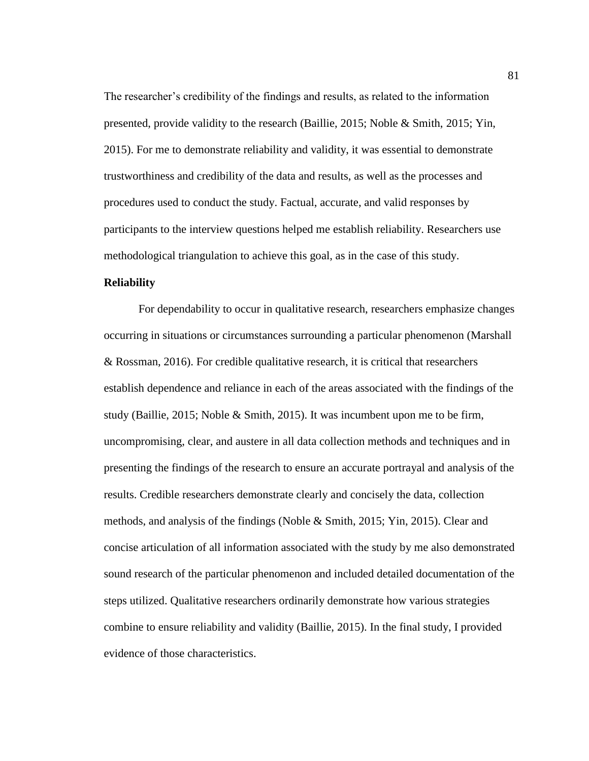The researcher's credibility of the findings and results, as related to the information presented, provide validity to the research (Baillie, 2015; Noble & Smith, 2015; Yin, 2015). For me to demonstrate reliability and validity, it was essential to demonstrate trustworthiness and credibility of the data and results, as well as the processes and procedures used to conduct the study. Factual, accurate, and valid responses by participants to the interview questions helped me establish reliability. Researchers use methodological triangulation to achieve this goal, as in the case of this study.

**Reliability**

For dependability to occur in qualitative research, researchers emphasize changes occurring in situations or circumstances surrounding a particular phenomenon (Marshall & Rossman, 2016). For credible qualitative research, it is critical that researchers establish dependence and reliance in each of the areas associated with the findings of the study (Baillie, 2015; Noble & Smith, 2015). It was incumbent upon me to be firm, uncompromising, clear, and austere in all data collection methods and techniques and in presenting the findings of the research to ensure an accurate portrayal and analysis of the results. Credible researchers demonstrate clearly and concisely the data, collection methods, and analysis of the findings (Noble & Smith, 2015; Yin, 2015). Clear and concise articulation of all information associated with the study by me also demonstrated sound research of the particular phenomenon and included detailed documentation of the steps utilized. Qualitative researchers ordinarily demonstrate how various strategies combine to ensure reliability and validity (Baillie, 2015). In the final study, I provided evidence of those characteristics.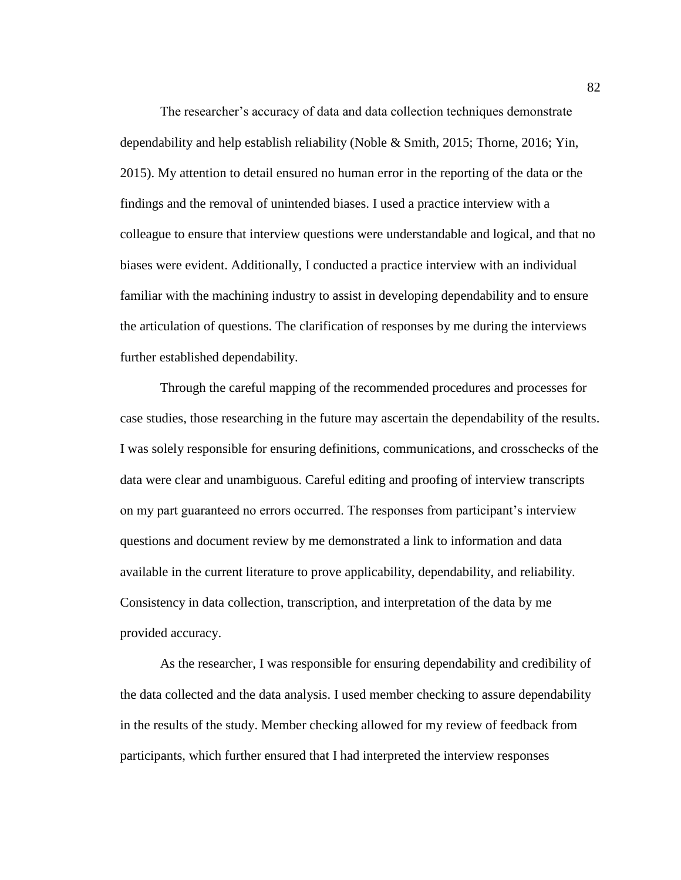The researcher's accuracy of data and data collection techniques demonstrate dependability and help establish reliability (Noble & Smith, 2015; Thorne, 2016; Yin, 2015). My attention to detail ensured no human error in the reporting of the data or the findings and the removal of unintended biases. I used a practice interview with a colleague to ensure that interview questions were understandable and logical, and that no biases were evident. Additionally, I conducted a practice interview with an individual familiar with the machining industry to assist in developing dependability and to ensure the articulation of questions. The clarification of responses by me during the interviews further established dependability.

Through the careful mapping of the recommended procedures and processes for case studies, those researching in the future may ascertain the dependability of the results. I was solely responsible for ensuring definitions, communications, and crosschecks of the data were clear and unambiguous. Careful editing and proofing of interview transcripts on my part guaranteed no errors occurred. The responses from participant's interview questions and document review by me demonstrated a link to information and data available in the current literature to prove applicability, dependability, and reliability. Consistency in data collection, transcription, and interpretation of the data by me provided accuracy.

As the researcher, I was responsible for ensuring dependability and credibility of the data collected and the data analysis. I used member checking to assure dependability in the results of the study. Member checking allowed for my review of feedback from participants, which further ensured that I had interpreted the interview responses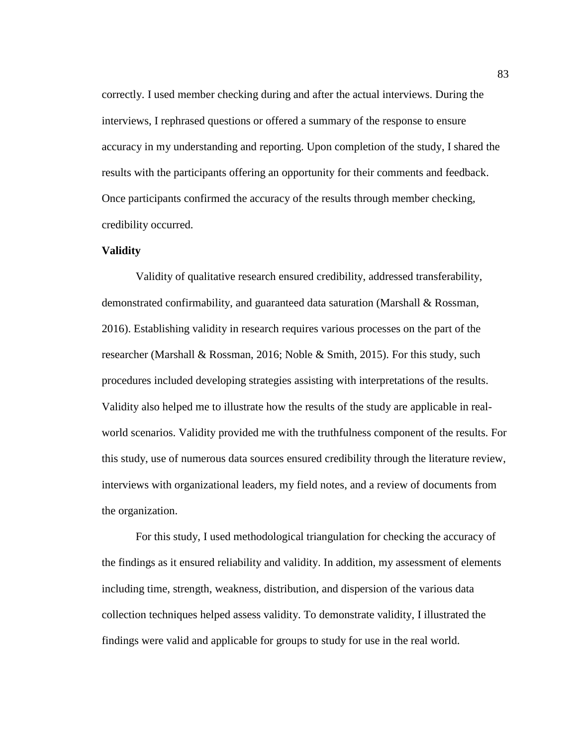correctly. I used member checking during and after the actual interviews. During the interviews, I rephrased questions or offered a summary of the response to ensure accuracy in my understanding and reporting. Upon completion of the study, I shared the results with the participants offering an opportunity for their comments and feedback. Once participants confirmed the accuracy of the results through member checking, credibility occurred.

**Validity**

Validity of qualitative research ensured credibility, addressed transferability, demonstrated confirmability, and guaranteed data saturation (Marshall & Rossman, 2016). Establishing validity in research requires various processes on the part of the researcher (Marshall & Rossman, 2016; Noble & Smith, 2015). For this study, such procedures included developing strategies assisting with interpretations of the results. Validity also helped me to illustrate how the results of the study are applicable in real-world scenarios. Validity provided me with the truthfulness component of the results. For this study, use of numerous data sources ensured credibility through the literature review, interviews with organizational leaders, my field notes, and a review of documents from the organization.

For this study, I used methodological triangulation for checking the accuracy of the findings as it ensured reliability and validity. In addition, my assessment of elements including time, strength, weakness, distribution, and dispersion of the various data collection techniques helped assess validity. To demonstrate validity, I illustrated the findings were valid and applicable for groups to study for use in the real world.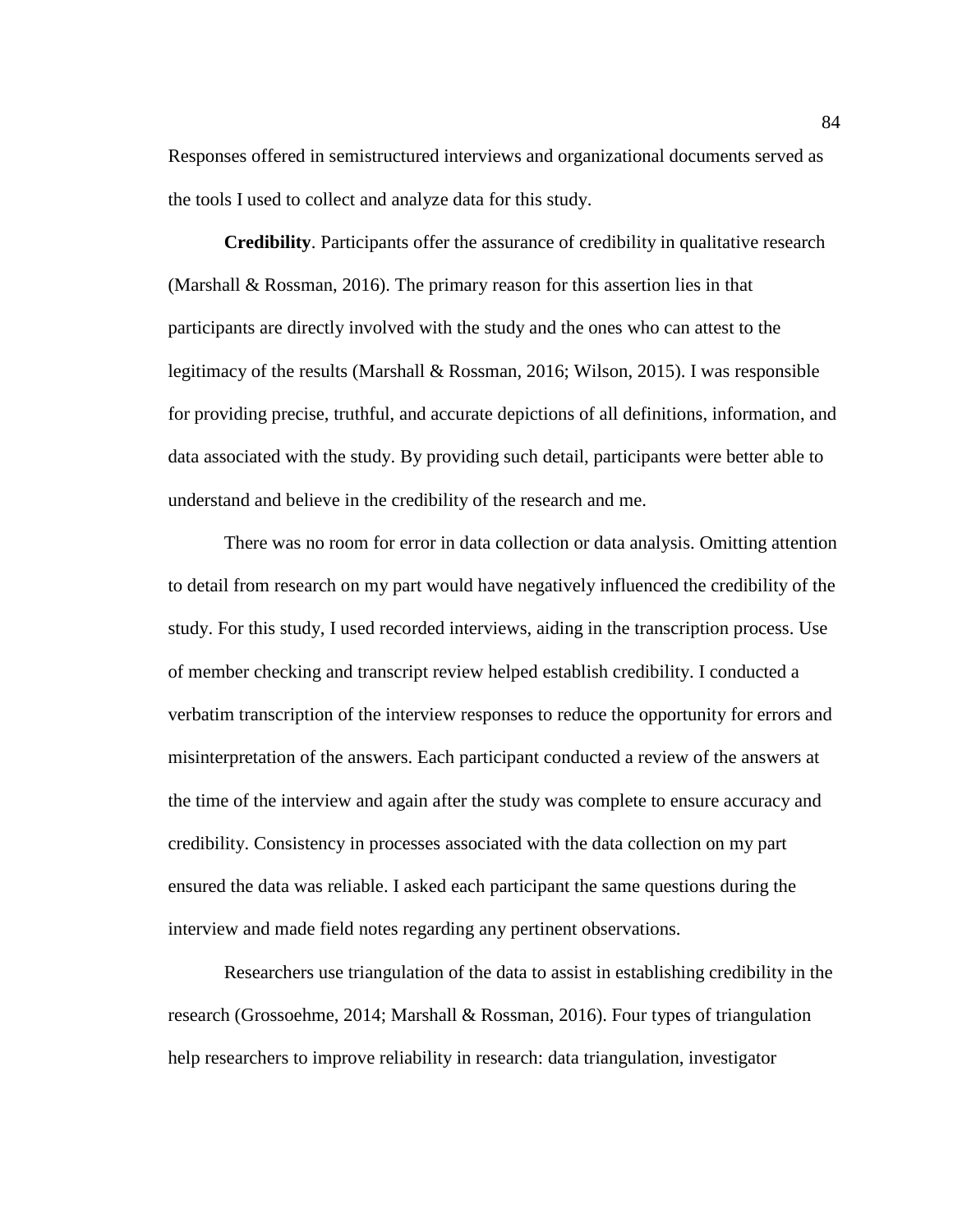Responses offered in semistructured interviews and organizational documents served as the tools I used to collect and analyze data for this study.

**Credibility**. Participants offer the assurance of credibility in qualitative research (Marshall & Rossman, 2016). The primary reason for this assertion lies in that participants are directly involved with the study and the ones who can attest to the legitimacy of the results (Marshall & Rossman, 2016; Wilson, 2015). I was responsible for providing precise, truthful, and accurate depictions of all definitions, information, and data associated with the study. By providing such detail, participants were better able to understand and believe in the credibility of the research and me.

There was no room for error in data collection or data analysis. Omitting attention to detail from research on my part would have negatively influenced the credibility of the study. For this study, I used recorded interviews, aiding in the transcription process. Use of member checking and transcript review helped establish credibility. I conducted a verbatim transcription of the interview responses to reduce the opportunity for errors and misinterpretation of the answers. Each participant conducted a review of the answers at the time of the interview and again after the study was complete to ensure accuracy and credibility. Consistency in processes associated with the data collection on my part ensured the data was reliable. I asked each participant the same questions during the interview and made field notes regarding any pertinent observations.

Researchers use triangulation of the data to assist in establishing credibility in the research (Grossoehme, 2014; Marshall & Rossman, 2016). Four types of triangulation help researchers to improve reliability in research: data triangulation, investigator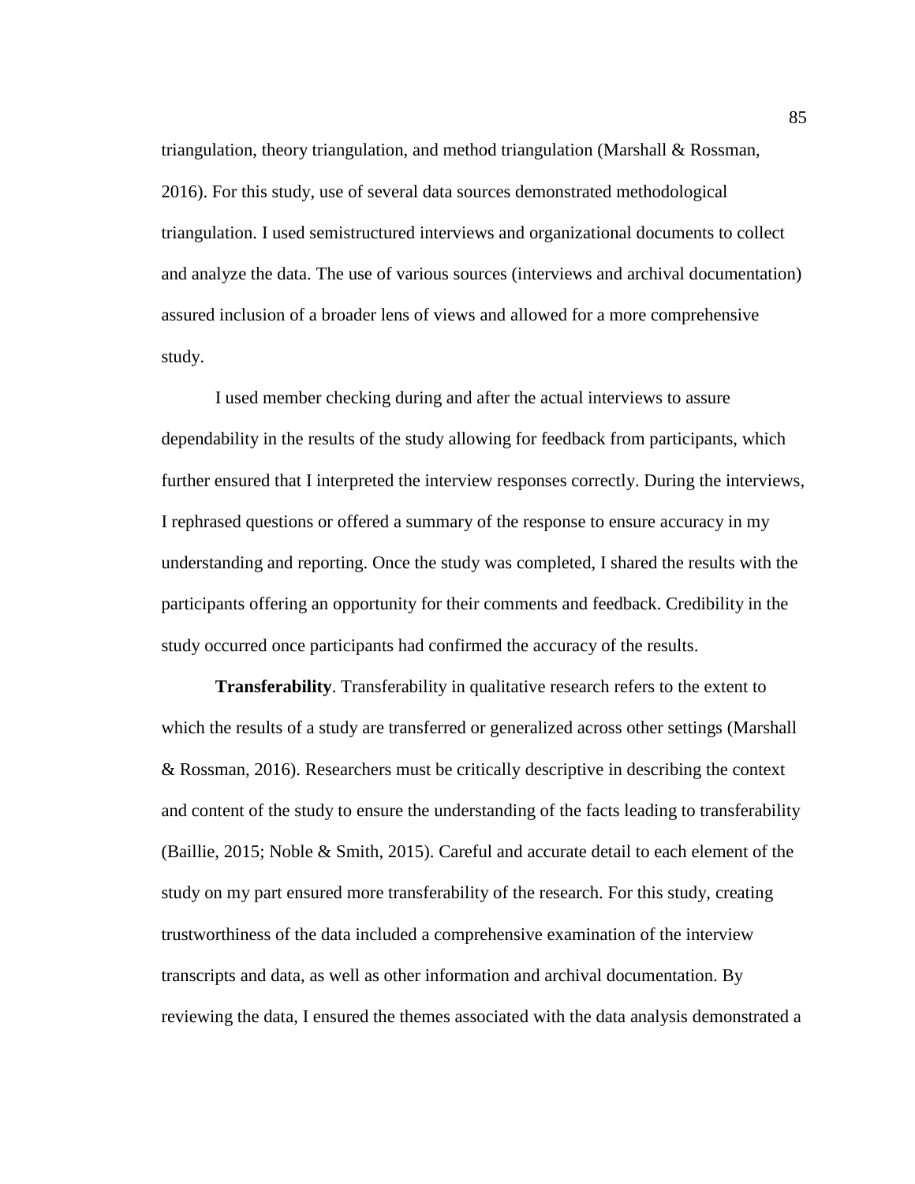triangulation, theory triangulation, and method triangulation (Marshall & Rossman, 2016). For this study, use of several data sources demonstrated methodological triangulation. I used semistructured interviews and organizational documents to collect and analyze the data. The use of various sources (interviews and archival documentation) assured inclusion of a broader lens of views and allowed for a more comprehensive study.

I used member checking during and after the actual interviews to assure dependability in the results of the study allowing for feedback from participants, which further ensured that I interpreted the interview responses correctly. During the interviews, I rephrased questions or offered a summary of the response to ensure accuracy in my understanding and reporting. Once the study was completed, I shared the results with the participants offering an opportunity for their comments and feedback. Credibility in the study occurred once participants had confirmed the accuracy of the results.

**Transferability**. Transferability in qualitative research refers to the extent to which the results of a study are transferred or generalized across other settings (Marshall & Rossman, 2016). Researchers must be critically descriptive in describing the context and content of the study to ensure the understanding of the facts leading to transferability (Baillie, 2015; Noble & Smith, 2015). Careful and accurate detail to each element of the study on my part ensured more transferability of the research. For this study, creating trustworthiness of the data included a comprehensive examination of the interview transcripts and data, as well as other information and archival documentation. By reviewing the data, I ensured the themes associated with the data analysis demonstrated a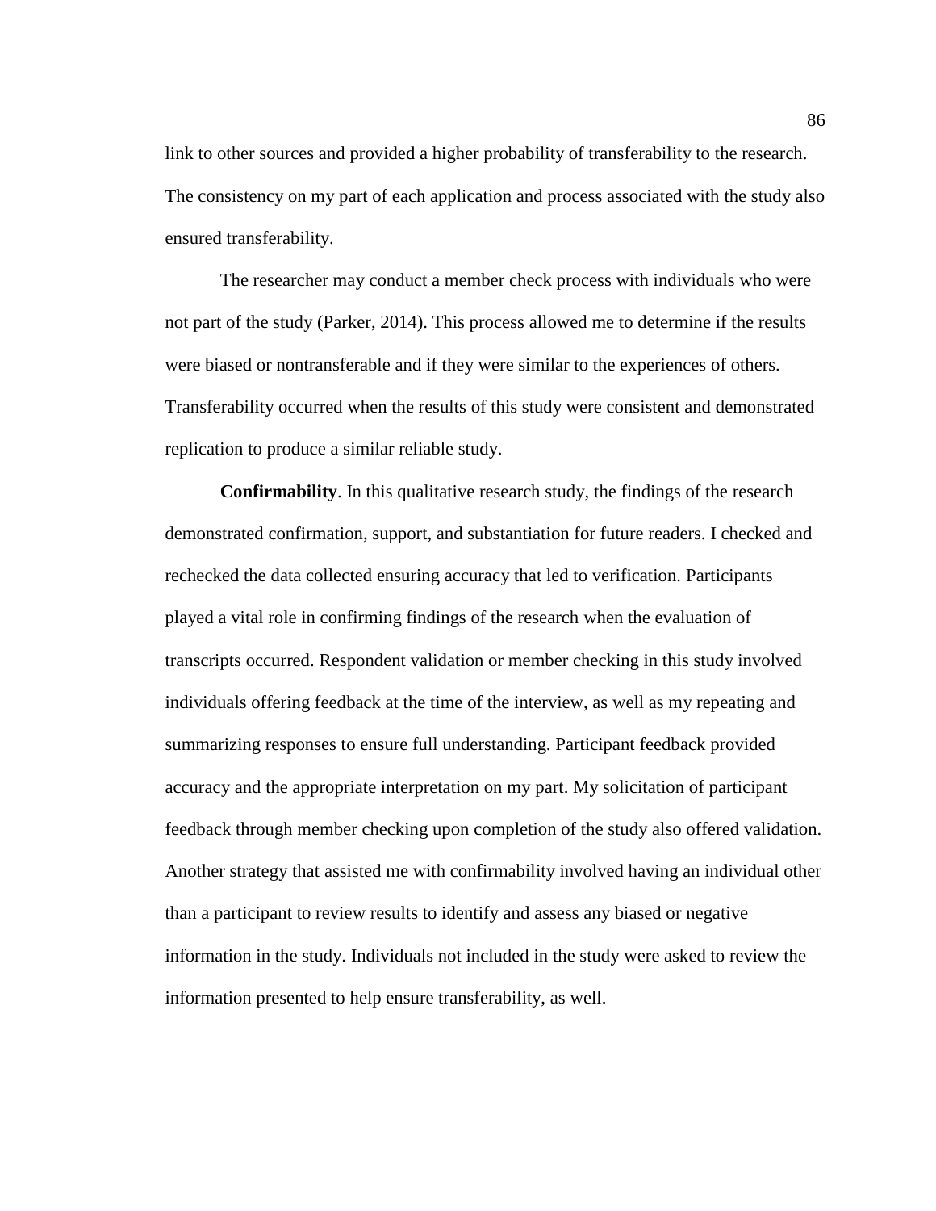link to other sources and provided a higher probability of transferability to the research. The consistency on my part of each application and process associated with the study also ensured transferability.

The researcher may conduct a member check process with individuals who were not part of the study (Parker, 2014). This process allowed me to determine if the results were biased or nontransferable and if they were similar to the experiences of others. Transferability occurred when the results of this study were consistent and demonstrated replication to produce a similar reliable study.

**Confirmability**. In this qualitative research study, the findings of the research demonstrated confirmation, support, and substantiation for future readers. I checked and rechecked the data collected ensuring accuracy that led to verification. Participants played a vital role in confirming findings of the research when the evaluation of transcripts occurred. Respondent validation or member checking in this study involved individuals offering feedback at the time of the interview, as well as my repeating and summarizing responses to ensure full understanding. Participant feedback provided accuracy and the appropriate interpretation on my part. My solicitation of participant feedback through member checking upon completion of the study also offered validation. Another strategy that assisted me with confirmability involved having an individual other than a participant to review results to identify and assess any biased or negative information in the study. Individuals not included in the study were asked to review the information presented to help ensure transferability, as well.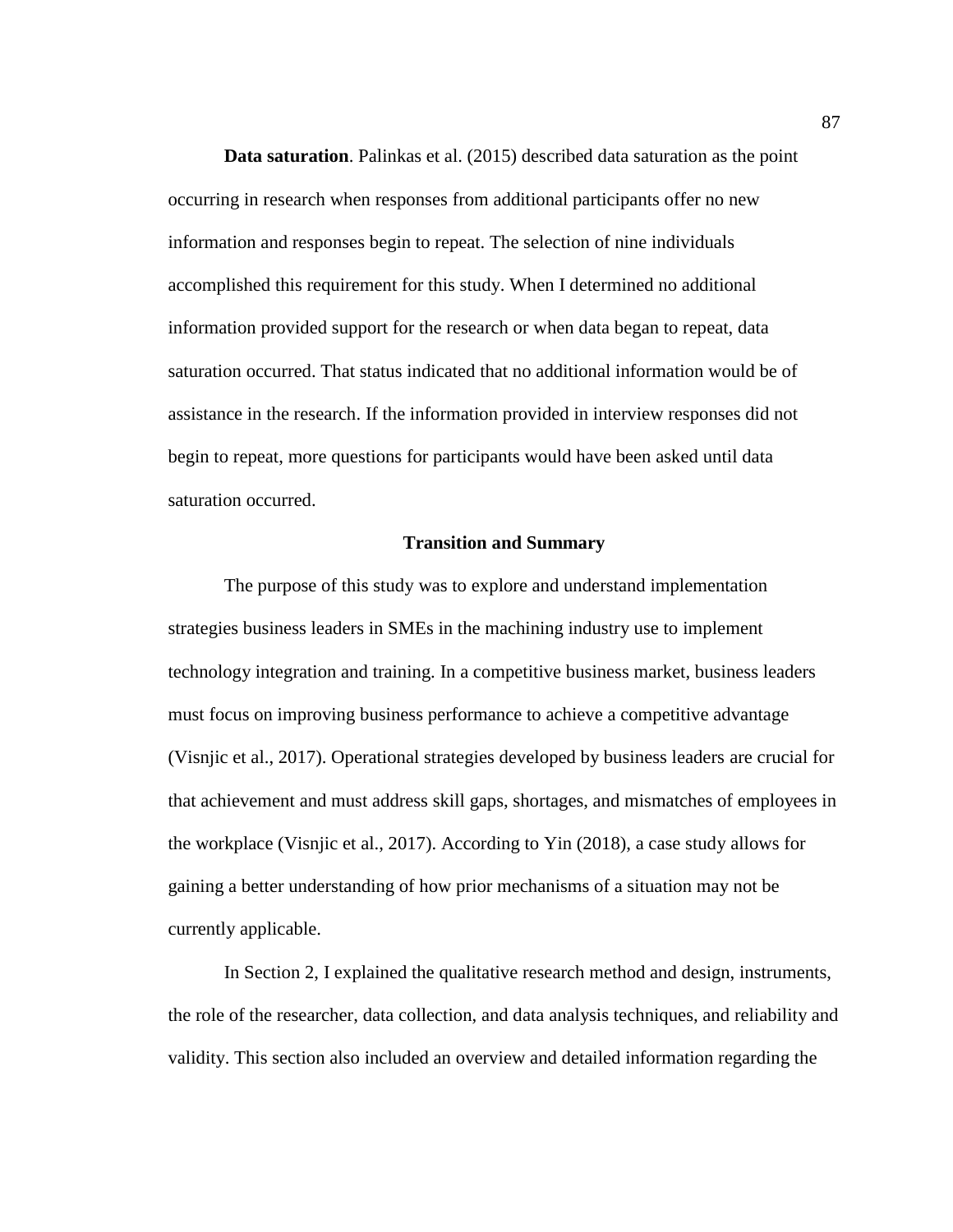**Data saturation**. Palinkas et al. (2015) described data saturation as the point occurring in research when responses from additional participants offer no new information and responses begin to repeat. The selection of nine individuals accomplished this requirement for this study. When I determined no additional information provided support for the research or when data began to repeat, data saturation occurred. That status indicated that no additional information would be of assistance in the research. If the information provided in interview responses did not begin to repeat, more questions for participants would have been asked until data saturation occurred.

## Transition and Summary

The purpose of this study was to explore and understand implementation strategies business leaders in SMEs in the machining industry use to implement technology integration and training. In a competitive business market, business leaders must focus on improving business performance to achieve a competitive advantage (Visnjic et al., 2017). Operational strategies developed by business leaders are crucial for that achievement and must address skill gaps, shortages, and mismatches of employees in the workplace (Visnjic et al., 2017). According to Yin (2018), a case study allows for gaining a better understanding of how prior mechanisms of a situation may not be currently applicable.

In Section 2, I explained the qualitative research method and design, instruments, the role of the researcher, data collection, and data analysis techniques, and reliability and validity. This section also included an overview and detailed information regarding the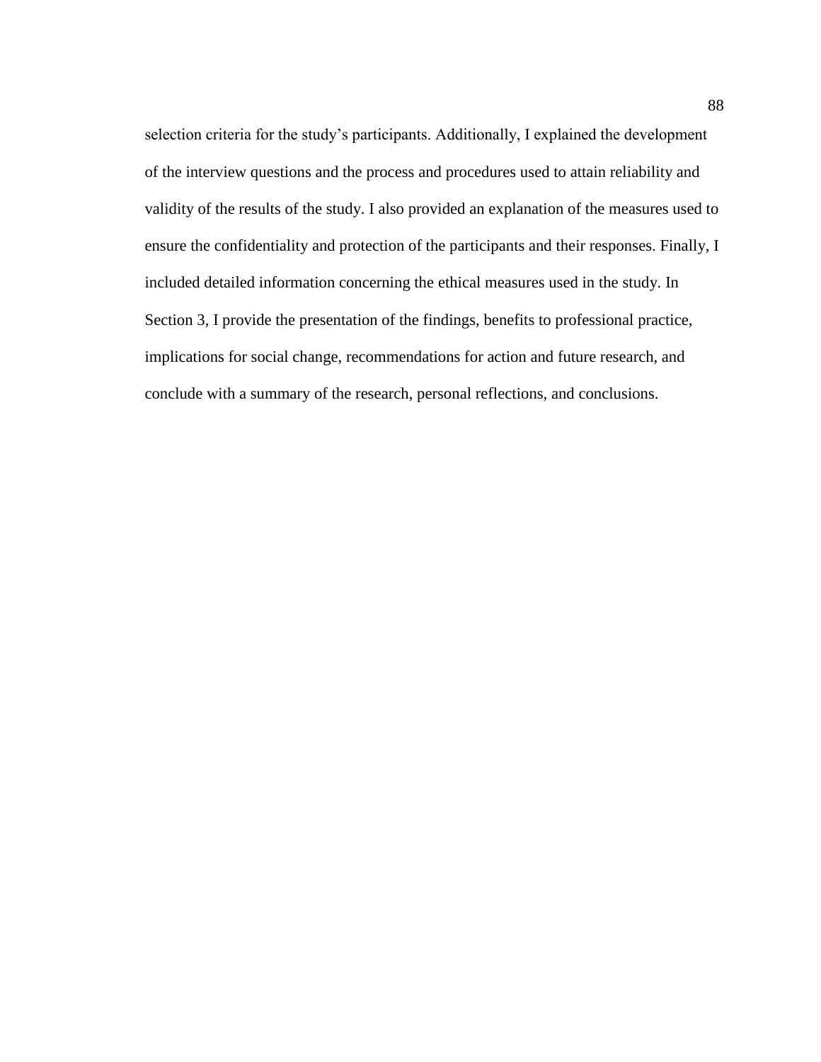selection criteria for the study’s participants. Additionally, I explained the development of the interview questions and the process and procedures used to attain reliability and validity of the results of the study. I also provided an explanation of the measures used to ensure the confidentiality and protection of the participants and their responses. Finally, I included detailed information concerning the ethical measures used in the study. In Section 3, I provide the presentation of the findings, benefits to professional practice, implications for social change, recommendations for action and future research, and conclude with a summary of the research, personal reflections, and conclusions.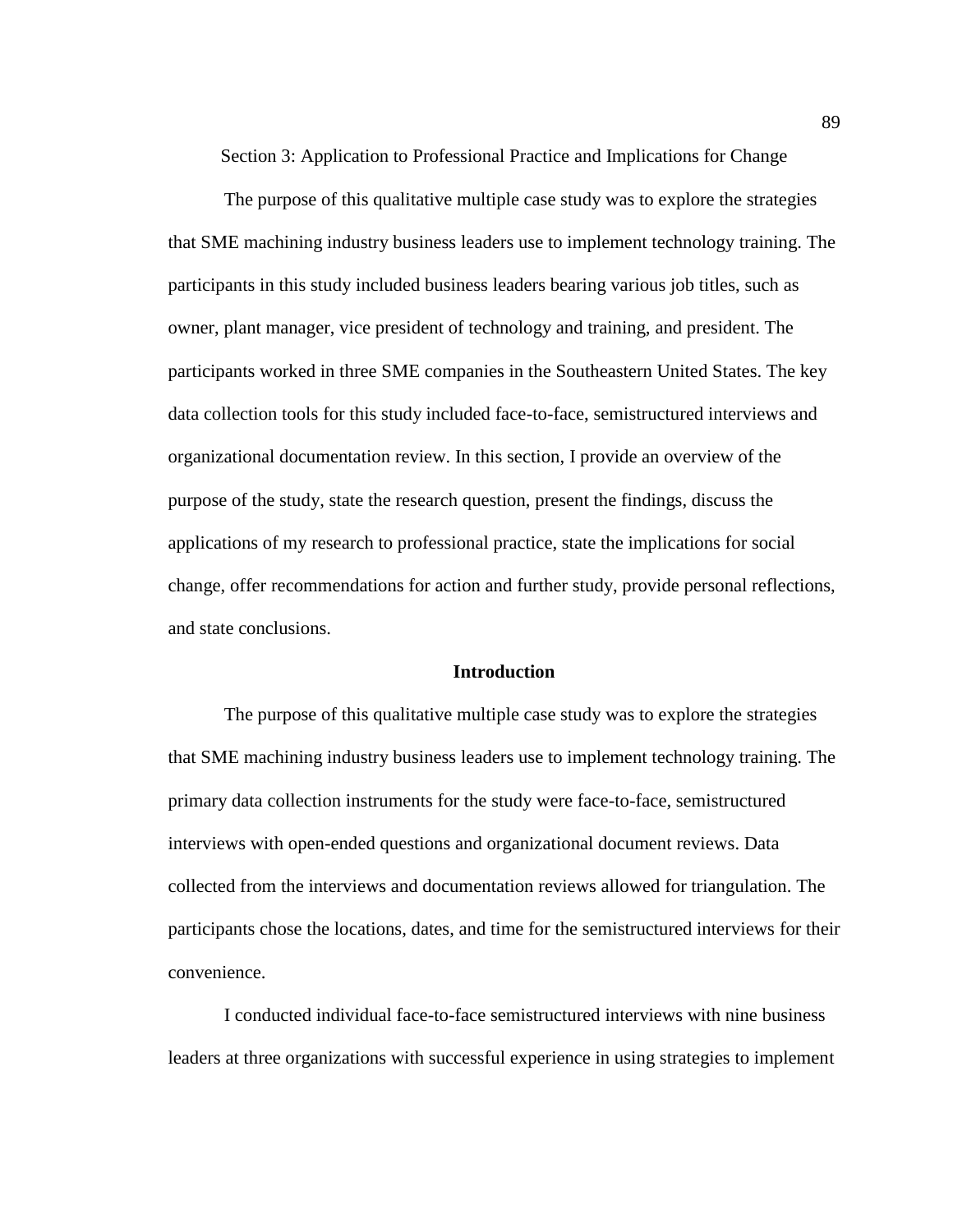# Section 3: Application to Professional Practice and Implications for Change

The purpose of this qualitative multiple case study was to explore the strategies that SME machining industry business leaders use to implement technology training. The participants in this study included business leaders bearing various job titles, such as owner, plant manager, vice president of technology and training, and president. The participants worked in three SME companies in the Southeastern United States. The key data collection tools for this study included face-to-face, semistructured interviews and organizational documentation review. In this section, I provide an overview of the purpose of the study, state the research question, present the findings, discuss the applications of my research to professional practice, state the implications for social change, offer recommendations for action and further study, provide personal reflections, and state conclusions.

## Introduction

The purpose of this qualitative multiple case study was to explore the strategies that SME machining industry business leaders use to implement technology training. The primary data collection instruments for the study were face-to-face, semistructured interviews with open-ended questions and organizational document reviews. Data collected from the interviews and documentation reviews allowed for triangulation. The participants chose the locations, dates, and time for the semistructured interviews for their convenience.

I conducted individual face-to-face semistructured interviews with nine business leaders at three organizations with successful experience in using strategies to implement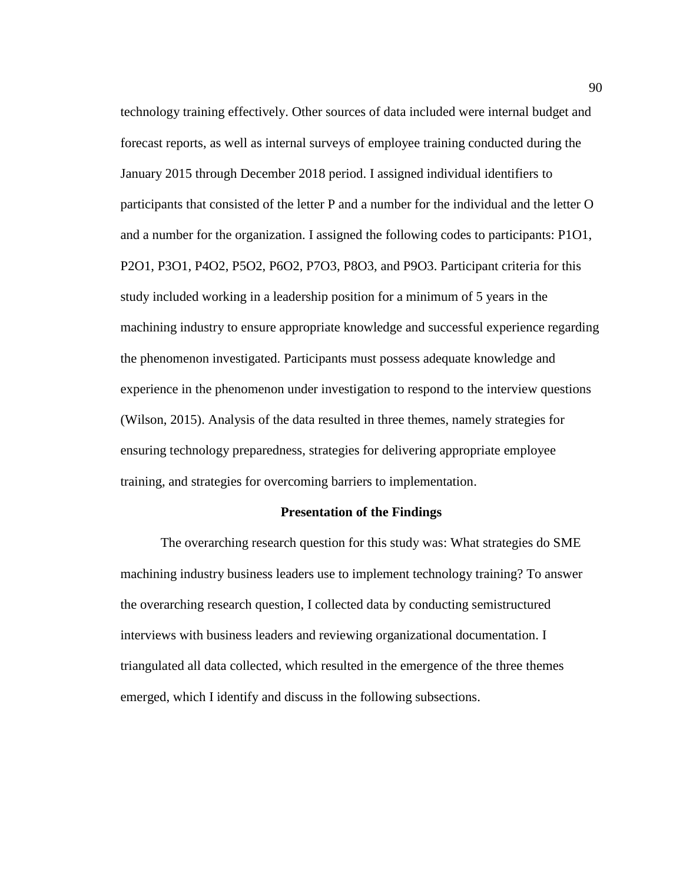technology training effectively. Other sources of data included were internal budget and forecast reports, as well as internal surveys of employee training conducted during the January 2015 through December 2018 period. I assigned individual identifiers to participants that consisted of the letter P and a number for the individual and the letter O and a number for the organization. I assigned the following codes to participants: P1O1, P2O1, P3O1, P4O2, P5O2, P6O2, P7O3, P8O3, and P9O3. Participant criteria for this study included working in a leadership position for a minimum of 5 years in the machining industry to ensure appropriate knowledge and successful experience regarding the phenomenon investigated. Participants must possess adequate knowledge and experience in the phenomenon under investigation to respond to the interview questions (Wilson, 2015). Analysis of the data resulted in three themes, namely strategies for ensuring technology preparedness, strategies for delivering appropriate employee training, and strategies for overcoming barriers to implementation.

## Presentation of the Findings

The overarching research question for this study was: What strategies do SME machining industry business leaders use to implement technology training? To answer the overarching research question, I collected data by conducting semistructured interviews with business leaders and reviewing organizational documentation. I triangulated all data collected, which resulted in the emergence of the three themes emerged, which I identify and discuss in the following subsections.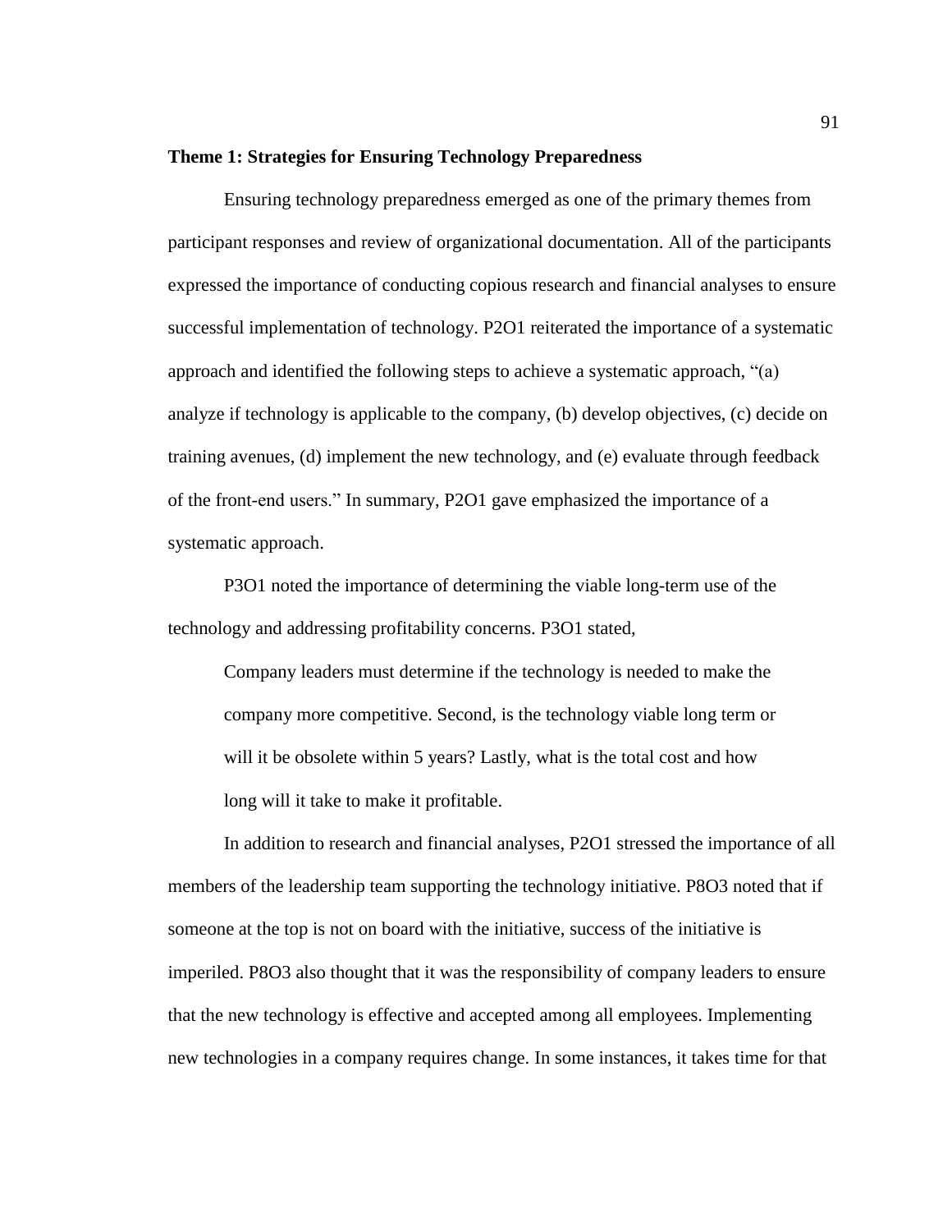### Theme 1: Strategies for Ensuring Technology Preparedness

Ensuring technology preparedness emerged as one of the primary themes from participant responses and review of organizational documentation. All of the participants expressed the importance of conducting copious research and financial analyses to ensure successful implementation of technology. P2O1 reiterated the importance of a systematic approach and identified the following steps to achieve a systematic approach, "(a) analyze if technology is applicable to the company, (b) develop objectives, (c) decide on training avenues, (d) implement the new technology, and (e) evaluate through feedback of the front-end users." In summary, P2O1 gave emphasized the importance of a systematic approach.

P3O1 noted the importance of determining the viable long-term use of the technology and addressing profitability concerns. P3O1 stated,

> Company leaders must determine if the technology is needed to make the company more competitive. Second, is the technology viable long term or will it be obsolete within 5 years? Lastly, what is the total cost and how long will it take to make it profitable.

In addition to research and financial analyses, P2O1 stressed the importance of all members of the leadership team supporting the technology initiative. P8O3 noted that if someone at the top is not on board with the initiative, success of the initiative is imperiled. P8O3 also thought that it was the responsibility of company leaders to ensure that the new technology is effective and accepted among all employees. Implementing new technologies in a company requires change. In some instances, it takes time for that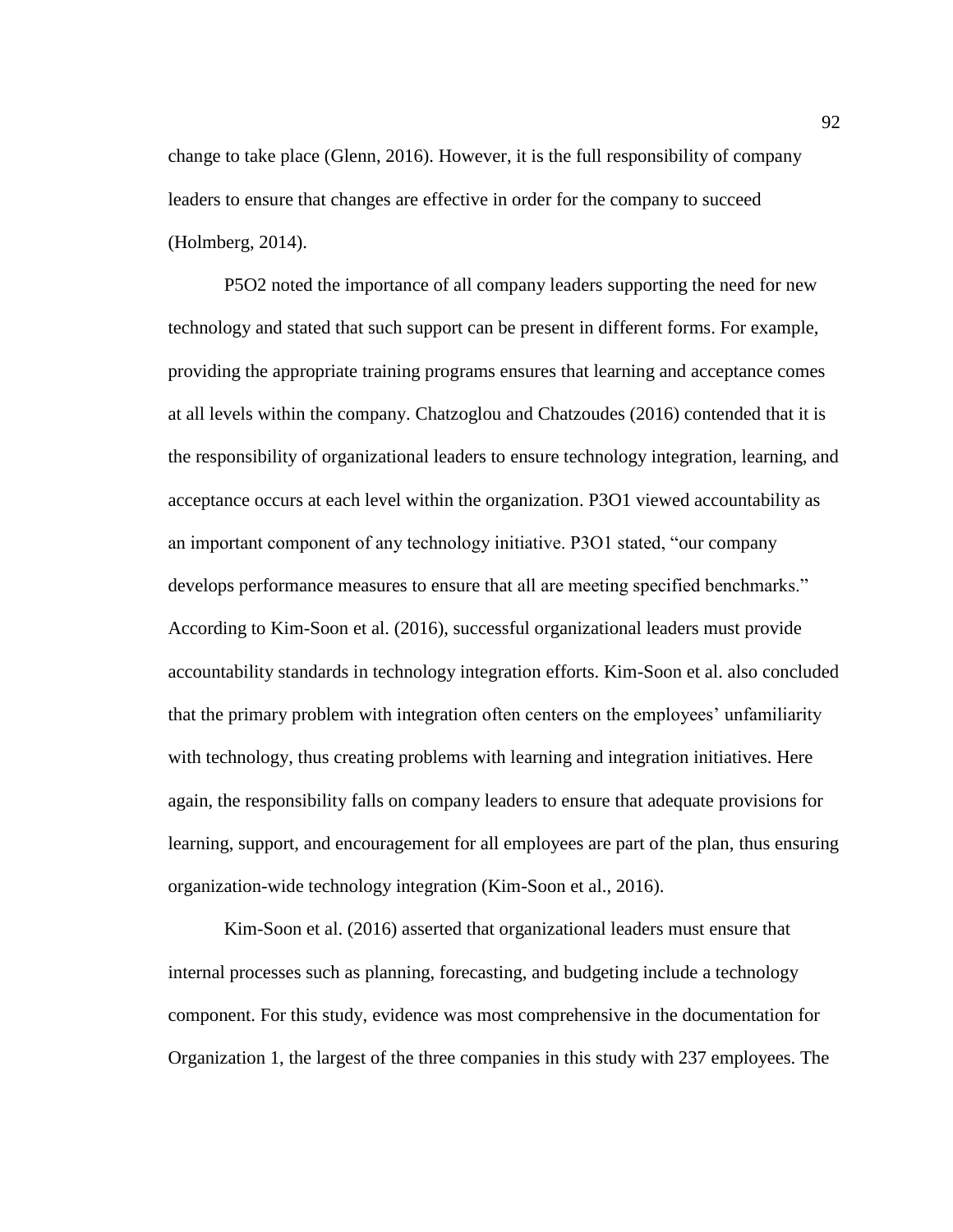change to take place (Glenn, 2016). However, it is the full responsibility of company leaders to ensure that changes are effective in order for the company to succeed (Holmberg, 2014).

P5O2 noted the importance of all company leaders supporting the need for new technology and stated that such support can be present in different forms. For example, providing the appropriate training programs ensures that learning and acceptance comes at all levels within the company. Chatzoglou and Chatzoudes (2016) contended that it is the responsibility of organizational leaders to ensure technology integration, learning, and acceptance occurs at each level within the organization. P3O1 viewed accountability as an important component of any technology initiative. P3O1 stated, "our company develops performance measures to ensure that all are meeting specified benchmarks." According to Kim-Soon et al. (2016), successful organizational leaders must provide accountability standards in technology integration efforts. Kim-Soon et al. also concluded that the primary problem with integration often centers on the employees' unfamiliarity with technology, thus creating problems with learning and integration initiatives. Here again, the responsibility falls on company leaders to ensure that adequate provisions for learning, support, and encouragement for all employees are part of the plan, thus ensuring organization-wide technology integration (Kim-Soon et al., 2016).

Kim-Soon et al. (2016) asserted that organizational leaders must ensure that internal processes such as planning, forecasting, and budgeting include a technology component. For this study, evidence was most comprehensive in the documentation for Organization 1, the largest of the three companies in this study with 237 employees. The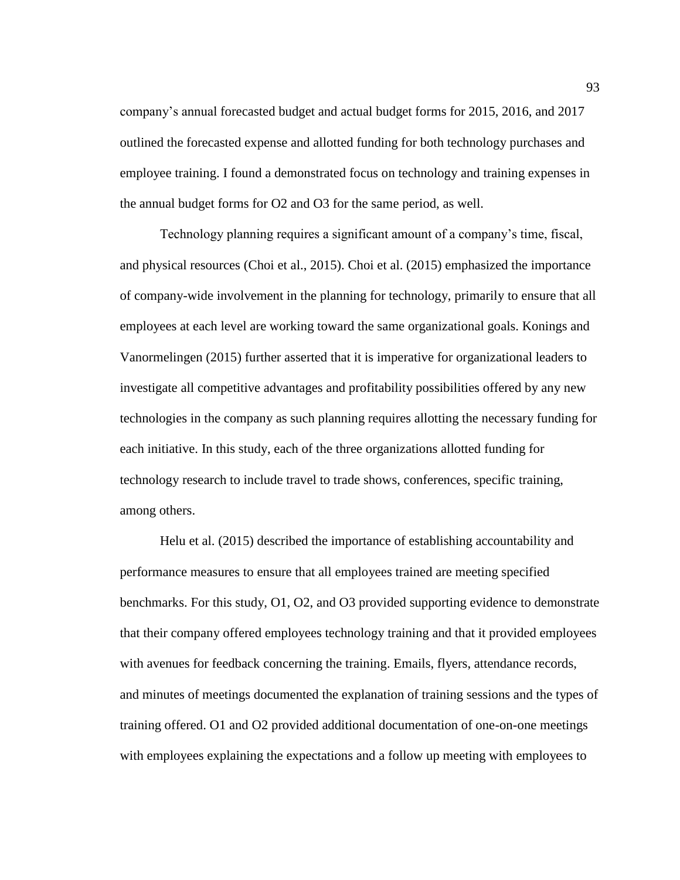company's annual forecasted budget and actual budget forms for 2015, 2016, and 2017 outlined the forecasted expense and allotted funding for both technology purchases and employee training. I found a demonstrated focus on technology and training expenses in the annual budget forms for O2 and O3 for the same period, as well.

Technology planning requires a significant amount of a company's time, fiscal, and physical resources (Choi et al., 2015). Choi et al. (2015) emphasized the importance of company-wide involvement in the planning for technology, primarily to ensure that all employees at each level are working toward the same organizational goals. Konings and Vanormelingen (2015) further asserted that it is imperative for organizational leaders to investigate all competitive advantages and profitability possibilities offered by any new technologies in the company as such planning requires allotting the necessary funding for each initiative. In this study, each of the three organizations allotted funding for technology research to include travel to trade shows, conferences, specific training, among others.

Helu et al. (2015) described the importance of establishing accountability and performance measures to ensure that all employees trained are meeting specified benchmarks. For this study, O1, O2, and O3 provided supporting evidence to demonstrate that their company offered employees technology training and that it provided employees with avenues for feedback concerning the training. Emails, flyers, attendance records, and minutes of meetings documented the explanation of training sessions and the types of training offered. O1 and O2 provided additional documentation of one-on-one meetings with employees explaining the expectations and a follow up meeting with employees to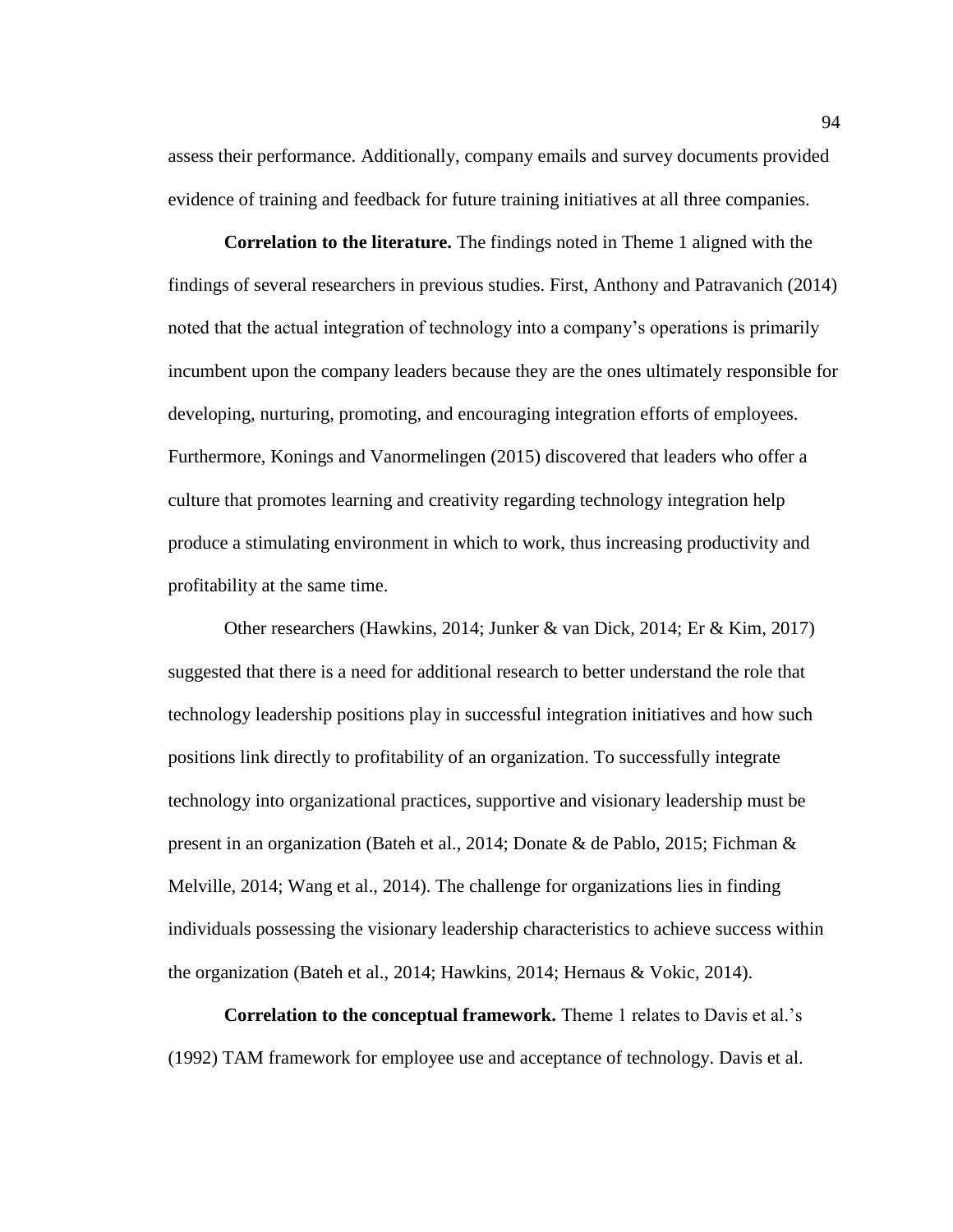assess their performance. Additionally, company emails and survey documents provided evidence of training and feedback for future training initiatives at all three companies.

**Correlation to the literature.** The findings noted in Theme 1 aligned with the findings of several researchers in previous studies. First, Anthony and Patravanich (2014) noted that the actual integration of technology into a company's operations is primarily incumbent upon the company leaders because they are the ones ultimately responsible for developing, nurturing, promoting, and encouraging integration efforts of employees. Furthermore, Konings and Vanormelingen (2015) discovered that leaders who offer a culture that promotes learning and creativity regarding technology integration help produce a stimulating environment in which to work, thus increasing productivity and profitability at the same time.

Other researchers (Hawkins, 2014; Junker & van Dick, 2014; Er & Kim, 2017) suggested that there is a need for additional research to better understand the role that technology leadership positions play in successful integration initiatives and how such positions link directly to profitability of an organization. To successfully integrate technology into organizational practices, supportive and visionary leadership must be present in an organization (Bateh et al., 2014; Donate & de Pablo, 2015; Fichman & Melville, 2014; Wang et al., 2014). The challenge for organizations lies in finding individuals possessing the visionary leadership characteristics to achieve success within the organization (Bateh et al., 2014; Hawkins, 2014; Hernaus & Vokic, 2014).

**Correlation to the conceptual framework.** Theme 1 relates to Davis et al.'s (1992) TAM framework for employee use and acceptance of technology. Davis et al.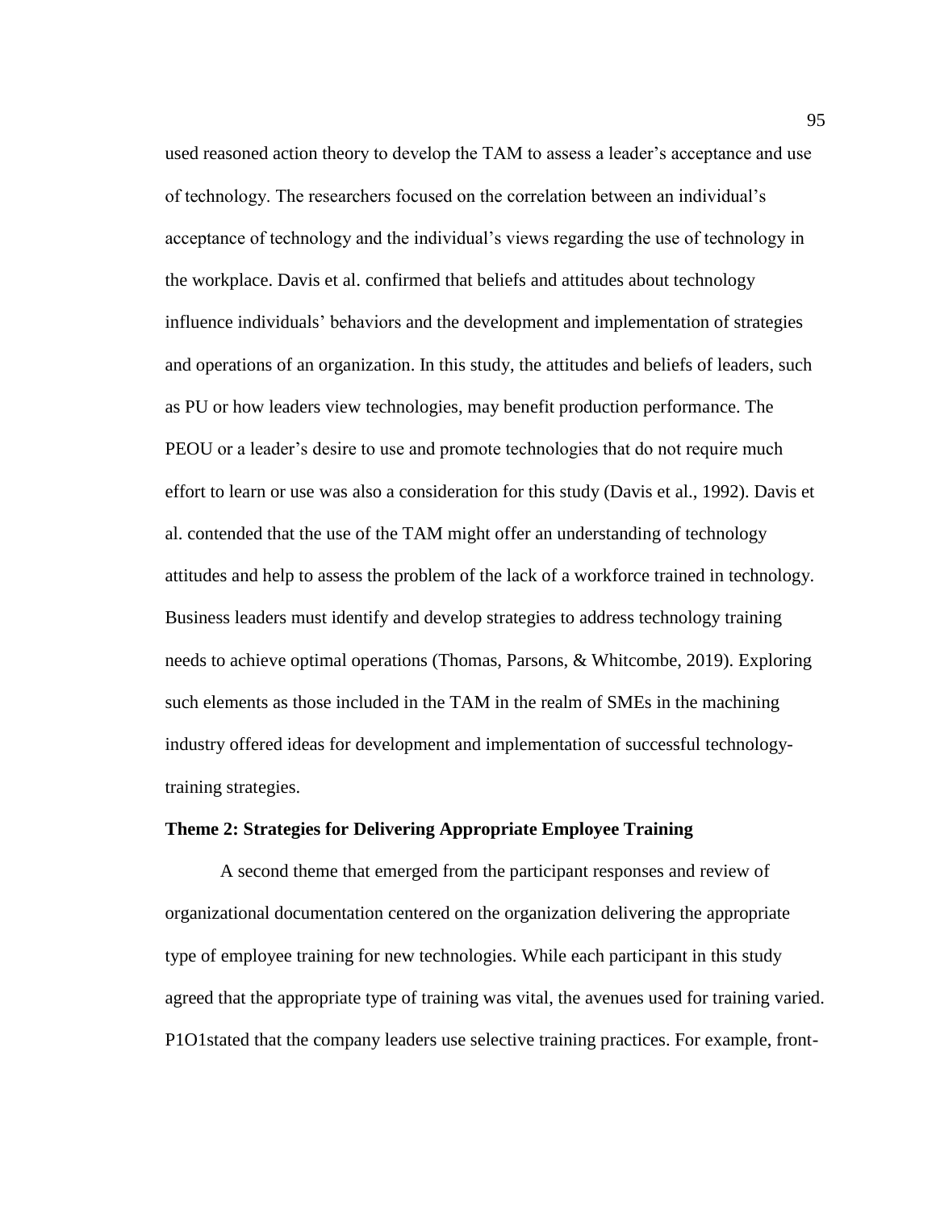used reasoned action theory to develop the TAM to assess a leader's acceptance and use of technology. The researchers focused on the correlation between an individual's acceptance of technology and the individual's views regarding the use of technology in the workplace. Davis et al. confirmed that beliefs and attitudes about technology influence individuals' behaviors and the development and implementation of strategies and operations of an organization. In this study, the attitudes and beliefs of leaders, such as PU or how leaders view technologies, may benefit production performance. The PEOU or a leader's desire to use and promote technologies that do not require much effort to learn or use was also a consideration for this study (Davis et al., 1992). Davis et al. contended that the use of the TAM might offer an understanding of technology attitudes and help to assess the problem of the lack of a workforce trained in technology. Business leaders must identify and develop strategies to address technology training needs to achieve optimal operations (Thomas, Parsons, & Whitcombe, 2019). Exploring such elements as those included in the TAM in the realm of SMEs in the machining industry offered ideas for development and implementation of successful technology-training strategies.

### Theme 2: Strategies for Delivering Appropriate Employee Training

A second theme that emerged from the participant responses and review of organizational documentation centered on the organization delivering the appropriate type of employee training for new technologies. While each participant in this study agreed that the appropriate type of training was vital, the avenues used for training varied. P1O1stated that the company leaders use selective training practices. For example, front-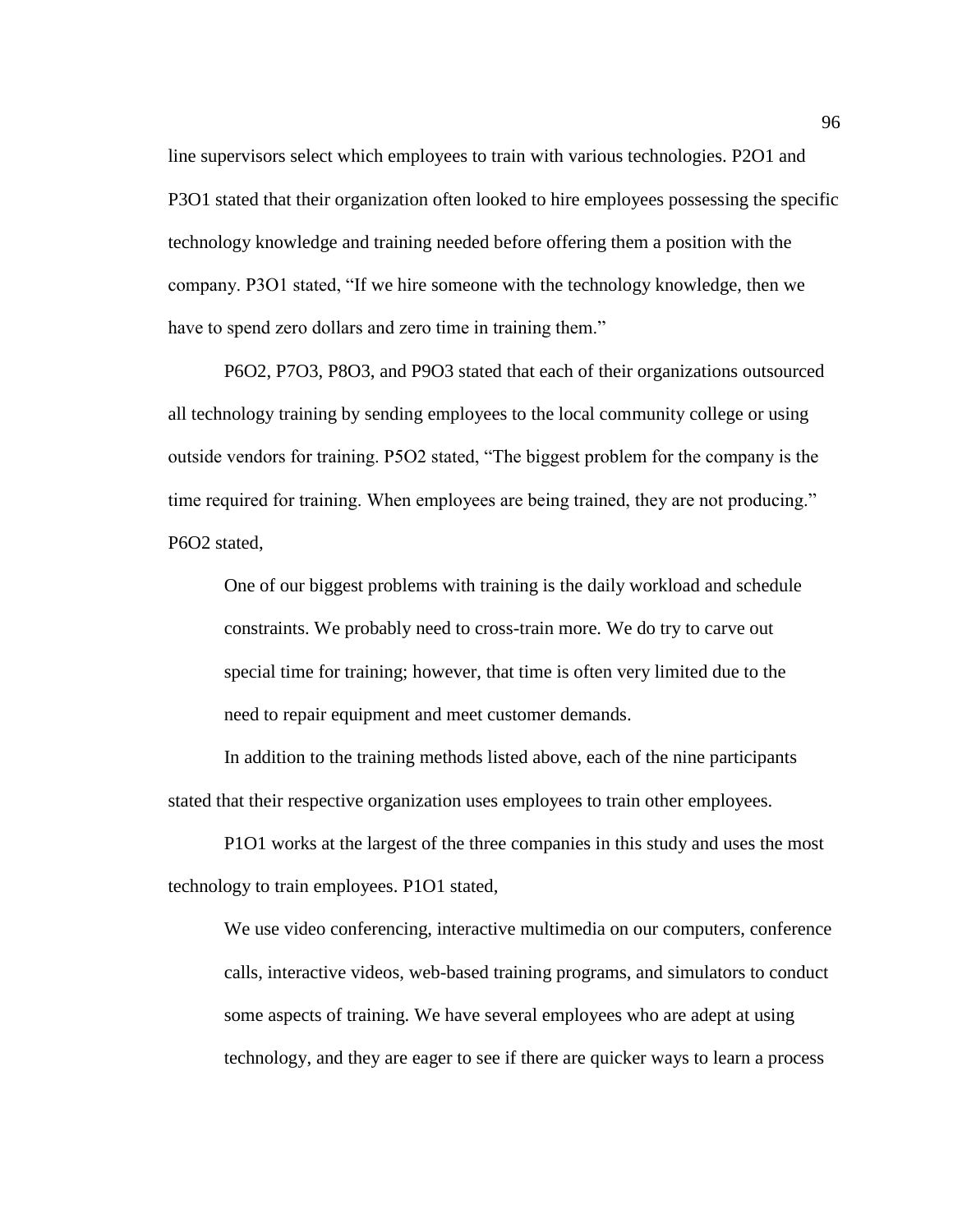line supervisors select which employees to train with various technologies. P2O1 and P3O1 stated that their organization often looked to hire employees possessing the specific technology knowledge and training needed before offering them a position with the company. P3O1 stated, “If we hire someone with the technology knowledge, then we have to spend zero dollars and zero time in training them.”

P6O2, P7O3, P8O3, and P9O3 stated that each of their organizations outsourced all technology training by sending employees to the local community college or using outside vendors for training. P5O2 stated, “The biggest problem for the company is the time required for training. When employees are being trained, they are not producing.” P6O2 stated,

> One of our biggest problems with training is the daily workload and schedule constraints. We probably need to cross-train more. We do try to carve out special time for training; however, that time is often very limited due to the need to repair equipment and meet customer demands.

In addition to the training methods listed above, each of the nine participants stated that their respective organization uses employees to train other employees.

P1O1 works at the largest of the three companies in this study and uses the most technology to train employees. P1O1 stated,

> We use video conferencing, interactive multimedia on our computers, conference calls, interactive videos, web-based training programs, and simulators to conduct some aspects of training. We have several employees who are adept at using technology, and they are eager to see if there are quicker ways to learn a process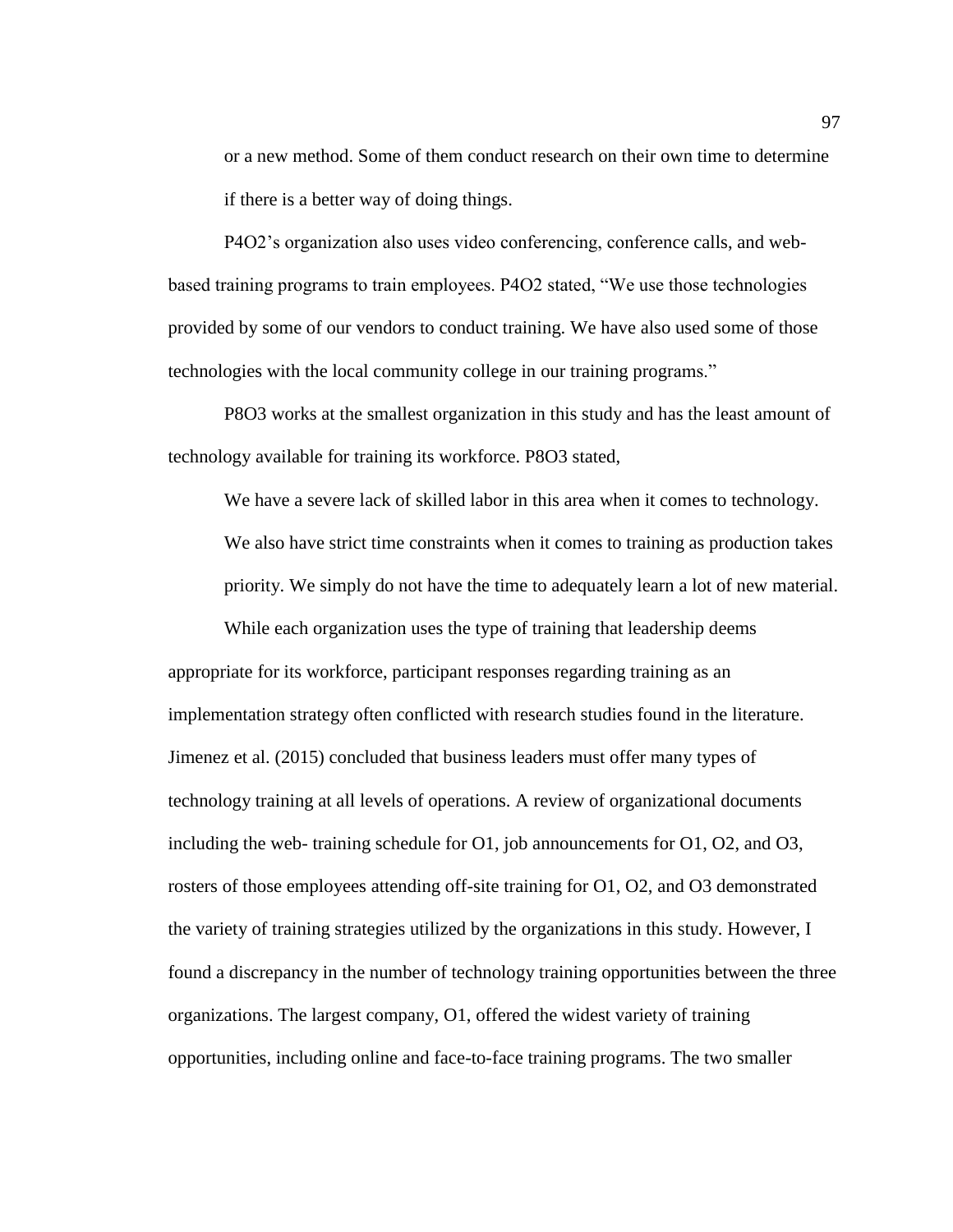or a new method. Some of them conduct research on their own time to determine if there is a better way of doing things.

P4O2's organization also uses video conferencing, conference calls, and web-based training programs to train employees. P4O2 stated, "We use those technologies provided by some of our vendors to conduct training. We have also used some of those technologies with the local community college in our training programs."

P8O3 works at the smallest organization in this study and has the least amount of technology available for training its workforce. P8O3 stated,

> We have a severe lack of skilled labor in this area when it comes to technology. We also have strict time constraints when it comes to training as production takes priority. We simply do not have the time to adequately learn a lot of new material.

While each organization uses the type of training that leadership deems appropriate for its workforce, participant responses regarding training as an implementation strategy often conflicted with research studies found in the literature. Jimenez et al. (2015) concluded that business leaders must offer many types of technology training at all levels of operations. A review of organizational documents including the web- training schedule for O1, job announcements for O1, O2, and O3, rosters of those employees attending off-site training for O1, O2, and O3 demonstrated the variety of training strategies utilized by the organizations in this study. However, I found a discrepancy in the number of technology training opportunities between the three organizations. The largest company, O1, offered the widest variety of training opportunities, including online and face-to-face training programs. The two smaller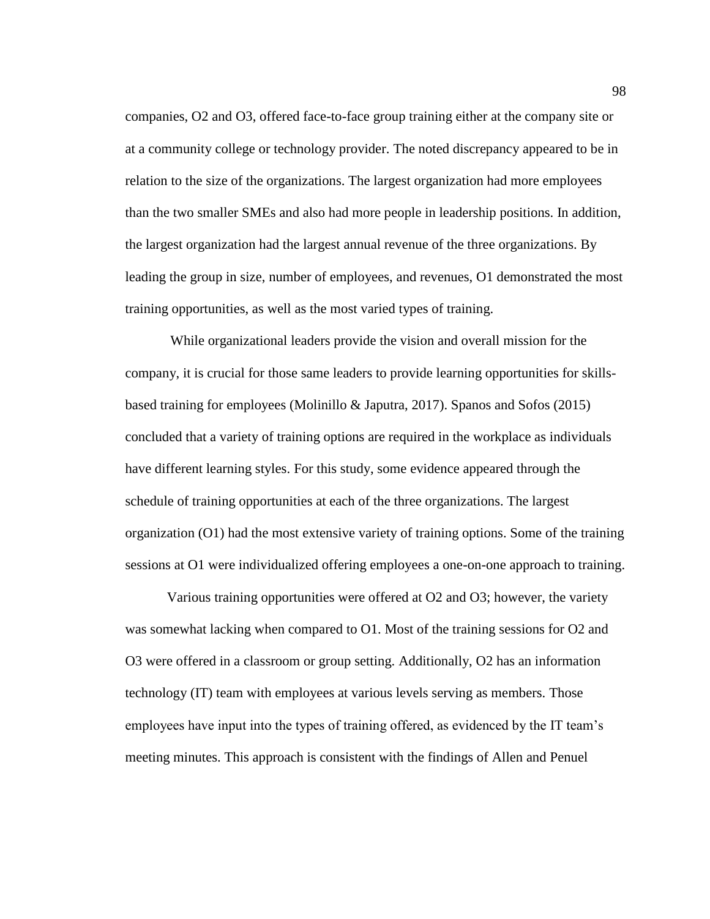companies, O2 and O3, offered face-to-face group training either at the company site or at a community college or technology provider. The noted discrepancy appeared to be in relation to the size of the organizations. The largest organization had more employees than the two smaller SMEs and also had more people in leadership positions. In addition, the largest organization had the largest annual revenue of the three organizations. By leading the group in size, number of employees, and revenues, O1 demonstrated the most training opportunities, as well as the most varied types of training.

While organizational leaders provide the vision and overall mission for the company, it is crucial for those same leaders to provide learning opportunities for skills-based training for employees (Molinillo & Japutra, 2017). Spanos and Sofos (2015) concluded that a variety of training options are required in the workplace as individuals have different learning styles. For this study, some evidence appeared through the schedule of training opportunities at each of the three organizations. The largest organization (O1) had the most extensive variety of training options. Some of the training sessions at O1 were individualized offering employees a one-on-one approach to training.

Various training opportunities were offered at O2 and O3; however, the variety was somewhat lacking when compared to O1. Most of the training sessions for O2 and O3 were offered in a classroom or group setting. Additionally, O2 has an information technology (IT) team with employees at various levels serving as members. Those employees have input into the types of training offered, as evidenced by the IT team's meeting minutes. This approach is consistent with the findings of Allen and Penuel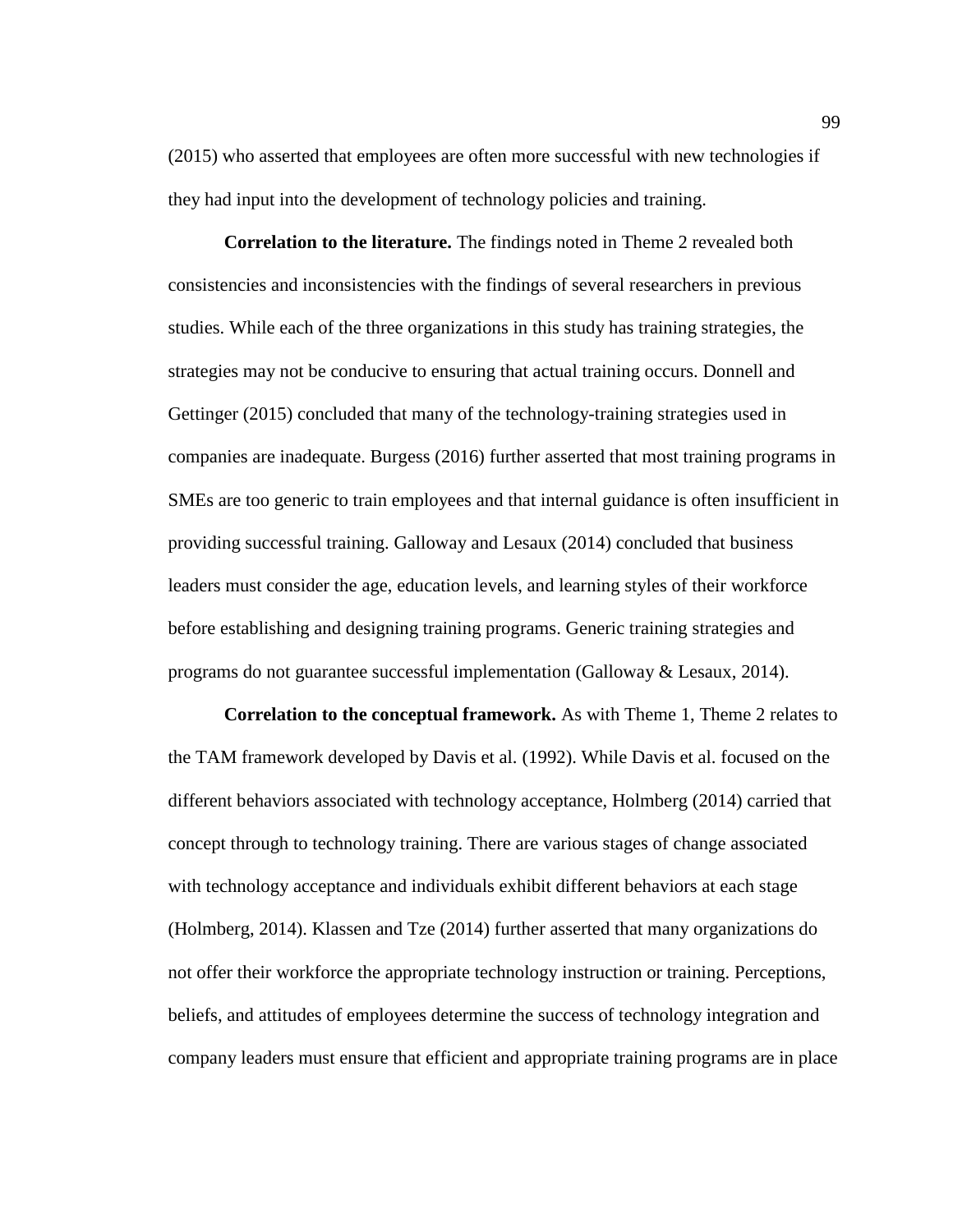(2015) who asserted that employees are often more successful with new technologies if they had input into the development of technology policies and training.

**Correlation to the literature.** The findings noted in Theme 2 revealed both consistencies and inconsistencies with the findings of several researchers in previous studies. While each of the three organizations in this study has training strategies, the strategies may not be conducive to ensuring that actual training occurs. Donnell and Gettinger (2015) concluded that many of the technology-training strategies used in companies are inadequate. Burgess (2016) further asserted that most training programs in SMEs are too generic to train employees and that internal guidance is often insufficient in providing successful training. Galloway and Lesaux (2014) concluded that business leaders must consider the age, education levels, and learning styles of their workforce before establishing and designing training programs. Generic training strategies and programs do not guarantee successful implementation (Galloway & Lesaux, 2014).

**Correlation to the conceptual framework.** As with Theme 1, Theme 2 relates to the TAM framework developed by Davis et al. (1992). While Davis et al. focused on the different behaviors associated with technology acceptance, Holmberg (2014) carried that concept through to technology training. There are various stages of change associated with technology acceptance and individuals exhibit different behaviors at each stage (Holmberg, 2014). Klassen and Tze (2014) further asserted that many organizations do not offer their workforce the appropriate technology instruction or training. Perceptions, beliefs, and attitudes of employees determine the success of technology integration and company leaders must ensure that efficient and appropriate training programs are in place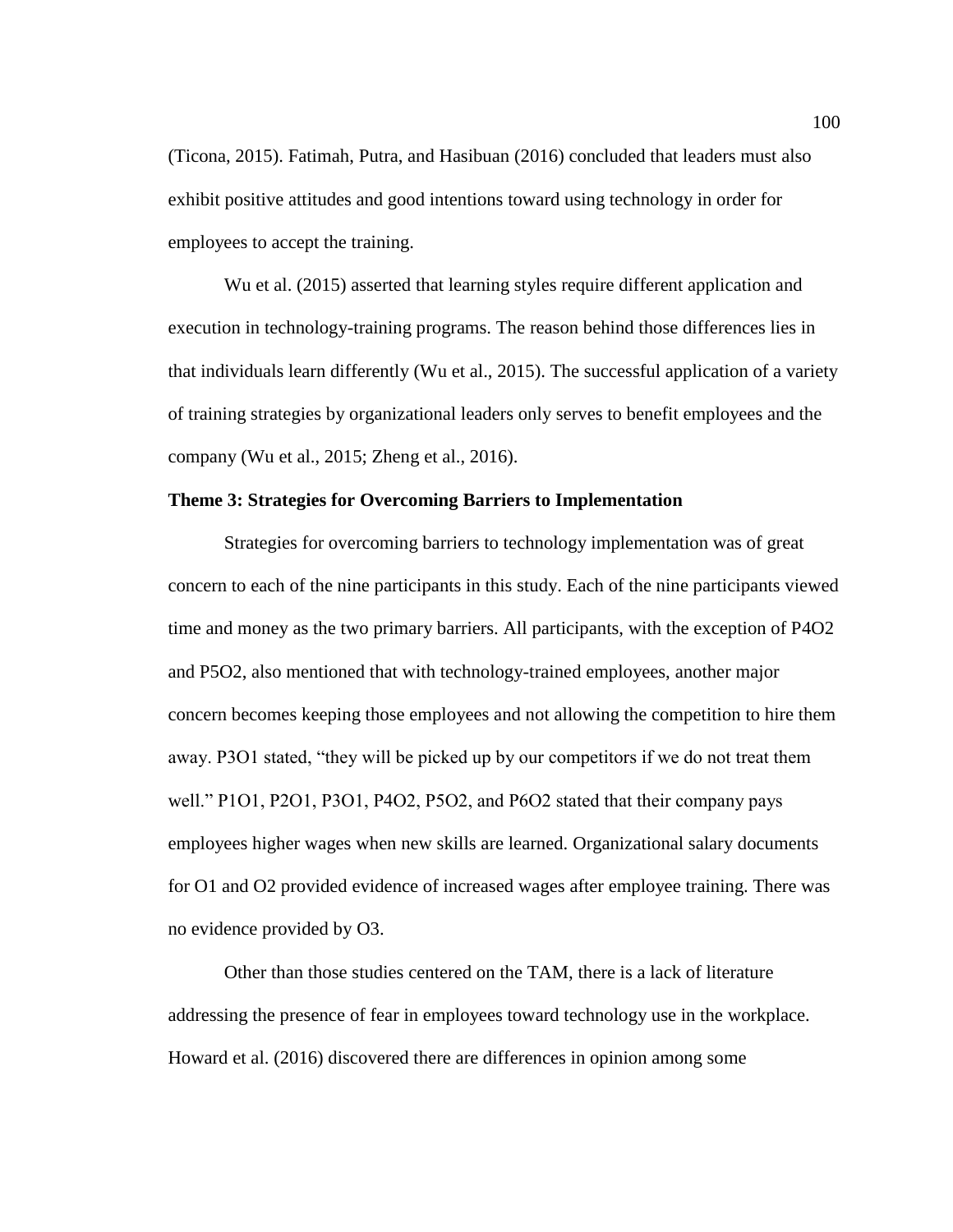(Ticona, 2015). Fatimah, Putra, and Hasibuan (2016) concluded that leaders must also exhibit positive attitudes and good intentions toward using technology in order for employees to accept the training.

Wu et al. (2015) asserted that learning styles require different application and execution in technology-training programs. The reason behind those differences lies in that individuals learn differently (Wu et al., 2015). The successful application of a variety of training strategies by organizational leaders only serves to benefit employees and the company (Wu et al., 2015; Zheng et al., 2016).

### Theme 3: Strategies for Overcoming Barriers to Implementation

Strategies for overcoming barriers to technology implementation was of great concern to each of the nine participants in this study. Each of the nine participants viewed time and money as the two primary barriers. All participants, with the exception of P4O2 and P5O2, also mentioned that with technology-trained employees, another major concern becomes keeping those employees and not allowing the competition to hire them away. P3O1 stated, "they will be picked up by our competitors if we do not treat them well." P1O1, P2O1, P3O1, P4O2, P5O2, and P6O2 stated that their company pays employees higher wages when new skills are learned. Organizational salary documents for O1 and O2 provided evidence of increased wages after employee training. There was no evidence provided by O3.

Other than those studies centered on the TAM, there is a lack of literature addressing the presence of fear in employees toward technology use in the workplace. Howard et al. (2016) discovered there are differences in opinion among some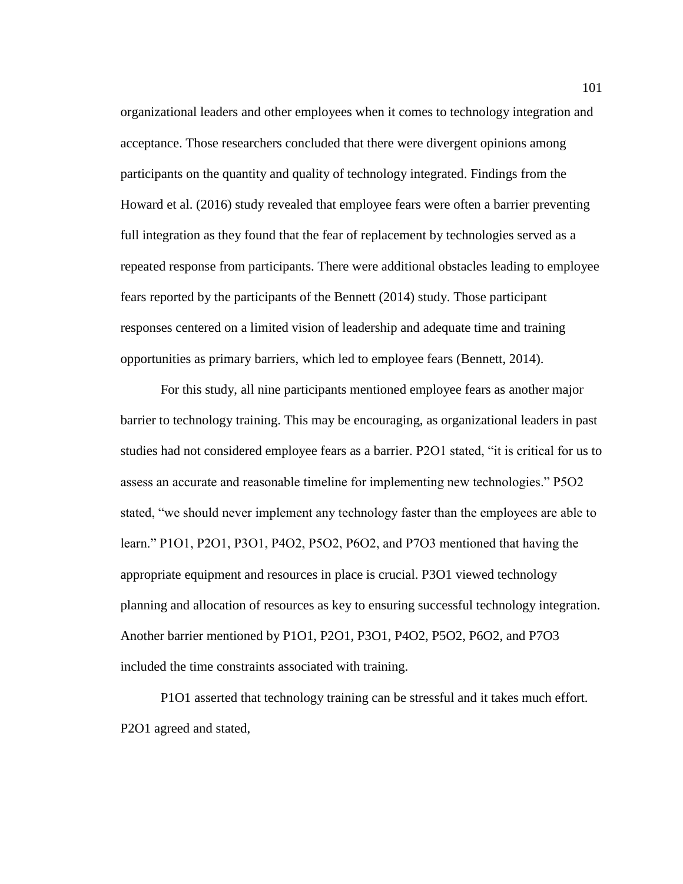organizational leaders and other employees when it comes to technology integration and acceptance. Those researchers concluded that there were divergent opinions among participants on the quantity and quality of technology integrated. Findings from the Howard et al. (2016) study revealed that employee fears were often a barrier preventing full integration as they found that the fear of replacement by technologies served as a repeated response from participants. There were additional obstacles leading to employee fears reported by the participants of the Bennett (2014) study. Those participant responses centered on a limited vision of leadership and adequate time and training opportunities as primary barriers, which led to employee fears (Bennett, 2014).

For this study, all nine participants mentioned employee fears as another major barrier to technology training. This may be encouraging, as organizational leaders in past studies had not considered employee fears as a barrier. P2O1 stated, "it is critical for us to assess an accurate and reasonable timeline for implementing new technologies." P5O2 stated, "we should never implement any technology faster than the employees are able to learn." P1O1, P2O1, P3O1, P4O2, P5O2, P6O2, and P7O3 mentioned that having the appropriate equipment and resources in place is crucial. P3O1 viewed technology planning and allocation of resources as key to ensuring successful technology integration. Another barrier mentioned by P1O1, P2O1, P3O1, P4O2, P5O2, P6O2, and P7O3 included the time constraints associated with training.

P1O1 asserted that technology training can be stressful and it takes much effort. P2O1 agreed and stated,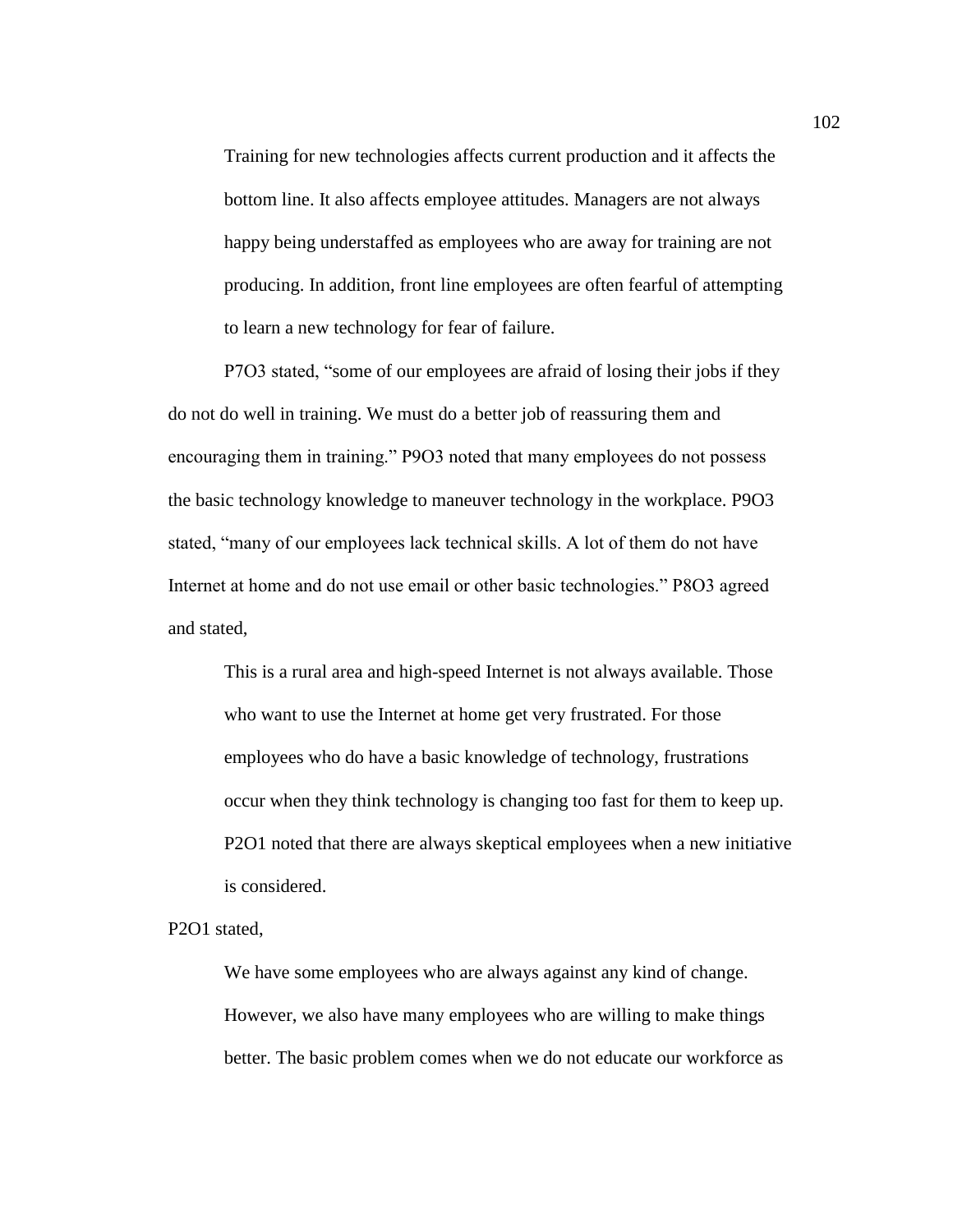> Training for new technologies affects current production and it affects the bottom line. It also affects employee attitudes. Managers are not always happy being understaffed as employees who are away for training are not producing. In addition, front line employees are often fearful of attempting to learn a new technology for fear of failure.

P7O3 stated, "some of our employees are afraid of losing their jobs if they do not do well in training. We must do a better job of reassuring them and encouraging them in training." P9O3 noted that many employees do not possess the basic technology knowledge to maneuver technology in the workplace. P9O3 stated, "many of our employees lack technical skills. A lot of them do not have Internet at home and do not use email or other basic technologies." P8O3 agreed and stated,

> This is a rural area and high-speed Internet is not always available. Those who want to use the Internet at home get very frustrated. For those employees who do have a basic knowledge of technology, frustrations occur when they think technology is changing too fast for them to keep up. P2O1 noted that there are always skeptical employees when a new initiative is considered.

P2O1 stated,

> We have some employees who are always against any kind of change. However, we also have many employees who are willing to make things better. The basic problem comes when we do not educate our workforce as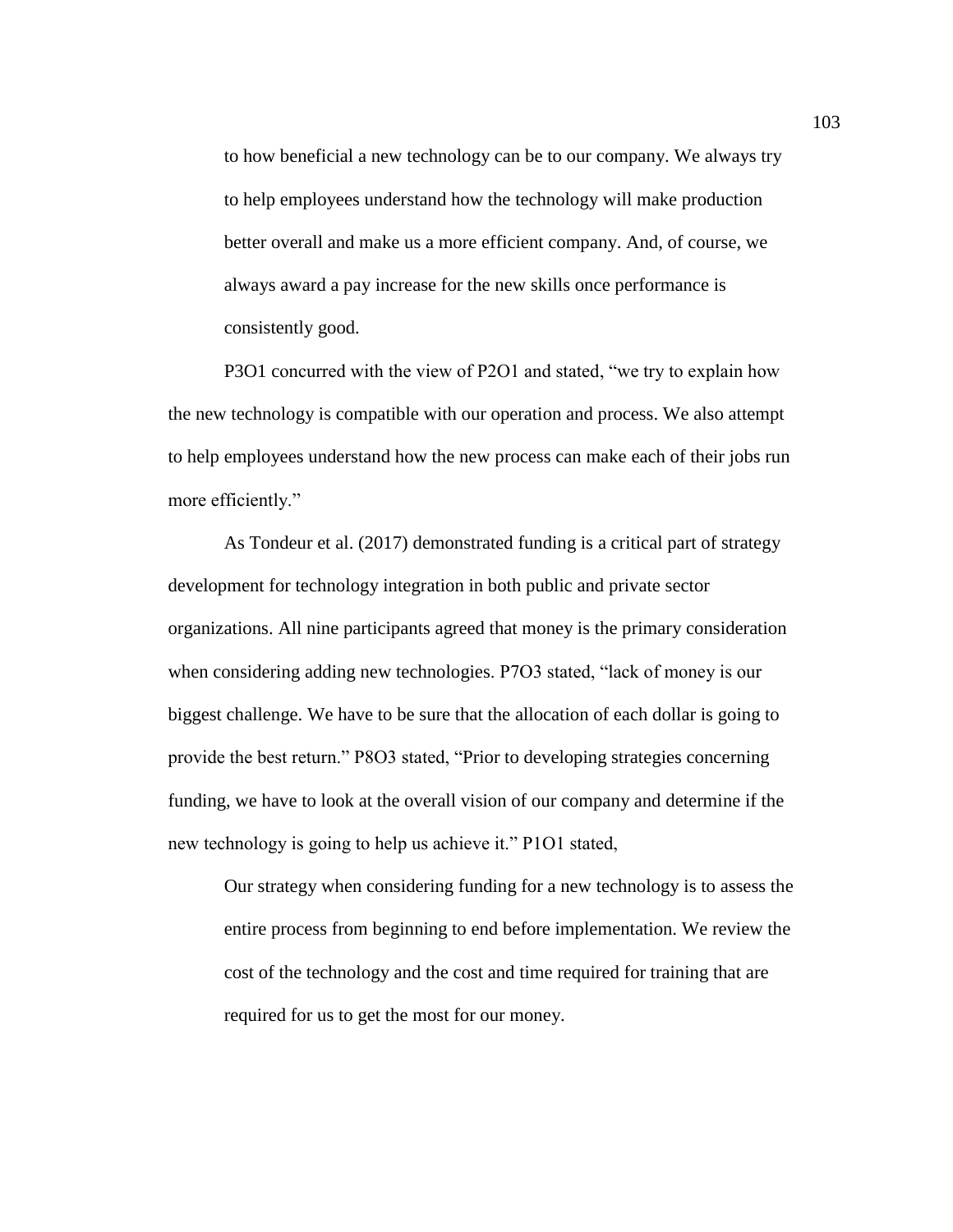> to how beneficial a new technology can be to our company. We always try to help employees understand how the technology will make production better overall and make us a more efficient company. And, of course, we always award a pay increase for the new skills once performance is consistently good.

P3O1 concurred with the view of P2O1 and stated, “we try to explain how the new technology is compatible with our operation and process. We also attempt to help employees understand how the new process can make each of their jobs run more efficiently.”

As Tondeur et al. (2017) demonstrated funding is a critical part of strategy development for technology integration in both public and private sector organizations. All nine participants agreed that money is the primary consideration when considering adding new technologies. P7O3 stated, “lack of money is our biggest challenge. We have to be sure that the allocation of each dollar is going to provide the best return.” P8O3 stated, “Prior to developing strategies concerning funding, we have to look at the overall vision of our company and determine if the new technology is going to help us achieve it.” P1O1 stated,

> Our strategy when considering funding for a new technology is to assess the entire process from beginning to end before implementation. We review the cost of the technology and the cost and time required for training that are required for us to get the most for our money.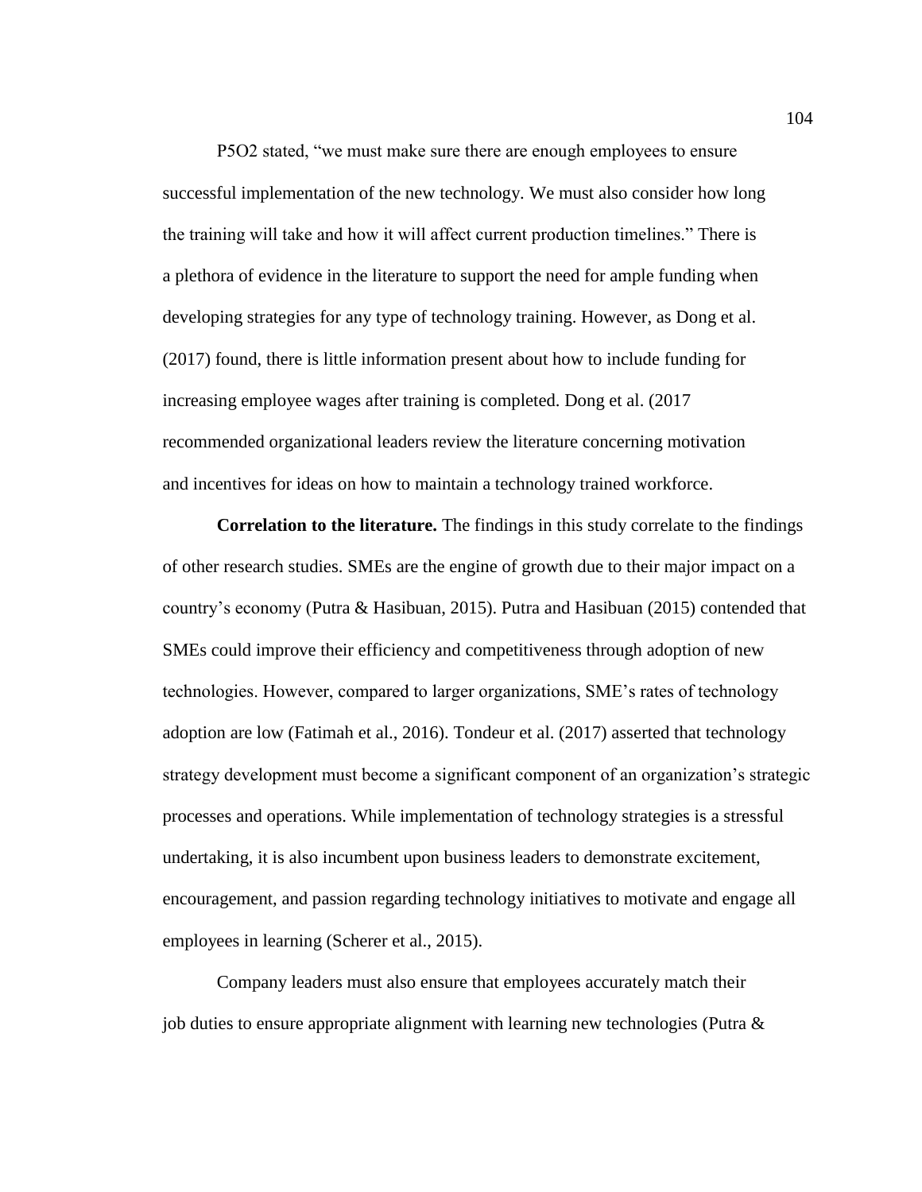P5O2 stated, "we must make sure there are enough employees to ensure successful implementation of the new technology. We must also consider how long the training will take and how it will affect current production timelines." There is a plethora of evidence in the literature to support the need for ample funding when developing strategies for any type of technology training. However, as Dong et al. (2017) found, there is little information present about how to include funding for increasing employee wages after training is completed. Dong et al. (2017 recommended organizational leaders review the literature concerning motivation and incentives for ideas on how to maintain a technology trained workforce.

**Correlation to the literature.** The findings in this study correlate to the findings of other research studies. SMEs are the engine of growth due to their major impact on a country's economy (Putra & Hasibuan, 2015). Putra and Hasibuan (2015) contended that SMEs could improve their efficiency and competitiveness through adoption of new technologies. However, compared to larger organizations, SME's rates of technology adoption are low (Fatimah et al., 2016). Tondeur et al. (2017) asserted that technology strategy development must become a significant component of an organization's strategic processes and operations. While implementation of technology strategies is a stressful undertaking, it is also incumbent upon business leaders to demonstrate excitement, encouragement, and passion regarding technology initiatives to motivate and engage all employees in learning (Scherer et al., 2015).

Company leaders must also ensure that employees accurately match their job duties to ensure appropriate alignment with learning new technologies (Putra &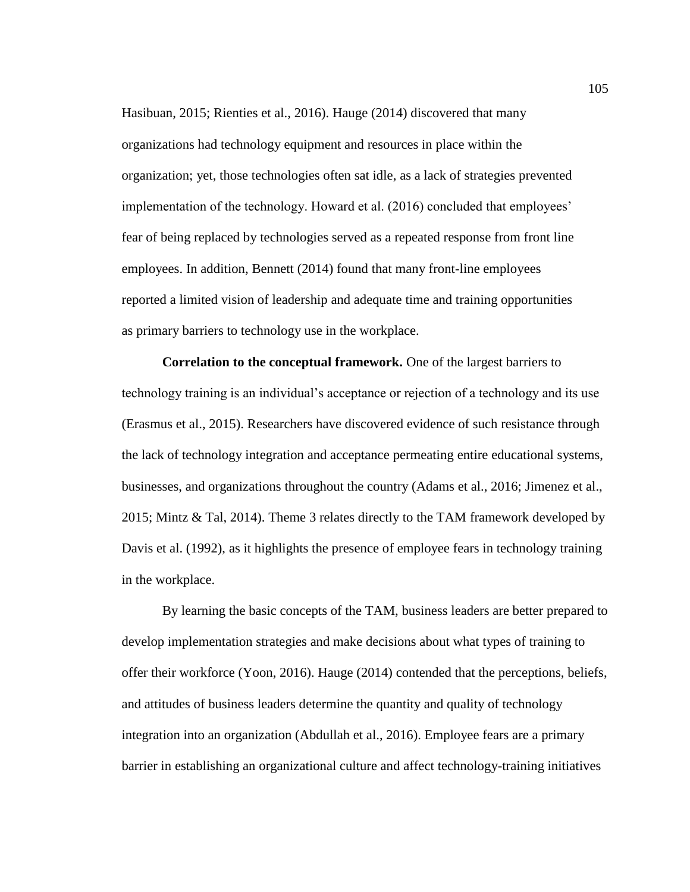Hasibuan, 2015; Rienties et al., 2016). Hauge (2014) discovered that many organizations had technology equipment and resources in place within the organization; yet, those technologies often sat idle, as a lack of strategies prevented implementation of the technology. Howard et al. (2016) concluded that employees' fear of being replaced by technologies served as a repeated response from front line employees. In addition, Bennett (2014) found that many front-line employees reported a limited vision of leadership and adequate time and training opportunities as primary barriers to technology use in the workplace.

**Correlation to the conceptual framework.** One of the largest barriers to technology training is an individual's acceptance or rejection of a technology and its use (Erasmus et al., 2015). Researchers have discovered evidence of such resistance through the lack of technology integration and acceptance permeating entire educational systems, businesses, and organizations throughout the country (Adams et al., 2016; Jimenez et al., 2015; Mintz & Tal, 2014). Theme 3 relates directly to the TAM framework developed by Davis et al. (1992), as it highlights the presence of employee fears in technology training in the workplace.

By learning the basic concepts of the TAM, business leaders are better prepared to develop implementation strategies and make decisions about what types of training to offer their workforce (Yoon, 2016). Hauge (2014) contended that the perceptions, beliefs, and attitudes of business leaders determine the quantity and quality of technology integration into an organization (Abdullah et al., 2016). Employee fears are a primary barrier in establishing an organizational culture and affect technology-training initiatives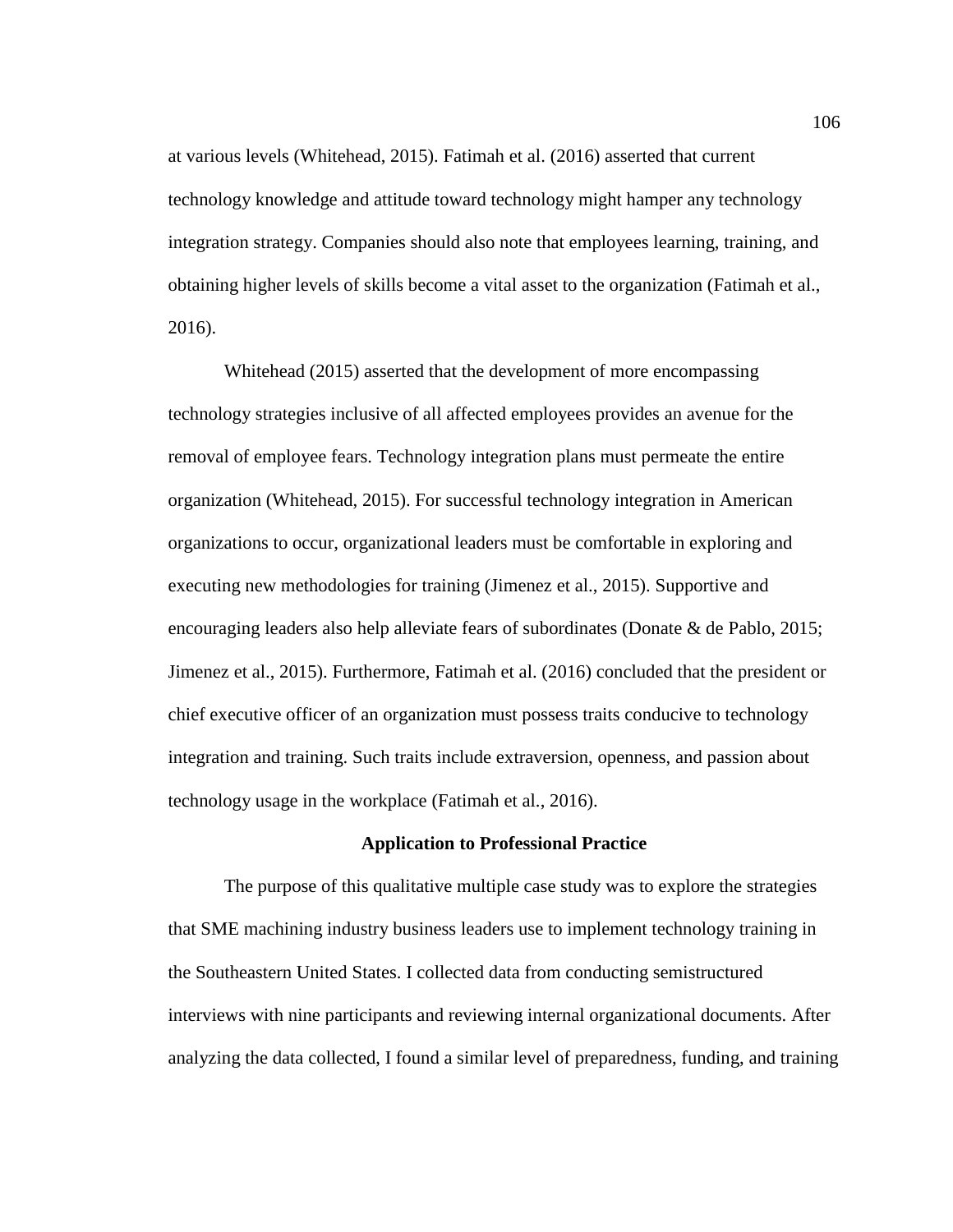at various levels (Whitehead, 2015). Fatimah et al. (2016) asserted that current technology knowledge and attitude toward technology might hamper any technology integration strategy. Companies should also note that employees learning, training, and obtaining higher levels of skills become a vital asset to the organization (Fatimah et al., 2016).

Whitehead (2015) asserted that the development of more encompassing technology strategies inclusive of all affected employees provides an avenue for the removal of employee fears. Technology integration plans must permeate the entire organization (Whitehead, 2015). For successful technology integration in American organizations to occur, organizational leaders must be comfortable in exploring and executing new methodologies for training (Jimenez et al., 2015). Supportive and encouraging leaders also help alleviate fears of subordinates (Donate & de Pablo, 2015; Jimenez et al., 2015). Furthermore, Fatimah et al. (2016) concluded that the president or chief executive officer of an organization must possess traits conducive to technology integration and training. Such traits include extraversion, openness, and passion about technology usage in the workplace (Fatimah et al., 2016).

## Application to Professional Practice

The purpose of this qualitative multiple case study was to explore the strategies that SME machining industry business leaders use to implement technology training in the Southeastern United States. I collected data from conducting semistructured interviews with nine participants and reviewing internal organizational documents. After analyzing the data collected, I found a similar level of preparedness, funding, and training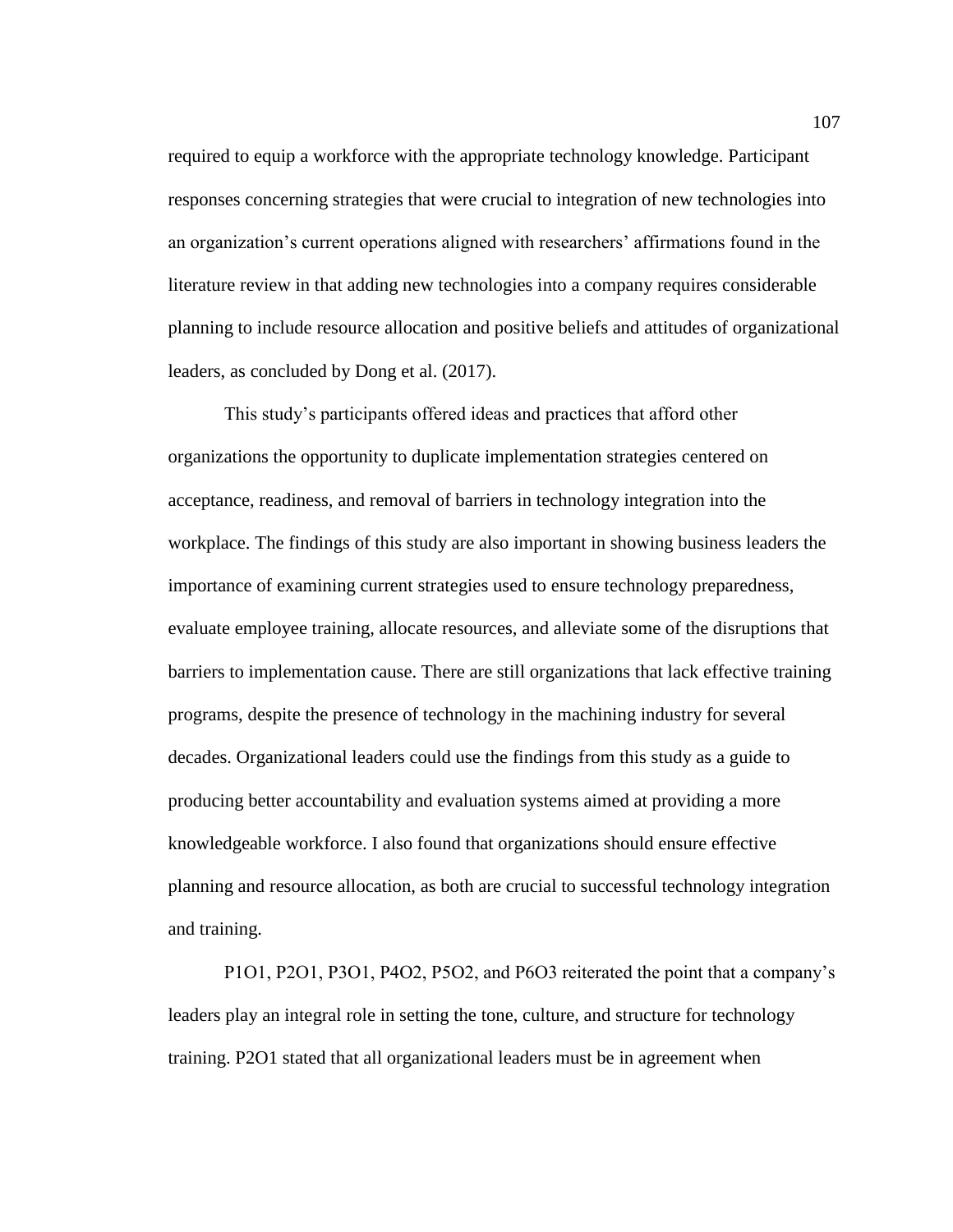required to equip a workforce with the appropriate technology knowledge. Participant responses concerning strategies that were crucial to integration of new technologies into an organization's current operations aligned with researchers' affirmations found in the literature review in that adding new technologies into a company requires considerable planning to include resource allocation and positive beliefs and attitudes of organizational leaders, as concluded by Dong et al. (2017).

This study's participants offered ideas and practices that afford other organizations the opportunity to duplicate implementation strategies centered on acceptance, readiness, and removal of barriers in technology integration into the workplace. The findings of this study are also important in showing business leaders the importance of examining current strategies used to ensure technology preparedness, evaluate employee training, allocate resources, and alleviate some of the disruptions that barriers to implementation cause. There are still organizations that lack effective training programs, despite the presence of technology in the machining industry for several decades. Organizational leaders could use the findings from this study as a guide to producing better accountability and evaluation systems aimed at providing a more knowledgeable workforce. I also found that organizations should ensure effective planning and resource allocation, as both are crucial to successful technology integration and training.

P1O1, P2O1, P3O1, P4O2, P5O2, and P6O3 reiterated the point that a company's leaders play an integral role in setting the tone, culture, and structure for technology training. P2O1 stated that all organizational leaders must be in agreement when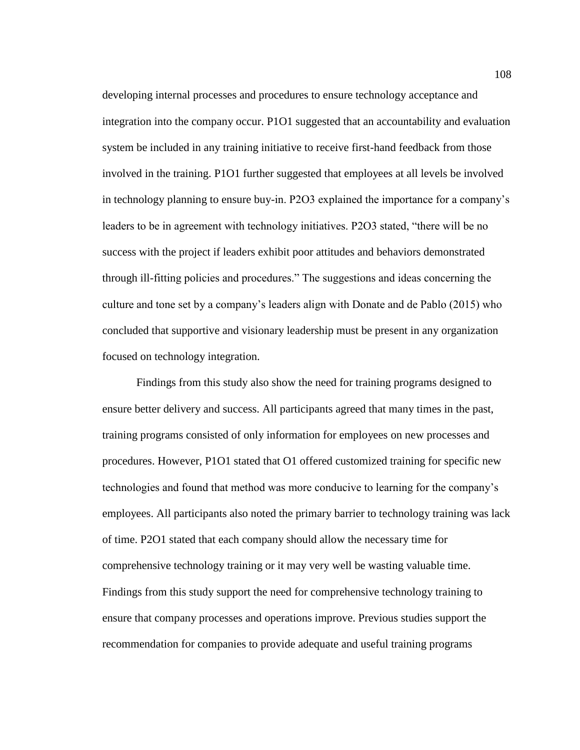developing internal processes and procedures to ensure technology acceptance and integration into the company occur. P1O1 suggested that an accountability and evaluation system be included in any training initiative to receive first-hand feedback from those involved in the training. P1O1 further suggested that employees at all levels be involved in technology planning to ensure buy-in. P2O3 explained the importance for a company's leaders to be in agreement with technology initiatives. P2O3 stated, "there will be no success with the project if leaders exhibit poor attitudes and behaviors demonstrated through ill-fitting policies and procedures." The suggestions and ideas concerning the culture and tone set by a company's leaders align with Donate and de Pablo (2015) who concluded that supportive and visionary leadership must be present in any organization focused on technology integration.

Findings from this study also show the need for training programs designed to ensure better delivery and success. All participants agreed that many times in the past, training programs consisted of only information for employees on new processes and procedures. However, P1O1 stated that O1 offered customized training for specific new technologies and found that method was more conducive to learning for the company's employees. All participants also noted the primary barrier to technology training was lack of time. P2O1 stated that each company should allow the necessary time for comprehensive technology training or it may very well be wasting valuable time. Findings from this study support the need for comprehensive technology training to ensure that company processes and operations improve. Previous studies support the recommendation for companies to provide adequate and useful training programs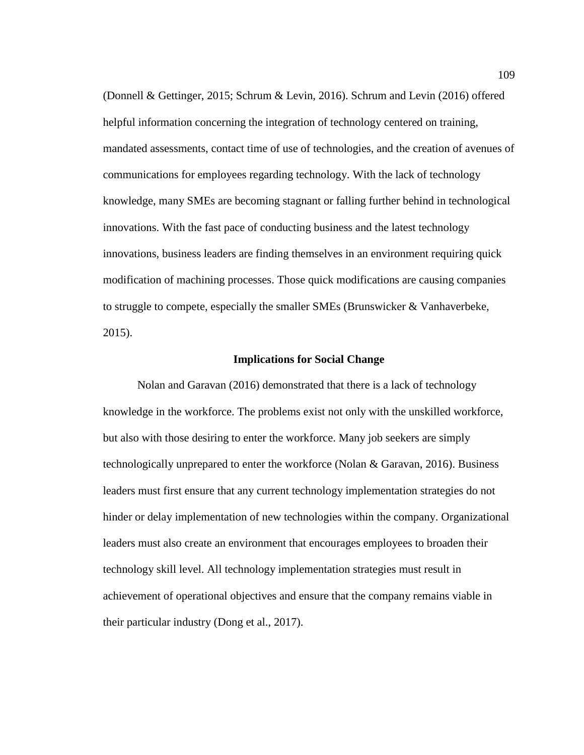(Donnell & Gettinger, 2015; Schrum & Levin, 2016). Schrum and Levin (2016) offered helpful information concerning the integration of technology centered on training, mandated assessments, contact time of use of technologies, and the creation of avenues of communications for employees regarding technology. With the lack of technology knowledge, many SMEs are becoming stagnant or falling further behind in technological innovations. With the fast pace of conducting business and the latest technology innovations, business leaders are finding themselves in an environment requiring quick modification of machining processes. Those quick modifications are causing companies to struggle to compete, especially the smaller SMEs (Brunswicker & Vanhaverbeke, 2015).

## Implications for Social Change

Nolan and Garavan (2016) demonstrated that there is a lack of technology knowledge in the workforce. The problems exist not only with the unskilled workforce, but also with those desiring to enter the workforce. Many job seekers are simply technologically unprepared to enter the workforce (Nolan & Garavan, 2016). Business leaders must first ensure that any current technology implementation strategies do not hinder or delay implementation of new technologies within the company. Organizational leaders must also create an environment that encourages employees to broaden their technology skill level. All technology implementation strategies must result in achievement of operational objectives and ensure that the company remains viable in their particular industry (Dong et al., 2017).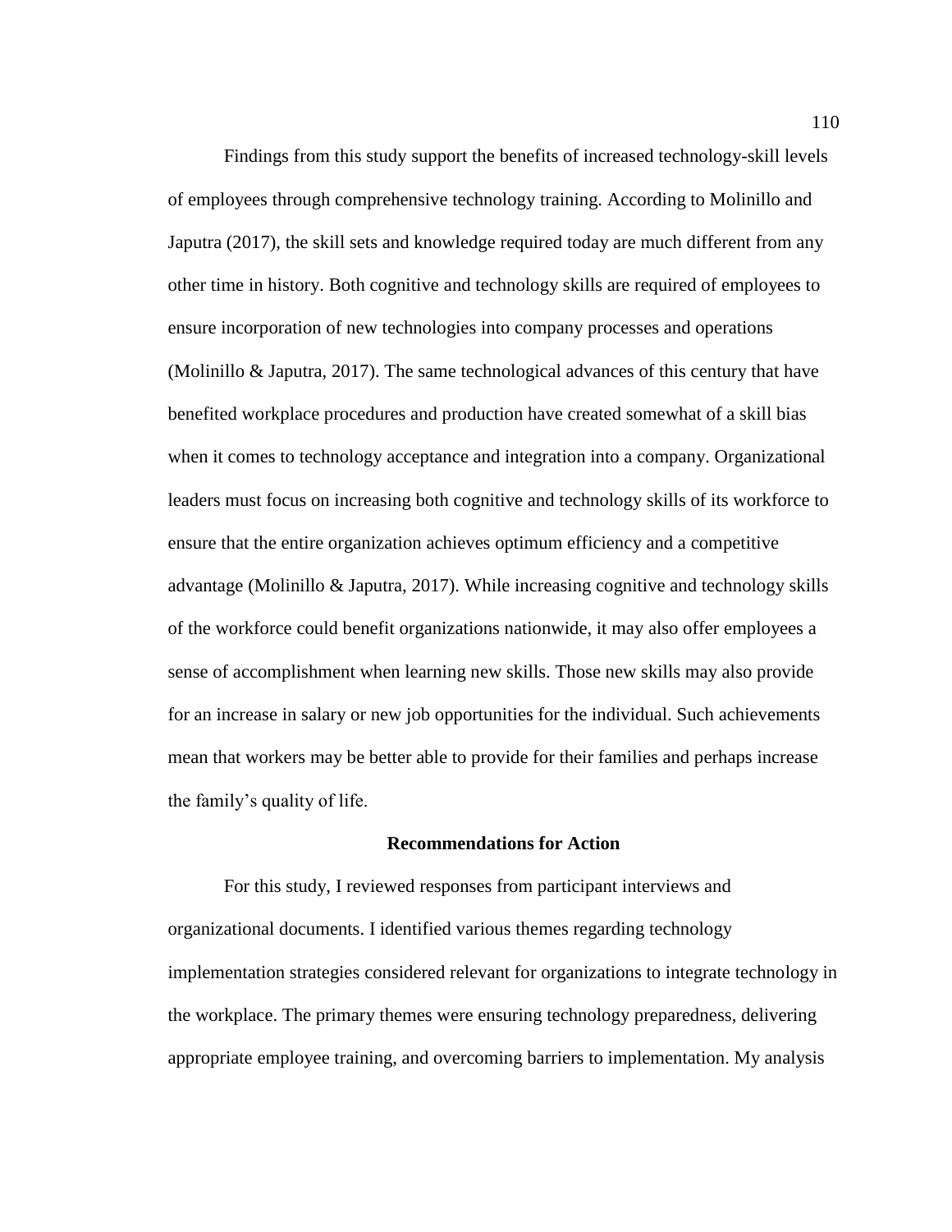Findings from this study support the benefits of increased technology-skill levels of employees through comprehensive technology training. According to Molinillo and Japutra (2017), the skill sets and knowledge required today are much different from any other time in history. Both cognitive and technology skills are required of employees to ensure incorporation of new technologies into company processes and operations (Molinillo & Japutra, 2017). The same technological advances of this century that have benefited workplace procedures and production have created somewhat of a skill bias when it comes to technology acceptance and integration into a company. Organizational leaders must focus on increasing both cognitive and technology skills of its workforce to ensure that the entire organization achieves optimum efficiency and a competitive advantage (Molinillo & Japutra, 2017). While increasing cognitive and technology skills of the workforce could benefit organizations nationwide, it may also offer employees a sense of accomplishment when learning new skills. Those new skills may also provide for an increase in salary or new job opportunities for the individual. Such achievements mean that workers may be better able to provide for their families and perhaps increase the family's quality of life.

## Recommendations for Action

For this study, I reviewed responses from participant interviews and organizational documents. I identified various themes regarding technology implementation strategies considered relevant for organizations to integrate technology in the workplace. The primary themes were ensuring technology preparedness, delivering appropriate employee training, and overcoming barriers to implementation. My analysis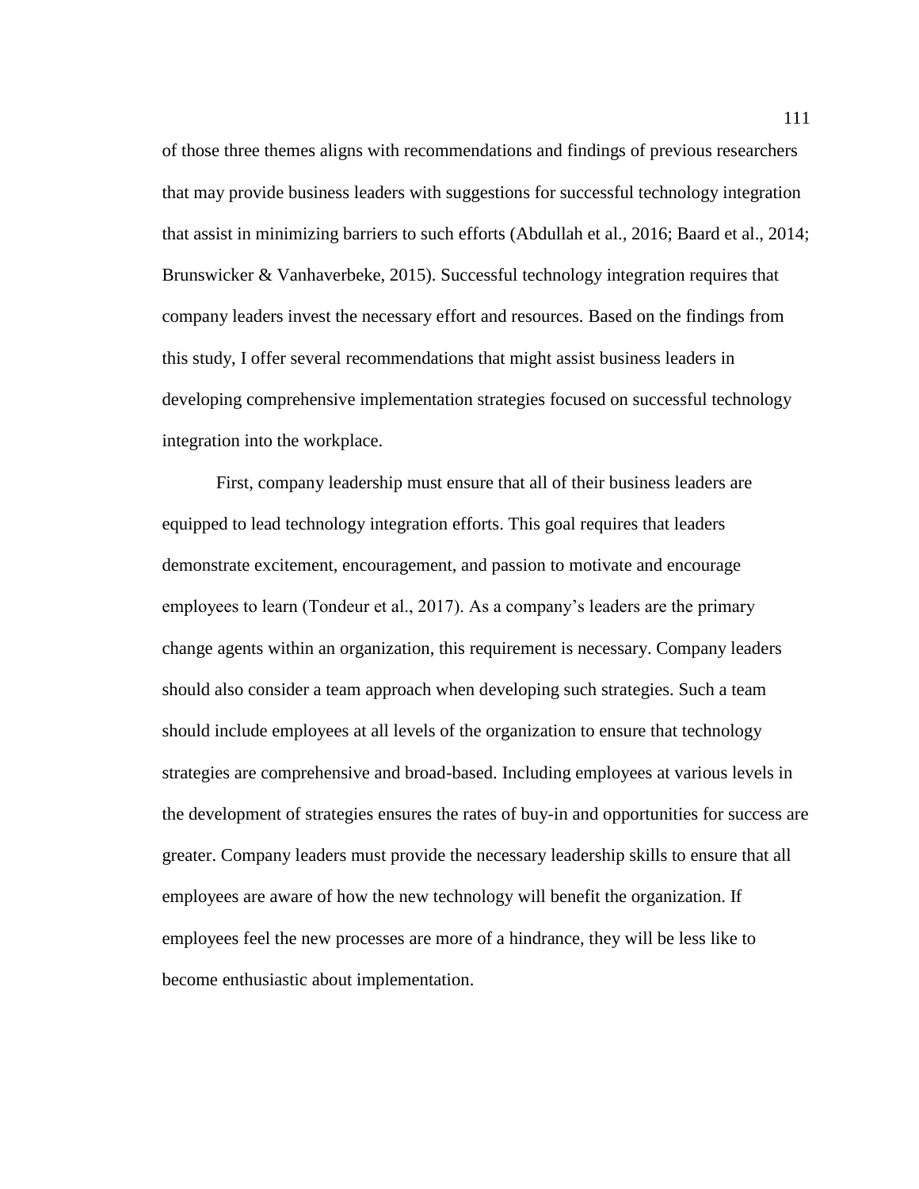of those three themes aligns with recommendations and findings of previous researchers that may provide business leaders with suggestions for successful technology integration that assist in minimizing barriers to such efforts (Abdullah et al., 2016; Baard et al., 2014; Brunswicker & Vanhaverbeke, 2015). Successful technology integration requires that company leaders invest the necessary effort and resources. Based on the findings from this study, I offer several recommendations that might assist business leaders in developing comprehensive implementation strategies focused on successful technology integration into the workplace.

First, company leadership must ensure that all of their business leaders are equipped to lead technology integration efforts. This goal requires that leaders demonstrate excitement, encouragement, and passion to motivate and encourage employees to learn (Tondeur et al., 2017). As a company's leaders are the primary change agents within an organization, this requirement is necessary. Company leaders should also consider a team approach when developing such strategies. Such a team should include employees at all levels of the organization to ensure that technology strategies are comprehensive and broad-based. Including employees at various levels in the development of strategies ensures the rates of buy-in and opportunities for success are greater. Company leaders must provide the necessary leadership skills to ensure that all employees are aware of how the new technology will benefit the organization. If employees feel the new processes are more of a hindrance, they will be less like to become enthusiastic about implementation.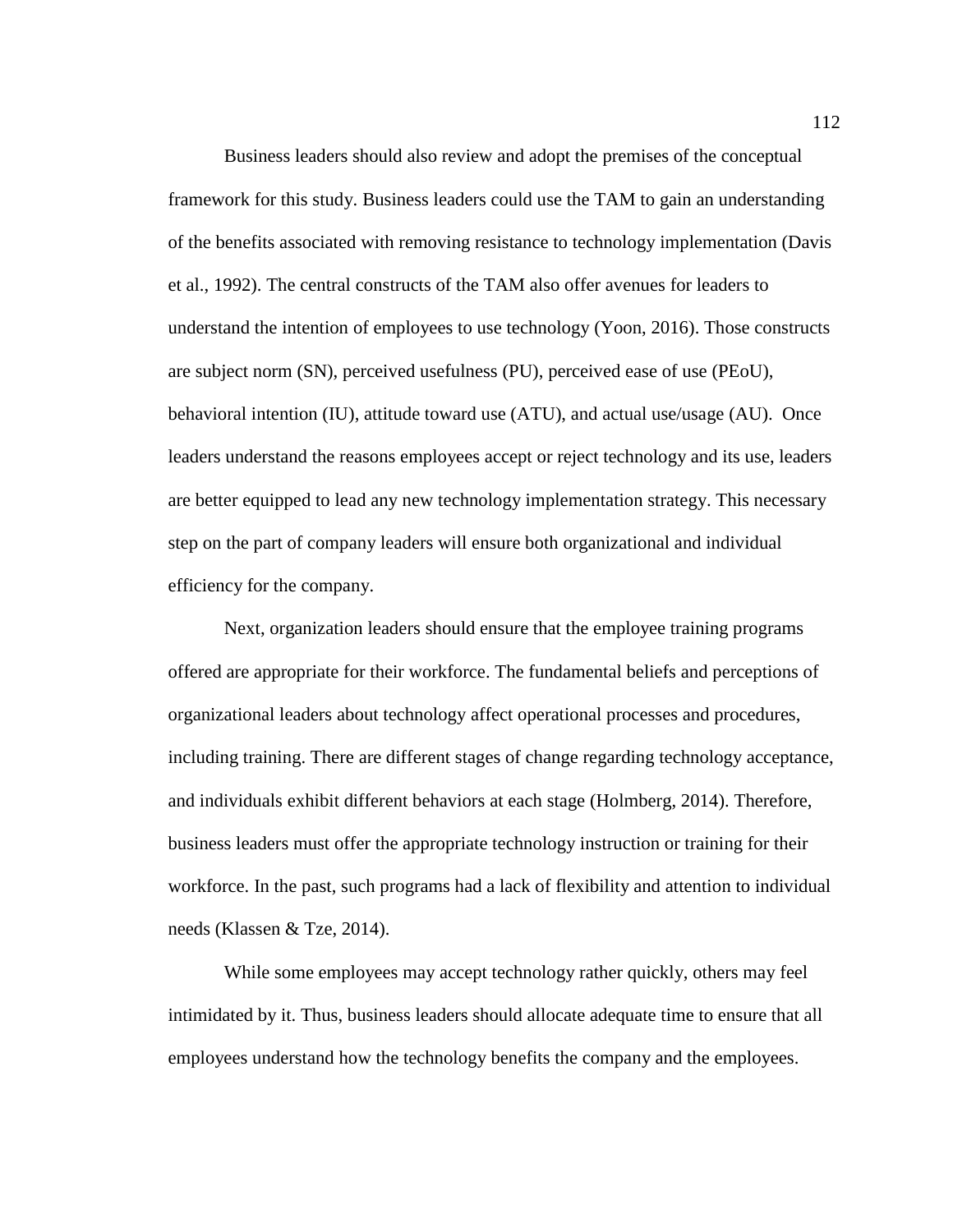Business leaders should also review and adopt the premises of the conceptual framework for this study. Business leaders could use the TAM to gain an understanding of the benefits associated with removing resistance to technology implementation (Davis et al., 1992). The central constructs of the TAM also offer avenues for leaders to understand the intention of employees to use technology (Yoon, 2016). Those constructs are subject norm (SN), perceived usefulness (PU), perceived ease of use (PEoU), behavioral intention (IU), attitude toward use (ATU), and actual use/usage (AU). Once leaders understand the reasons employees accept or reject technology and its use, leaders are better equipped to lead any new technology implementation strategy. This necessary step on the part of company leaders will ensure both organizational and individual efficiency for the company.

Next, organization leaders should ensure that the employee training programs offered are appropriate for their workforce. The fundamental beliefs and perceptions of organizational leaders about technology affect operational processes and procedures, including training. There are different stages of change regarding technology acceptance, and individuals exhibit different behaviors at each stage (Holmberg, 2014). Therefore, business leaders must offer the appropriate technology instruction or training for their workforce. In the past, such programs had a lack of flexibility and attention to individual needs (Klassen & Tze, 2014).

While some employees may accept technology rather quickly, others may feel intimidated by it. Thus, business leaders should allocate adequate time to ensure that all employees understand how the technology benefits the company and the employees.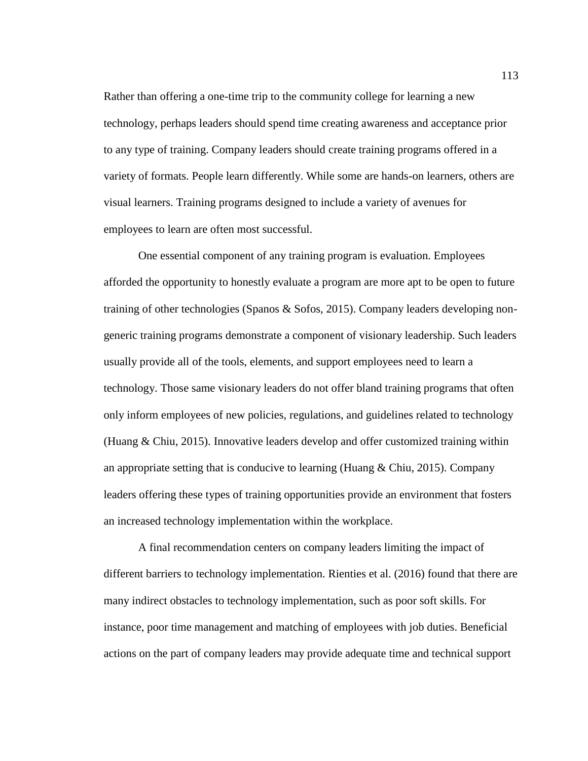Rather than offering a one-time trip to the community college for learning a new technology, perhaps leaders should spend time creating awareness and acceptance prior to any type of training. Company leaders should create training programs offered in a variety of formats. People learn differently. While some are hands-on learners, others are visual learners. Training programs designed to include a variety of avenues for employees to learn are often most successful.

One essential component of any training program is evaluation. Employees afforded the opportunity to honestly evaluate a program are more apt to be open to future training of other technologies (Spanos & Sofos, 2015). Company leaders developing non-generic training programs demonstrate a component of visionary leadership. Such leaders usually provide all of the tools, elements, and support employees need to learn a technology. Those same visionary leaders do not offer bland training programs that often only inform employees of new policies, regulations, and guidelines related to technology (Huang & Chiu, 2015). Innovative leaders develop and offer customized training within an appropriate setting that is conducive to learning (Huang & Chiu, 2015). Company leaders offering these types of training opportunities provide an environment that fosters an increased technology implementation within the workplace.

A final recommendation centers on company leaders limiting the impact of different barriers to technology implementation. Rienties et al. (2016) found that there are many indirect obstacles to technology implementation, such as poor soft skills. For instance, poor time management and matching of employees with job duties. Beneficial actions on the part of company leaders may provide adequate time and technical support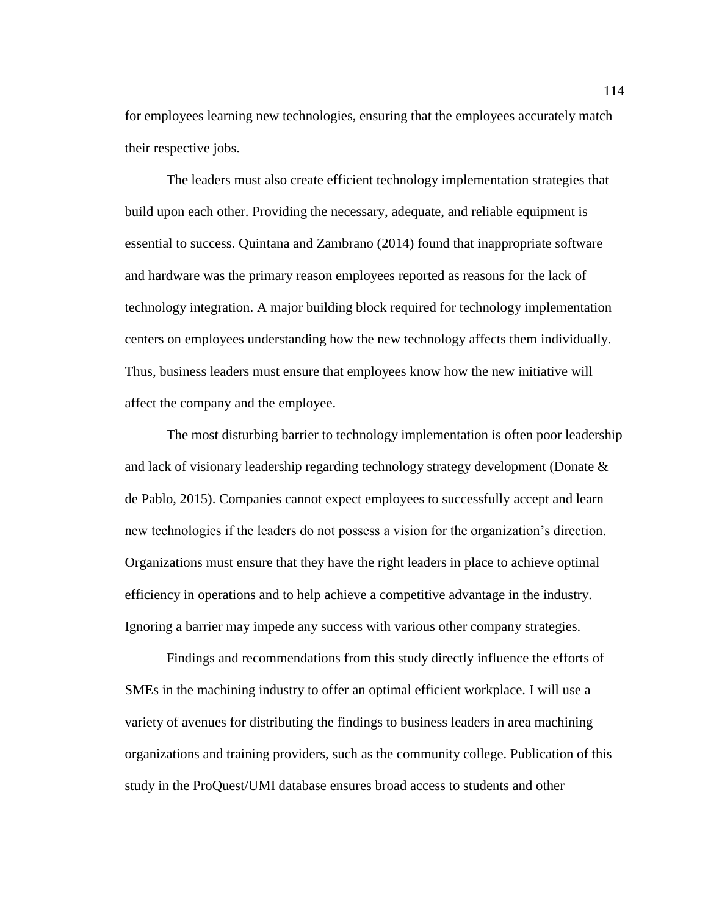for employees learning new technologies, ensuring that the employees accurately match their respective jobs.

The leaders must also create efficient technology implementation strategies that build upon each other. Providing the necessary, adequate, and reliable equipment is essential to success. Quintana and Zambrano (2014) found that inappropriate software and hardware was the primary reason employees reported as reasons for the lack of technology integration. A major building block required for technology implementation centers on employees understanding how the new technology affects them individually. Thus, business leaders must ensure that employees know how the new initiative will affect the company and the employee.

The most disturbing barrier to technology implementation is often poor leadership and lack of visionary leadership regarding technology strategy development (Donate & de Pablo, 2015). Companies cannot expect employees to successfully accept and learn new technologies if the leaders do not possess a vision for the organization's direction. Organizations must ensure that they have the right leaders in place to achieve optimal efficiency in operations and to help achieve a competitive advantage in the industry. Ignoring a barrier may impede any success with various other company strategies.

Findings and recommendations from this study directly influence the efforts of SMEs in the machining industry to offer an optimal efficient workplace. I will use a variety of avenues for distributing the findings to business leaders in area machining organizations and training providers, such as the community college. Publication of this study in the ProQuest/UMI database ensures broad access to students and other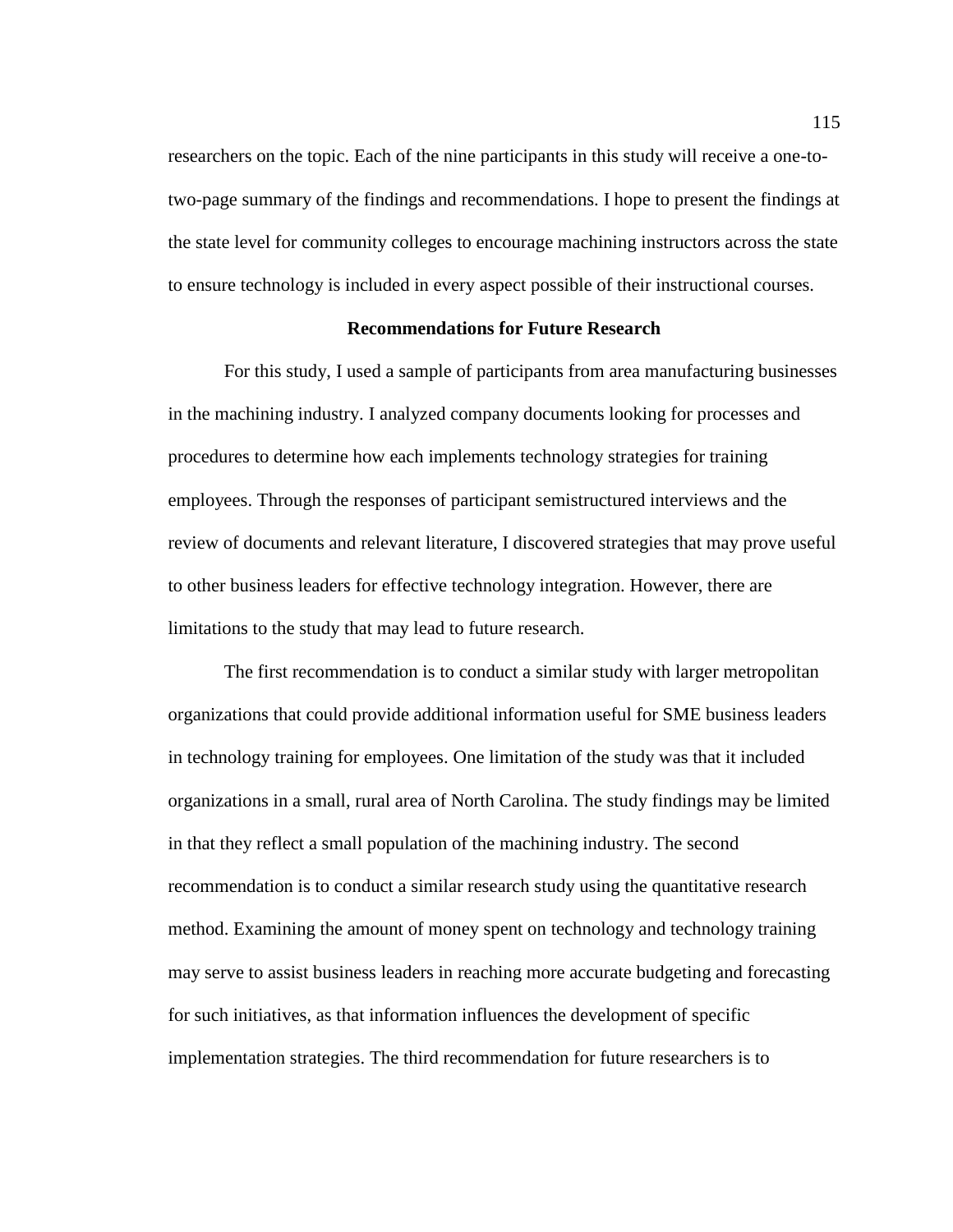researchers on the topic. Each of the nine participants in this study will receive a one-to-two-page summary of the findings and recommendations. I hope to present the findings at the state level for community colleges to encourage machining instructors across the state to ensure technology is included in every aspect possible of their instructional courses.

## Recommendations for Future Research

For this study, I used a sample of participants from area manufacturing businesses in the machining industry. I analyzed company documents looking for processes and procedures to determine how each implements technology strategies for training employees. Through the responses of participant semistructured interviews and the review of documents and relevant literature, I discovered strategies that may prove useful to other business leaders for effective technology integration. However, there are limitations to the study that may lead to future research.

The first recommendation is to conduct a similar study with larger metropolitan organizations that could provide additional information useful for SME business leaders in technology training for employees. One limitation of the study was that it included organizations in a small, rural area of North Carolina. The study findings may be limited in that they reflect a small population of the machining industry. The second recommendation is to conduct a similar research study using the quantitative research method. Examining the amount of money spent on technology and technology training may serve to assist business leaders in reaching more accurate budgeting and forecasting for such initiatives, as that information influences the development of specific implementation strategies. The third recommendation for future researchers is to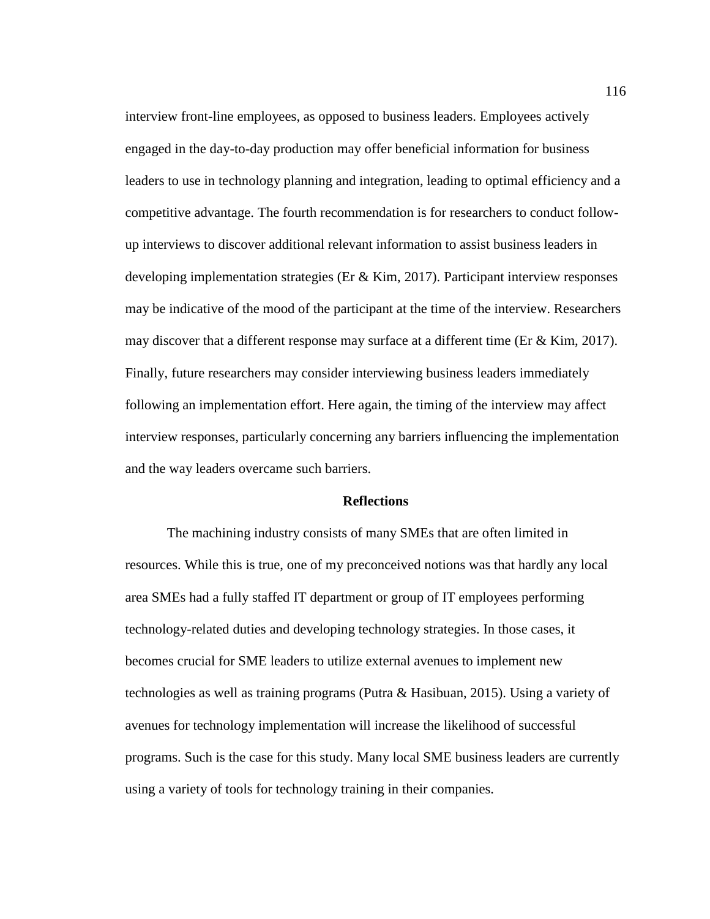interview front-line employees, as opposed to business leaders. Employees actively engaged in the day-to-day production may offer beneficial information for business leaders to use in technology planning and integration, leading to optimal efficiency and a competitive advantage. The fourth recommendation is for researchers to conduct follow-up interviews to discover additional relevant information to assist business leaders in developing implementation strategies (Er & Kim, 2017). Participant interview responses may be indicative of the mood of the participant at the time of the interview. Researchers may discover that a different response may surface at a different time (Er & Kim, 2017). Finally, future researchers may consider interviewing business leaders immediately following an implementation effort. Here again, the timing of the interview may affect interview responses, particularly concerning any barriers influencing the implementation and the way leaders overcame such barriers.

## Reflections

The machining industry consists of many SMEs that are often limited in resources. While this is true, one of my preconceived notions was that hardly any local area SMEs had a fully staffed IT department or group of IT employees performing technology-related duties and developing technology strategies. In those cases, it becomes crucial for SME leaders to utilize external avenues to implement new technologies as well as training programs (Putra & Hasibuan, 2015). Using a variety of avenues for technology implementation will increase the likelihood of successful programs. Such is the case for this study. Many local SME business leaders are currently using a variety of tools for technology training in their companies.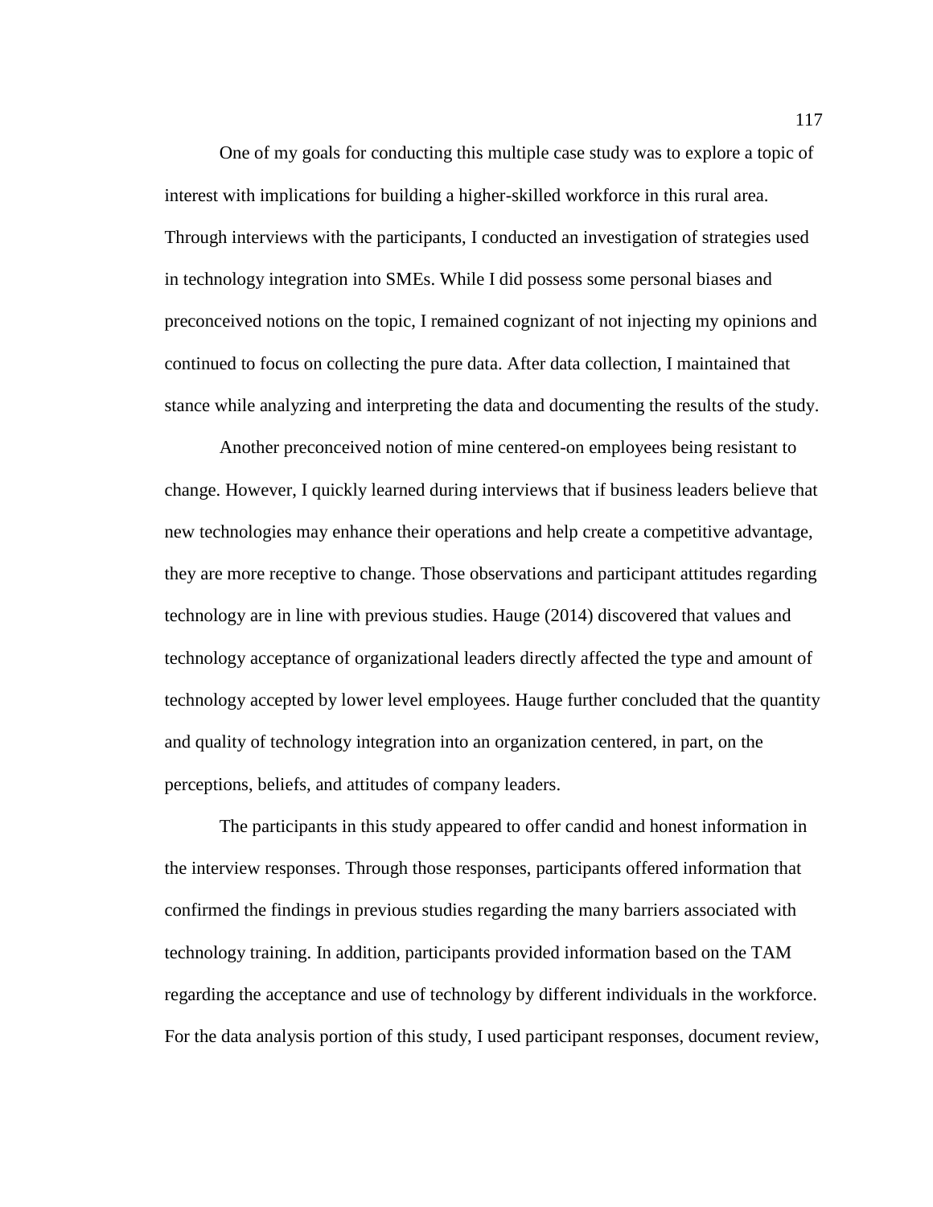One of my goals for conducting this multiple case study was to explore a topic of interest with implications for building a higher-skilled workforce in this rural area. Through interviews with the participants, I conducted an investigation of strategies used in technology integration into SMEs. While I did possess some personal biases and preconceived notions on the topic, I remained cognizant of not injecting my opinions and continued to focus on collecting the pure data. After data collection, I maintained that stance while analyzing and interpreting the data and documenting the results of the study.

Another preconceived notion of mine centered-on employees being resistant to change. However, I quickly learned during interviews that if business leaders believe that new technologies may enhance their operations and help create a competitive advantage, they are more receptive to change. Those observations and participant attitudes regarding technology are in line with previous studies. Hauge (2014) discovered that values and technology acceptance of organizational leaders directly affected the type and amount of technology accepted by lower level employees. Hauge further concluded that the quantity and quality of technology integration into an organization centered, in part, on the perceptions, beliefs, and attitudes of company leaders.

The participants in this study appeared to offer candid and honest information in the interview responses. Through those responses, participants offered information that confirmed the findings in previous studies regarding the many barriers associated with technology training. In addition, participants provided information based on the TAM regarding the acceptance and use of technology by different individuals in the workforce. For the data analysis portion of this study, I used participant responses, document review,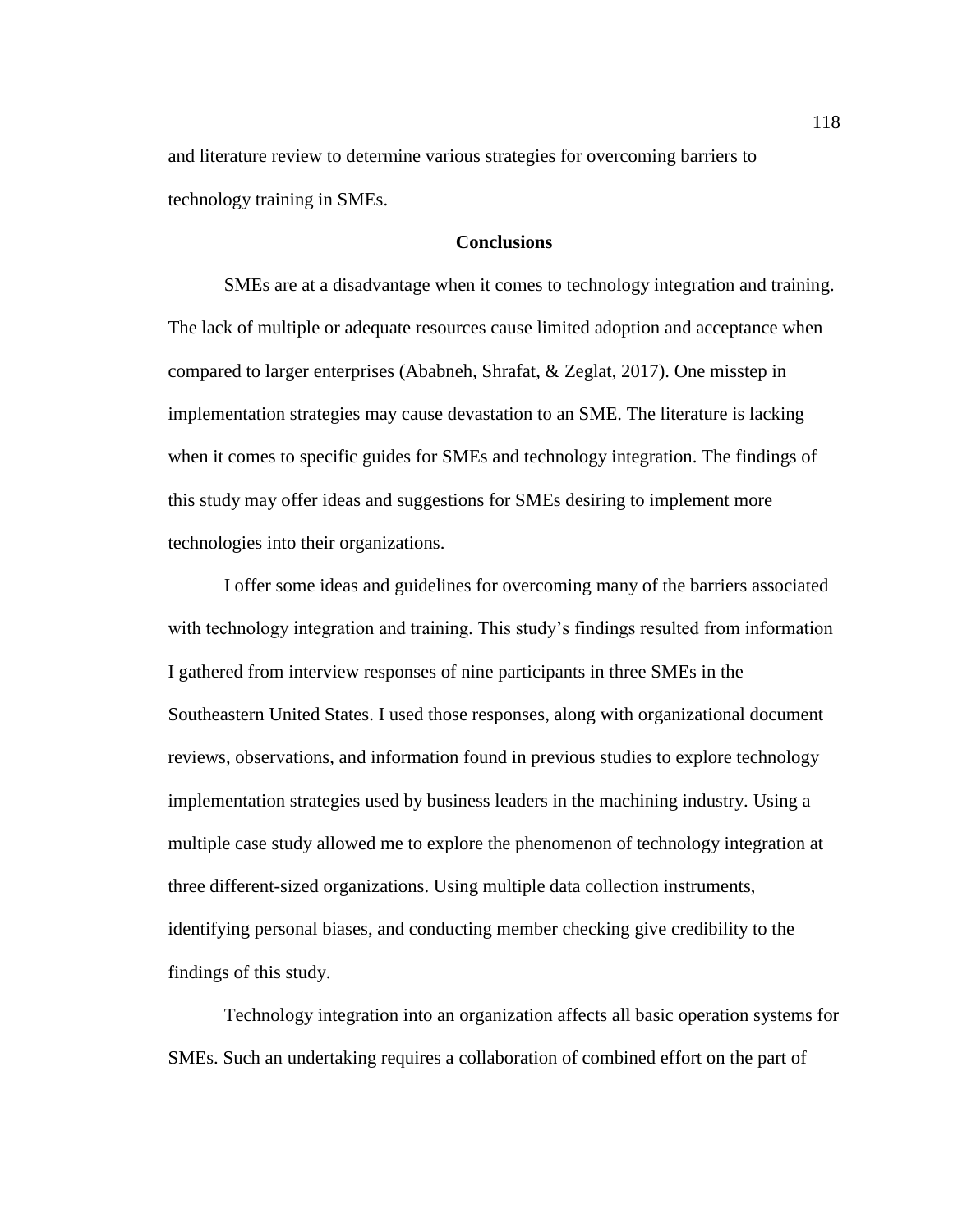and literature review to determine various strategies for overcoming barriers to technology training in SMEs.

## Conclusions

SMEs are at a disadvantage when it comes to technology integration and training. The lack of multiple or adequate resources cause limited adoption and acceptance when compared to larger enterprises (Ababneh, Shrafat, & Zeglat, 2017). One misstep in implementation strategies may cause devastation to an SME. The literature is lacking when it comes to specific guides for SMEs and technology integration. The findings of this study may offer ideas and suggestions for SMEs desiring to implement more technologies into their organizations.

I offer some ideas and guidelines for overcoming many of the barriers associated with technology integration and training. This study's findings resulted from information I gathered from interview responses of nine participants in three SMEs in the Southeastern United States. I used those responses, along with organizational document reviews, observations, and information found in previous studies to explore technology implementation strategies used by business leaders in the machining industry. Using a multiple case study allowed me to explore the phenomenon of technology integration at three different-sized organizations. Using multiple data collection instruments, identifying personal biases, and conducting member checking give credibility to the findings of this study.

Technology integration into an organization affects all basic operation systems for SMEs. Such an undertaking requires a collaboration of combined effort on the part of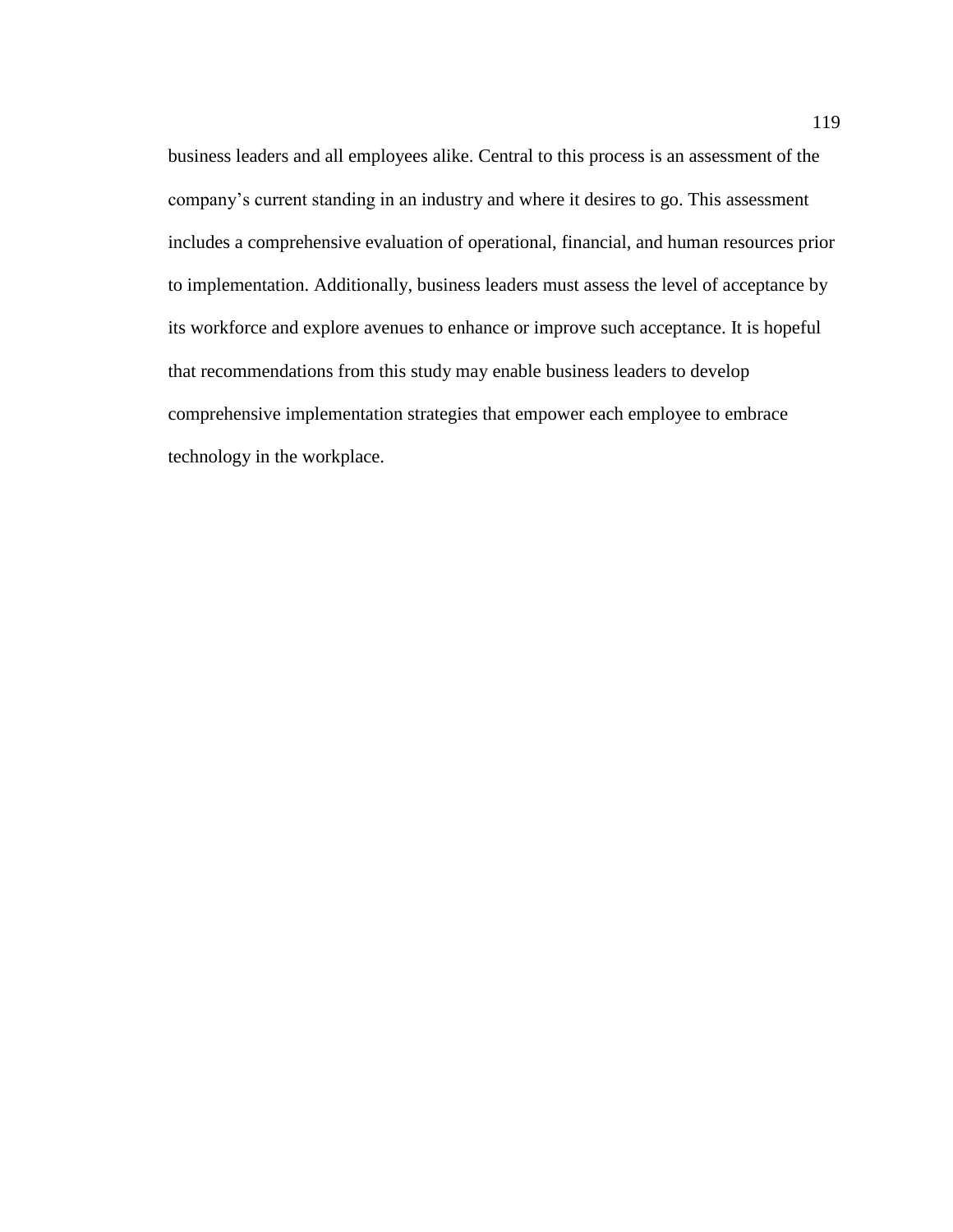business leaders and all employees alike. Central to this process is an assessment of the company's current standing in an industry and where it desires to go. This assessment includes a comprehensive evaluation of operational, financial, and human resources prior to implementation. Additionally, business leaders must assess the level of acceptance by its workforce and explore avenues to enhance or improve such acceptance. It is hopeful that recommendations from this study may enable business leaders to develop comprehensive implementation strategies that empower each employee to embrace technology in the workplace.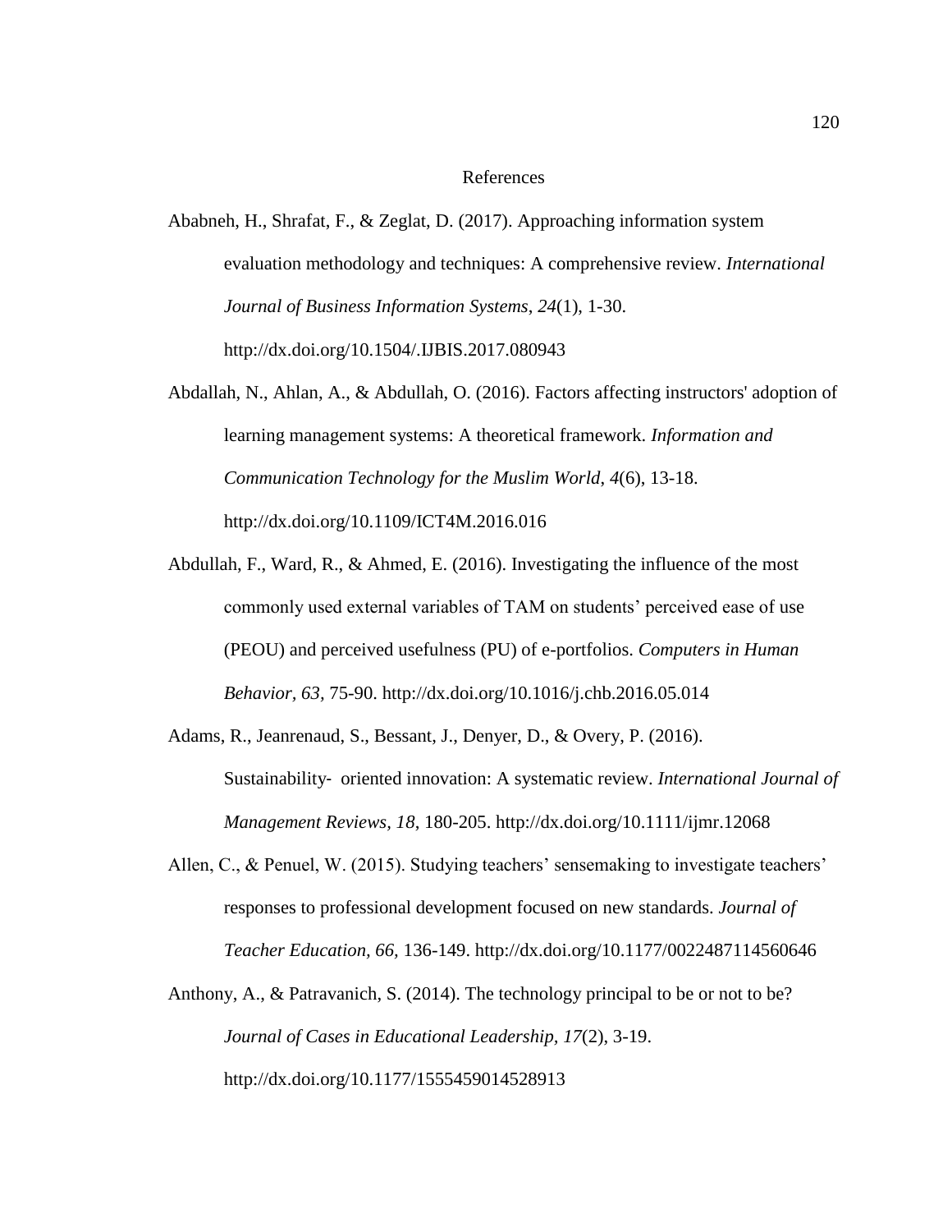# References

Ababneh, H., Shrafat, F., & Zeglat, D. (2017). Approaching information system evaluation methodology and techniques: A comprehensive review. *International Journal of Business Information Systems*, *24*(1), 1-30. http://dx.doi.org/10.1504/.IJBIS.2017.080943

Abdallah, N., Ahlan, A., & Abdullah, O. (2016). Factors affecting instructors' adoption of learning management systems: A theoretical framework. *Information and Communication Technology for the Muslim World*, *4*(6), 13-18. http://dx.doi.org/10.1109/ICT4M.2016.016

Abdullah, F., Ward, R., & Ahmed, E. (2016). Investigating the influence of the most commonly used external variables of TAM on students' perceived ease of use (PEOU) and perceived usefulness (PU) of e-portfolios. *Computers in Human Behavior*, *63*, 75-90. http://dx.doi.org/10.1016/j.chb.2016.05.014

Adams, R., Jeanrenaud, S., Bessant, J., Denyer, D., & Overy, P. (2016). Sustainability‐ oriented innovation: A systematic review. *International Journal of Management Reviews*, *18*, 180-205. http://dx.doi.org/10.1111/ijmr.12068

Allen, C., & Penuel, W. (2015). Studying teachers' sensemaking to investigate teachers' responses to professional development focused on new standards. *Journal of Teacher Education*, *66*, 136-149. http://dx.doi.org/10.1177/0022487114560646

Anthony, A., & Patravanich, S. (2014). The technology principal to be or not to be? *Journal of Cases in Educational Leadership*, *17*(2), 3-19. http://dx.doi.org/10.1177/1555459014528913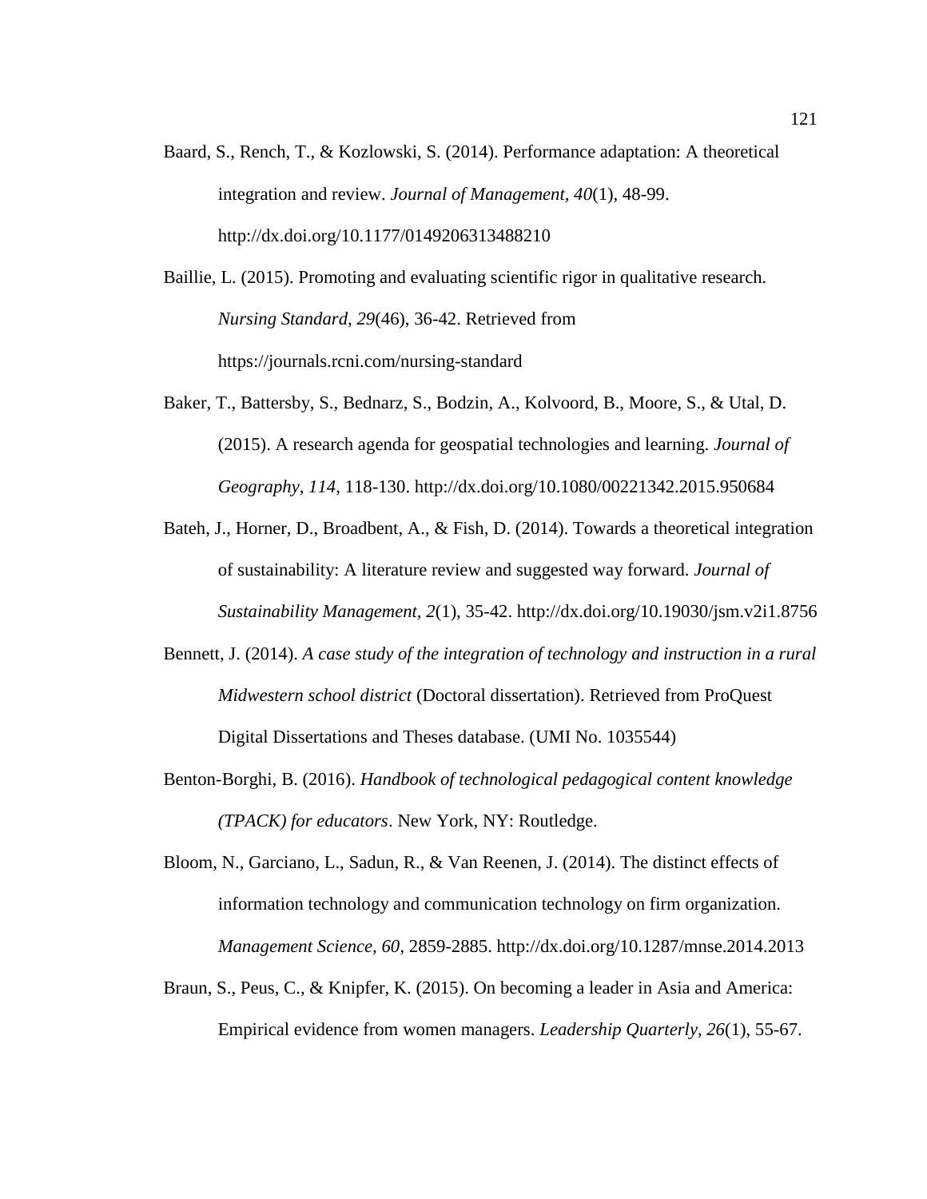Baard, S., Rench, T., & Kozlowski, S. (2014). Performance adaptation: A theoretical integration and review. *Journal of Management, 40*(1), 48-99. http://dx.doi.org/10.1177/0149206313488210

Baillie, L. (2015). Promoting and evaluating scientific rigor in qualitative research. *Nursing Standard, 29*(46), 36-42. Retrieved from https://journals.rcni.com/nursing-standard

Baker, T., Battersby, S., Bednarz, S., Bodzin, A., Kolvoord, B., Moore, S., & Utal, D. (2015). A research agenda for geospatial technologies and learning. *Journal of Geography, 114*, 118-130. http://dx.doi.org/10.1080/00221342.2015.950684

Bateh, J., Horner, D., Broadbent, A., & Fish, D. (2014). Towards a theoretical integration of sustainability: A literature review and suggested way forward. *Journal of Sustainability Management, 2*(1), 35-42. http://dx.doi.org/10.19030/jsm.v2i1.8756

Bennett, J. (2014). *A case study of the integration of technology and instruction in a rural Midwestern school district* (Doctoral dissertation). Retrieved from ProQuest Digital Dissertations and Theses database. (UMI No. 1035544)

Benton-Borghi, B. (2016). *Handbook of technological pedagogical content knowledge (TPACK) for educators*. New York, NY: Routledge.

Bloom, N., Garciano, L., Sadun, R., & Van Reenen, J. (2014). The distinct effects of information technology and communication technology on firm organization. *Management Science, 60*, 2859-2885. http://dx.doi.org/10.1287/mnse.2014.2013

Braun, S., Peus, C., & Knipfer, K. (2015). On becoming a leader in Asia and America: Empirical evidence from women managers. *Leadership Quarterly, 26*(1), 55-67.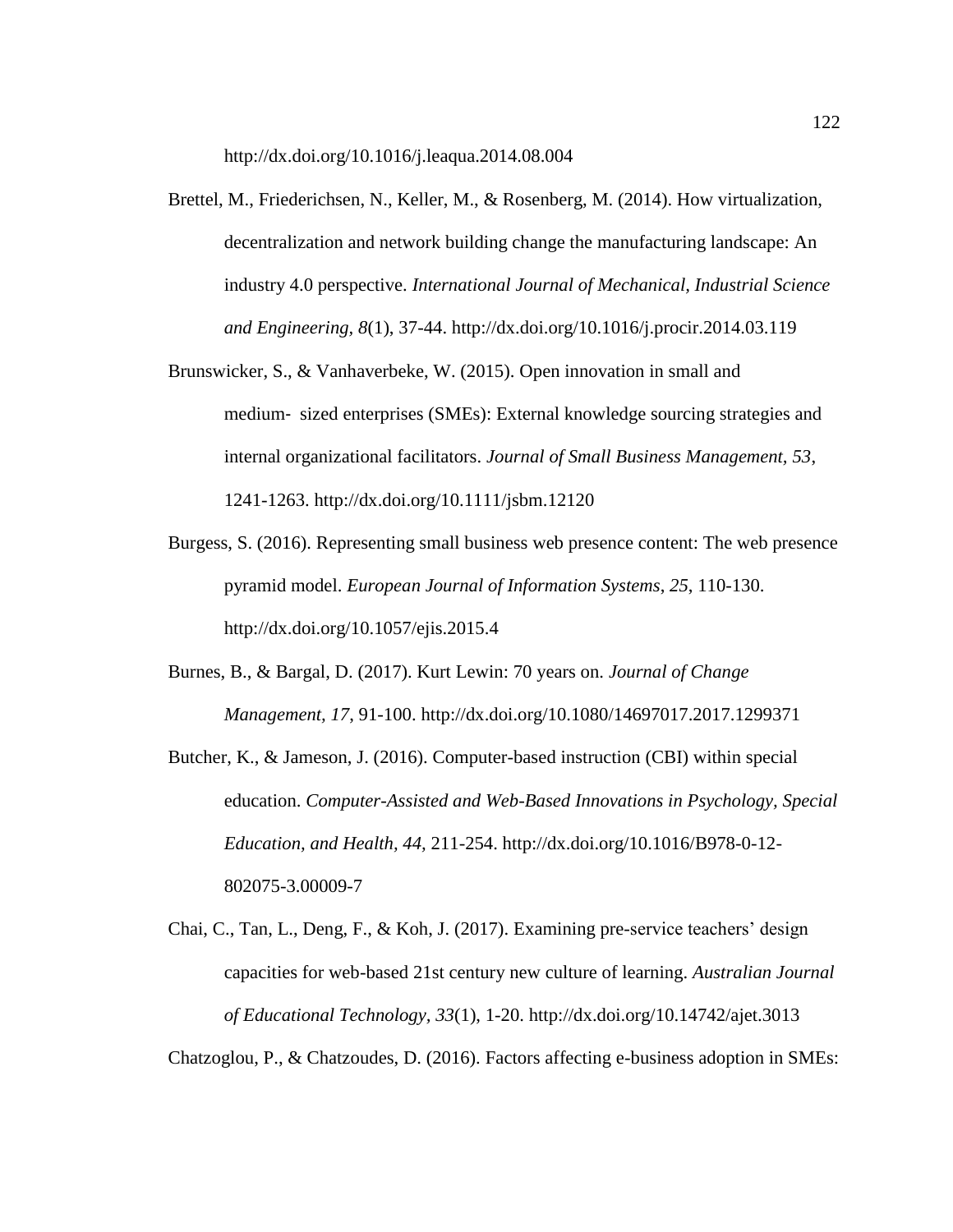http://dx.doi.org/10.1016/j.leaqua.2014.08.004

Brettel, M., Friederichsen, N., Keller, M., & Rosenberg, M. (2014). How virtualization, decentralization and network building change the manufacturing landscape: An industry 4.0 perspective. *International Journal of Mechanical, Industrial Science and Engineering, 8*(1), 37-44. http://dx.doi.org/10.1016/j.procir.2014.03.119

Brunswicker, S., & Vanhaverbeke, W. (2015). Open innovation in small and medium- sized enterprises (SMEs): External knowledge sourcing strategies and internal organizational facilitators. *Journal of Small Business Management, 53*, 1241-1263. http://dx.doi.org/10.1111/jsbm.12120

Burgess, S. (2016). Representing small business web presence content: The web presence pyramid model. *European Journal of Information Systems*, *25*, 110-130. http://dx.doi.org/10.1057/ejis.2015.4

Burnes, B., & Bargal, D. (2017). Kurt Lewin: 70 years on. *Journal of Change Management, 17*, 91-100. http://dx.doi.org/10.1080/14697017.2017.1299371

Butcher, K., & Jameson, J. (2016). Computer-based instruction (CBI) within special education. *Computer-Assisted and Web-Based Innovations in Psychology, Special Education, and Health, 44*, 211-254. http://dx.doi.org/10.1016/B978-0-12-802075-3.00009-7

Chai, C., Tan, L., Deng, F., & Koh, J. (2017). Examining pre-service teachers' design capacities for web-based 21st century new culture of learning. *Australian Journal of Educational Technology, 33*(1), 1-20. http://dx.doi.org/10.14742/ajet.3013

Chatzoglou, P., & Chatzoudes, D. (2016). Factors affecting e-business adoption in SMEs: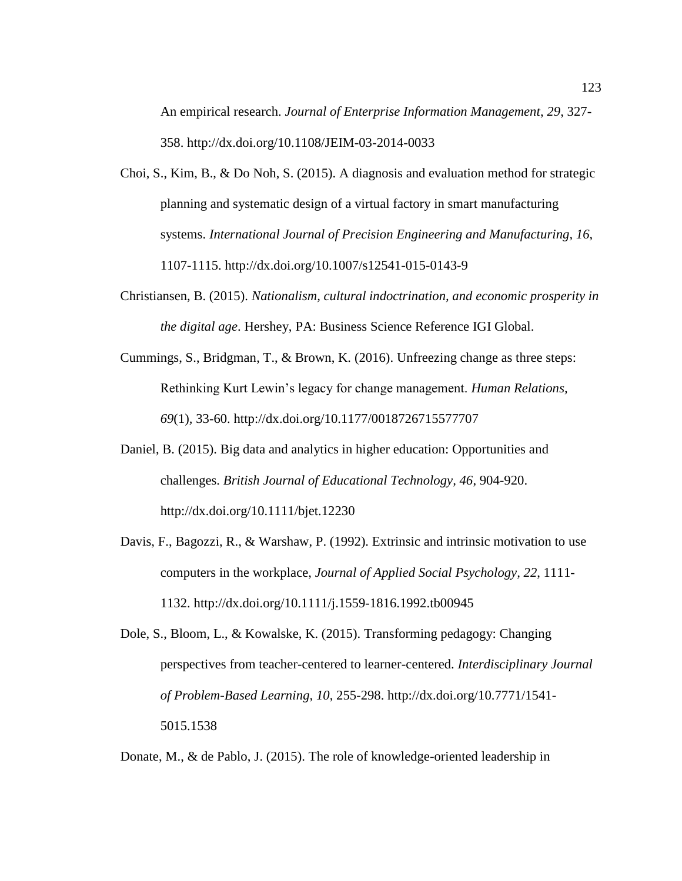An empirical research. *Journal of Enterprise Information Management*, *29*, 327-358. http://dx.doi.org/10.1108/JEIM-03-2014-0033

Choi, S., Kim, B., & Do Noh, S. (2015). A diagnosis and evaluation method for strategic planning and systematic design of a virtual factory in smart manufacturing systems. *International Journal of Precision Engineering and Manufacturing, 16*, 1107-1115. http://dx.doi.org/10.1007/s12541-015-0143-9

Christiansen, B. (2015). *Nationalism, cultural indoctrination, and economic prosperity in the digital age*. Hershey, PA: Business Science Reference IGI Global.

Cummings, S., Bridgman, T., & Brown, K. (2016). Unfreezing change as three steps: Rethinking Kurt Lewin's legacy for change management. *Human Relations, 69*(1), 33-60. http://dx.doi.org/10.1177/0018726715577707

Daniel, B. (2015). Big data and analytics in higher education: Opportunities and challenges. *British Journal of Educational Technology, 46*, 904-920. http://dx.doi.org/10.1111/bjet.12230

Davis, F., Bagozzi, R., & Warshaw, P. (1992). Extrinsic and intrinsic motivation to use computers in the workplace, *Journal of Applied Social Psychology, 22*, 1111-1132. http://dx.doi.org/10.1111/j.1559-1816.1992.tb00945

Dole, S., Bloom, L., & Kowalske, K. (2015). Transforming pedagogy: Changing perspectives from teacher-centered to learner-centered. *Interdisciplinary Journal of Problem-Based Learning, 10*, 255-298. http://dx.doi.org/10.7771/1541-5015.1538

Donate, M., & de Pablo, J. (2015). The role of knowledge-oriented leadership in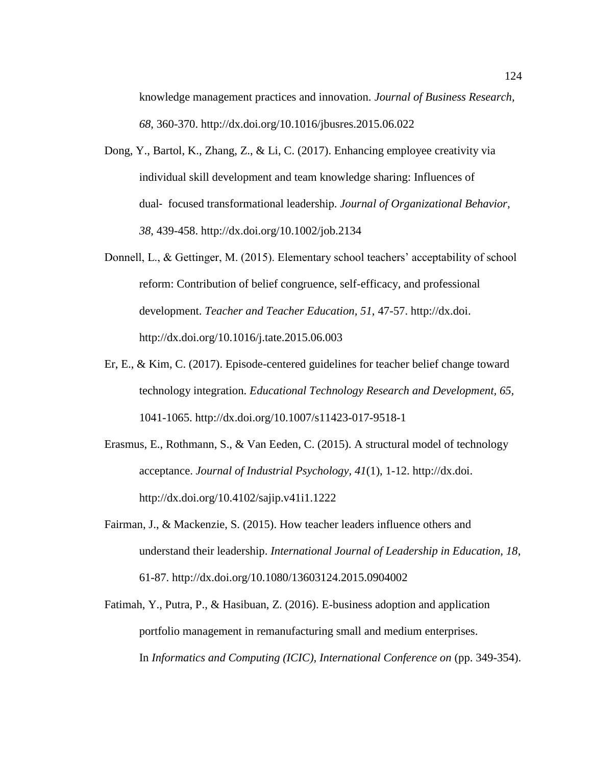knowledge management practices and innovation. *Journal of Business Research, 68*, 360-370. http://dx.doi.org/10.1016/jbusres.2015.06.022

Dong, Y., Bartol, K., Zhang, Z., & Li, C. (2017). Enhancing employee creativity via individual skill development and team knowledge sharing: Influences of dual‐ focused transformational leadership. *Journal of Organizational Behavior, 38*, 439-458. http://dx.doi.org/10.1002/job.2134

Donnell, L., & Gettinger, M. (2015). Elementary school teachers' acceptability of school reform: Contribution of belief congruence, self-efficacy, and professional development. *Teacher and Teacher Education, 51*, 47-57. http://dx.doi. http://dx.doi.org/10.1016/j.tate.2015.06.003

Er, E., & Kim, C. (2017). Episode-centered guidelines for teacher belief change toward technology integration. *Educational Technology Research and Development, 65*, 1041-1065. http://dx.doi.org/10.1007/s11423-017-9518-1

Erasmus, E., Rothmann, S., & Van Eeden, C. (2015). A structural model of technology acceptance. *Journal of Industrial Psychology, 41*(1), 1-12. http://dx.doi. http://dx.doi.org/10.4102/sajip.v41i1.1222

Fairman, J., & Mackenzie, S. (2015). How teacher leaders influence others and understand their leadership. *International Journal of Leadership in Education, 18*, 61-87. http://dx.doi.org/10.1080/13603124.2015.0904002

Fatimah, Y., Putra, P., & Hasibuan, Z. (2016). E-business adoption and application portfolio management in remanufacturing small and medium enterprises. In *Informatics and Computing (ICIC), International Conference on* (pp. 349-354).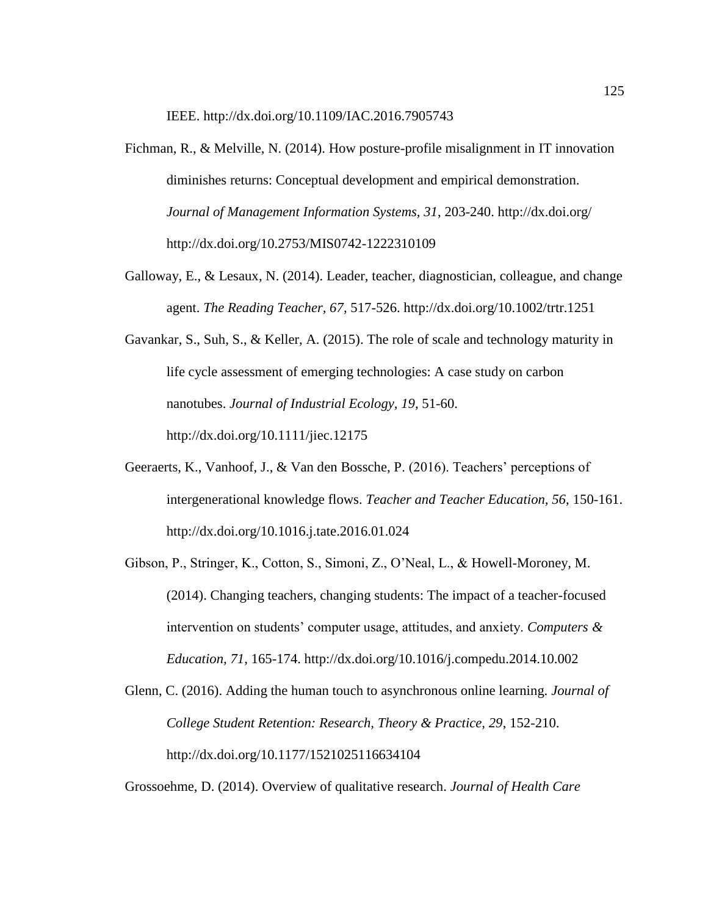IEEE. http://dx.doi.org/10.1109/IAC.2016.7905743

Fichman, R., & Melville, N. (2014). How posture-profile misalignment in IT innovation diminishes returns: Conceptual development and empirical demonstration. *Journal of Management Information Systems, 31*, 203-240. http://dx.doi.org/ http://dx.doi.org/10.2753/MIS0742-1222310109

Galloway, E., & Lesaux, N. (2014). Leader, teacher, diagnostician, colleague, and change agent. *The Reading Teacher, 67*, 517-526. http://dx.doi.org/10.1002/trtr.1251

Gavankar, S., Suh, S., & Keller, A. (2015). The role of scale and technology maturity in life cycle assessment of emerging technologies: A case study on carbon nanotubes. *Journal of Industrial Ecology, 19*, 51-60. http://dx.doi.org/10.1111/jiec.12175

Geeraerts, K., Vanhoof, J., & Van den Bossche, P. (2016). Teachers' perceptions of intergenerational knowledge flows. *Teacher and Teacher Education, 56*, 150-161. http://dx.doi.org/10.1016.j.tate.2016.01.024

Gibson, P., Stringer, K., Cotton, S., Simoni, Z., O'Neal, L., & Howell-Moroney, M. (2014). Changing teachers, changing students: The impact of a teacher-focused intervention on students' computer usage, attitudes, and anxiety. *Computers & Education, 71*, 165-174. http://dx.doi.org/10.1016/j.compedu.2014.10.002

Glenn, C. (2016). Adding the human touch to asynchronous online learning. *Journal of College Student Retention: Research, Theory & Practice, 29*, 152-210. http://dx.doi.org/10.1177/1521025116634104

Grossoehme, D. (2014). Overview of qualitative research. *Journal of Health Care*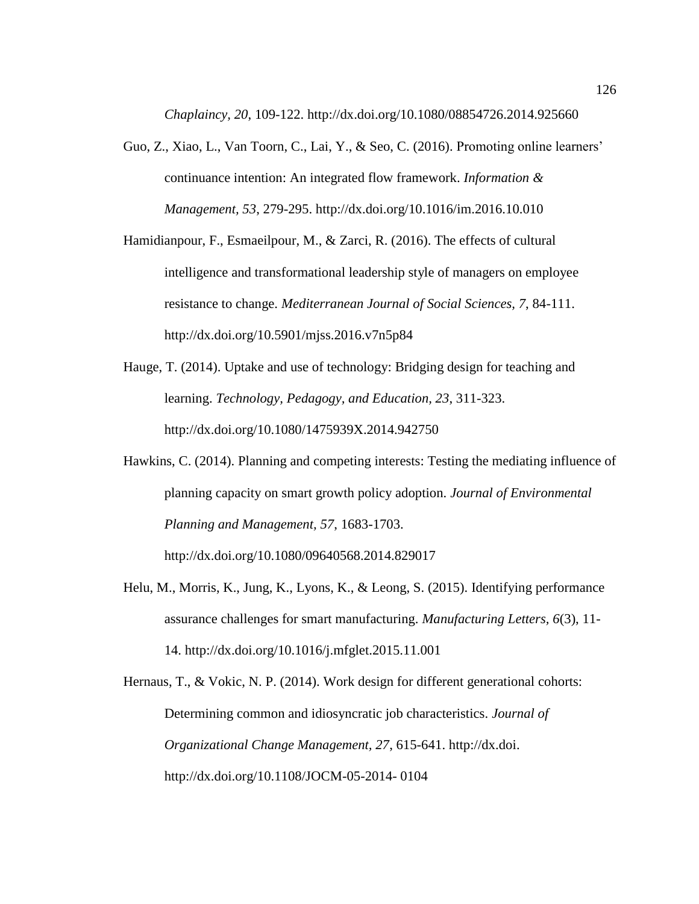*Chaplaincy, 20*, 109-122. http://dx.doi.org/10.1080/08854726.2014.925660

Guo, Z., Xiao, L., Van Toorn, C., Lai, Y., & Seo, C. (2016). Promoting online learners' continuance intention: An integrated flow framework. *Information & Management, 53*, 279-295. http://dx.doi.org/10.1016/im.2016.10.010

Hamidianpour, F., Esmaeilpour, M., & Zarci, R. (2016). The effects of cultural intelligence and transformational leadership style of managers on employee resistance to change. *Mediterranean Journal of Social Sciences, 7*, 84-111. http://dx.doi.org/10.5901/mjss.2016.v7n5p84

Hauge, T. (2014). Uptake and use of technology: Bridging design for teaching and learning. *Technology, Pedagogy, and Education, 23*, 311-323. http://dx.doi.org/10.1080/1475939X.2014.942750

Hawkins, C. (2014). Planning and competing interests: Testing the mediating influence of planning capacity on smart growth policy adoption. *Journal of Environmental Planning and Management, 57*, 1683-1703. http://dx.doi.org/10.1080/09640568.2014.829017

Helu, M., Morris, K., Jung, K., Lyons, K., & Leong, S. (2015). Identifying performance assurance challenges for smart manufacturing. *Manufacturing Letters, 6*(3), 11-14. http://dx.doi.org/10.1016/j.mfglet.2015.11.001

Hernaus, T., & Vokic, N. P. (2014). Work design for different generational cohorts: Determining common and idiosyncratic job characteristics. *Journal of Organizational Change Management, 27*, 615-641. http://dx.doi. http://dx.doi.org/10.1108/JOCM-05-2014- 0104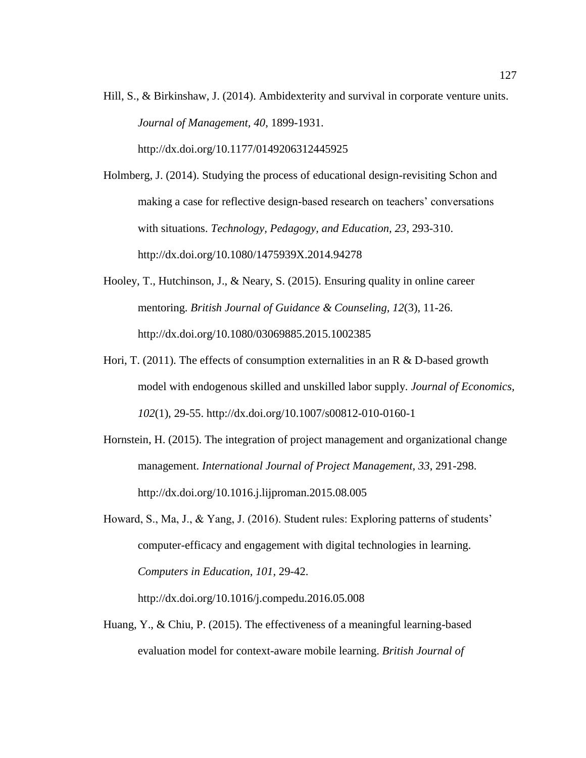Hill, S., & Birkinshaw, J. (2014). Ambidexterity and survival in corporate venture units. *Journal of Management*, *40*, 1899-1931. http://dx.doi.org/10.1177/0149206312445925

Holmberg, J. (2014). Studying the process of educational design-revisiting Schon and making a case for reflective design-based research on teachers' conversations with situations. *Technology, Pedagogy, and Education*, *23*, 293-310. http://dx.doi.org/10.1080/1475939X.2014.94278

Hooley, T., Hutchinson, J., & Neary, S. (2015). Ensuring quality in online career mentoring. *British Journal of Guidance & Counseling, 12*(3), 11-26. http://dx.doi.org/10.1080/03069885.2015.1002385

Hori, T. (2011). The effects of consumption externalities in an R & D-based growth model with endogenous skilled and unskilled labor supply. *Journal of Economics, 102*(1), 29-55. http://dx.doi.org/10.1007/s00812-010-0160-1

Hornstein, H. (2015). The integration of project management and organizational change management. *International Journal of Project Management, 33*, 291-298. http://dx.doi.org/10.1016.j.lijproman.2015.08.005

Howard, S., Ma, J., & Yang, J. (2016). Student rules: Exploring patterns of students' computer-efficacy and engagement with digital technologies in learning. *Computers in Education, 101*, 29-42. http://dx.doi.org/10.1016/j.compedu.2016.05.008

Huang, Y., & Chiu, P. (2015). The effectiveness of a meaningful learning-based evaluation model for context-aware mobile learning. *British Journal of*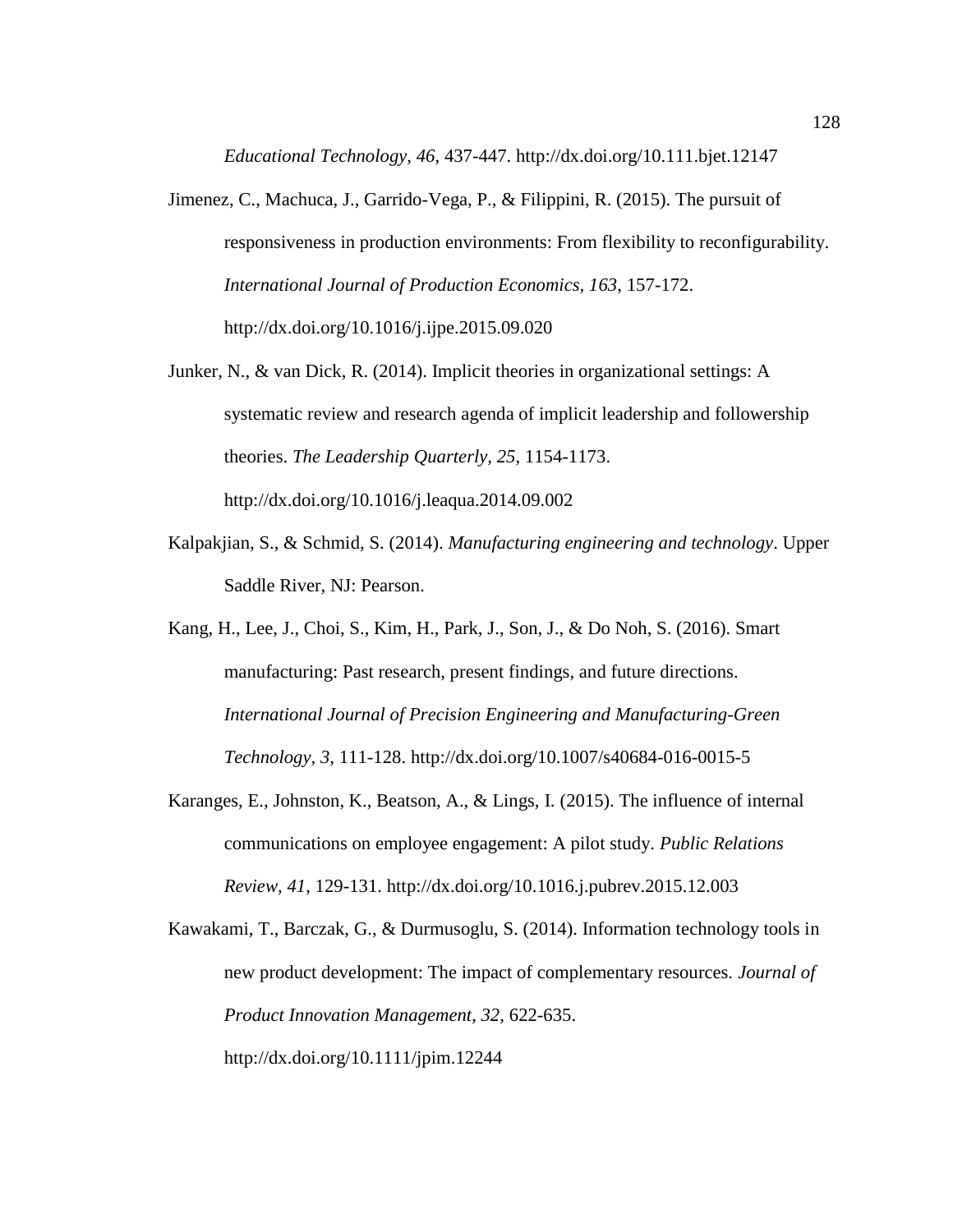*Educational Technology, 46*, 437-447. http://dx.doi.org/10.111.bjet.12147

Jimenez, C., Machuca, J., Garrido-Vega, P., & Filippini, R. (2015). The pursuit of responsiveness in production environments: From flexibility to reconfigurability. *International Journal of Production Economics, 163*, 157-172. http://dx.doi.org/10.1016/j.ijpe.2015.09.020

Junker, N., & van Dick, R. (2014). Implicit theories in organizational settings: A systematic review and research agenda of implicit leadership and followership theories. *The Leadership Quarterly, 25*, 1154-1173. http://dx.doi.org/10.1016/j.leaqua.2014.09.002

Kalpakjian, S., & Schmid, S. (2014). *Manufacturing engineering and technology*. Upper Saddle River, NJ: Pearson.

Kang, H., Lee, J., Choi, S., Kim, H., Park, J., Son, J., & Do Noh, S. (2016). Smart manufacturing: Past research, present findings, and future directions. *International Journal of Precision Engineering and Manufacturing-Green Technology, 3*, 111-128. http://dx.doi.org/10.1007/s40684-016-0015-5

Karanges, E., Johnston, K., Beatson, A., & Lings, I. (2015). The influence of internal communications on employee engagement: A pilot study. *Public Relations Review, 41*, 129-131. http://dx.doi.org/10.1016.j.pubrev.2015.12.003

Kawakami, T., Barczak, G., & Durmusoglu, S. (2014). Information technology tools in new product development: The impact of complementary resources. *Journal of Product Innovation Management, 32*, 622-635. http://dx.doi.org/10.1111/jpim.12244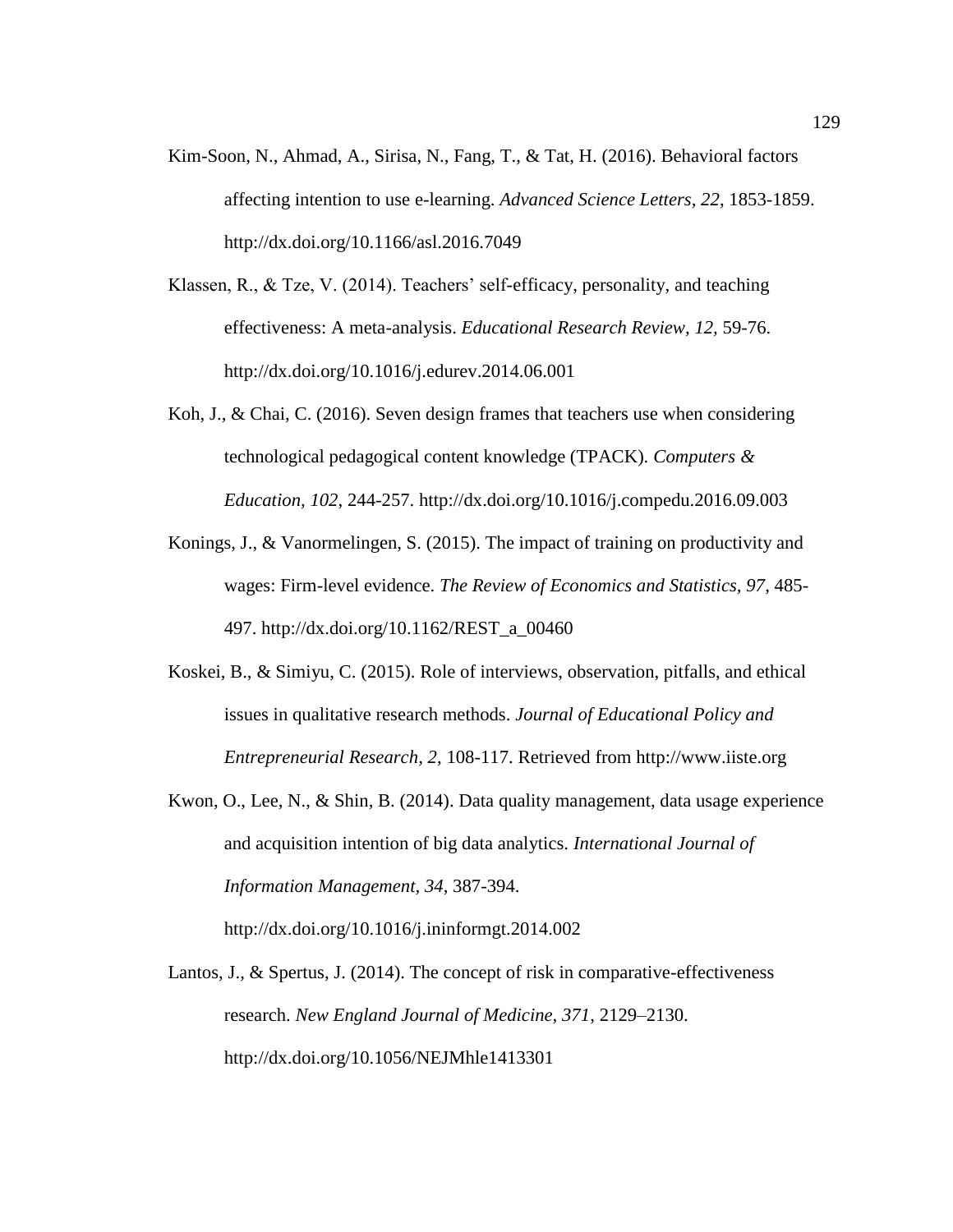Kim-Soon, N., Ahmad, A., Sirisa, N., Fang, T., & Tat, H. (2016). Behavioral factors affecting intention to use e-learning. *Advanced Science Letters, 22*, 1853-1859. http://dx.doi.org/10.1166/asl.2016.7049

Klassen, R., & Tze, V. (2014). Teachers' self-efficacy, personality, and teaching effectiveness: A meta-analysis. *Educational Research Review, 12,* 59-76. http://dx.doi.org/10.1016/j.edurev.2014.06.001

Koh, J., & Chai, C. (2016). Seven design frames that teachers use when considering technological pedagogical content knowledge (TPACK). *Computers & Education, 102,* 244-257. http://dx.doi.org/10.1016/j.compedu.2016.09.003

Konings, J., & Vanormelingen, S. (2015). The impact of training on productivity and wages: Firm-level evidence. *The Review of Economics and Statistics, 97*, 485-497. http://dx.doi.org/10.1162/REST_a_00460

Koskei, B., & Simiyu, C. (2015). Role of interviews, observation, pitfalls, and ethical issues in qualitative research methods. *Journal of Educational Policy and Entrepreneurial Research, 2*, 108-117. Retrieved from http://www.iiste.org

Kwon, O., Lee, N., & Shin, B. (2014). Data quality management, data usage experience and acquisition intention of big data analytics. *International Journal of Information Management, 34*, 387-394. http://dx.doi.org/10.1016/j.ininformgt.2014.002

Lantos, J., & Spertus, J. (2014). The concept of risk in comparative-effectiveness research. *New England Journal of Medicine, 371*, 2129–2130. http://dx.doi.org/10.1056/NEJMhle1413301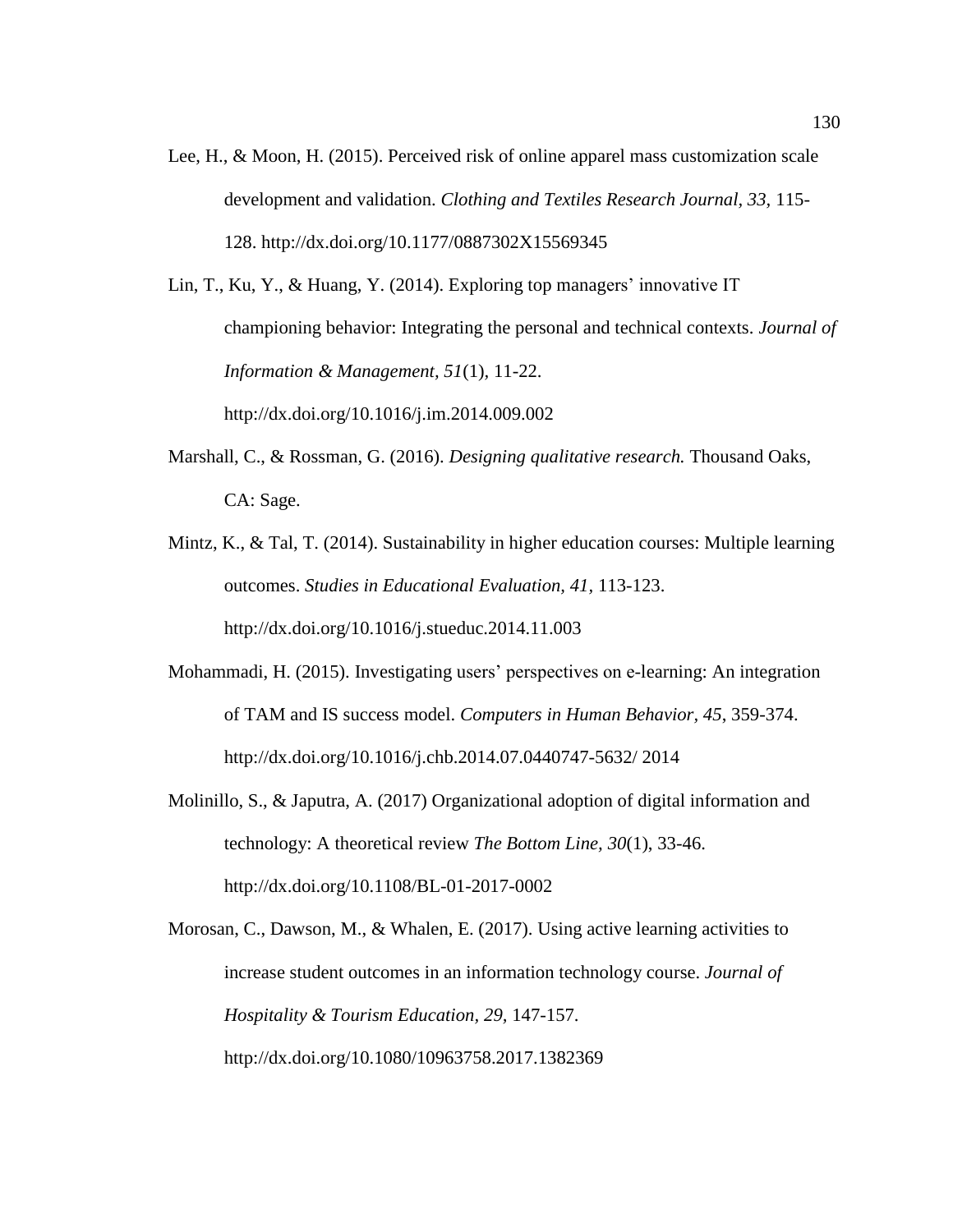Lee, H., & Moon, H. (2015). Perceived risk of online apparel mass customization scale development and validation. *Clothing and Textiles Research Journal*, *33*, 115-128. http://dx.doi.org/10.1177/0887302X15569345

Lin, T., Ku, Y., & Huang, Y. (2014). Exploring top managers' innovative IT championing behavior: Integrating the personal and technical contexts. *Journal of Information & Management*, *51*(1), 11-22. http://dx.doi.org/10.1016/j.im.2014.009.002

Marshall, C., & Rossman, G. (2016). *Designing qualitative research.* Thousand Oaks, CA: Sage.

Mintz, K., & Tal, T. (2014). Sustainability in higher education courses: Multiple learning outcomes. *Studies in Educational Evaluation, 41,* 113-123. http://dx.doi.org/10.1016/j.stueduc.2014.11.003

Mohammadi, H. (2015). Investigating users' perspectives on e-learning: An integration of TAM and IS success model. *Computers in Human Behavior*, *45*, 359-374. http://dx.doi.org/10.1016/j.chb.2014.07.0440747-5632/ 2014

Molinillo, S., & Japutra, A. (2017) Organizational adoption of digital information and technology: A theoretical review *The Bottom Line*, *30*(1), 33-46. http://dx.doi.org/10.1108/BL-01-2017-0002

Morosan, C., Dawson, M., & Whalen, E. (2017). Using active learning activities to increase student outcomes in an information technology course. *Journal of Hospitality & Tourism Education*, *29*, 147-157. http://dx.doi.org/10.1080/10963758.2017.1382369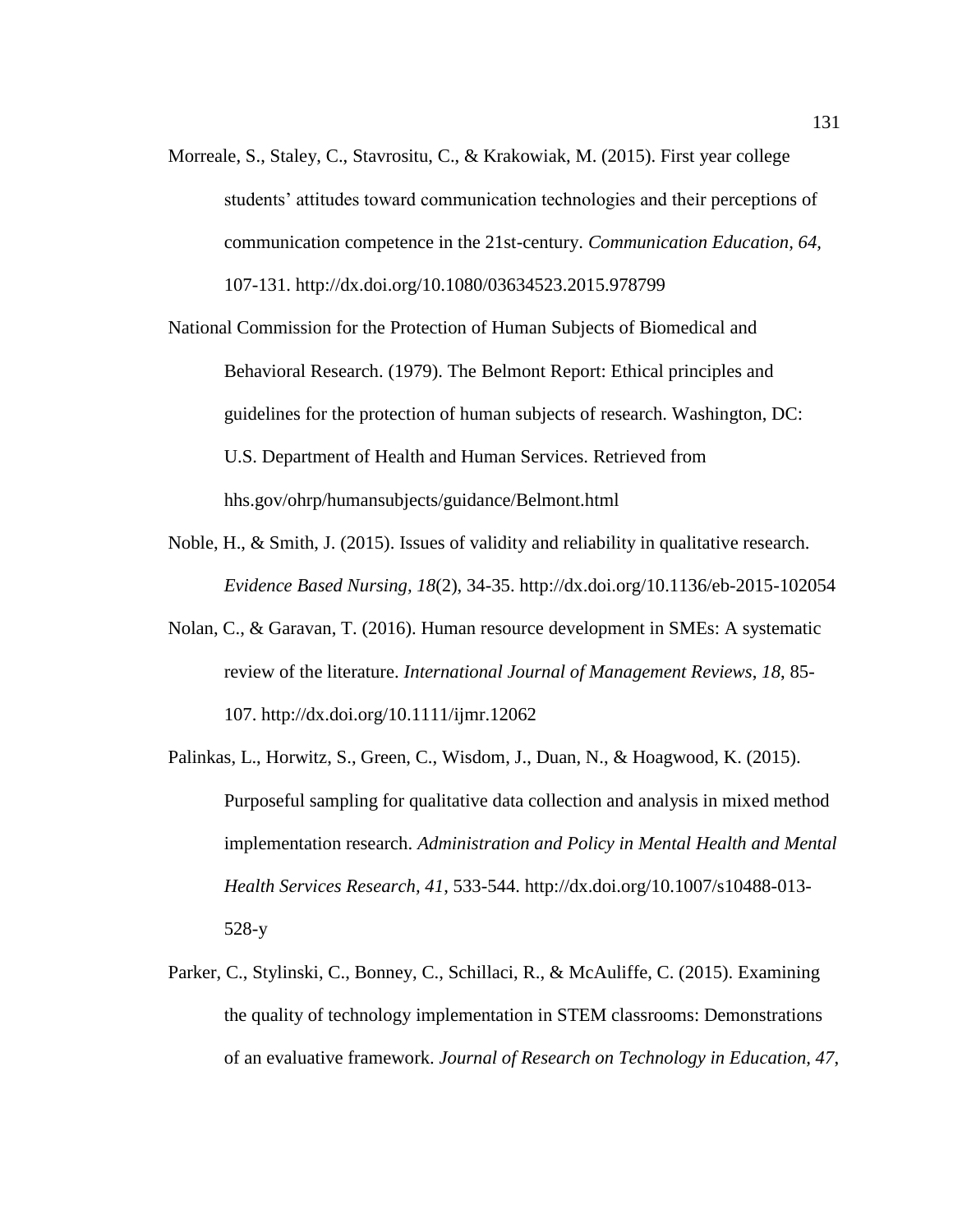Morreale, S., Staley, C., Stavrositu, C., & Krakowiak, M. (2015). First year college students' attitudes toward communication technologies and their perceptions of communication competence in the 21st-century. *Communication Education, 64,* 107-131. http://dx.doi.org/10.1080/03634523.2015.978799

National Commission for the Protection of Human Subjects of Biomedical and Behavioral Research. (1979). The Belmont Report: Ethical principles and guidelines for the protection of human subjects of research. Washington, DC: U.S. Department of Health and Human Services. Retrieved from hhs.gov/ohrp/humansubjects/guidance/Belmont.html

Noble, H., & Smith, J. (2015). Issues of validity and reliability in qualitative research. *Evidence Based Nursing, 18*(2), 34-35. http://dx.doi.org/10.1136/eb-2015-102054

Nolan, C., & Garavan, T. (2016). Human resource development in SMEs: A systematic review of the literature. *International Journal of Management Reviews*, *18*, 85-107. http://dx.doi.org/10.1111/ijmr.12062

Palinkas, L., Horwitz, S., Green, C., Wisdom, J., Duan, N., & Hoagwood, K. (2015). Purposeful sampling for qualitative data collection and analysis in mixed method implementation research. *Administration and Policy in Mental Health and Mental Health Services Research*, *41*, 533-544. http://dx.doi.org/10.1007/s10488-013-528-y

Parker, C., Stylinski, C., Bonney, C., Schillaci, R., & McAuliffe, C. (2015). Examining the quality of technology implementation in STEM classrooms: Demonstrations of an evaluative framework. *Journal of Research on Technology in Education, 47*,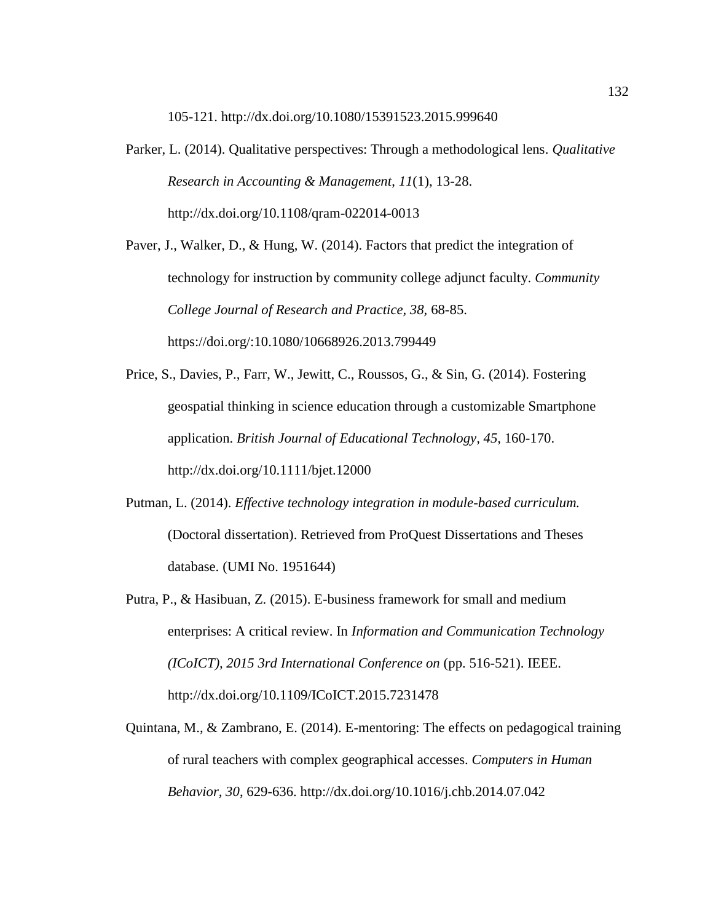105-121. http://dx.doi.org/10.1080/15391523.2015.999640

Parker, L. (2014). Qualitative perspectives: Through a methodological lens. *Qualitative Research in Accounting & Management*, *11*(1), 13-28. http://dx.doi.org/10.1108/qram-022014-0013

Paver, J., Walker, D., & Hung, W. (2014). Factors that predict the integration of technology for instruction by community college adjunct faculty. *Community College Journal of Research and Practice*, *38*, 68-85. https://doi.org/:10.1080/10668926.2013.799449

Price, S., Davies, P., Farr, W., Jewitt, C., Roussos, G., & Sin, G. (2014). Fostering geospatial thinking in science education through a customizable Smartphone application. *British Journal of Educational Technology*, *45*, 160-170. http://dx.doi.org/10.1111/bjet.12000

Putman, L. (2014). *Effective technology integration in module-based curriculum.* (Doctoral dissertation). Retrieved from ProQuest Dissertations and Theses database. (UMI No. 1951644)

Putra, P., & Hasibuan, Z. (2015). E-business framework for small and medium enterprises: A critical review. In *Information and Communication Technology (ICoICT), 2015 3rd International Conference on* (pp. 516-521). IEEE. http://dx.doi.org/10.1109/ICoICT.2015.7231478

Quintana, M., & Zambrano, E. (2014). E-mentoring: The effects on pedagogical training of rural teachers with complex geographical accesses. *Computers in Human Behavior, 30*, 629-636. http://dx.doi.org/10.1016/j.chb.2014.07.042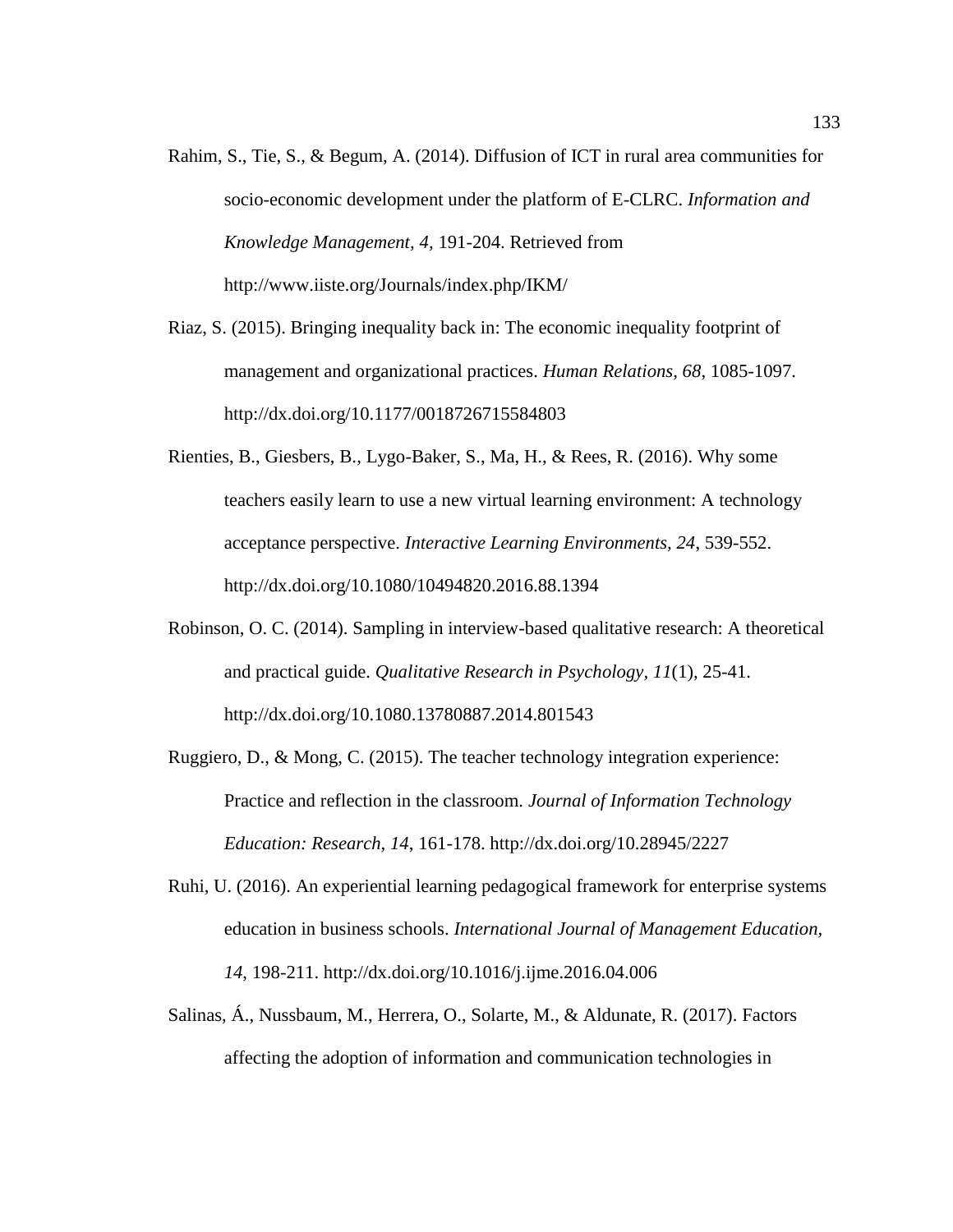Rahim, S., Tie, S., & Begum, A. (2014). Diffusion of ICT in rural area communities for socio-economic development under the platform of E-CLRC. *Information and Knowledge Management*, *4*, 191-204. Retrieved from http://www.iiste.org/Journals/index.php/IKM/

Riaz, S. (2015). Bringing inequality back in: The economic inequality footprint of management and organizational practices. *Human Relations*, *68*, 1085-1097. http://dx.doi.org/10.1177/0018726715584803

Rienties, B., Giesbers, B., Lygo-Baker, S., Ma, H., & Rees, R. (2016). Why some teachers easily learn to use a new virtual learning environment: A technology acceptance perspective. *Interactive Learning Environments*, *24*, 539-552. http://dx.doi.org/10.1080/10494820.2016.88.1394

Robinson, O. C. (2014). Sampling in interview-based qualitative research: A theoretical and practical guide. *Qualitative Research in Psychology*, *11*(1), 25-41. http://dx.doi.org/10.1080.13780887.2014.801543

Ruggiero, D., & Mong, C. (2015). The teacher technology integration experience: Practice and reflection in the classroom. *Journal of Information Technology Education: Research*, *14*, 161-178. http://dx.doi.org/10.28945/2227

Ruhi, U. (2016). An experiential learning pedagogical framework for enterprise systems education in business schools. *International Journal of Management Education*, *14*, 198-211. http://dx.doi.org/10.1016/j.ijme.2016.04.006

Salinas, Á., Nussbaum, M., Herrera, O., Solarte, M., & Aldunate, R. (2017). Factors affecting the adoption of information and communication technologies in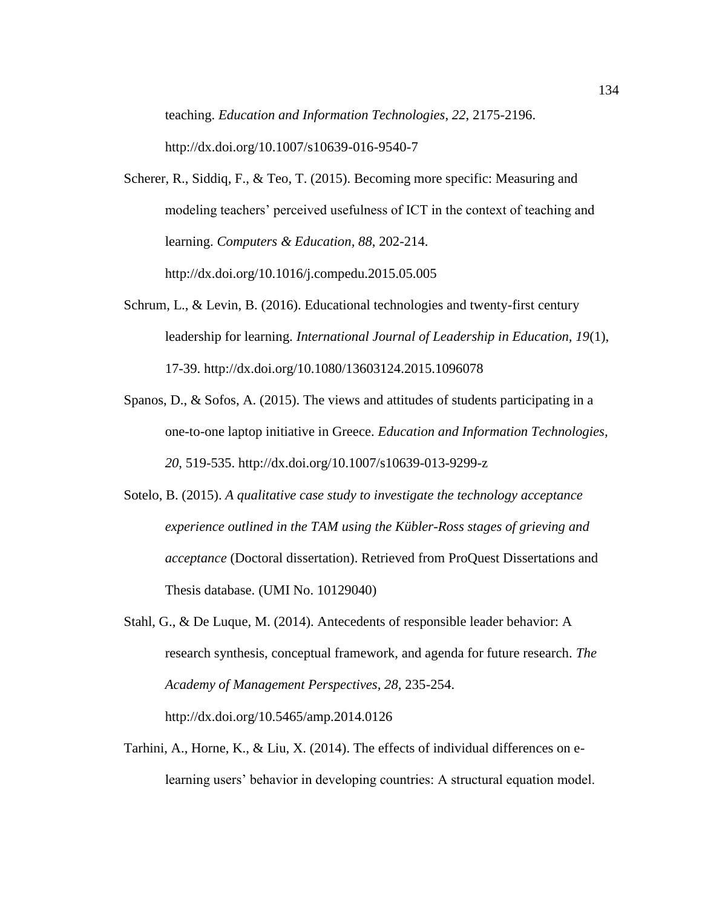teaching. *Education and Information Technologies*, *22*, 2175-2196. http://dx.doi.org/10.1007/s10639-016-9540-7

Scherer, R., Siddiq, F., & Teo, T. (2015). Becoming more specific: Measuring and modeling teachers' perceived usefulness of ICT in the context of teaching and learning. *Computers & Education, 88*, 202-214. http://dx.doi.org/10.1016/j.compedu.2015.05.005

Schrum, L., & Levin, B. (2016). Educational technologies and twenty-first century leadership for learning. *International Journal of Leadership in Education*, *19*(1), 17-39. http://dx.doi.org/10.1080/13603124.2015.1096078

Spanos, D., & Sofos, A. (2015). The views and attitudes of students participating in a one-to-one laptop initiative in Greece. *Education and Information Technologies, 20*, 519-535. http://dx.doi.org/10.1007/s10639-013-9299-z

Sotelo, B. (2015). *A qualitative case study to investigate the technology acceptance experience outlined in the TAM using the Kübler-Ross stages of grieving and acceptance* (Doctoral dissertation). Retrieved from ProQuest Dissertations and Thesis database. (UMI No. 10129040)

Stahl, G., & De Luque, M. (2014). Antecedents of responsible leader behavior: A research synthesis, conceptual framework, and agenda for future research. *The Academy of Management Perspectives, 28*, 235-254. http://dx.doi.org/10.5465/amp.2014.0126

Tarhini, A., Horne, K., & Liu, X. (2014). The effects of individual differences on e-learning users' behavior in developing countries: A structural equation model.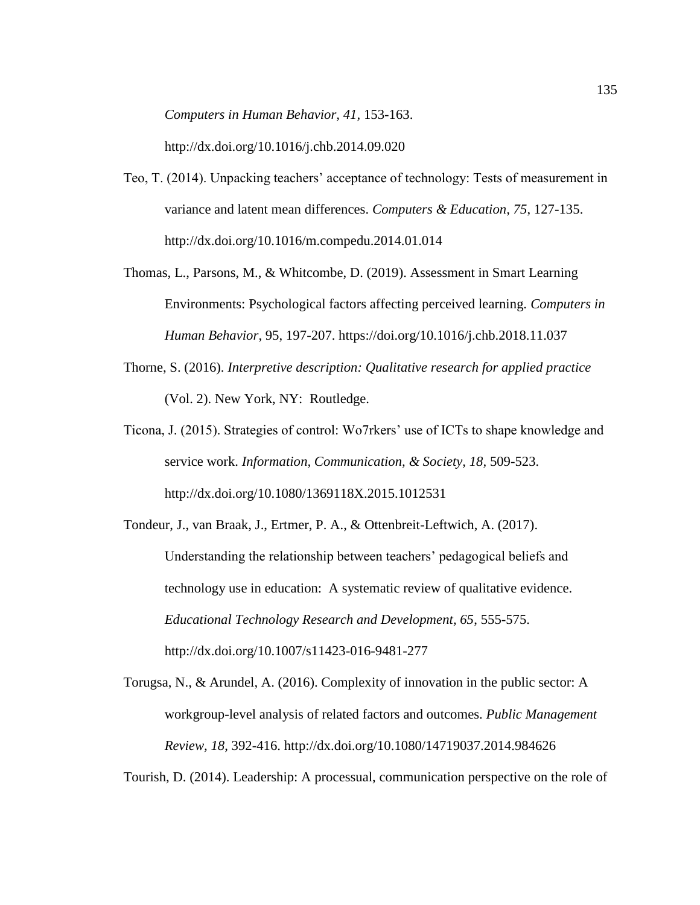*Computers in Human Behavior, 41*, 153-163. http://dx.doi.org/10.1016/j.chb.2014.09.020

Teo, T. (2014). Unpacking teachers' acceptance of technology: Tests of measurement in variance and latent mean differences. *Computers & Education, 75*, 127-135. http://dx.doi.org/10.1016/m.compedu.2014.01.014

Thomas, L., Parsons, M., & Whitcombe, D. (2019). Assessment in Smart Learning Environments: Psychological factors affecting perceived learning. *Computers in Human Behavior*, 95, 197-207. https://doi.org/10.1016/j.chb.2018.11.037

Thorne, S. (2016). *Interpretive description: Qualitative research for applied practice* (Vol. 2). New York, NY: Routledge.

Ticona, J. (2015). Strategies of control: Wo7rkers' use of ICTs to shape knowledge and service work. *Information, Communication, & Society, 18*, 509-523. http://dx.doi.org/10.1080/1369118X.2015.1012531

Tondeur, J., van Braak, J., Ertmer, P. A., & Ottenbreit-Leftwich, A. (2017). Understanding the relationship between teachers' pedagogical beliefs and technology use in education: A systematic review of qualitative evidence. *Educational Technology Research and Development, 65*, 555-575. http://dx.doi.org/10.1007/s11423-016-9481-277

Torugsa, N., & Arundel, A. (2016). Complexity of innovation in the public sector: A workgroup-level analysis of related factors and outcomes. *Public Management Review, 18*, 392-416. http://dx.doi.org/10.1080/14719037.2014.984626

Tourish, D. (2014). Leadership: A processual, communication perspective on the role of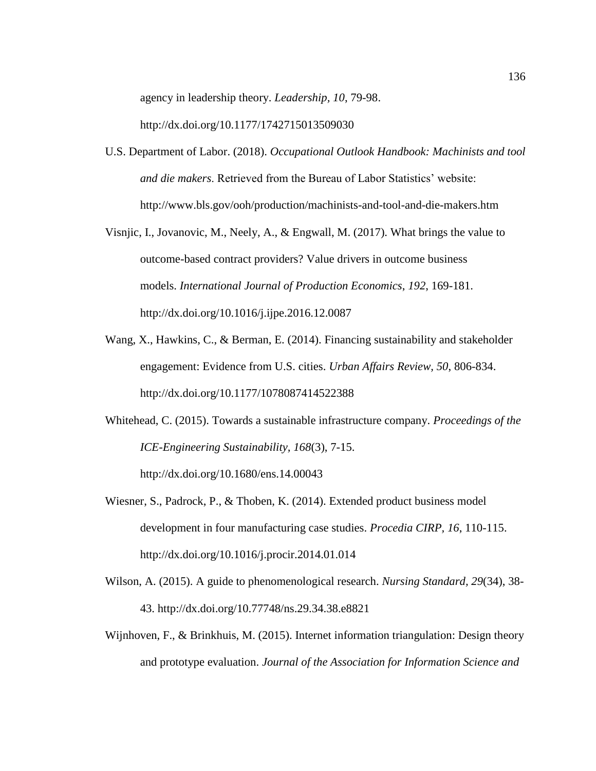agency in leadership theory. *Leadership*, *10*, 79-98. http://dx.doi.org/10.1177/1742715013509030

U.S. Department of Labor. (2018). *Occupational Outlook Handbook: Machinists and tool and die makers*. Retrieved from the Bureau of Labor Statistics' website: http://www.bls.gov/ooh/production/machinists-and-tool-and-die-makers.htm

Visnjic, I., Jovanovic, M., Neely, A., & Engwall, M. (2017). What brings the value to outcome-based contract providers? Value drivers in outcome business models. *International Journal of Production Economics*, *192*, 169-181. http://dx.doi.org/10.1016/j.ijpe.2016.12.0087

Wang, X., Hawkins, C., & Berman, E. (2014). Financing sustainability and stakeholder engagement: Evidence from U.S. cities. *Urban Affairs Review, 50*, 806-834. http://dx.doi.org/10.1177/1078087414522388

Whitehead, C. (2015). Towards a sustainable infrastructure company. *Proceedings of the ICE-Engineering Sustainability*, *168*(3), 7-15. http://dx.doi.org/10.1680/ens.14.00043

Wiesner, S., Padrock, P., & Thoben, K. (2014). Extended product business model development in four manufacturing case studies. *Procedia CIRP*, *16*, 110-115. http://dx.doi.org/10.1016/j.procir.2014.01.014

Wilson, A. (2015). A guide to phenomenological research. *Nursing Standard, 29*(34), 38-43. http://dx.doi.org/10.77748/ns.29.34.38.e8821

Wijnhoven, F., & Brinkhuis, M. (2015). Internet information triangulation: Design theory and prototype evaluation. *Journal of the Association for Information Science and*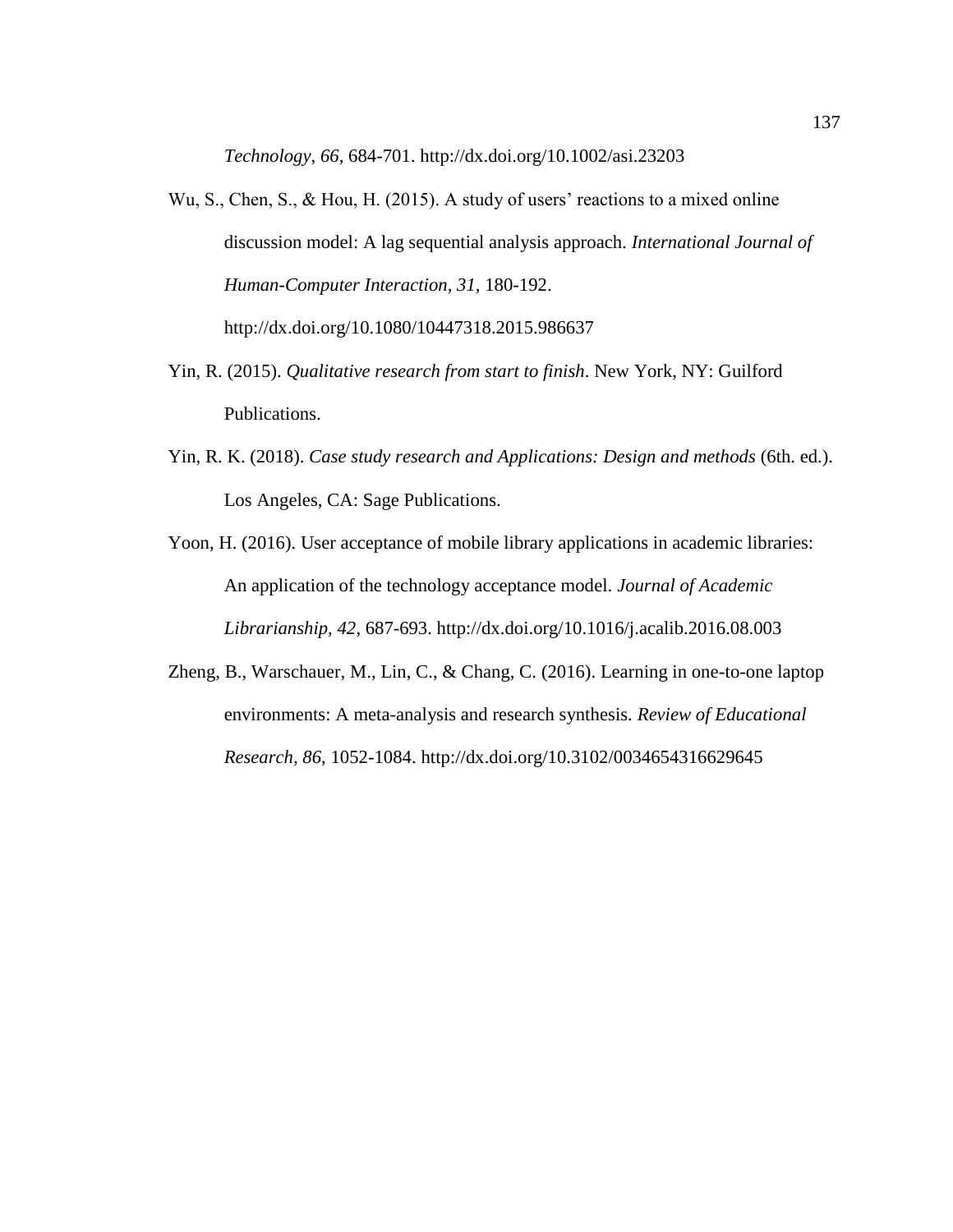*Technology, 66*, 684-701. http://dx.doi.org/10.1002/asi.23203

Wu, S., Chen, S., & Hou, H. (2015). A study of users' reactions to a mixed online discussion model: A lag sequential analysis approach. *International Journal of Human-Computer Interaction, 31*, 180-192. http://dx.doi.org/10.1080/10447318.2015.986637

Yin, R. (2015). *Qualitative research from start to finish*. New York, NY: Guilford Publications.

Yin, R. K. (2018). *Case study research and Applications: Design and methods* (6th. ed.). Los Angeles, CA: Sage Publications.

Yoon, H. (2016). User acceptance of mobile library applications in academic libraries: An application of the technology acceptance model. *Journal of Academic Librarianship, 42*, 687-693. http://dx.doi.org/10.1016/j.acalib.2016.08.003

Zheng, B., Warschauer, M., Lin, C., & Chang, C. (2016). Learning in one-to-one laptop environments: A meta-analysis and research synthesis. *Review of Educational Research, 86*, 1052-1084. http://dx.doi.org/10.3102/0034654316629645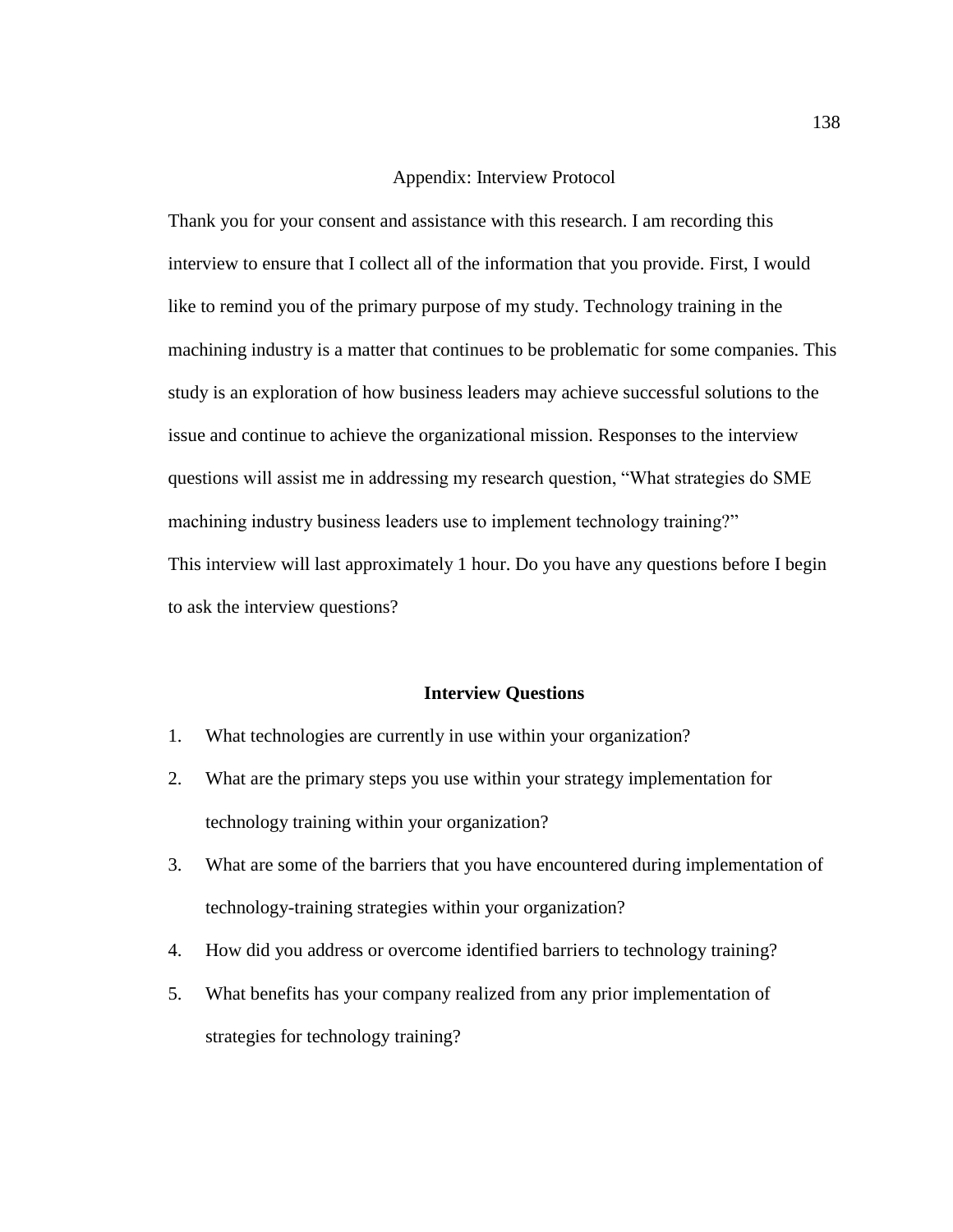# Appendix: Interview Protocol

Thank you for your consent and assistance with this research. I am recording this interview to ensure that I collect all of the information that you provide. First, I would like to remind you of the primary purpose of my study. Technology training in the machining industry is a matter that continues to be problematic for some companies. This study is an exploration of how business leaders may achieve successful solutions to the issue and continue to achieve the organizational mission. Responses to the interview questions will assist me in addressing my research question, "What strategies do SME machining industry business leaders use to implement technology training?"

This interview will last approximately 1 hour. Do you have any questions before I begin to ask the interview questions?

## Interview Questions

1. What technologies are currently in use within your organization?
2. What are the primary steps you use within your strategy implementation for technology training within your organization?
3. What are some of the barriers that you have encountered during implementation of technology-training strategies within your organization?
4. How did you address or overcome identified barriers to technology training?
5. What benefits has your company realized from any prior implementation of strategies for technology training?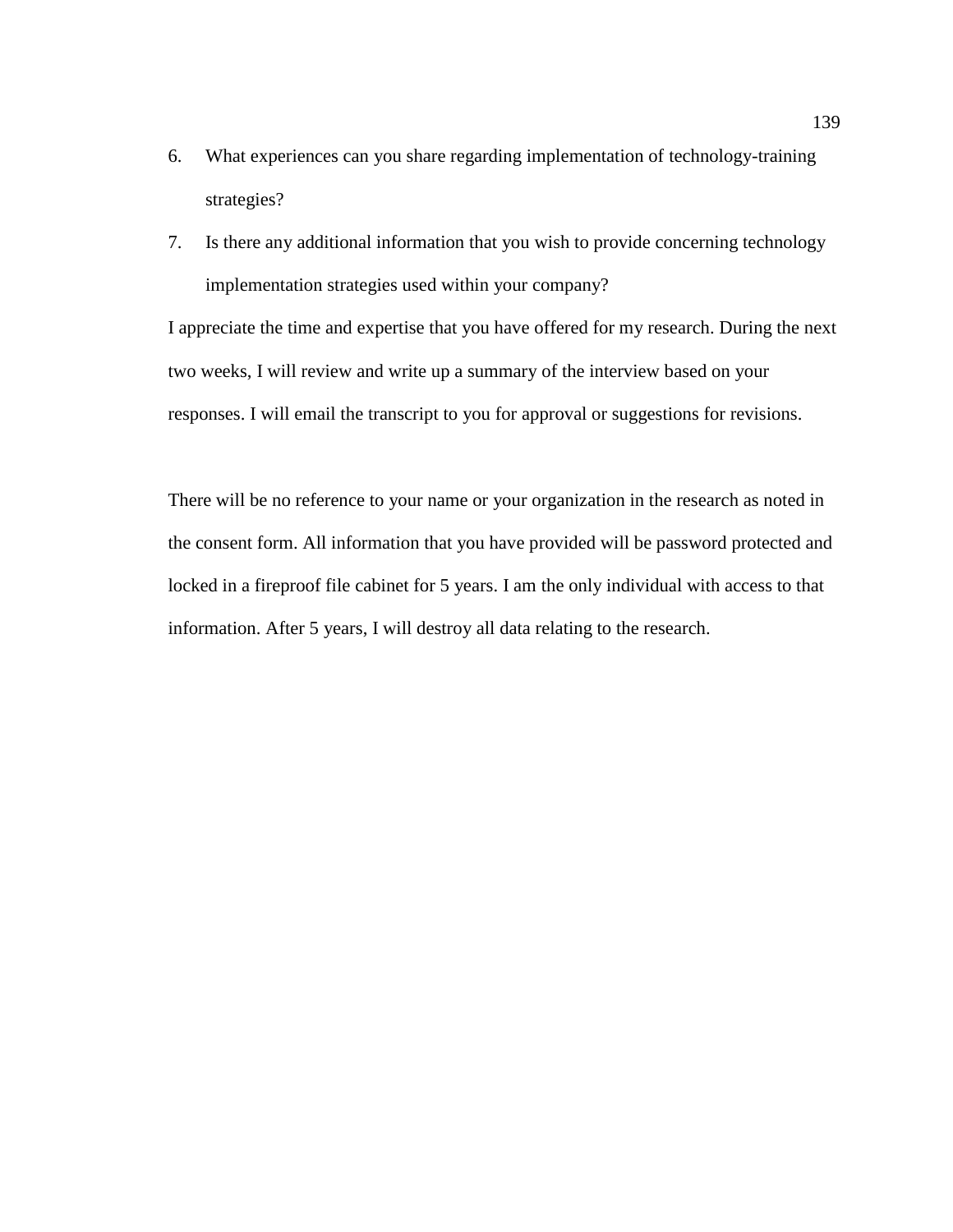6. What experiences can you share regarding implementation of technology-training strategies?
7. Is there any additional information that you wish to provide concerning technology implementation strategies used within your company?

I appreciate the time and expertise that you have offered for my research. During the next two weeks, I will review and write up a summary of the interview based on your responses. I will email the transcript to you for approval or suggestions for revisions.

There will be no reference to your name or your organization in the research as noted in the consent form. All information that you have provided will be password protected and locked in a fireproof file cabinet for 5 years. I am the only individual with access to that information. After 5 years, I will destroy all data relating to the research.